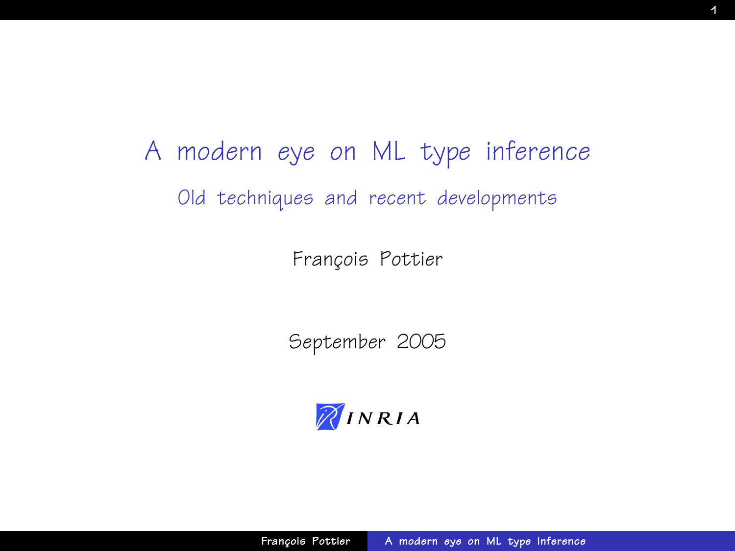# A modern eye on ML type inference

## Old techniques and recent developments

François Pottier

September 2005

INRIA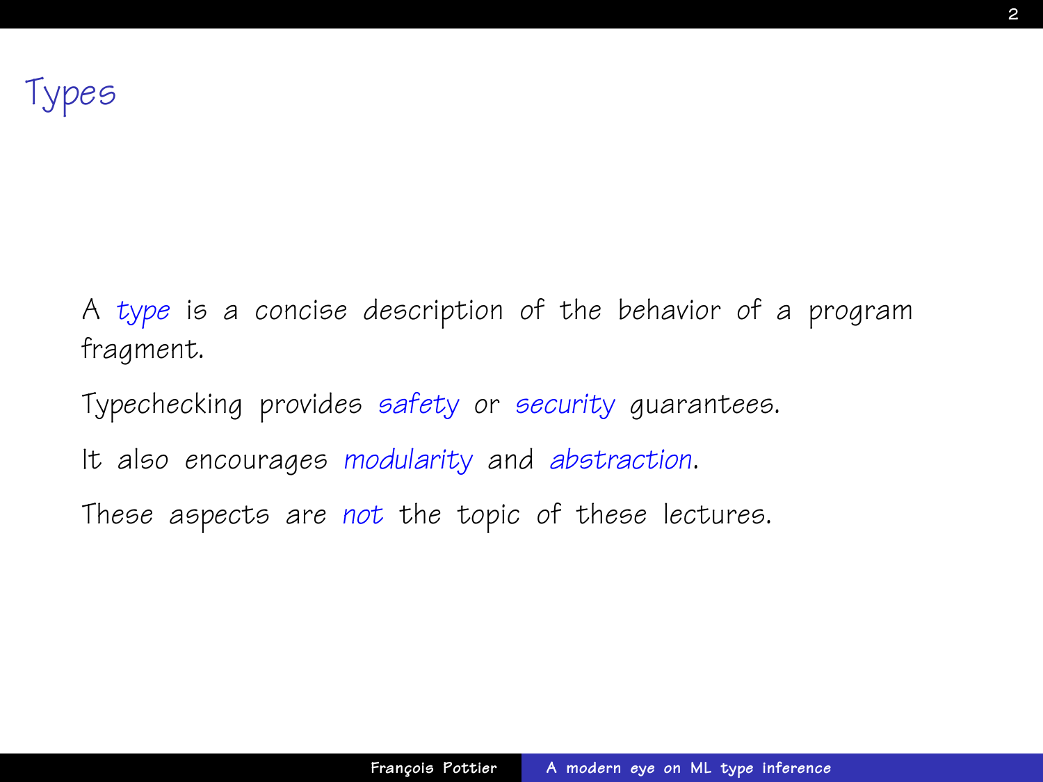# Types

A *type* is a concise description of the behavior of a program fragment.

Typechecking provides *safety* or *security* guarantees.

It also encourages *modularity* and *abstraction*.

These aspects are *not* the topic of these lectures.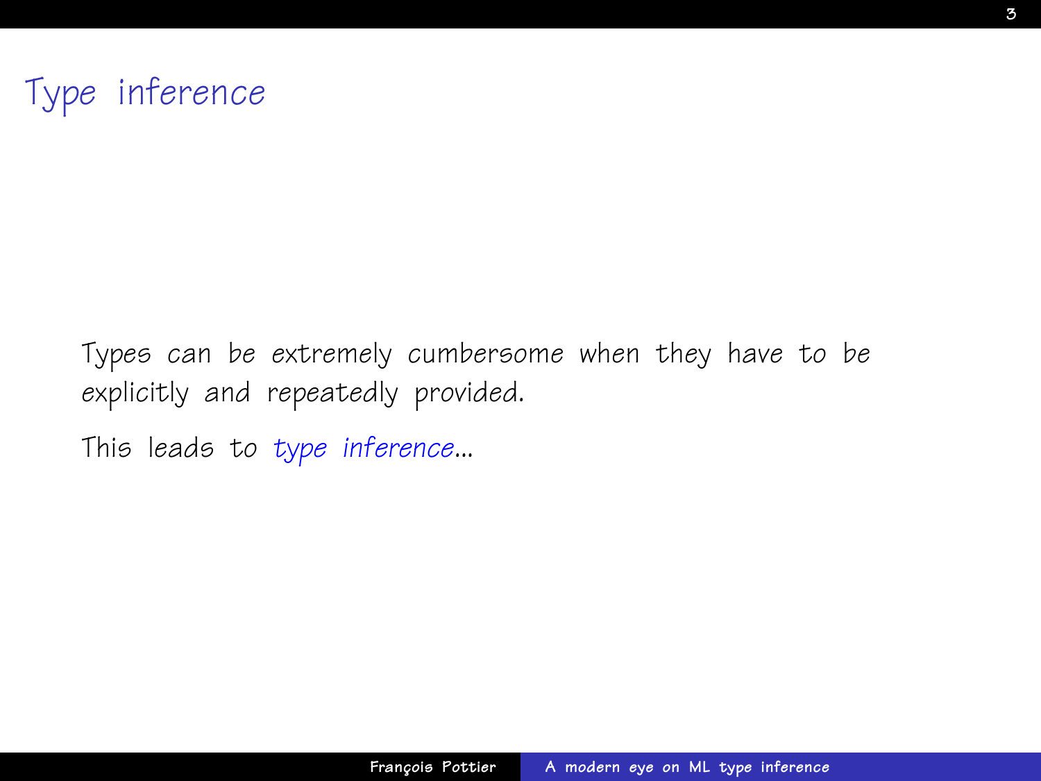# Type inference

Types can be extremely cumbersome when they have to be explicitly and repeatedly provided.

This leads to *type inference*...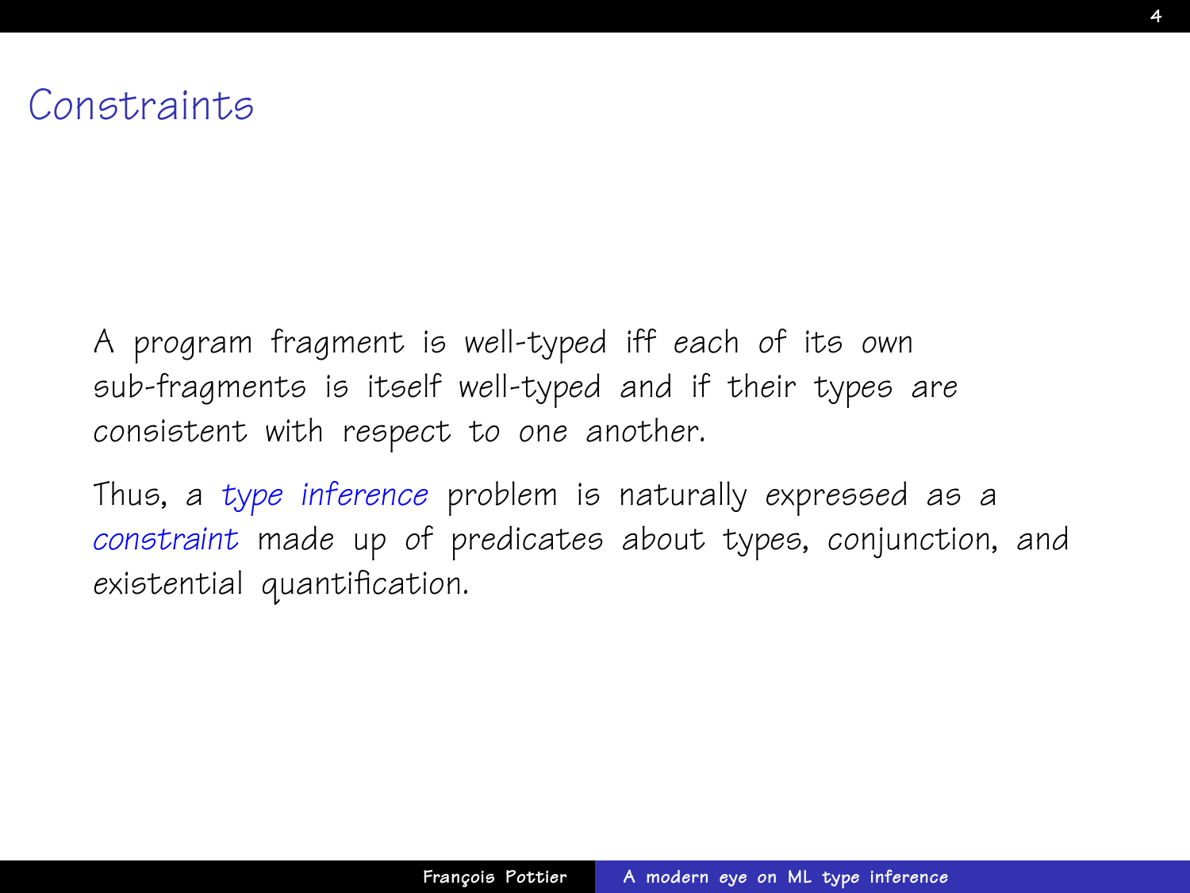# Constraints

A program fragment is well-typed iff *each* of its *own* sub-fragments is itself well-typed *and* if their types are consistent with respect to one another.

Thus, a *type inference* problem is naturally expressed as a *constraint* made up of predicates about types, conjunction, and existential quantification.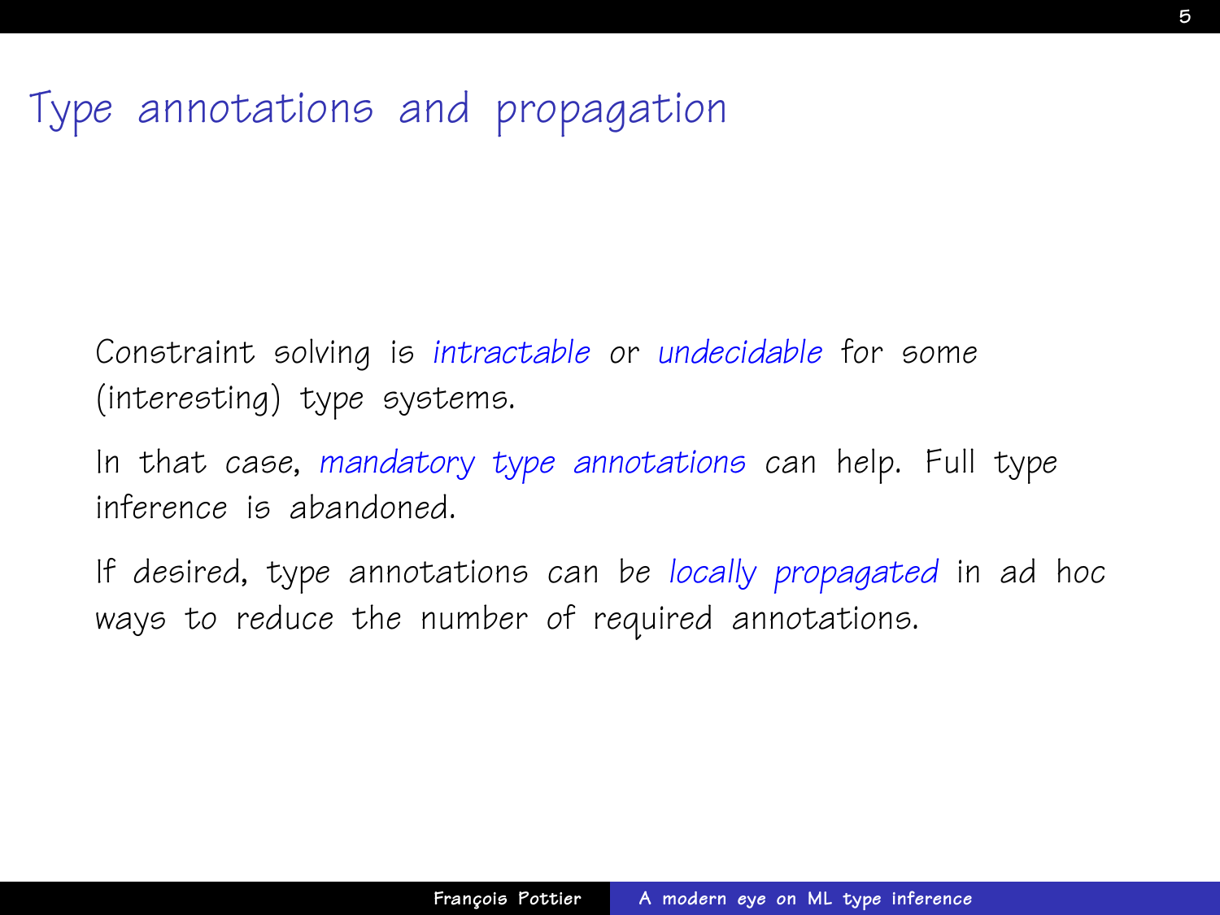# Type annotations and propagation

Constraint solving is *intractable* or *undecidable* for some (interesting) type systems.

In that case, *mandatory type annotations* can help. Full type inference is abandoned.

If desired, type annotations can be *locally propagated* in ad hoc ways to reduce the number of required annotations.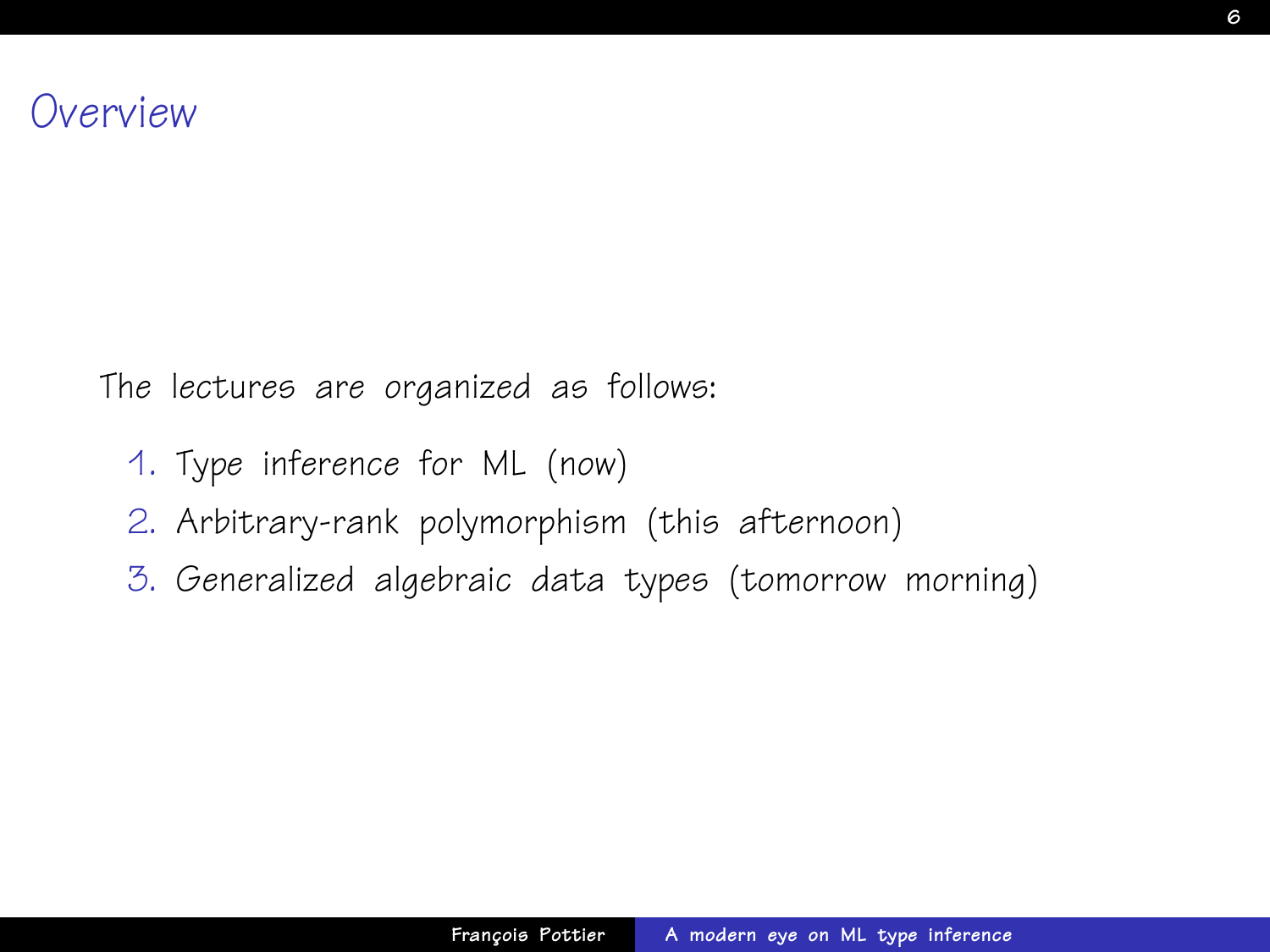# Overview

The lectures are organized as follows:

1. Type inference for ML (now)
2. Arbitrary-rank polymorphism (this afternoon)
3. Generalized algebraic data types (tomorrow morning)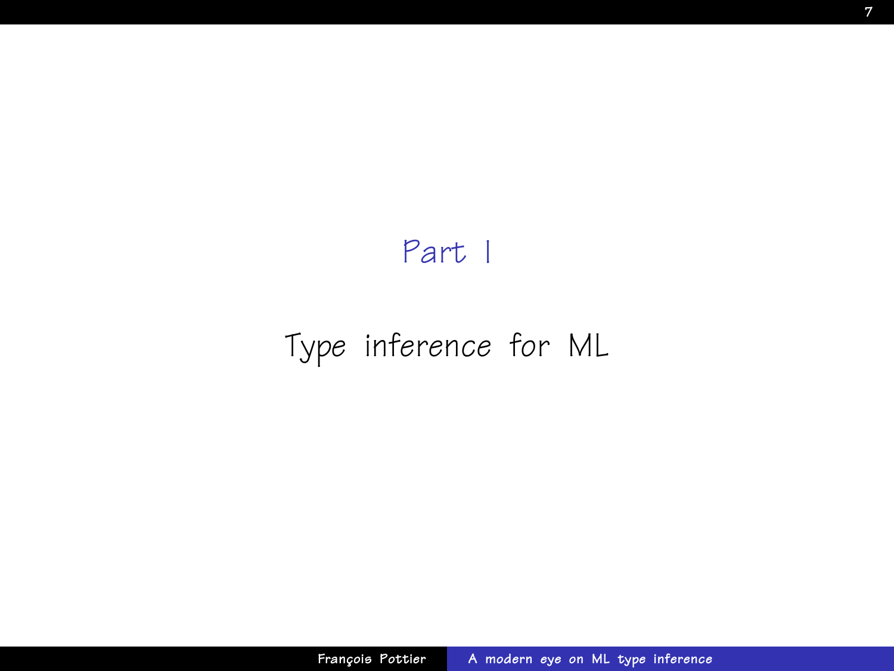# Part I

## Type inference for ML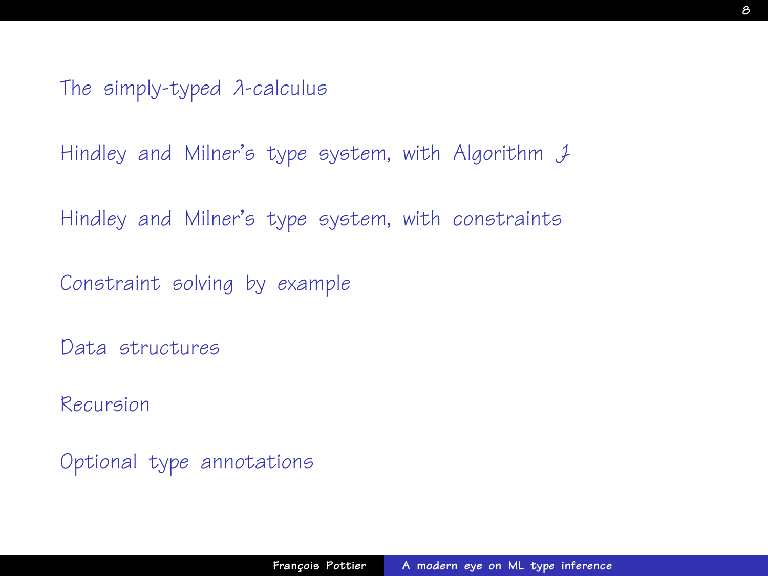The simply-typed $\lambda$-calculus

Hindley and Milner's type system, with Algorithm $\mathcal{J}$

Hindley and Milner's type system, with constraints

Constraint solving by example

Data structures

Recursion

Optional type annotations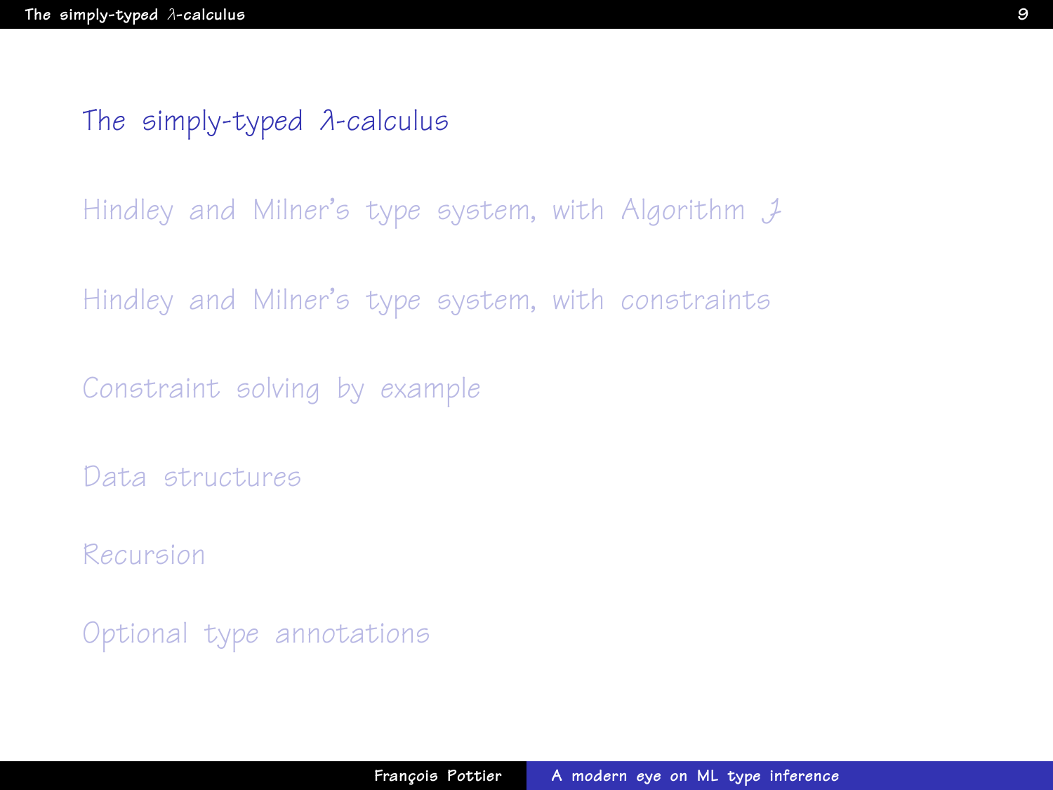- The simply-typed $\lambda$-calculus
- Hindley and Milner's type system, with Algorithm $\mathcal{J}$
- Hindley and Milner's type system, with constraints
- Constraint solving by example
- Data structures
- Recursion
- Optional type annotations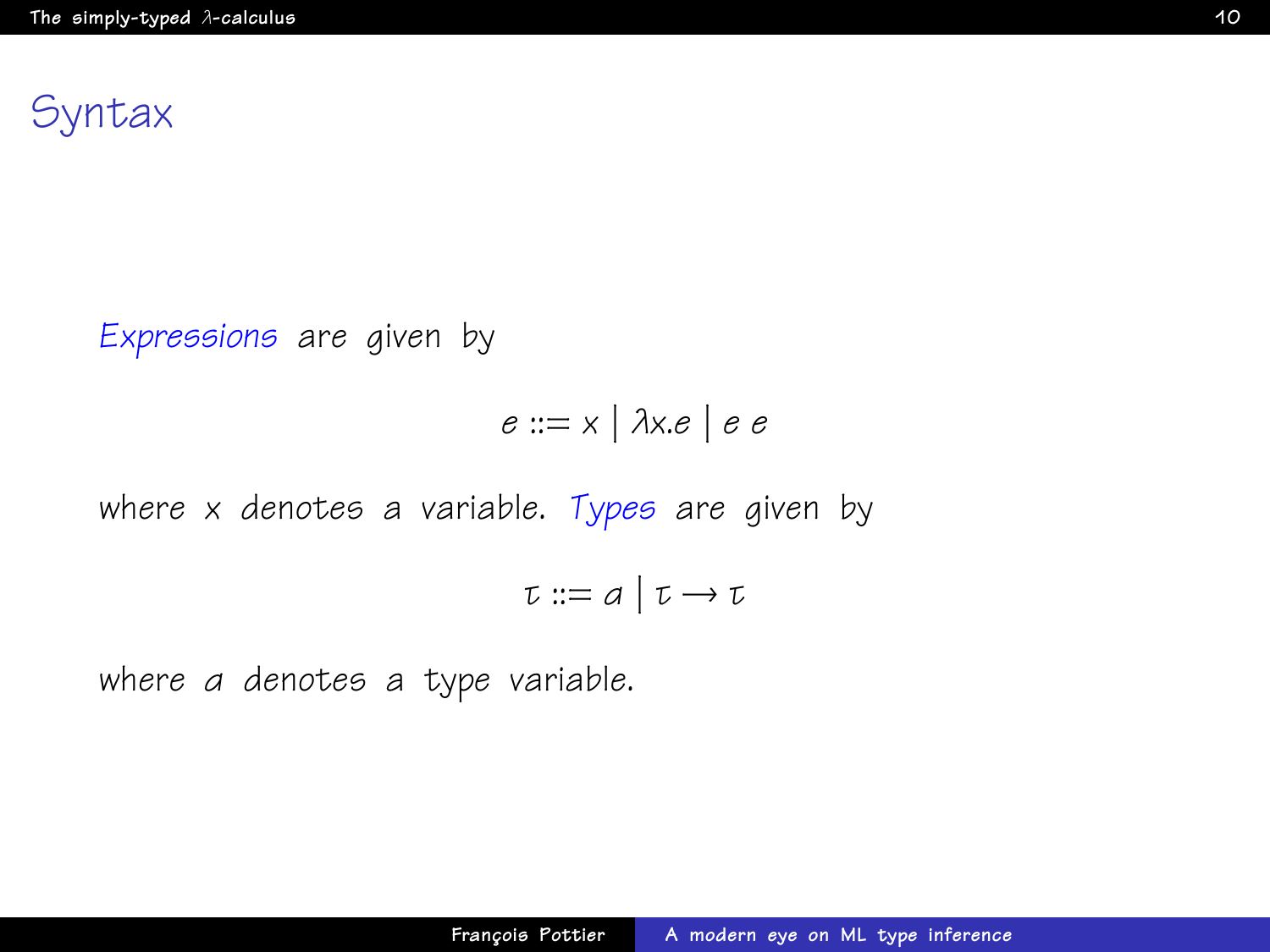# Syntax

*Expressions* are given by

$$e ::= x \mid \lambda x.e \mid e\ e$$

where $x$ denotes a variable. *Types* are given by

$$\tau ::= \alpha \mid \tau \to \tau$$

where $\alpha$ denotes a type variable.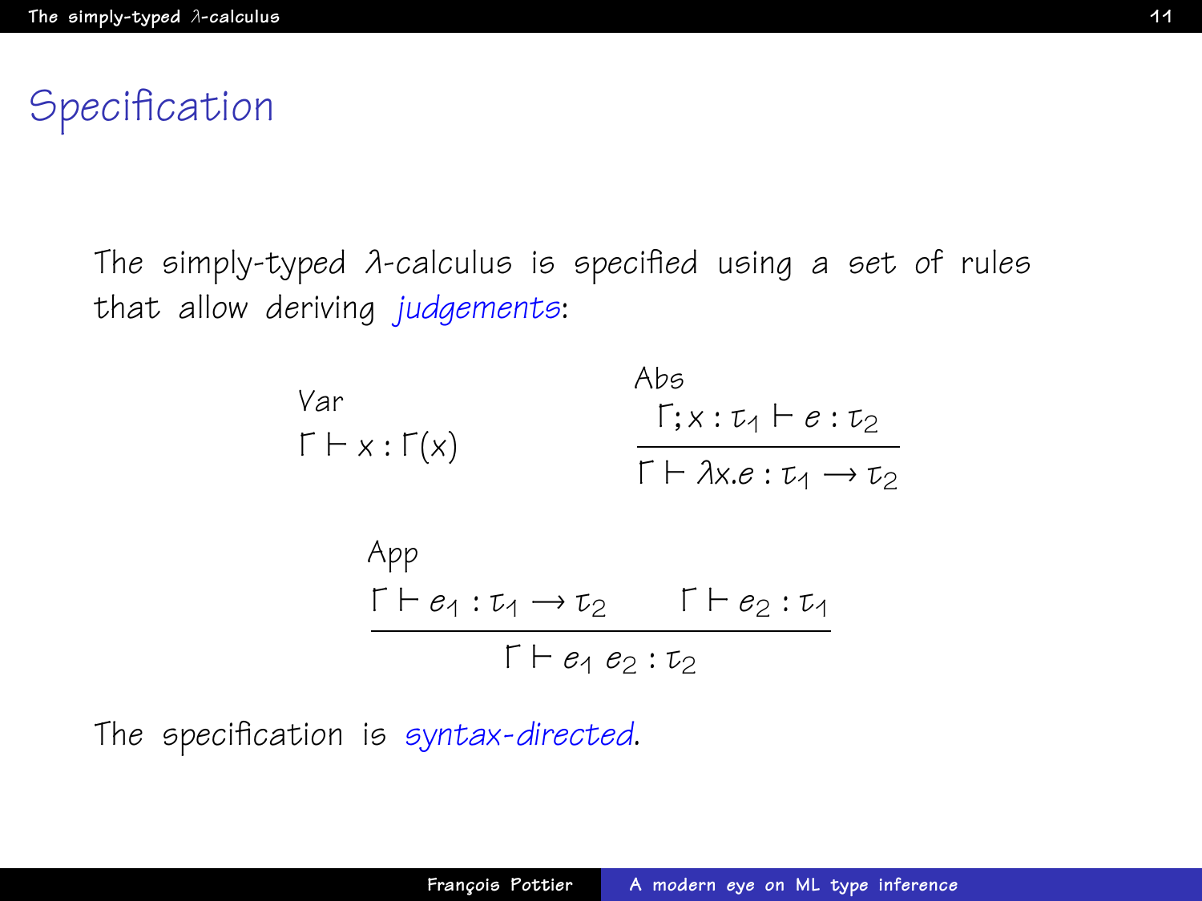# Specification

The simply-typed $\lambda$-calculus is specified using a set of rules that allow deriving *judgements*:

Var

$$\Gamma \vdash x : \Gamma(x)$$

Abs

$$\frac{\Gamma; x : \tau_1 \vdash e : \tau_2}{\Gamma \vdash \lambda x.e : \tau_1 \rightarrow \tau_2}$$

App

$$\frac{\Gamma \vdash e_1 : \tau_1 \rightarrow \tau_2 \qquad \Gamma \vdash e_2 : \tau_1}{\Gamma \vdash e_1\ e_2 : \tau_2}$$

The specification is *syntax-directed*.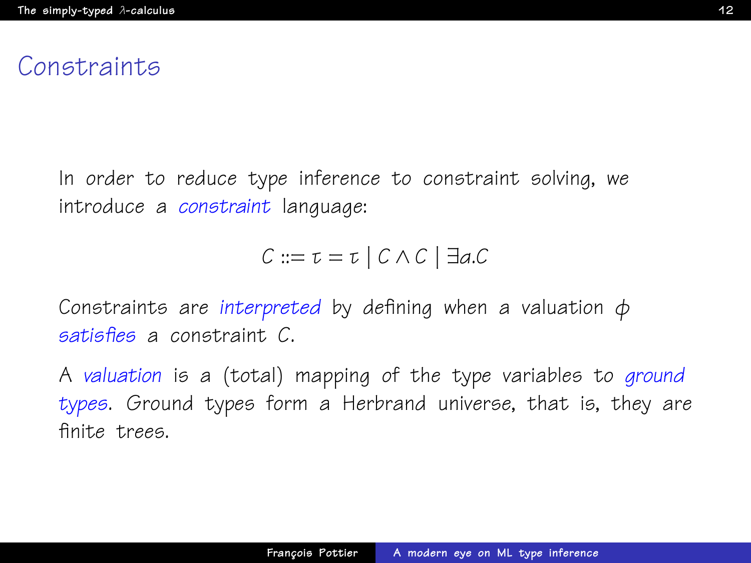# Constraints

In order to reduce type inference to constraint solving, we introduce a *constraint* language:

$$C ::= \tau = \tau \mid C \wedge C \mid \exists \alpha . C$$

Constraints are *interpreted* by defining when a valuation $\phi$ *satisfies* a constraint $C$.

A *valuation* is a (total) mapping of the type variables to *ground types*. Ground types form a Herbrand universe, that is, they are finite trees.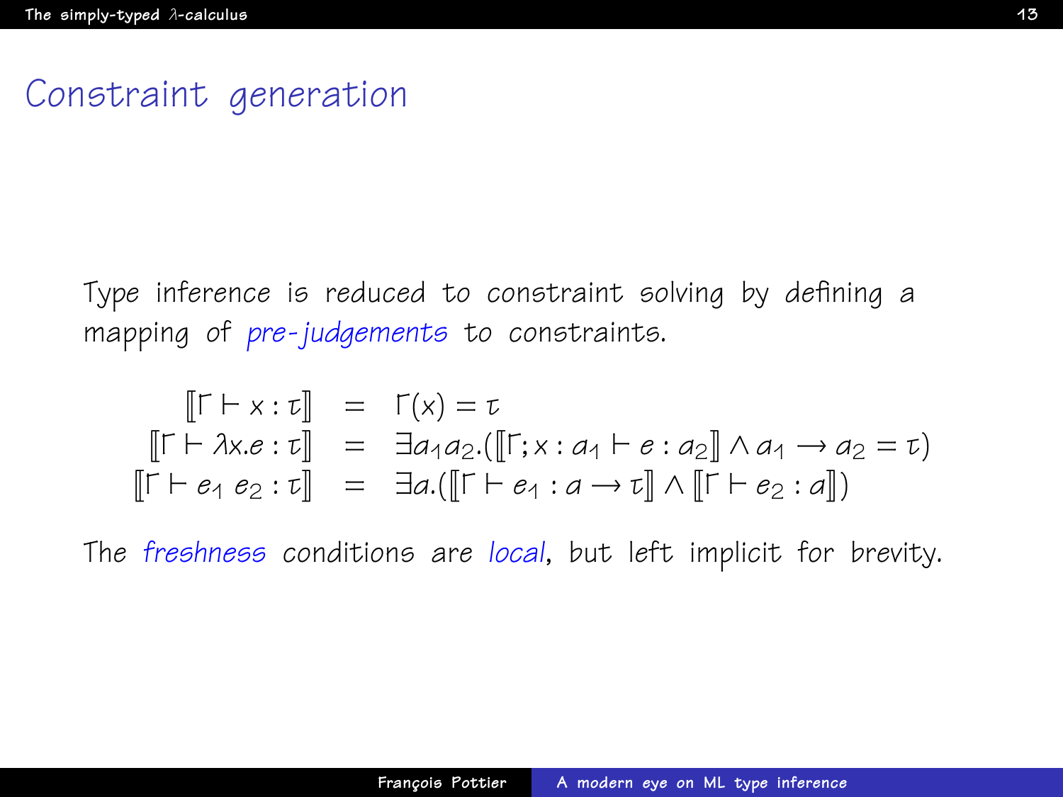# Constraint generation

Type inference is reduced to constraint solving by defining a mapping of *pre-judgements* to constraints.

$$
\begin{array}{rcl}
[\![\Gamma \vdash x : \tau]\!] & = & \Gamma(x) = \tau \\
[\![\Gamma \vdash \lambda x.e : \tau]\!] & = & \exists \alpha_1 \alpha_2.([\![\Gamma; x : \alpha_1 \vdash e : \alpha_2]\!] \wedge \alpha_1 \rightarrow \alpha_2 = \tau) \\
[\![\Gamma \vdash e_1\ e_2 : \tau]\!] & = & \exists \alpha.([\![\Gamma \vdash e_1 : \alpha \rightarrow \tau]\!] \wedge [\![\Gamma \vdash e_2 : \alpha]\!])
\end{array}
$$

The *freshness* conditions are *local*, but left implicit for brevity.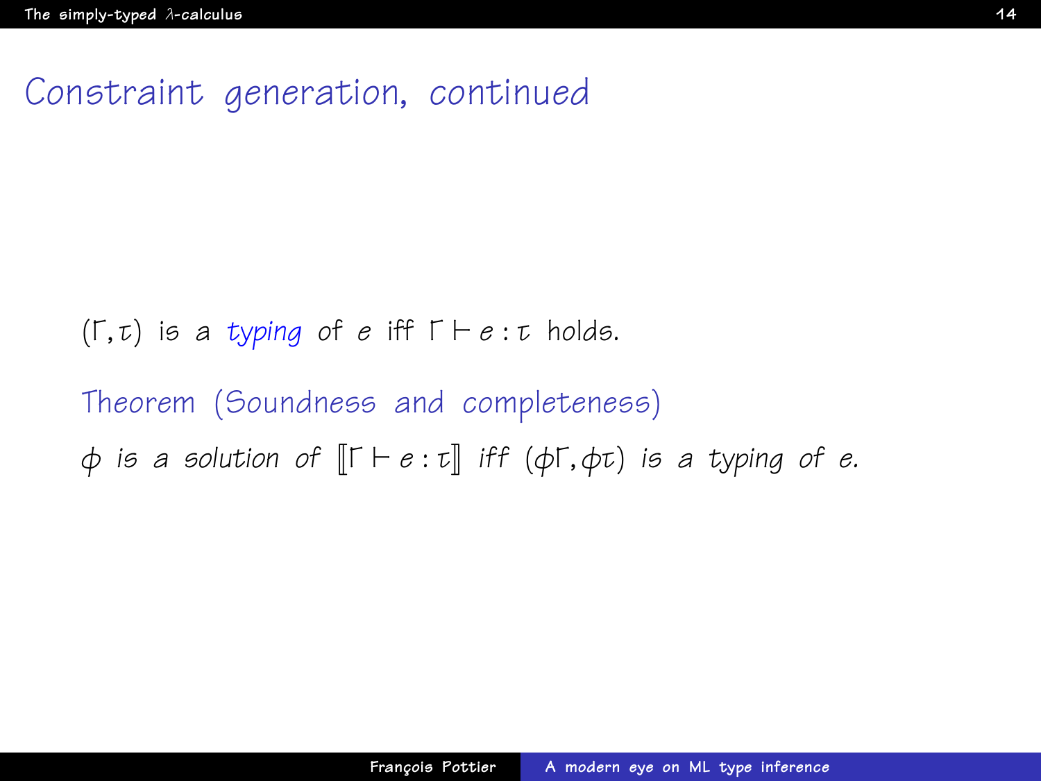# Constraint generation, continued

$(\Gamma, \tau)$ is a *typing* of $e$ iff $\Gamma \vdash e : \tau$ holds.

**Theorem (Soundness and completeness)**

*$\phi$ is a solution of $[\![\Gamma \vdash e : \tau]\!]$ iff $(\phi\Gamma, \phi\tau)$ is a typing of $e$.*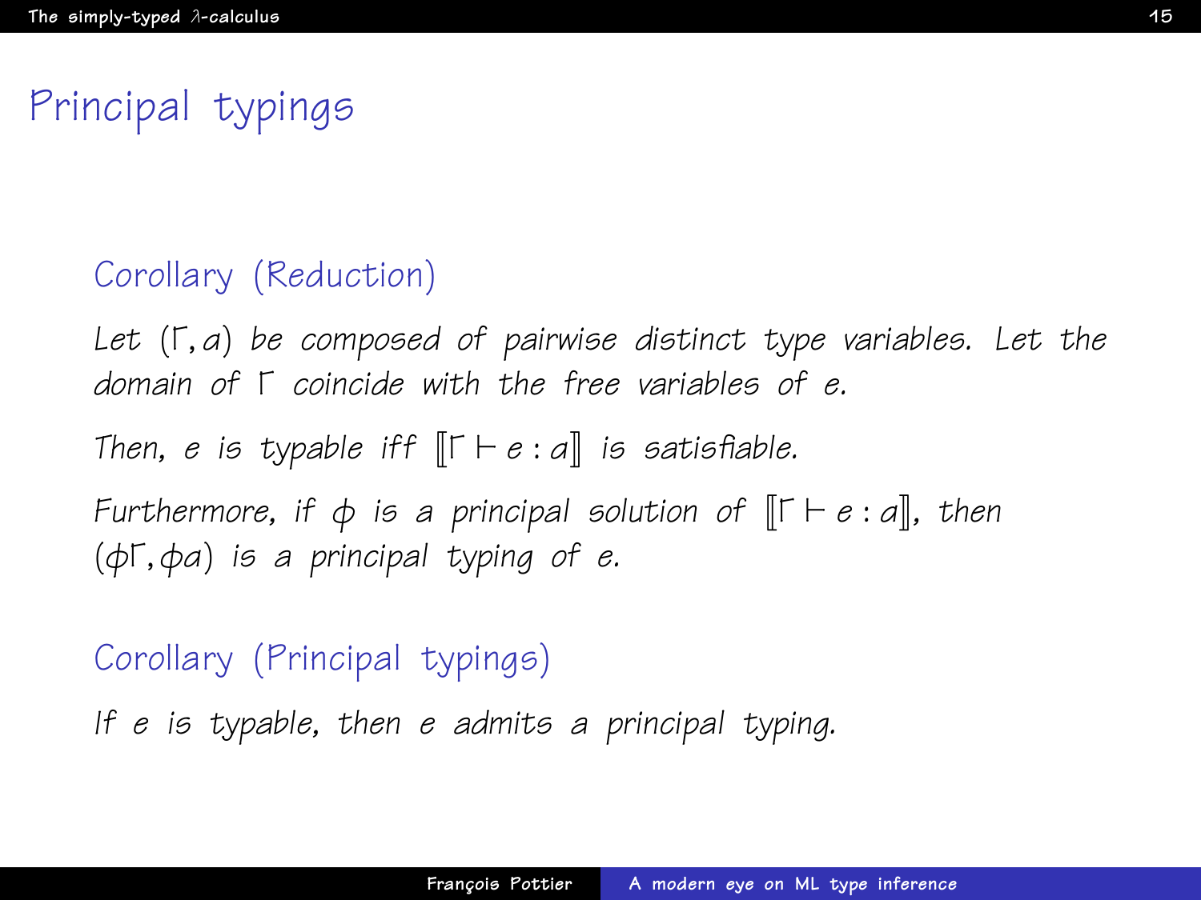# Principal typings

### Corollary (Reduction)

*Let $(\Gamma, a)$ be composed of pairwise distinct type variables. Let the domain of $\Gamma$ coincide with the free variables of $e$.*

*Then, $e$ is typable iff $[\![\Gamma \vdash e : a]\!]$ is satisfiable.*

*Furthermore, if $\phi$ is a principal solution of $[\![\Gamma \vdash e : a]\!]$, then $(\phi\Gamma, \phi a)$ is a principal typing of $e$.*

### Corollary (Principal typings)

*If $e$ is typable, then $e$ admits a principal typing.*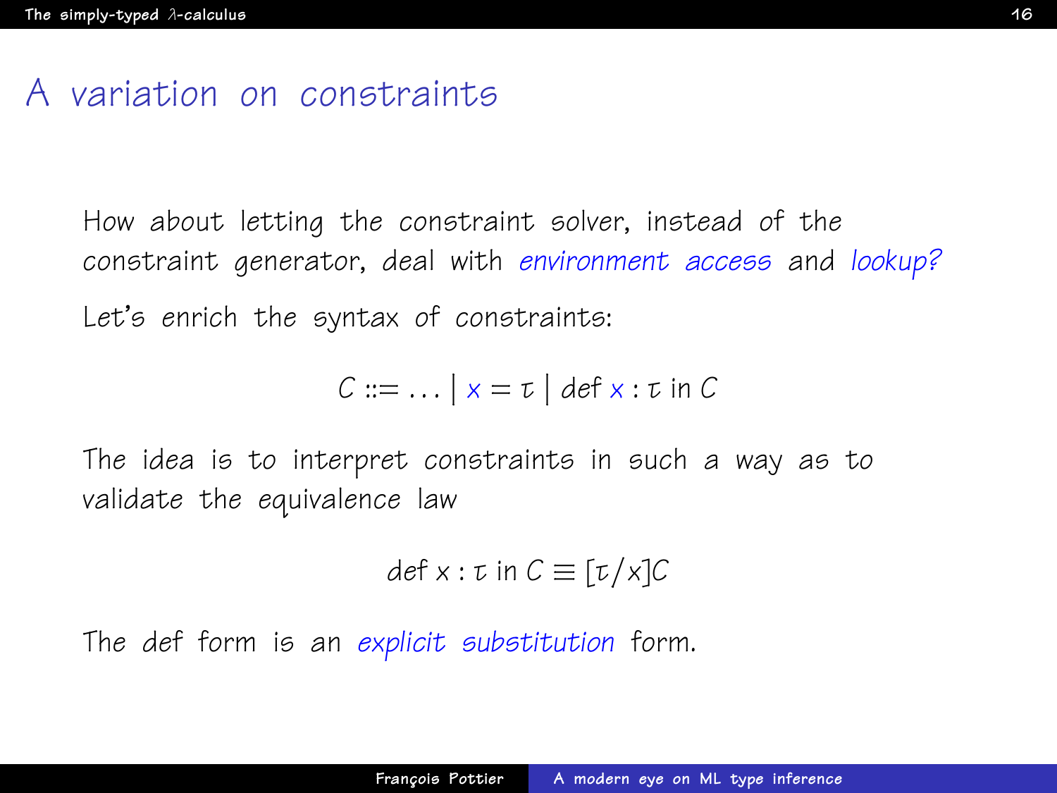# A variation on constraints

How about letting the constraint solver, instead of the constraint generator, deal with *environment access* and *lookup?*

Let's enrich the syntax of constraints:

$$C ::= \ldots \mid x = \tau \mid \text{def } x : \tau \text{ in } C$$

The idea is to interpret constraints in such a way as to validate the equivalence law

$$\text{def } x : \tau \text{ in } C \equiv [\tau/x]C$$

The def form is an *explicit substitution* form.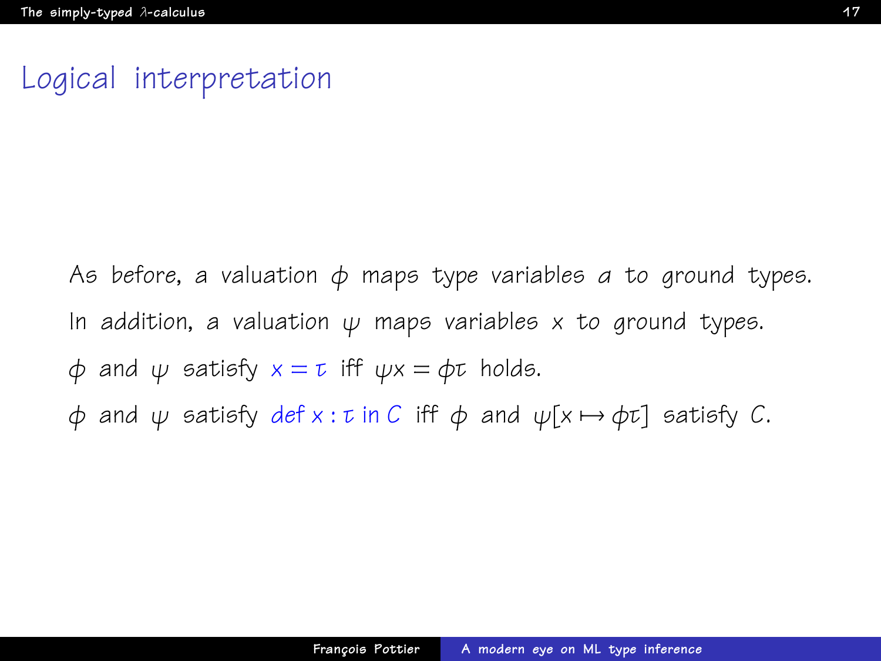# Logical interpretation

As before, a valuation $\phi$ maps type variables $\alpha$ to ground types.

In addition, a valuation $\psi$ maps variables $x$ to ground types.

$\phi$ and $\psi$ satisfy $x = \tau$ iff $\psi x = \phi\tau$ holds.

$\phi$ and $\psi$ satisfy $\text{def } x : \tau \text{ in } C$ iff $\phi$ and $\psi[x \mapsto \phi\tau]$ satisfy $C$.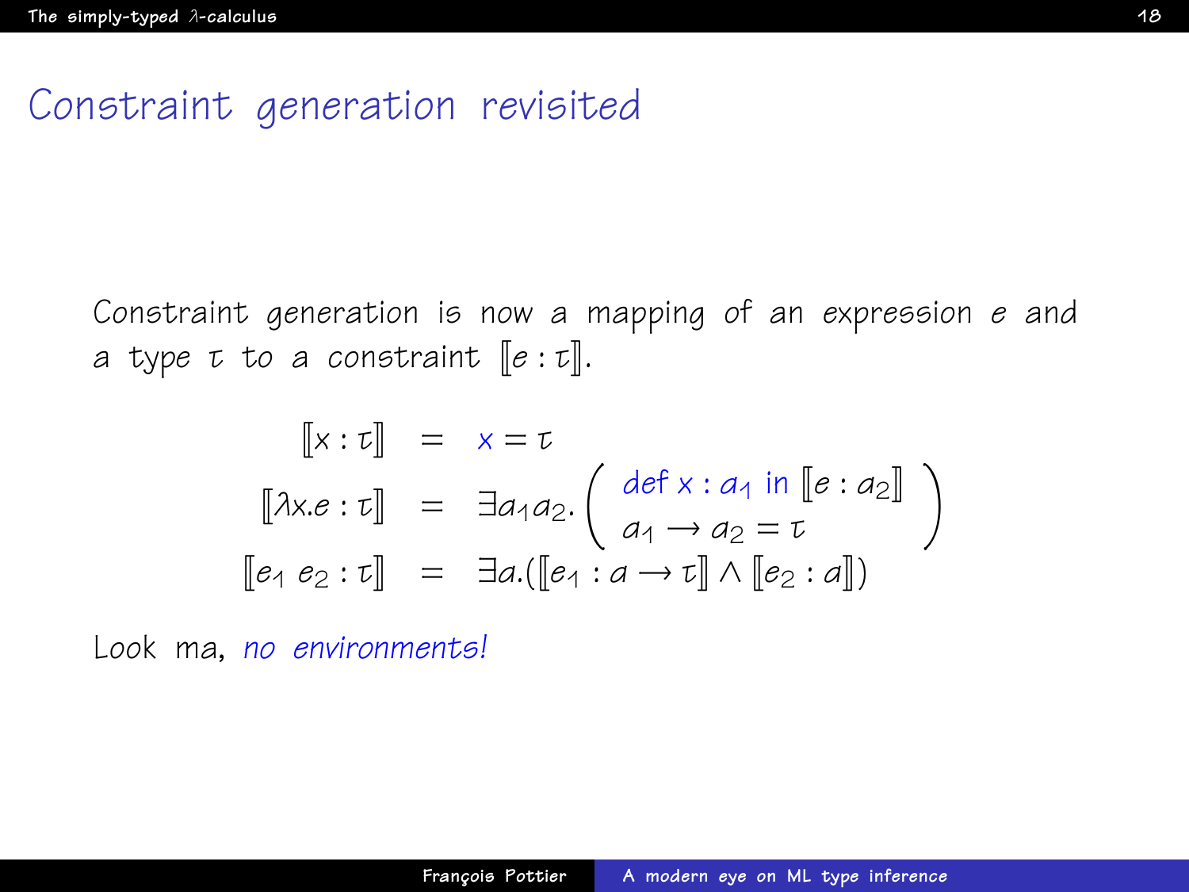# Constraint generation revisited

Constraint generation is now a mapping of an expression $e$ and a type $\tau$ to a constraint $[\![e : \tau]\!]$.

$$
\begin{array}{rcl}
[\![x : \tau]\!] & = & x = \tau \\
[\![\lambda x.e : \tau]\!] & = & \exists \alpha_1 \alpha_2 . \left( \begin{array}{l} \mathsf{def}\ x : \alpha_1\ \mathsf{in}\ [\![e : \alpha_2]\!] \\ \alpha_1 \rightarrow \alpha_2 = \tau \end{array} \right) \\
[\![e_1\ e_2 : \tau]\!] & = & \exists \alpha . ([\![e_1 : \alpha \rightarrow \tau]\!] \wedge [\![e_2 : \alpha]\!])
\end{array}
$$

Look ma, *no environments!*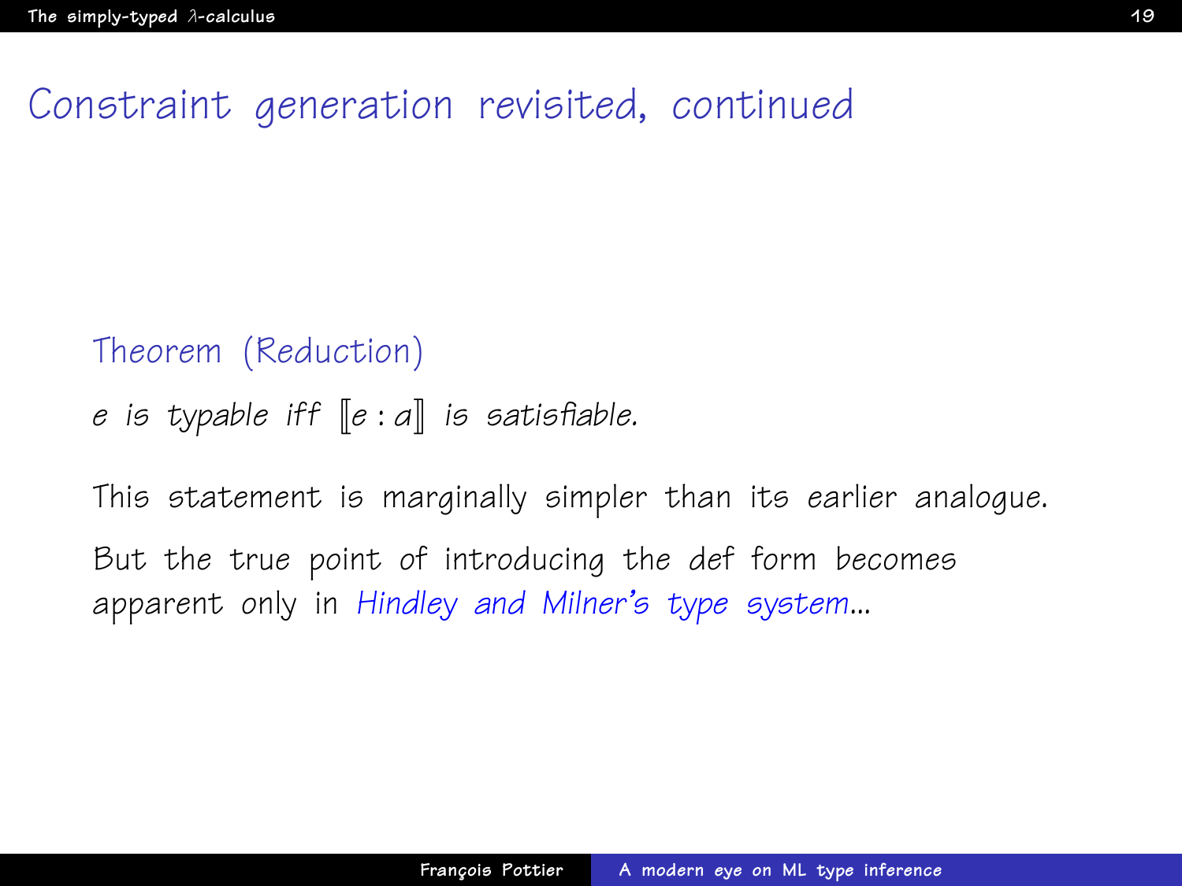# Constraint generation revisited, continued

**Theorem (Reduction)**

*$e$ is typable iff $[\![e : a]\!]$ is satisfiable.*

This statement is marginally simpler than its earlier analogue.

But the true point of introducing the *def* form becomes apparent only in *Hindley and Milner's type system*...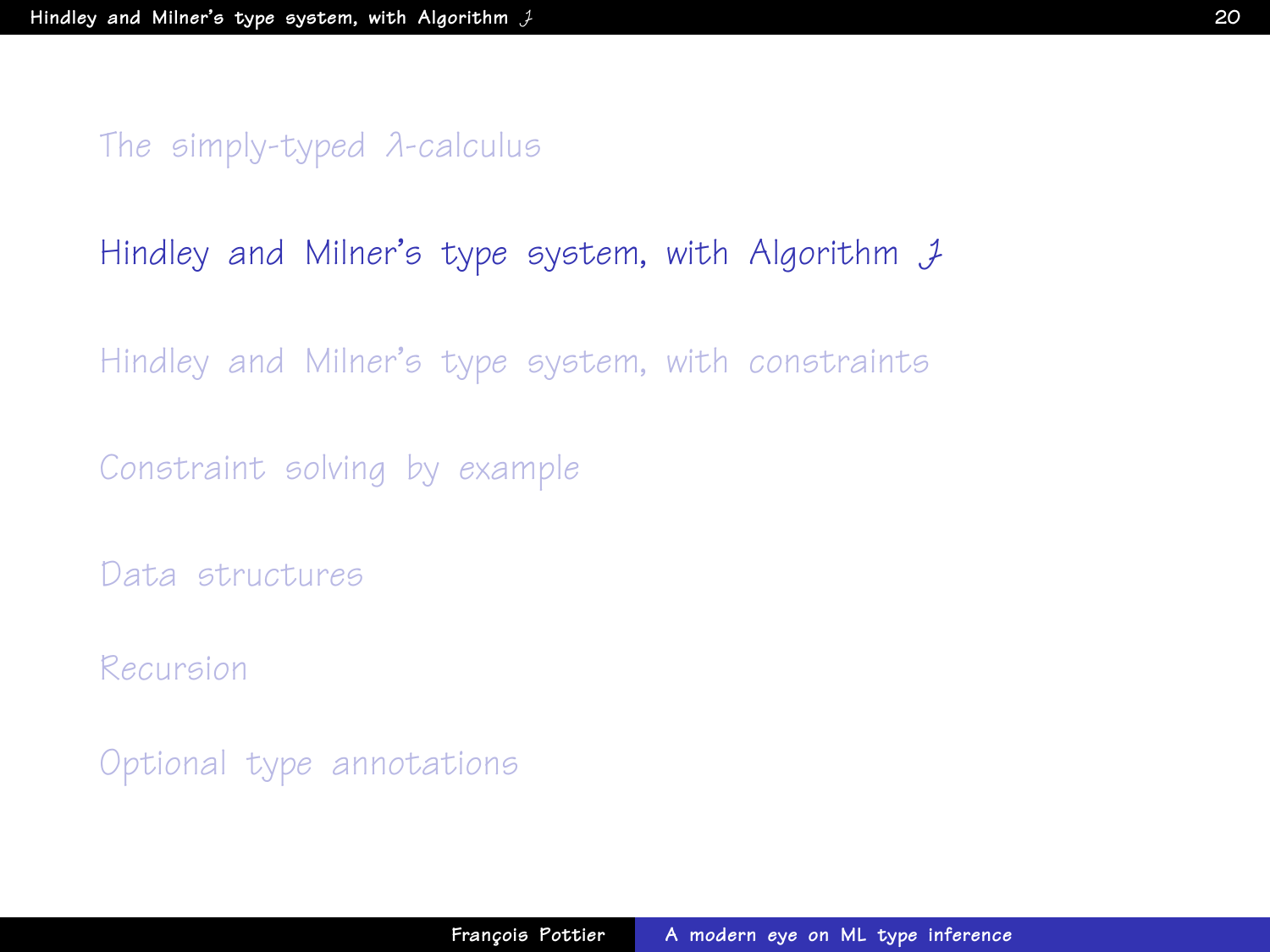The simply-typed λ-calculus

Hindley and Milner's type system, with Algorithm $\mathcal{J}$

Hindley and Milner's type system, with constraints

Constraint solving by example

Data structures

Recursion

Optional type annotations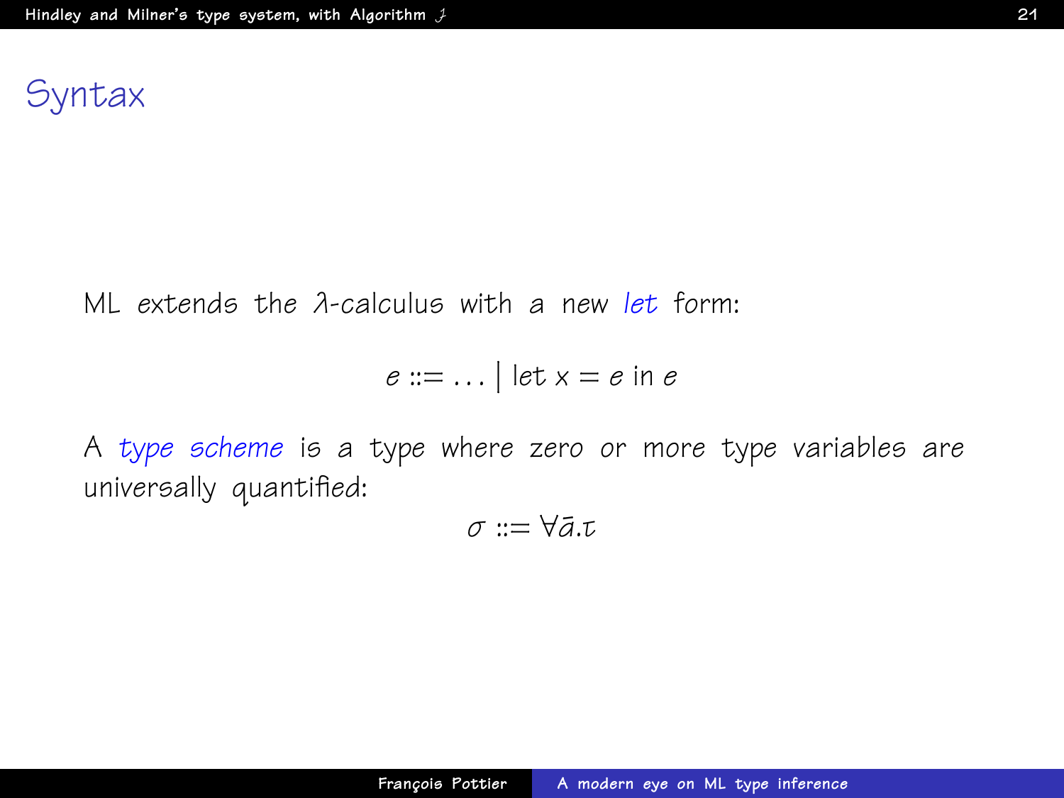# Syntax

ML extends the $\lambda$-calculus with a new *let* form:

$$e ::= \ldots \mid \text{let } x = e \text{ in } e$$

A *type scheme* is a type where zero or more type variables are universally quantified:

$$\sigma ::= \forall \bar{a}.\tau$$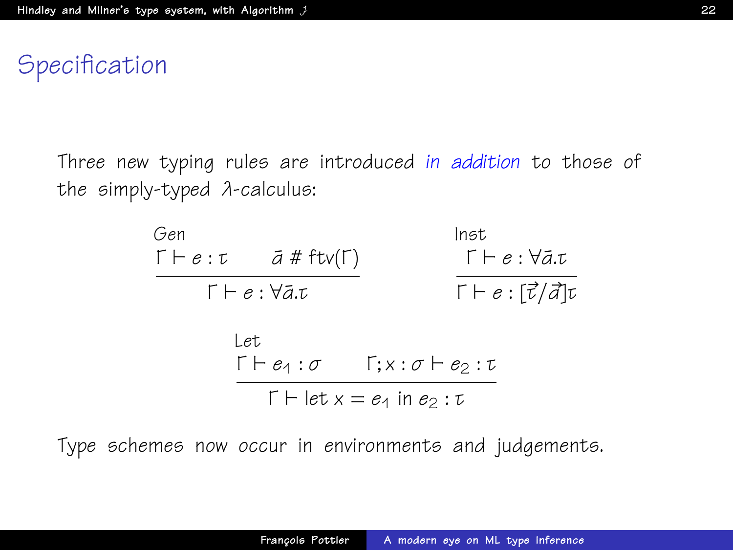# Specification

Three new typing rules are introduced *in addition* to those of the simply-typed λ-calculus:

Gen

$$\frac{\Gamma \vdash e : \tau \qquad \bar{a} \,\#\, \mathrm{ftv}(\Gamma)}{\Gamma \vdash e : \forall \bar{a}.\tau}$$

Inst

$$\frac{\Gamma \vdash e : \forall \bar{a}.\tau}{\Gamma \vdash e : [\vec{\tau}/\vec{a}]\tau}$$

Let

$$\frac{\Gamma \vdash e_1 : \sigma \qquad \Gamma; x : \sigma \vdash e_2 : \tau}{\Gamma \vdash \text{let } x = e_1 \text{ in } e_2 : \tau}$$

Type schemes now occur in environments and judgements.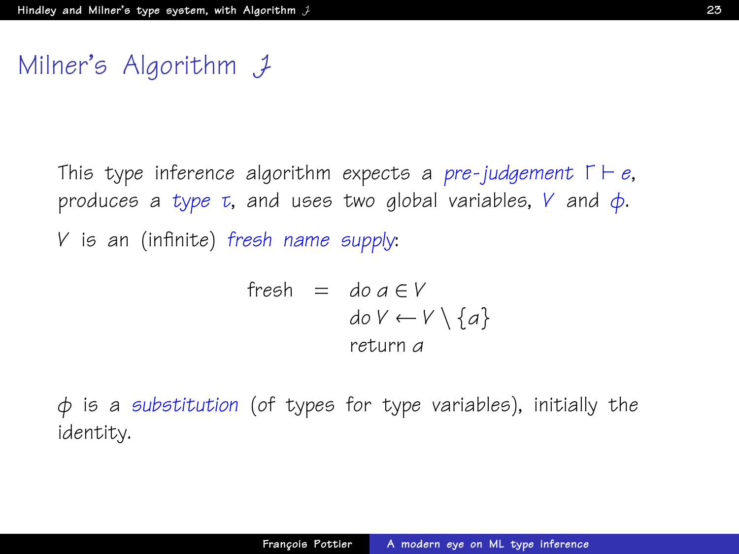# Milner's Algorithm $\mathcal{J}$

This type inference algorithm expects a *pre-judgement* $\Gamma \vdash e$, produces a *type* $\tau$, and uses two global variables, $V$ and $\phi$.

$V$ is an (infinite) *fresh name supply*:

$$
\begin{array}{rcl}
\text{fresh} & = & \mathit{do}\ a \in V \\
 & & \mathit{do}\ V \leftarrow V \setminus \{a\} \\
 & & \text{return } a
\end{array}
$$

$\phi$ is a *substitution* (of types for type variables), initially the identity.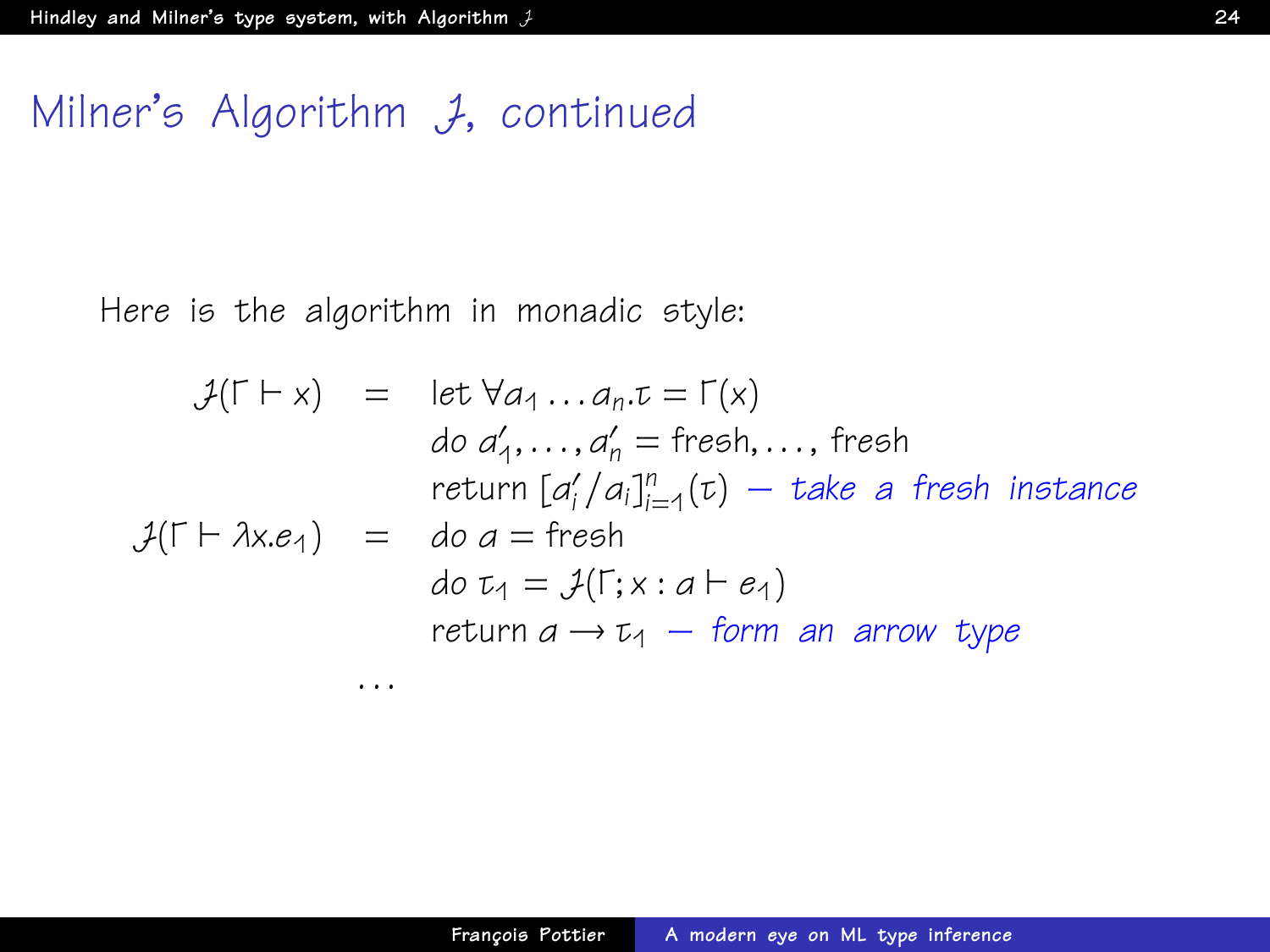# Milner's Algorithm $\mathcal{J}$, continued

Here is the algorithm in monadic style:

$$
\begin{array}{rcl}
\mathcal{J}(\Gamma \vdash x) & = & \text{let } \forall a_1 \ldots a_n.\tau = \Gamma(x) \\
 & & \text{do } a'_1, \ldots, a'_n = \text{fresh}, \ldots, \text{fresh} \\
 & & \text{return } [a'_i / a_i]_{i=1}^{n}(\tau) \text{ — \textit{take a fresh instance}} \\
\mathcal{J}(\Gamma \vdash \lambda x.e_1) & = & \text{do } a = \text{fresh} \\
 & & \text{do } \tau_1 = \mathcal{J}(\Gamma; x : a \vdash e_1) \\
 & & \text{return } a \rightarrow \tau_1 \text{ — \textit{form an arrow type}} \\
 & \ldots &
\end{array}
$$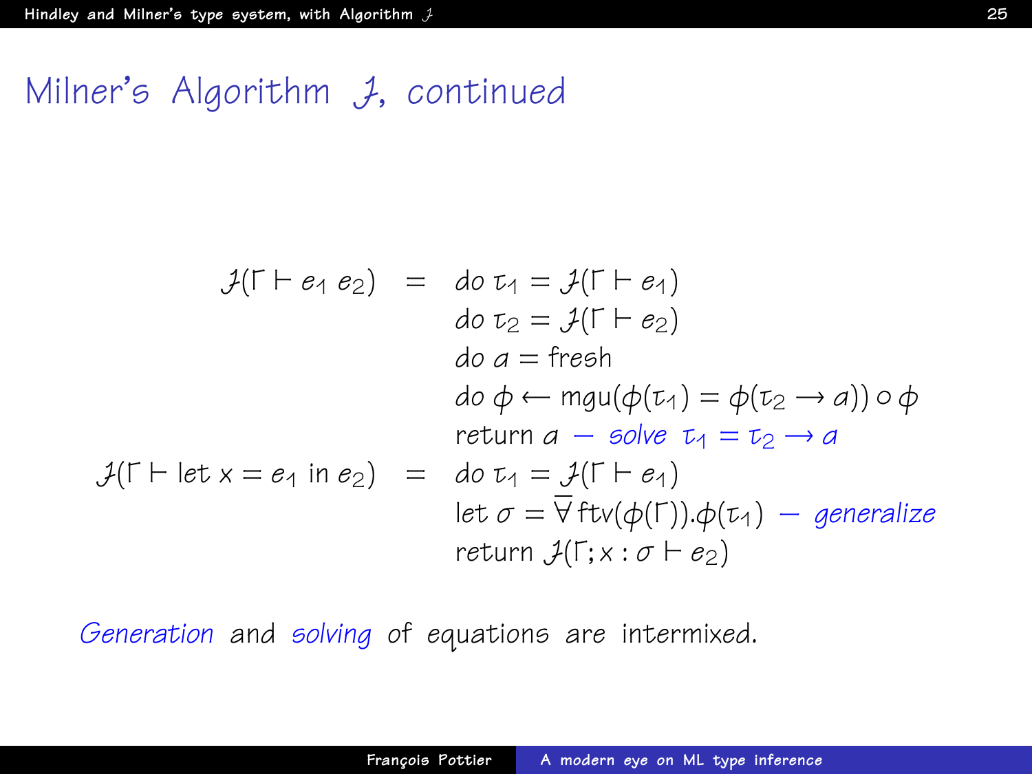# Milner's Algorithm $\mathcal{J}$, continued

$$
\begin{array}{rcl}
\mathcal{J}(\Gamma \vdash e_1\ e_2) & = & \text{do } \tau_1 = \mathcal{J}(\Gamma \vdash e_1) \\
& & \text{do } \tau_2 = \mathcal{J}(\Gamma \vdash e_2) \\
& & \text{do } \alpha = \text{fresh} \\
& & \text{do } \phi \leftarrow \text{mgu}(\phi(\tau_1) = \phi(\tau_2 \rightarrow \alpha)) \circ \phi \\
& & \text{return } \alpha \ \text{— } \textit{solve } \tau_1 = \tau_2 \rightarrow \alpha \\
\mathcal{J}(\Gamma \vdash \text{let } x = e_1 \text{ in } e_2) & = & \text{do } \tau_1 = \mathcal{J}(\Gamma \vdash e_1) \\
& & \text{let } \sigma = \overline{\forall}\, \text{ftv}(\phi(\Gamma)).\phi(\tau_1) \ \text{— } \textit{generalize} \\
& & \text{return } \mathcal{J}(\Gamma; x : \sigma \vdash e_2)
\end{array}
$$

*Generation* and *solving* of equations are intermixed.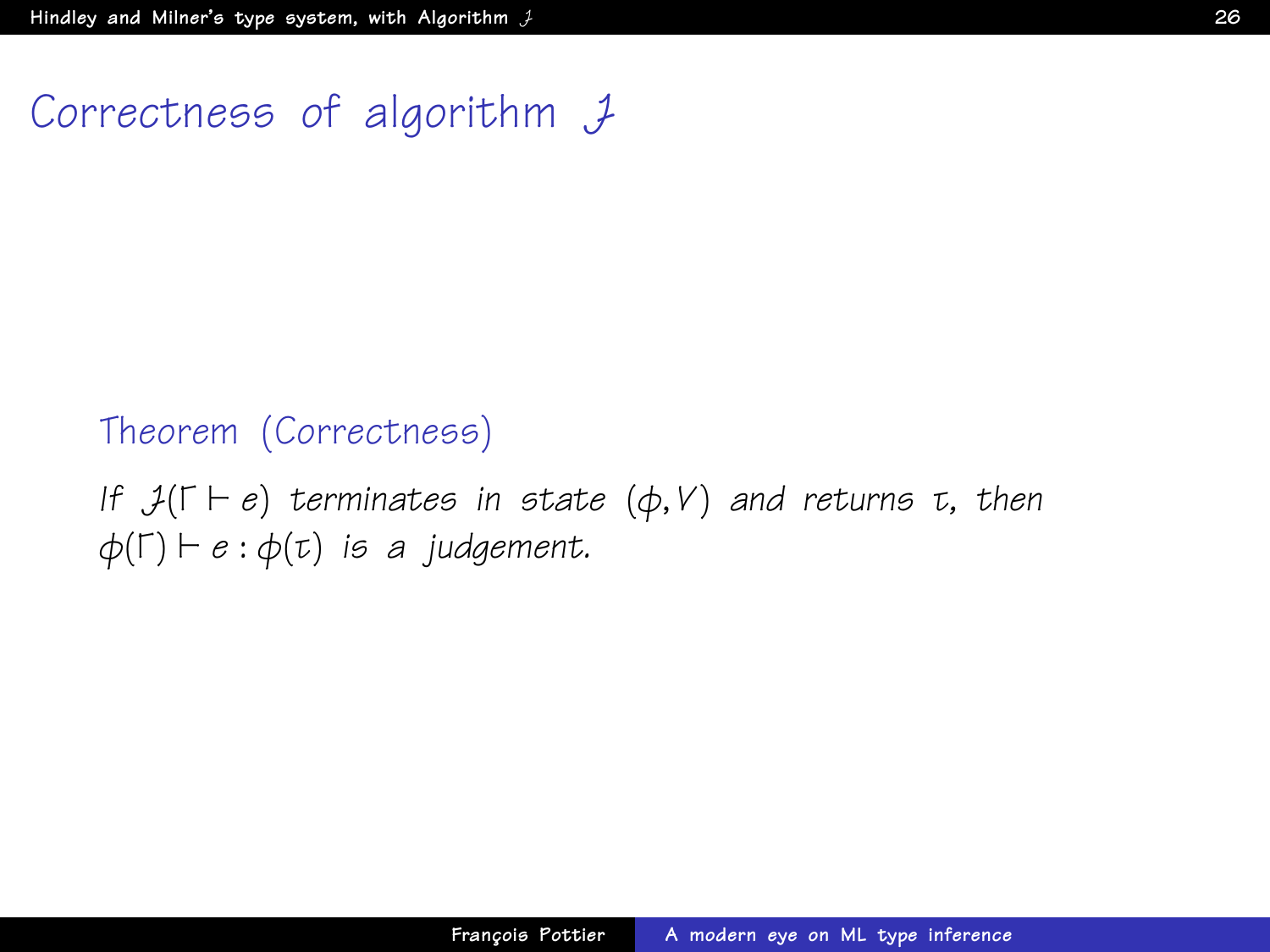# Correctness of algorithm $\mathcal{J}$

**Theorem (Correctness)**

*If $\mathcal{J}(\Gamma \vdash e)$ terminates in state $(\phi, V)$ and returns $\tau$, then $\phi(\Gamma) \vdash e : \phi(\tau)$ is a judgement.*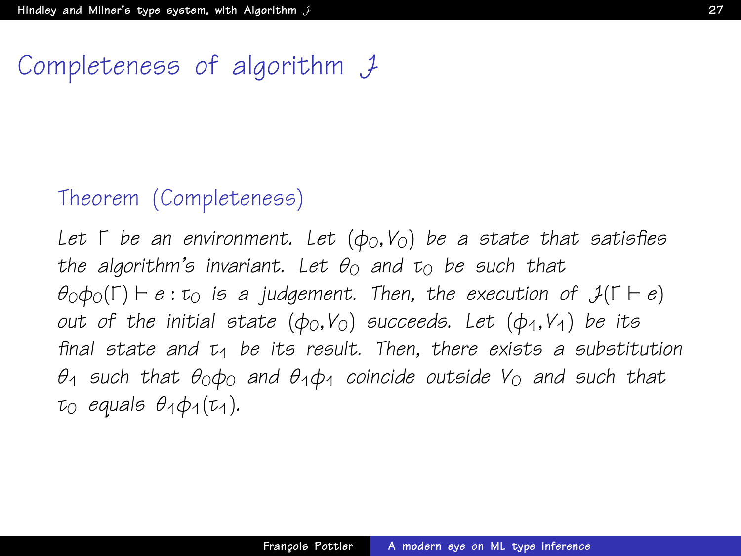# Completeness of algorithm $\mathcal{J}$

**Theorem (Completeness)**

*Let $\Gamma$ be an environment. Let $(\phi_0, V_0)$ be a state that satisfies the algorithm's invariant. Let $\theta_0$ and $\tau_0$ be such that $\theta_0\phi_0(\Gamma) \vdash e : \tau_0$ is a judgement. Then, the execution of $\mathcal{J}(\Gamma \vdash e)$ out of the initial state $(\phi_0, V_0)$ succeeds. Let $(\phi_1, V_1)$ be its final state and $\tau_1$ be its result. Then, there exists a substitution $\theta_1$ such that $\theta_0\phi_0$ and $\theta_1\phi_1$ coincide outside $V_0$ and such that $\tau_0$ equals $\theta_1\phi_1(\tau_1)$.*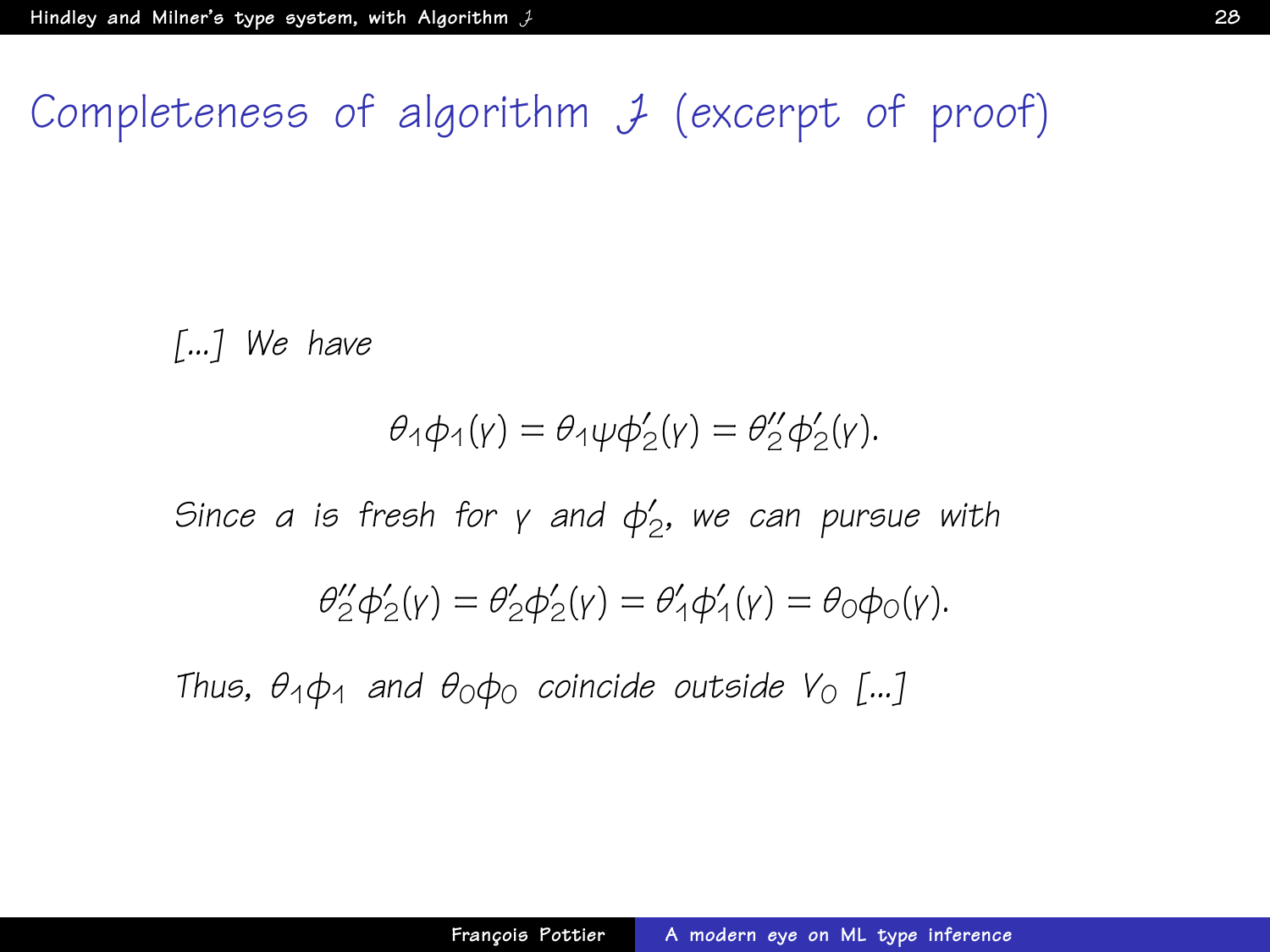# Completeness of algorithm $\mathcal{J}$ (excerpt of proof)

*[...] We have*

$$\theta_1\phi_1(\gamma) = \theta_1\psi\phi_2'(\gamma) = \theta_2''\phi_2'(\gamma).$$

*Since $\alpha$ is fresh for $\gamma$ and $\phi_2'$, we can pursue with*

$$\theta_2''\phi_2'(\gamma) = \theta_2'\phi_2'(\gamma) = \theta_1'\phi_1'(\gamma) = \theta_0\phi_0(\gamma).$$

*Thus, $\theta_1\phi_1$ and $\theta_0\phi_0$ coincide outside $V_0$ [...]*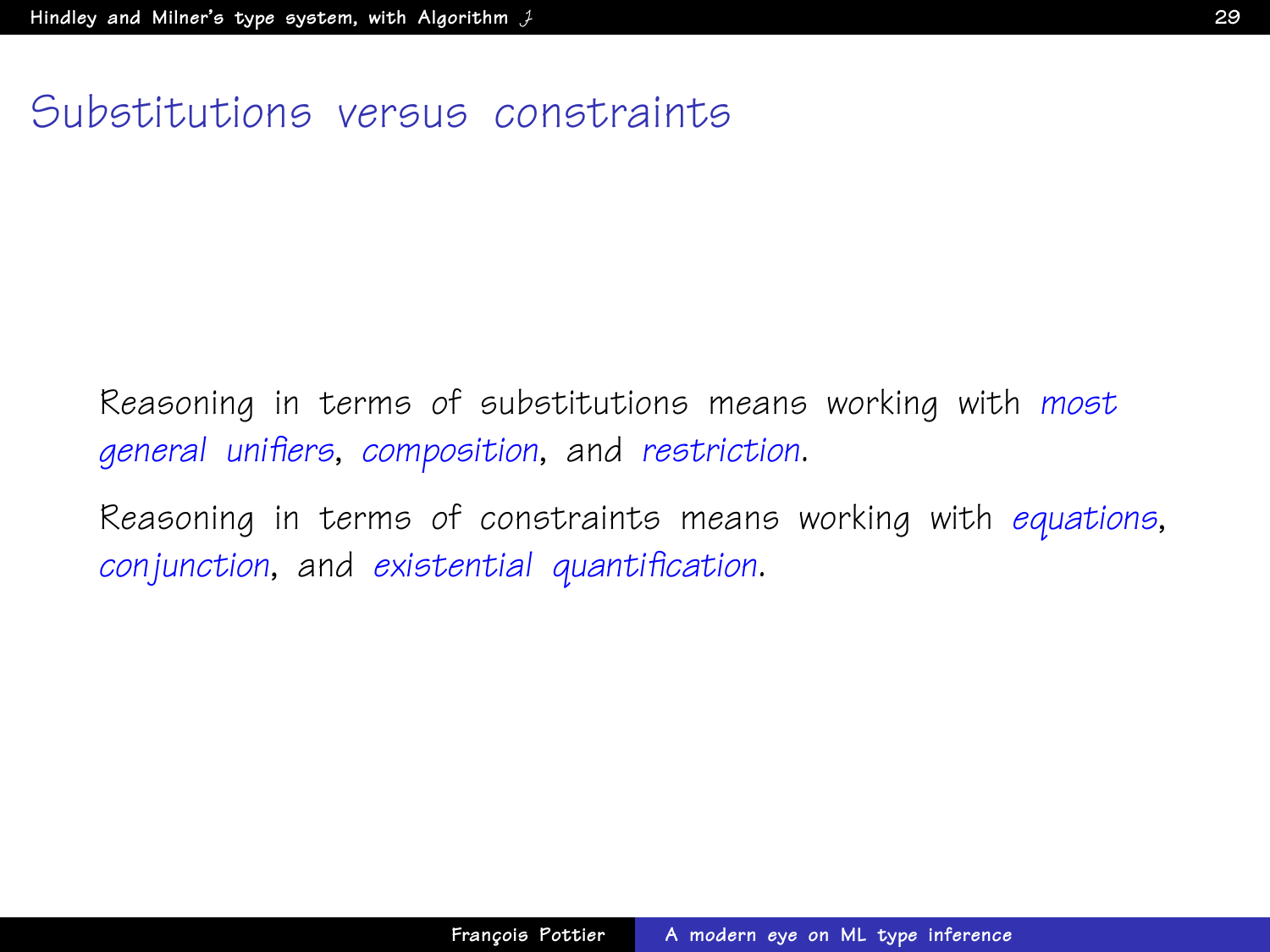# Substitutions versus constraints

Reasoning in terms of substitutions means working with *most general unifiers*, *composition*, and *restriction*.

Reasoning in terms of constraints means working with *equations*, *conjunction*, and *existential quantification*.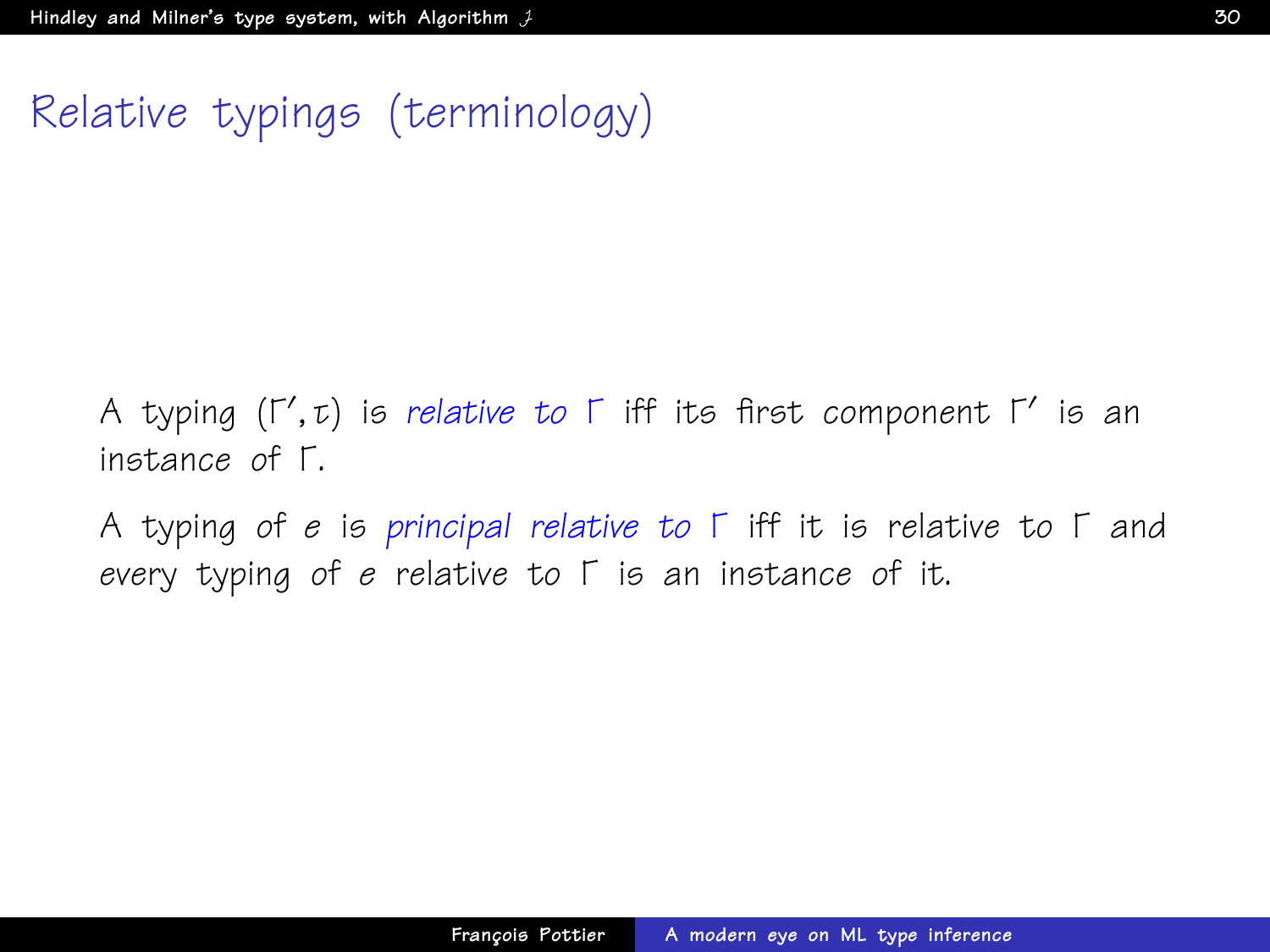# Relative typings (terminology)

A typing $(\Gamma', \tau)$ is *relative to* $\Gamma$ iff its first component $\Gamma'$ is an instance of $\Gamma$.

A typing of $e$ is *principal relative to* $\Gamma$ iff it is relative to $\Gamma$ and every typing of $e$ relative to $\Gamma$ is an instance of it.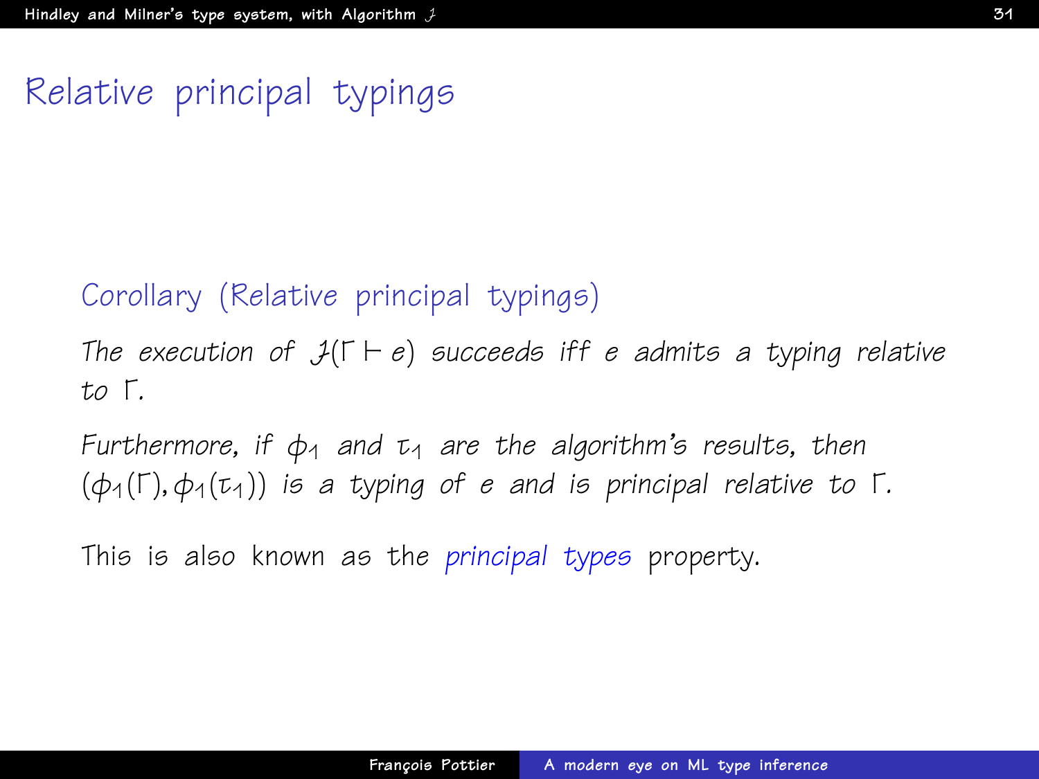# Relative principal typings

**Corollary (Relative principal typings)**

*The execution of $\mathcal{J}(\Gamma \vdash e)$ succeeds iff $e$ admits a typing relative to $\Gamma$.*

*Furthermore, if $\phi_1$ and $\tau_1$ are the algorithm's results, then $(\phi_1(\Gamma), \phi_1(\tau_1))$ is a typing of $e$ and is principal relative to $\Gamma$.*

This is also known as the *principal types* property.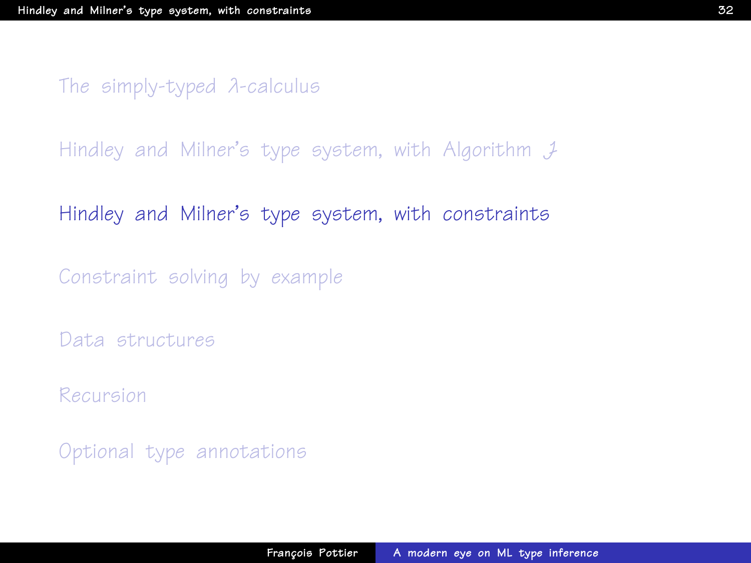- The simply-typed $\lambda$-calculus
- Hindley and Milner's type system, with Algorithm $\mathcal{J}$
- **Hindley and Milner's type system, with constraints**
- Constraint solving by example
- Data structures
- Recursion
- Optional type annotations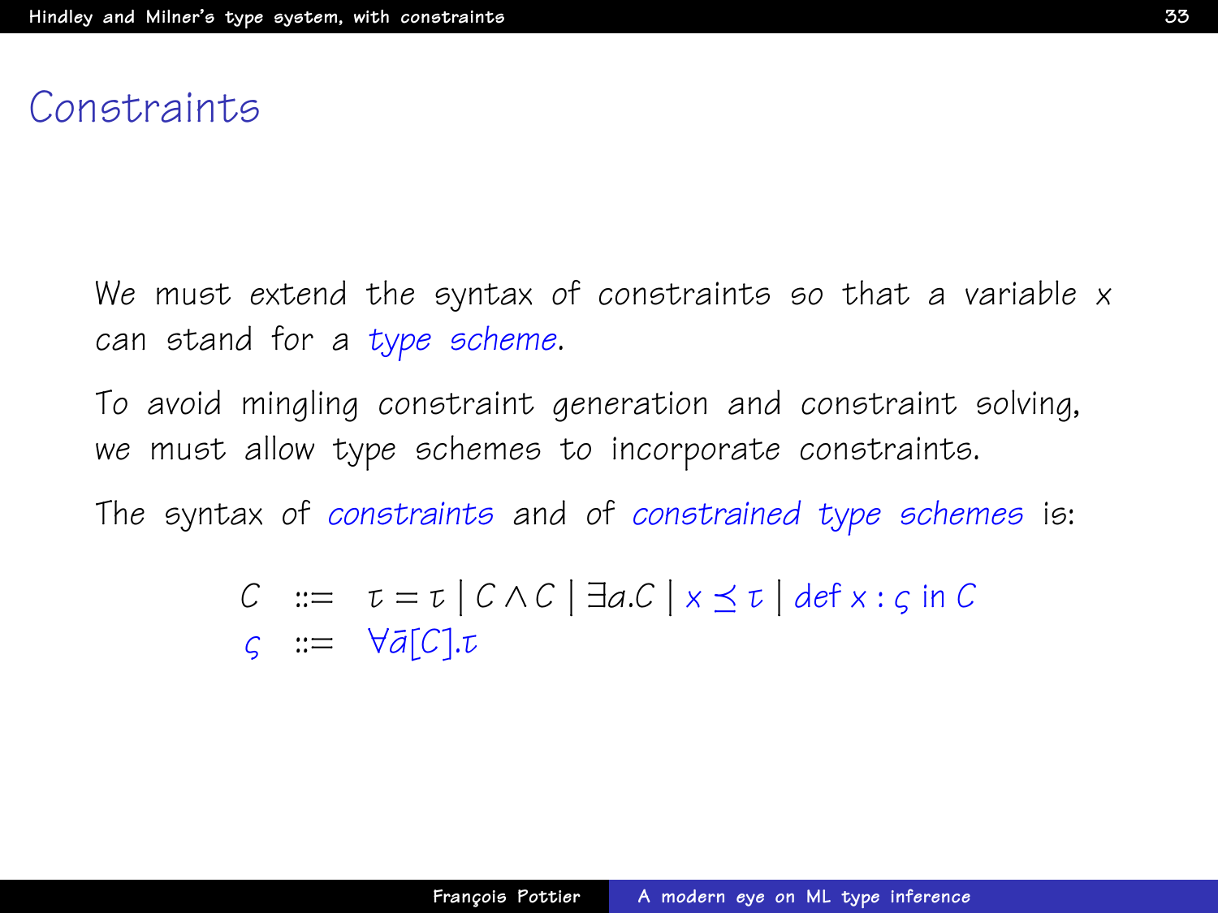# Constraints

We must extend the syntax of constraints so that a variable $x$ can stand for a *type scheme*.

To avoid mingling constraint generation and constraint solving, we must allow type schemes to incorporate constraints.

The syntax of *constraints* and of *constrained type schemes* is:

$$
\begin{array}{rcl}
C & ::= & \tau = \tau \mid C \wedge C \mid \exists \alpha . C \mid x \preceq \tau \mid \mathsf{def}\; x : \varsigma \;\mathsf{in}\; C \\
\varsigma & ::= & \forall \bar{\alpha}[C].\tau
\end{array}
$$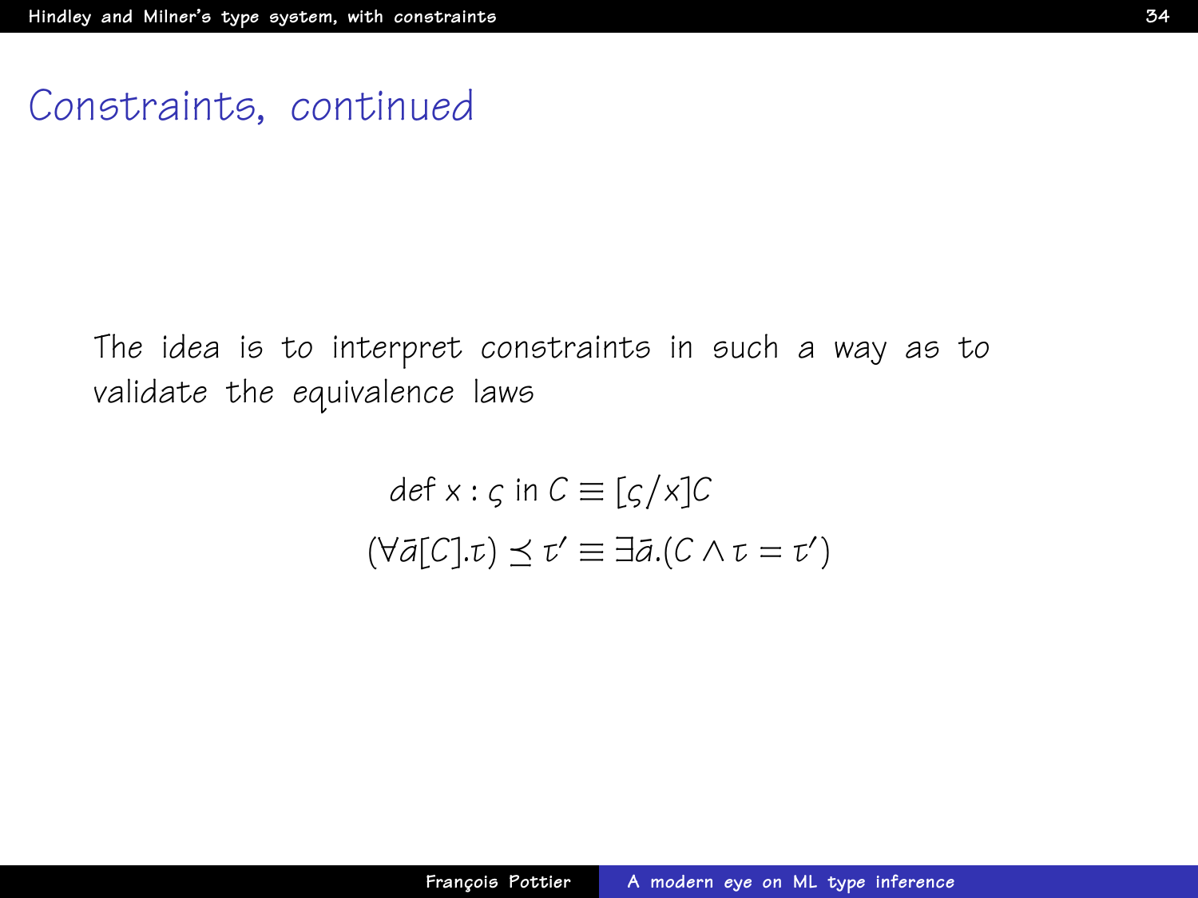# Constraints, continued

The idea is to interpret constraints in such a way as to validate the equivalence laws

$$\text{def } x : \varsigma \text{ in } C \equiv [\varsigma/x]C$$

$$(\forall \bar{a}[C].\tau) \preceq \tau' \equiv \exists \bar{a}.(C \wedge \tau = \tau')$$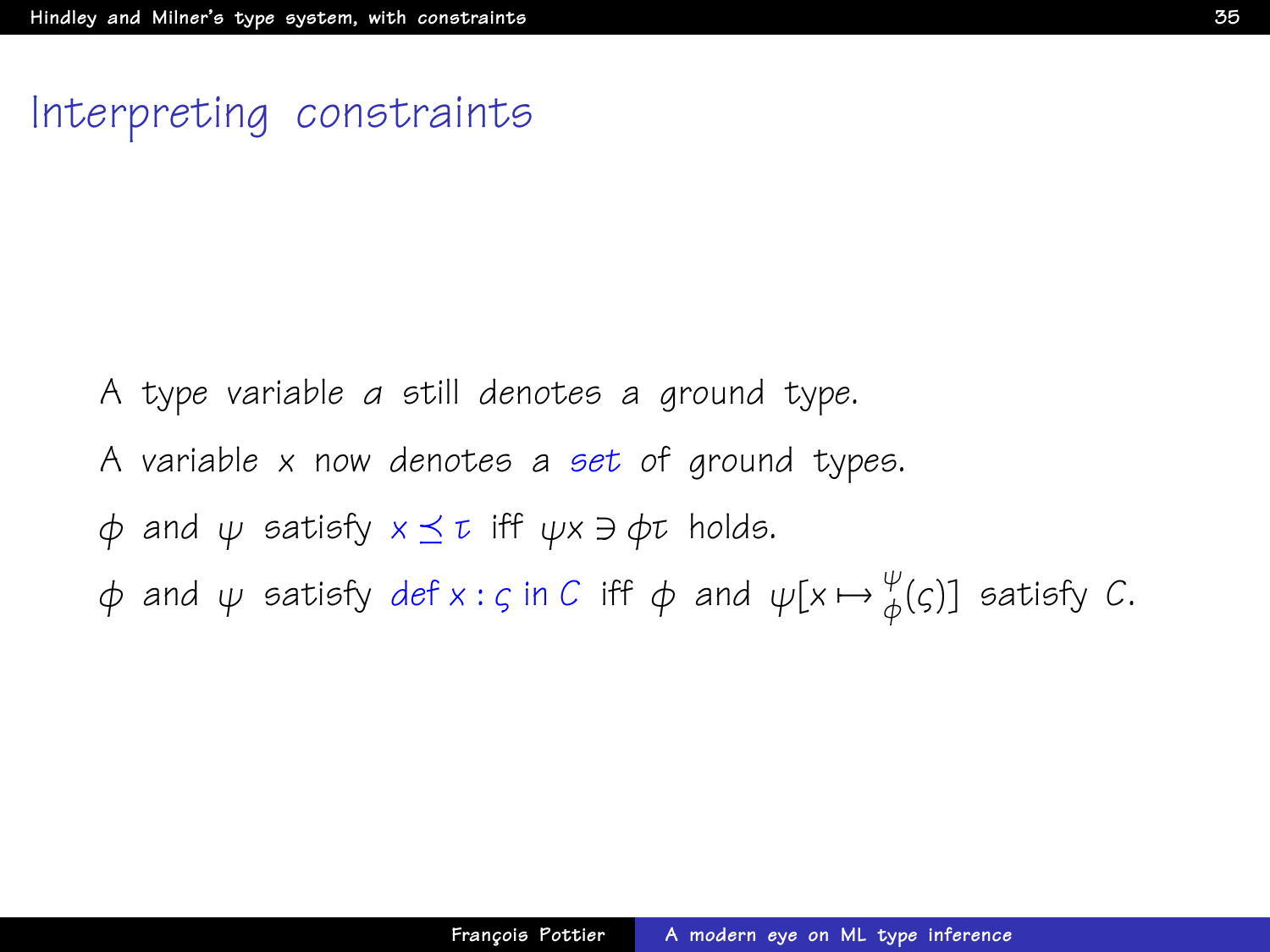# Interpreting constraints

A type variable $\alpha$ still denotes a ground type.

A variable $x$ now denotes a *set* of ground types.

$\phi$ and $\psi$ satisfy $x \preceq \tau$ iff $\psi x \ni \phi\tau$ holds.

$\phi$ and $\psi$ satisfy $\mathsf{def}\ x : \varsigma\ \mathsf{in}\ C$ iff $\phi$ and $\psi[x \mapsto {}^{\psi}_{\phi}(\varsigma)]$ satisfy $C$.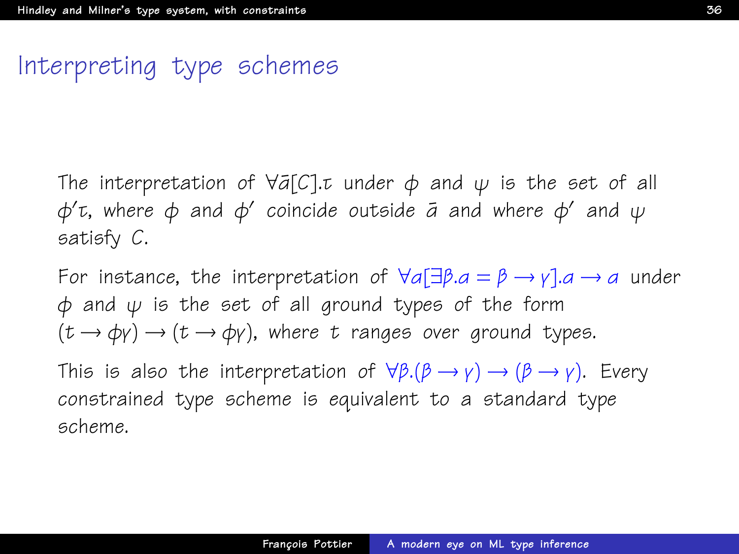# Interpreting type schemes

The interpretation of $\forall\bar{\alpha}[C].\tau$ under $\phi$ and $\psi$ is the set of all $\phi'\tau$, where $\phi$ and $\phi'$ coincide outside $\bar{\alpha}$ and where $\phi'$ and $\psi$ satisfy $C$.

For instance, the interpretation of $\forall\alpha[\exists\beta.\alpha = \beta \rightarrow \gamma].\alpha \rightarrow \alpha$ under $\phi$ and $\psi$ is the set of all ground types of the form $(t \rightarrow \phi\gamma) \rightarrow (t \rightarrow \phi\gamma)$, where $t$ ranges over ground types.

This is also the interpretation of $\forall\beta.(\beta \rightarrow \gamma) \rightarrow (\beta \rightarrow \gamma)$. Every constrained type scheme is *equivalent* to a standard type scheme.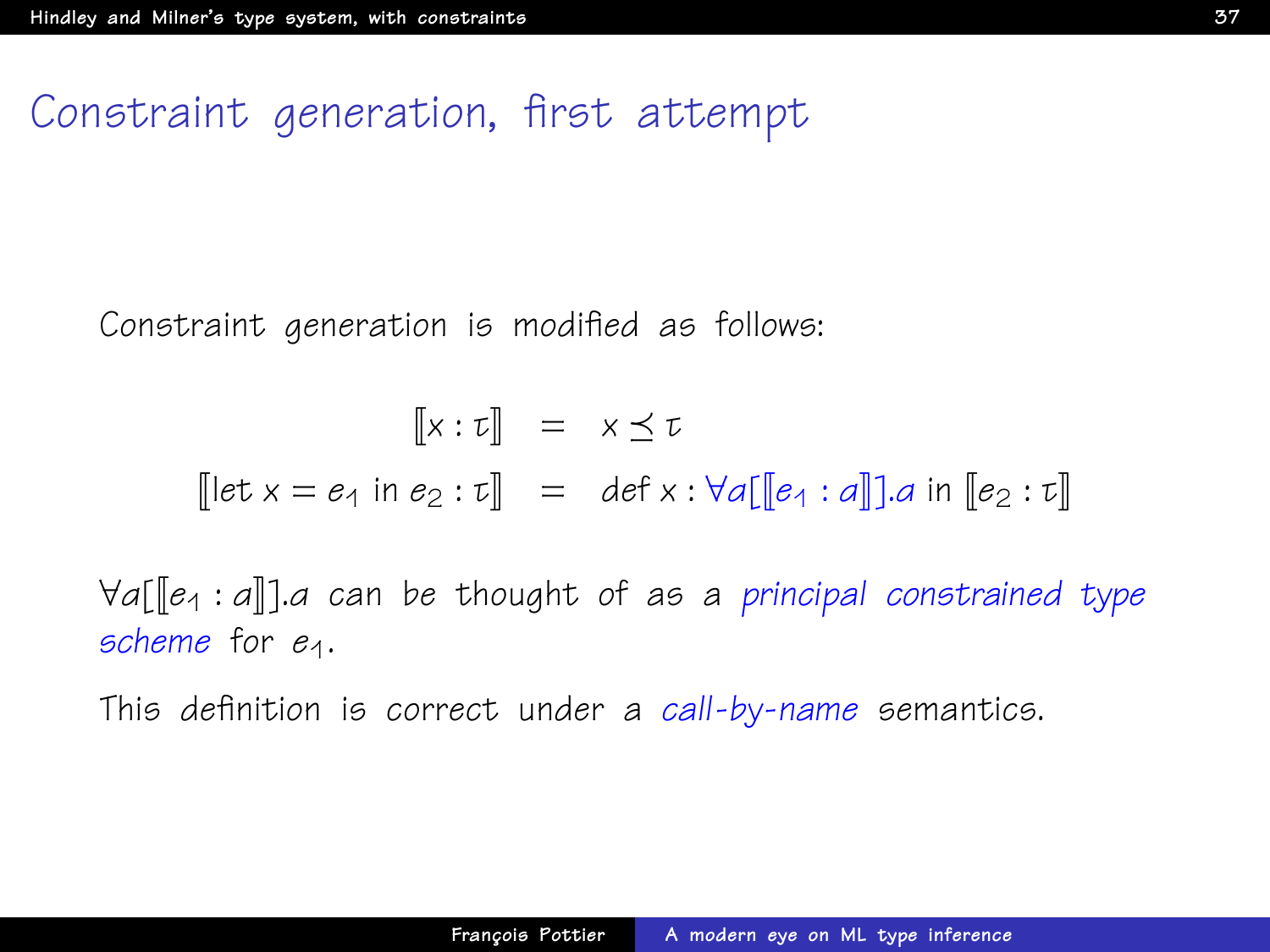# Constraint generation, first attempt

Constraint generation is modified as follows:

$$
\begin{aligned}
[\![x : \tau]\!] &= x \preceq \tau \\
[\![\text{let } x = e_1 \text{ in } e_2 : \tau]\!] &= \text{def } x : \forall a[[\![e_1 : a]\!]].a \text{ in } [\![e_2 : \tau]\!]
\end{aligned}
$$

$\forall a[[\![e_1 : a]\!]].a$ can be thought of as a *principal constrained type scheme* for $e_1$.

This definition is correct under a *call-by-name* semantics.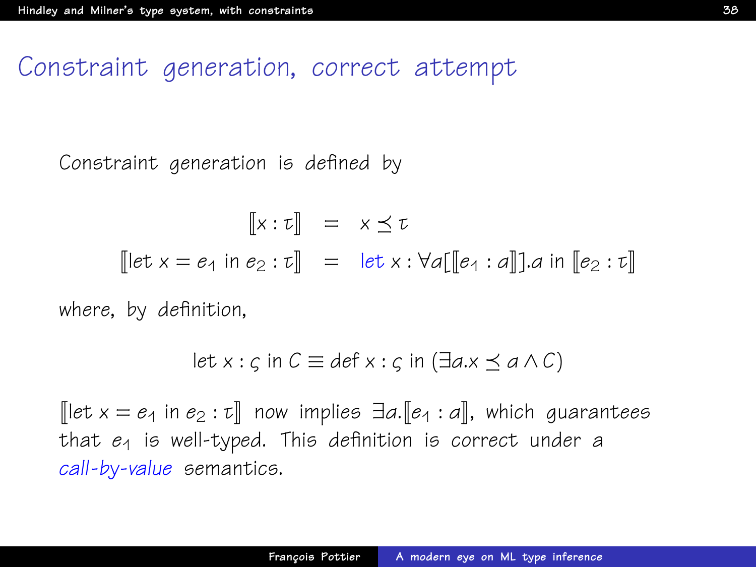# Constraint generation, correct attempt

Constraint generation is defined by

$$
\begin{aligned}
[\![x : \tau]\!] &= x \preceq \tau \\
[\![\text{let } x = e_1 \text{ in } e_2 : \tau]\!] &= \text{let } x : \forall \alpha[[\![e_1 : \alpha]\!]].\alpha \text{ in } [\![e_2 : \tau]\!]
\end{aligned}
$$

where, by definition,

$$
\text{let } x : \varsigma \text{ in } C \equiv \text{def } x : \varsigma \text{ in } (\exists \alpha . x \preceq \alpha \wedge C)
$$

$[\![\text{let } x = e_1 \text{ in } e_2 : \tau]\!]$ now implies $\exists \alpha . [\![e_1 : \alpha]\!]$, which guarantees that $e_1$ is well-typed. This definition is correct under a *call-by-value* semantics.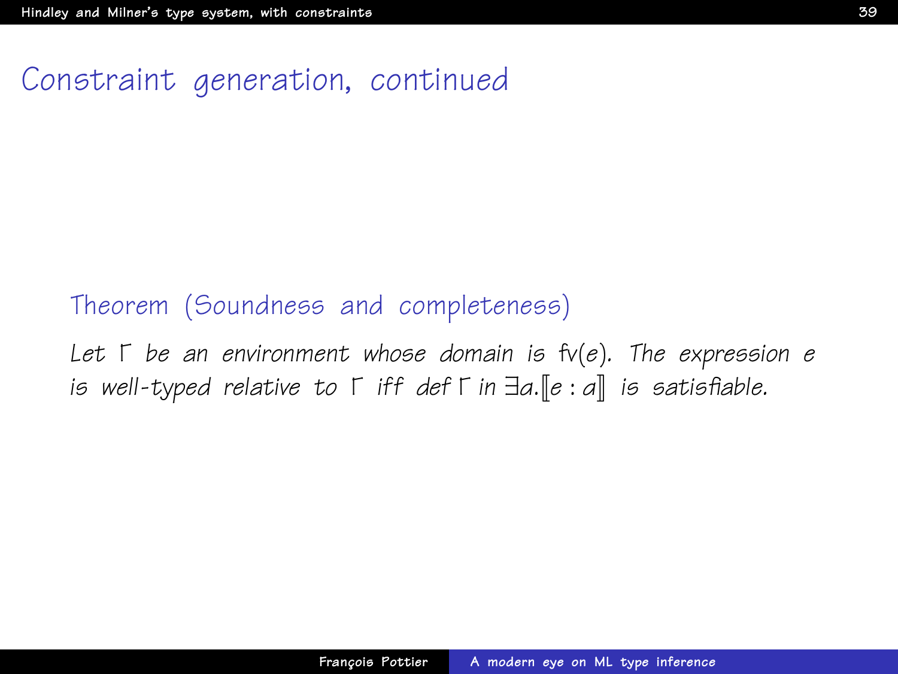# Constraint generation, continued

**Theorem (Soundness and completeness)**

*Let $\Gamma$ be an environment whose domain is $\mathrm{fv}(e)$. The expression $e$ is well-typed relative to $\Gamma$ iff $\mathsf{def}\ \Gamma\ \mathsf{in}\ \exists a.[\![e : a]\!]$ is satisfiable.*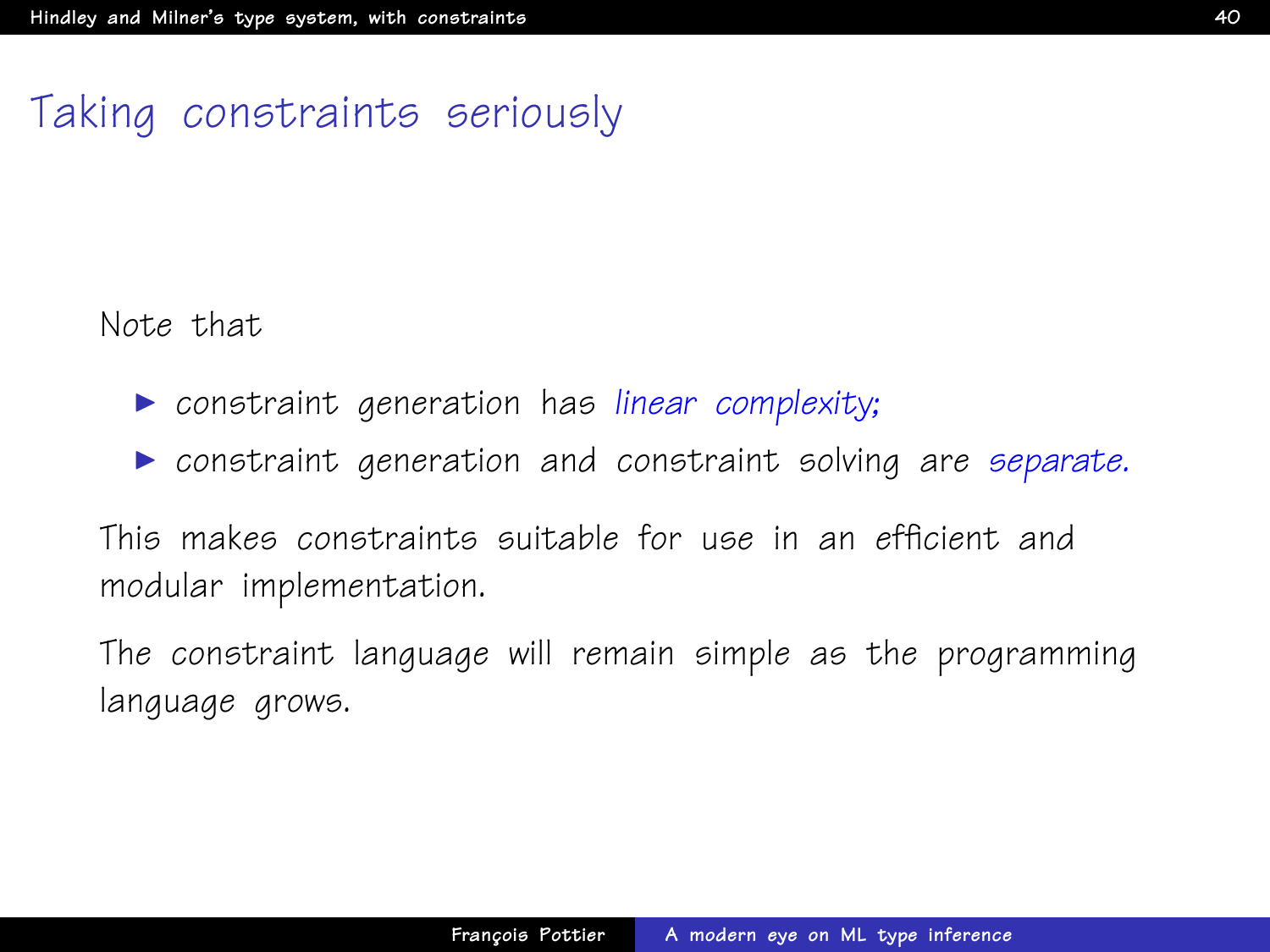# Taking constraints seriously

Note that

- constraint generation has *linear complexity;*
- constraint generation and constraint solving are *separate.*

This makes constraints suitable for use in an efficient and modular implementation.

The constraint language will remain simple as the programming language grows.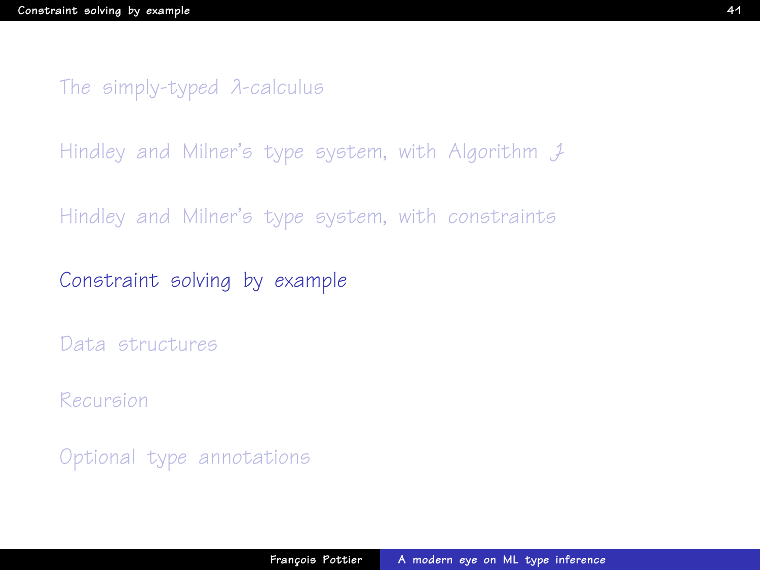- The simply-typed $\lambda$-calculus
- Hindley and Milner's type system, with Algorithm $\mathcal{J}$
- Hindley and Milner's type system, with constraints
- **Constraint solving by example**
- Data structures
- Recursion
- Optional type annotations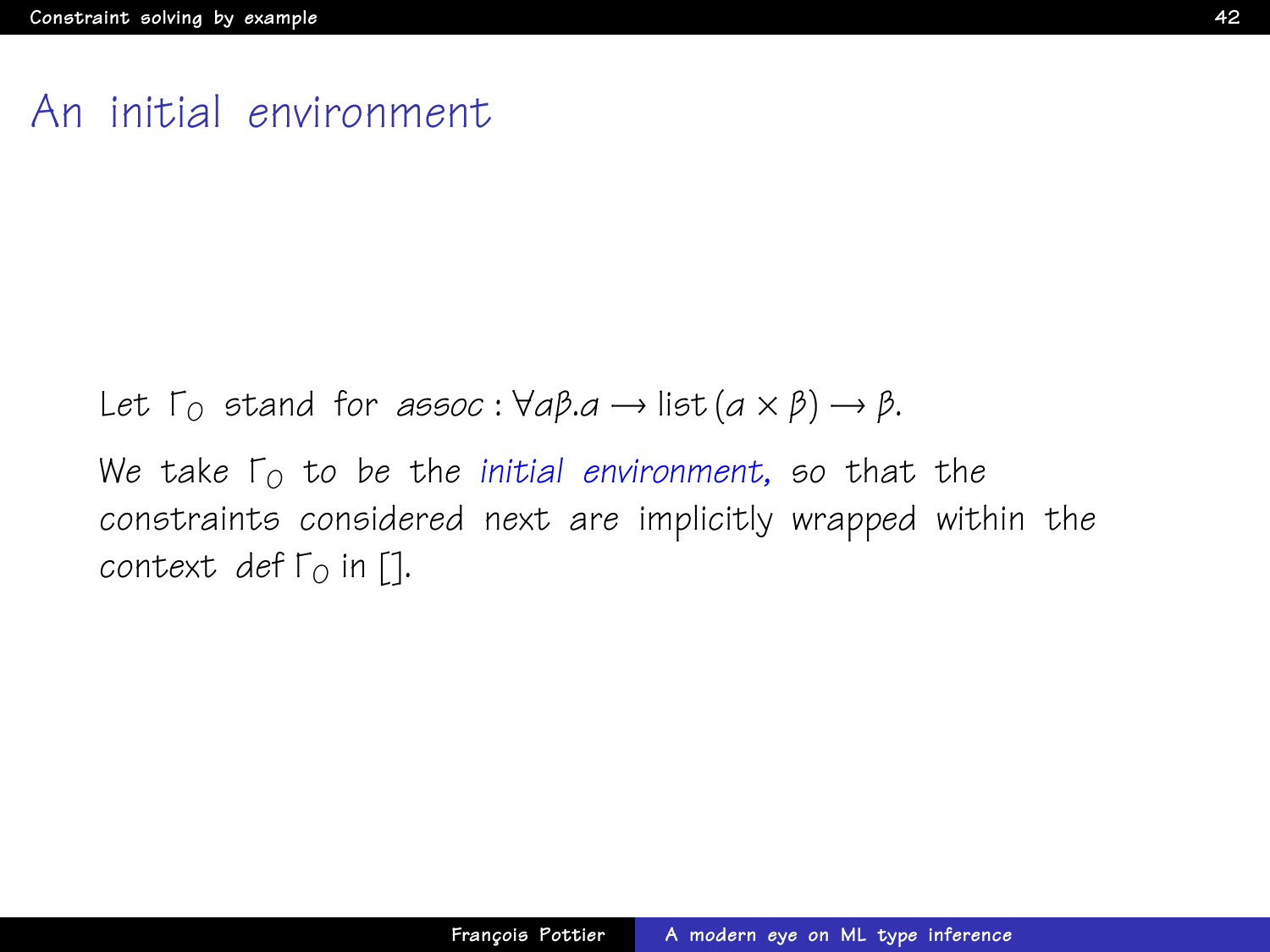# An initial environment

Let $\Gamma_0$ stand for $assoc : \forall \alpha\beta.\alpha \rightarrow \text{list}\,(\alpha \times \beta) \rightarrow \beta$.

We take $\Gamma_0$ to be the *initial environment*, so that the constraints considered next are implicitly wrapped within the context $\text{def}\,\Gamma_0\,\text{in}\,[]$.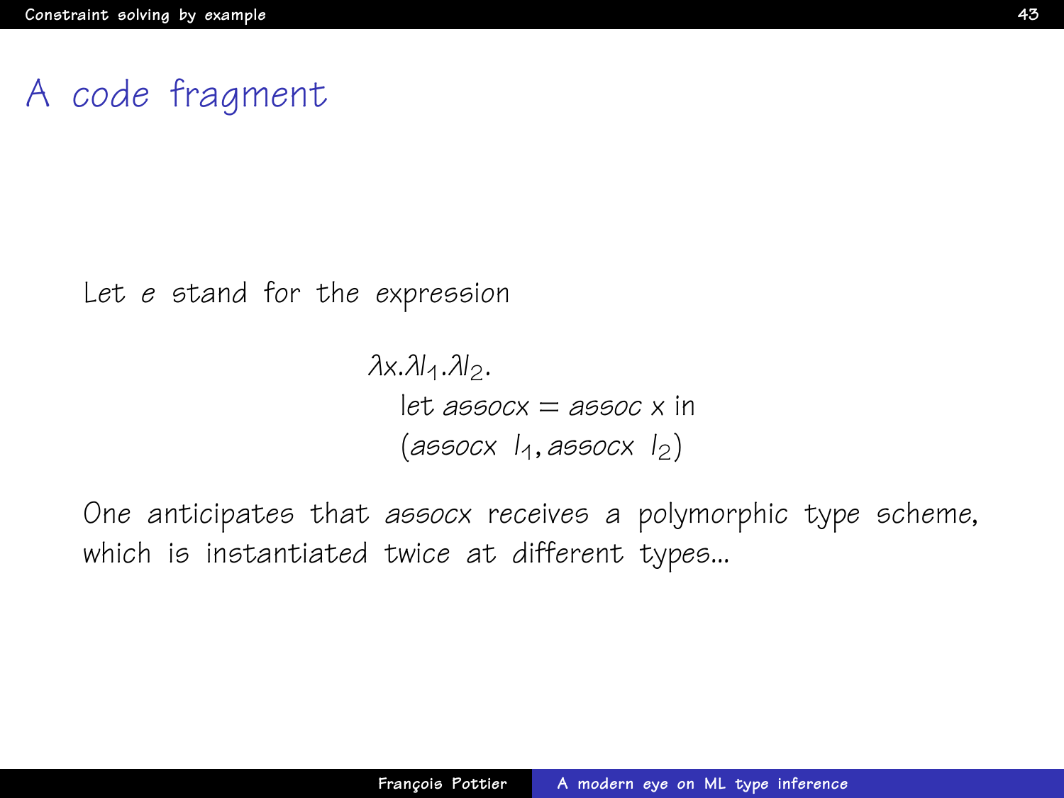# A code fragment

Let $e$ stand for the expression

$$
\begin{array}{l}
\lambda x.\lambda l_1.\lambda l_2. \\
\quad \text{let } assocx = assoc\ x \text{ in} \\
\quad (assocx\ \ l_1, assocx\ \ l_2)
\end{array}
$$

One anticipates that *assocx* receives a polymorphic type scheme, which is instantiated twice at different types...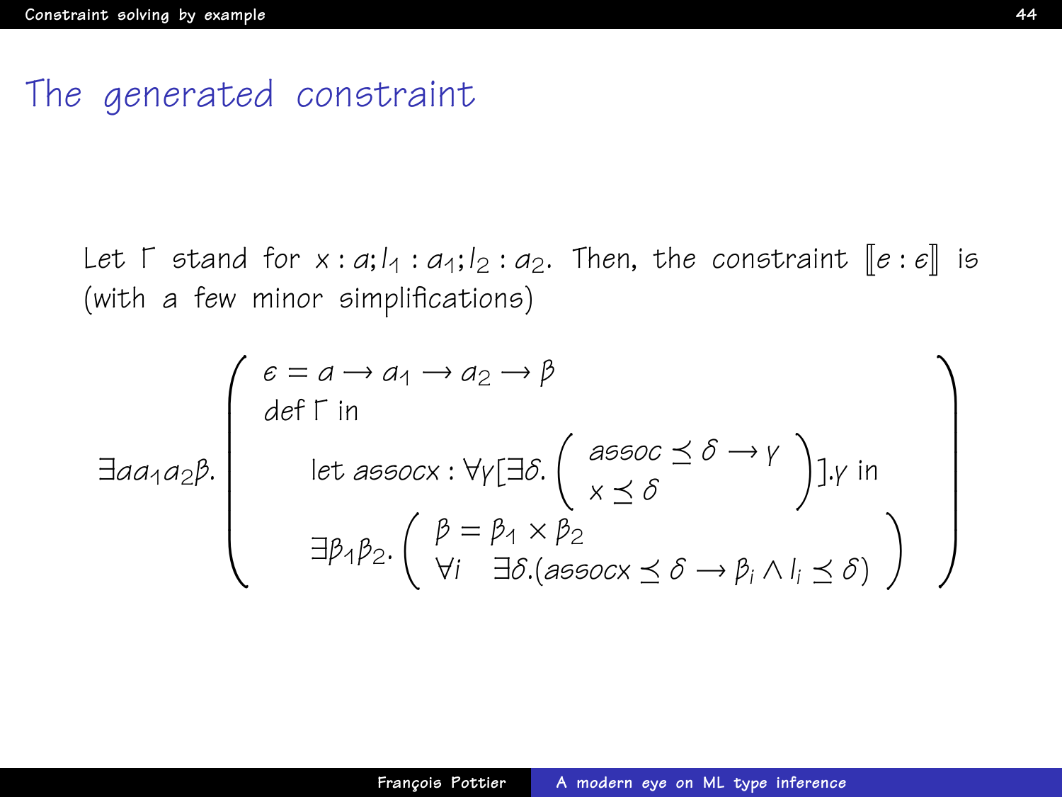## The generated constraint

Let $\Gamma$ stand for $x : \alpha; l_1 : \alpha_1; l_2 : \alpha_2$. Then, the constraint $[\![ e : \epsilon ]\!]$ is (with a few minor simplifications)

$$
\exists \alpha \alpha_1 \alpha_2 \beta. \left( \begin{array}{l}
\epsilon = \alpha \rightarrow \alpha_1 \rightarrow \alpha_2 \rightarrow \beta \\
\text{def } \Gamma \text{ in} \\
\quad \text{let } assocx : \forall \gamma [\exists \delta. \left( \begin{array}{l} assoc \preceq \delta \rightarrow \gamma \\ x \preceq \delta \end{array} \right)].\gamma \text{ in} \\
\quad \exists \beta_1 \beta_2. \left( \begin{array}{l} \beta = \beta_1 \times \beta_2 \\ \forall i \quad \exists \delta.(assocx \preceq \delta \rightarrow \beta_i \wedge l_i \preceq \delta) \end{array} \right)
\end{array} \right)
$$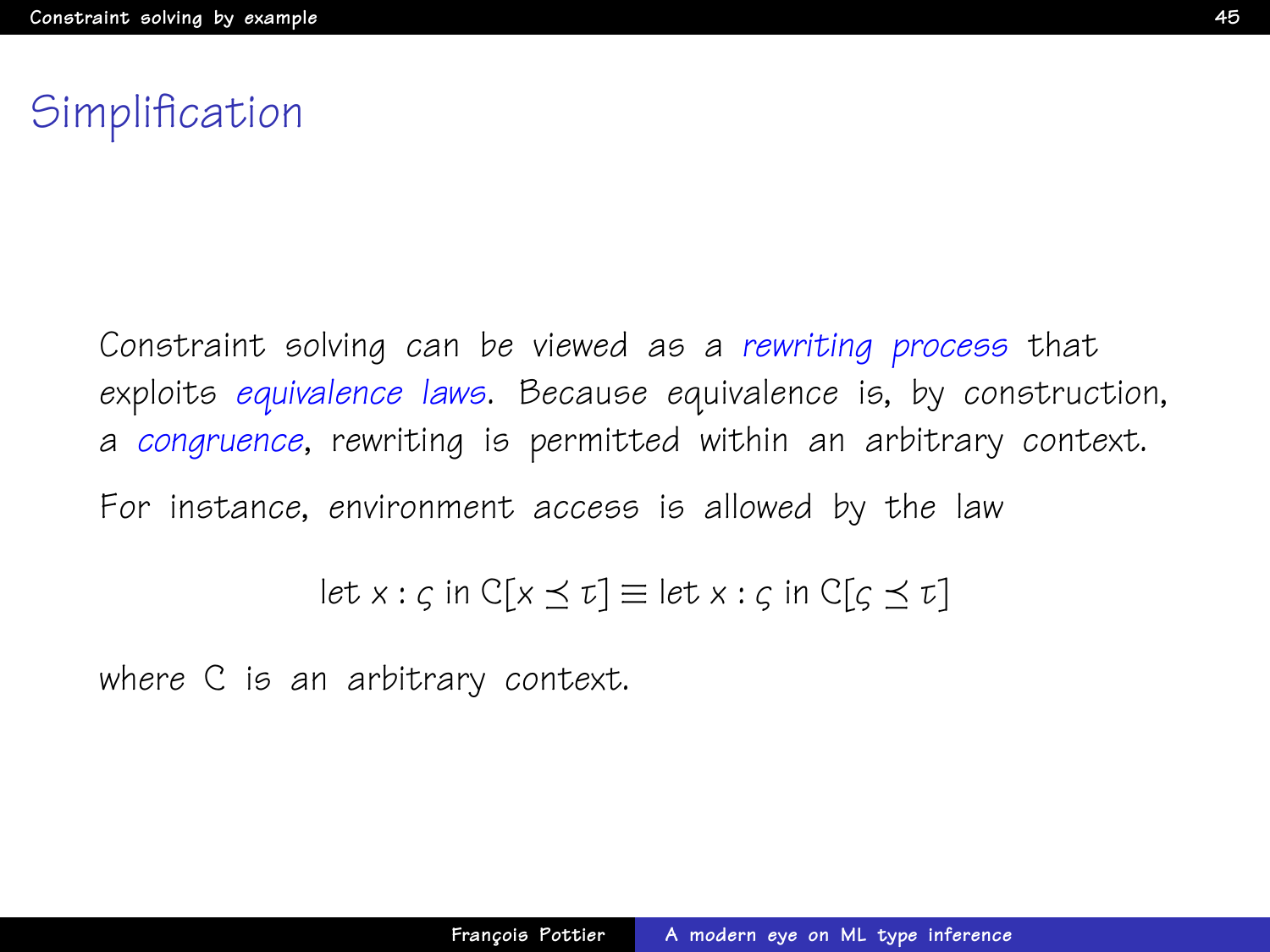# Simplification

Constraint solving can be viewed as a *rewriting process* that exploits *equivalence laws*. Because equivalence is, by construction, a *congruence*, rewriting is permitted within an arbitrary context.

For instance, environment access is allowed by the law

$$\text{let } x : \varsigma \text{ in } \mathcal{C}[x \preceq \tau] \equiv \text{let } x : \varsigma \text{ in } \mathcal{C}[\varsigma \preceq \tau]$$

where $\mathcal{C}$ is an arbitrary context.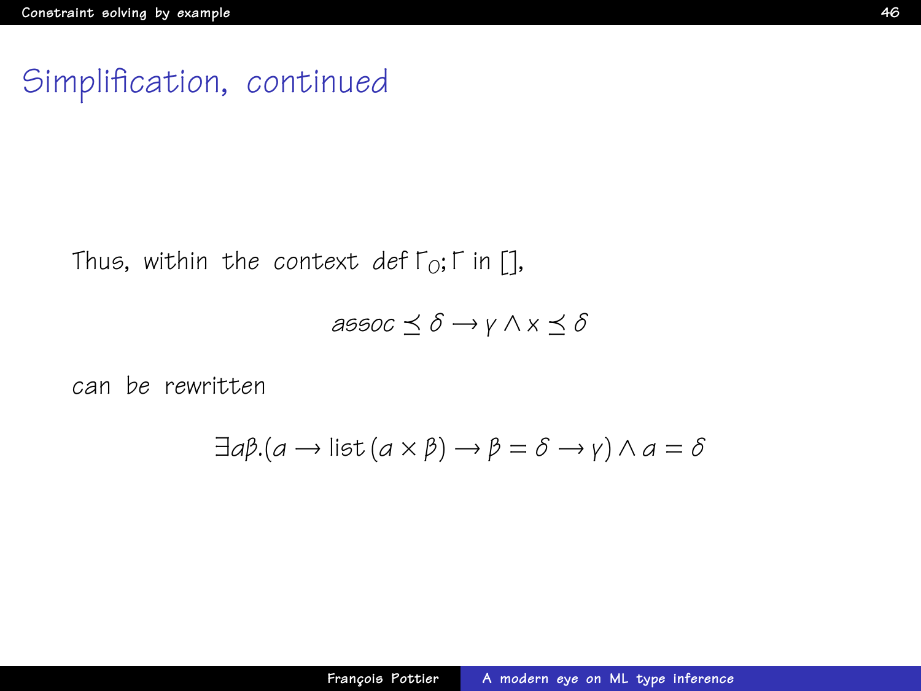# Simplification, continued

Thus, within the context def $\Gamma_0; \Gamma$ in [],

$$assoc \preceq \delta \rightarrow \gamma \wedge x \preceq \delta$$

can be rewritten

$$\exists \alpha\beta.(\alpha \rightarrow \text{list}\,(\alpha \times \beta) \rightarrow \beta = \delta \rightarrow \gamma) \wedge \alpha = \delta$$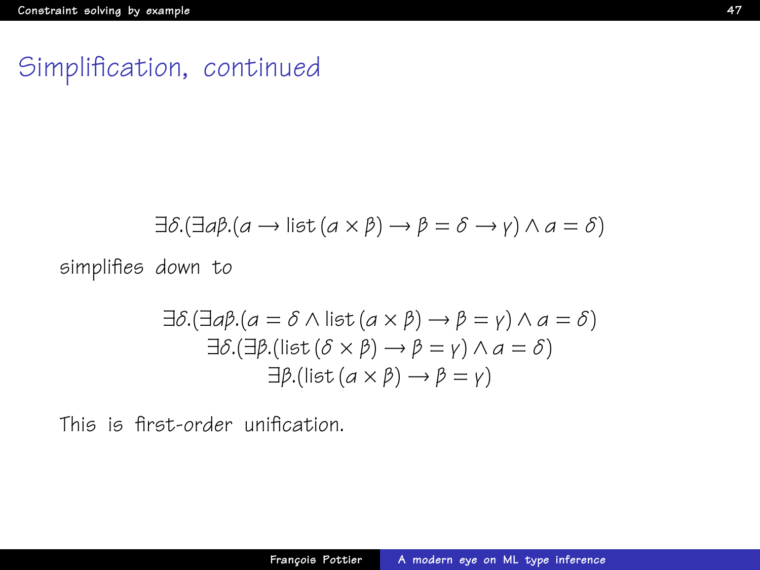# Simplification, continued

$$\exists \delta.(\exists \alpha\beta.(\alpha \to \text{list}\,(\alpha \times \beta) \to \beta = \delta \to \gamma) \wedge \alpha = \delta)$$

simplifies down to

$$\exists \delta.(\exists \alpha\beta.(\alpha = \delta \wedge \text{list}\,(\alpha \times \beta) \to \beta = \gamma) \wedge \alpha = \delta)$$
$$\exists \delta.(\exists \beta.(\text{list}\,(\delta \times \beta) \to \beta = \gamma) \wedge \alpha = \delta)$$
$$\exists \beta.(\text{list}\,(\alpha \times \beta) \to \beta = \gamma)$$

This is first-order unification.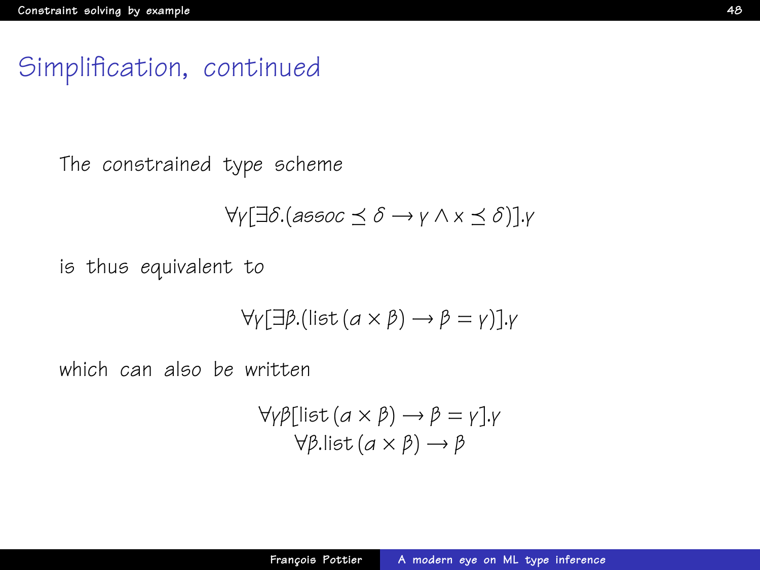# Simplification, continued

The constrained type scheme

$$\forall\gamma[\exists\delta.(assoc \preceq \delta \rightarrow \gamma \wedge x \preceq \delta)].\gamma$$

is thus equivalent to

$$\forall\gamma[\exists\beta.(\text{list}\,(a \times \beta) \rightarrow \beta = \gamma)].\gamma$$

which can also be written

$$\forall\gamma\beta[\text{list}\,(a \times \beta) \rightarrow \beta = \gamma].\gamma$$
$$\forall\beta.\text{list}\,(a \times \beta) \rightarrow \beta$$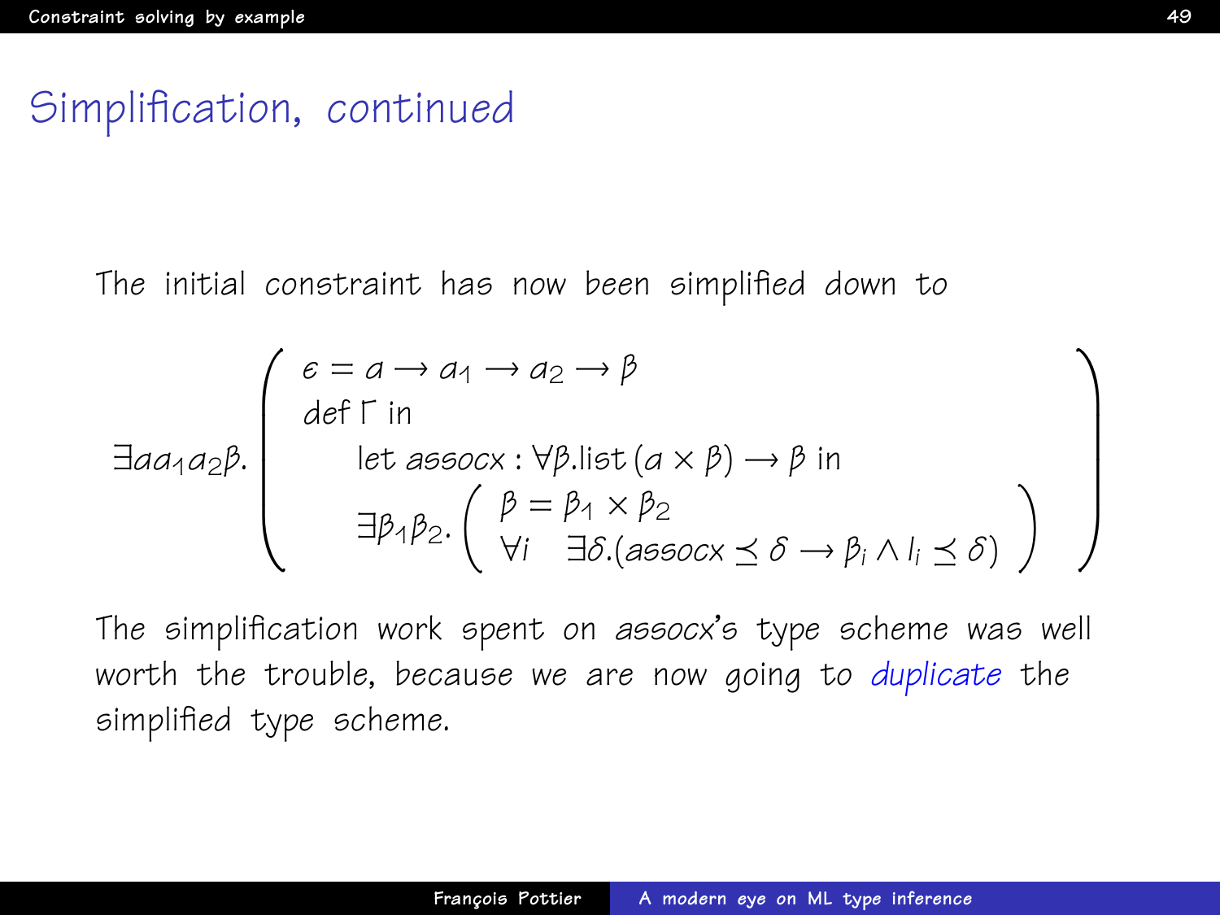## Simplification, continued

The initial constraint has now been simplified down to

$$
\exists \alpha \alpha_1 \alpha_2 \beta. \left( \begin{array}{l} \epsilon = \alpha \rightarrow \alpha_1 \rightarrow \alpha_2 \rightarrow \beta \\ \text{def } \Gamma \text{ in} \\ \qquad \text{let } \mathit{assocx} : \forall \beta. \text{list}\,(\alpha \times \beta) \rightarrow \beta \text{ in} \\ \qquad \exists \beta_1 \beta_2. \left( \begin{array}{l} \beta = \beta_1 \times \beta_2 \\ \forall i \quad \exists \delta. (\mathit{assocx} \preceq \delta \rightarrow \beta_i \wedge l_i \preceq \delta) \end{array} \right) \end{array} \right)
$$

The simplification work spent on *assocx*'s type scheme was well worth the trouble, because we are now going to *duplicate* the simplified type scheme.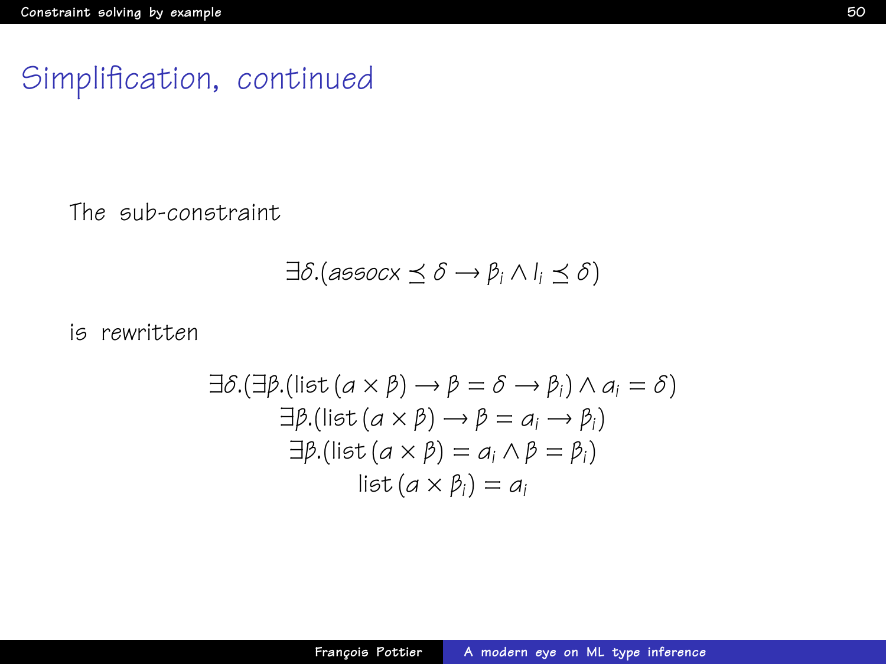# Simplification, continued

The sub-constraint

$$\exists \delta.(\mathit{assocx} \preceq \delta \to \beta_i \wedge l_i \preceq \delta)$$

is rewritten

$$\begin{array}{c}
\exists \delta.(\exists \beta.(\text{list}\,(\alpha \times \beta) \to \beta = \delta \to \beta_i) \wedge \alpha_i = \delta) \\
\exists \beta.(\text{list}\,(\alpha \times \beta) \to \beta = \alpha_i \to \beta_i) \\
\exists \beta.(\text{list}\,(\alpha \times \beta) = \alpha_i \wedge \beta = \beta_i) \\
\text{list}\,(\alpha \times \beta_i) = \alpha_i
\end{array}$$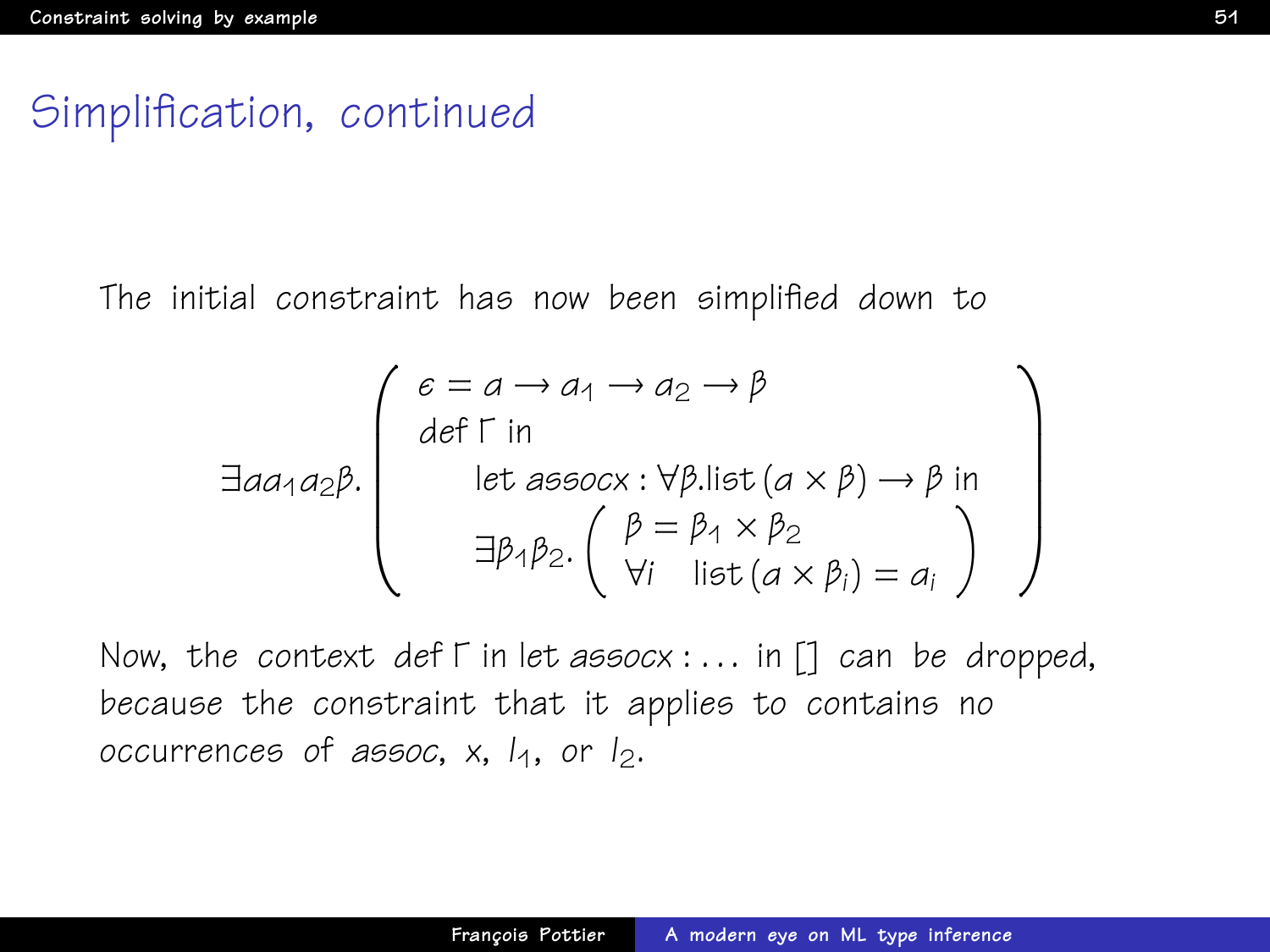# Simplification, continued

The initial constraint has now been simplified down to

$$
\exists \alpha \alpha_1 \alpha_2 \beta. \left( \begin{array}{l} \epsilon = \alpha \to \alpha_1 \to \alpha_2 \to \beta \\ \text{def } \Gamma \text{ in} \\ \quad \text{let } \mathit{assocx} : \forall \beta. \text{list}\,(\alpha \times \beta) \to \beta \text{ in} \\ \quad \exists \beta_1 \beta_2. \left( \begin{array}{l} \beta = \beta_1 \times \beta_2 \\ \forall i \quad \text{list}\,(\alpha \times \beta_i) = \alpha_i \end{array} \right) \end{array} \right)
$$

Now, the context def $\Gamma$ in let $\mathit{assocx} : \ldots$ in $[]$ can be dropped, because the constraint that it applies to contains no occurrences of *assoc*, $x$, $l_1$, or $l_2$.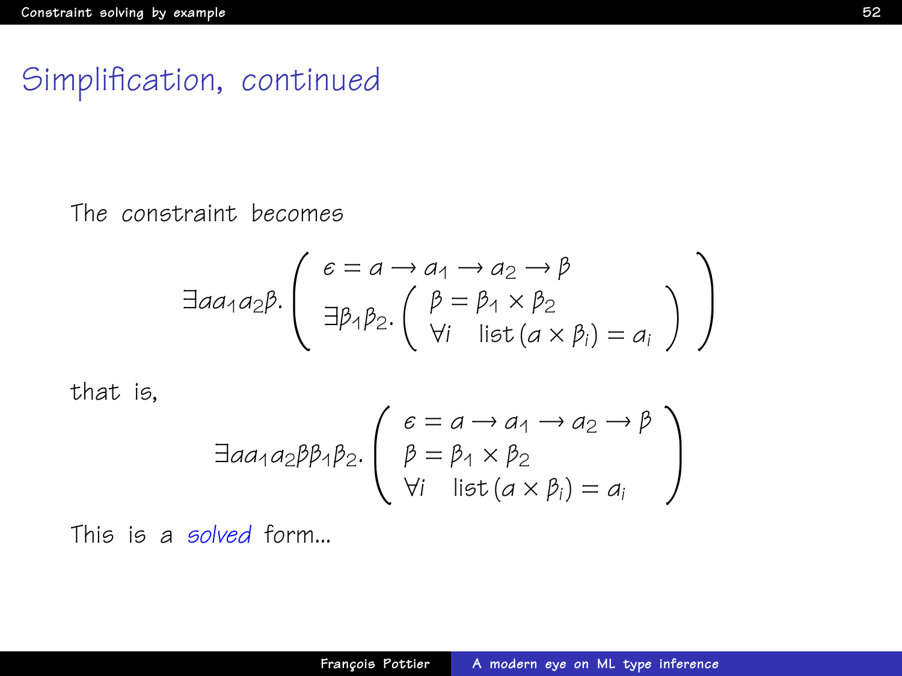# Simplification, continued

The constraint becomes

$$\exists \alpha \alpha_1 \alpha_2 \beta. \left( \begin{array}{l} \epsilon = \alpha \rightarrow \alpha_1 \rightarrow \alpha_2 \rightarrow \beta \\ \exists \beta_1 \beta_2. \left( \begin{array}{l} \beta = \beta_1 \times \beta_2 \\ \forall i \quad \text{list}\,(\alpha \times \beta_i) = \alpha_i \end{array} \right) \end{array} \right)$$

that is,

$$\exists \alpha \alpha_1 \alpha_2 \beta \beta_1 \beta_2. \left( \begin{array}{l} \epsilon = \alpha \rightarrow \alpha_1 \rightarrow \alpha_2 \rightarrow \beta \\ \beta = \beta_1 \times \beta_2 \\ \forall i \quad \text{list}\,(\alpha \times \beta_i) = \alpha_i \end{array} \right)$$

This is a *solved* form...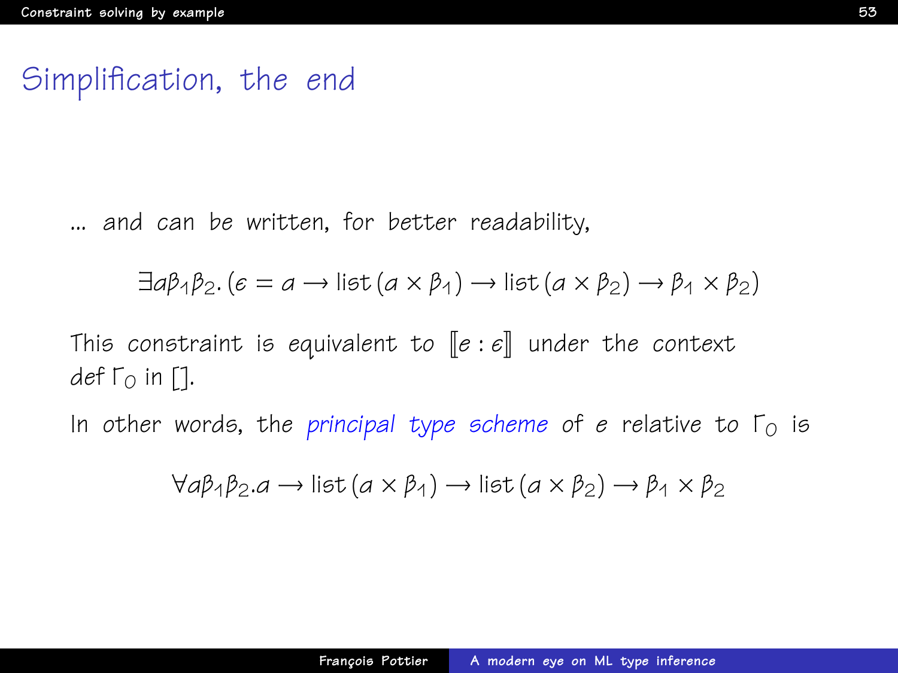# Simplification, the end

... and can be written, for better readability,

$$\exists \alpha \beta_1 \beta_2 . (\epsilon = \alpha \rightarrow \mathsf{list}\,(\alpha \times \beta_1) \rightarrow \mathsf{list}\,(\alpha \times \beta_2) \rightarrow \beta_1 \times \beta_2)$$

This constraint is equivalent to $[\![ e : \epsilon ]\!]$ under the context def $\Gamma_0$ in [].

In other words, the *principal type scheme* of $e$ relative to $\Gamma_0$ is

$$\forall \alpha \beta_1 \beta_2 . \alpha \rightarrow \mathsf{list}\,(\alpha \times \beta_1) \rightarrow \mathsf{list}\,(\alpha \times \beta_2) \rightarrow \beta_1 \times \beta_2$$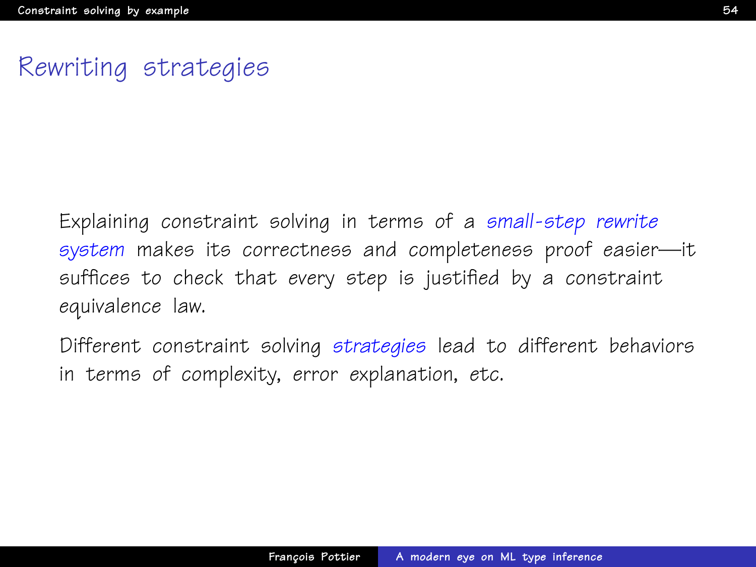# Rewriting strategies

Explaining constraint solving in terms of a *small-step rewrite system* makes its correctness and completeness proof easier—it suffices to check that every step is justified by a constraint equivalence law.

Different constraint solving *strategies* lead to different behaviors in terms of complexity, error explanation, etc.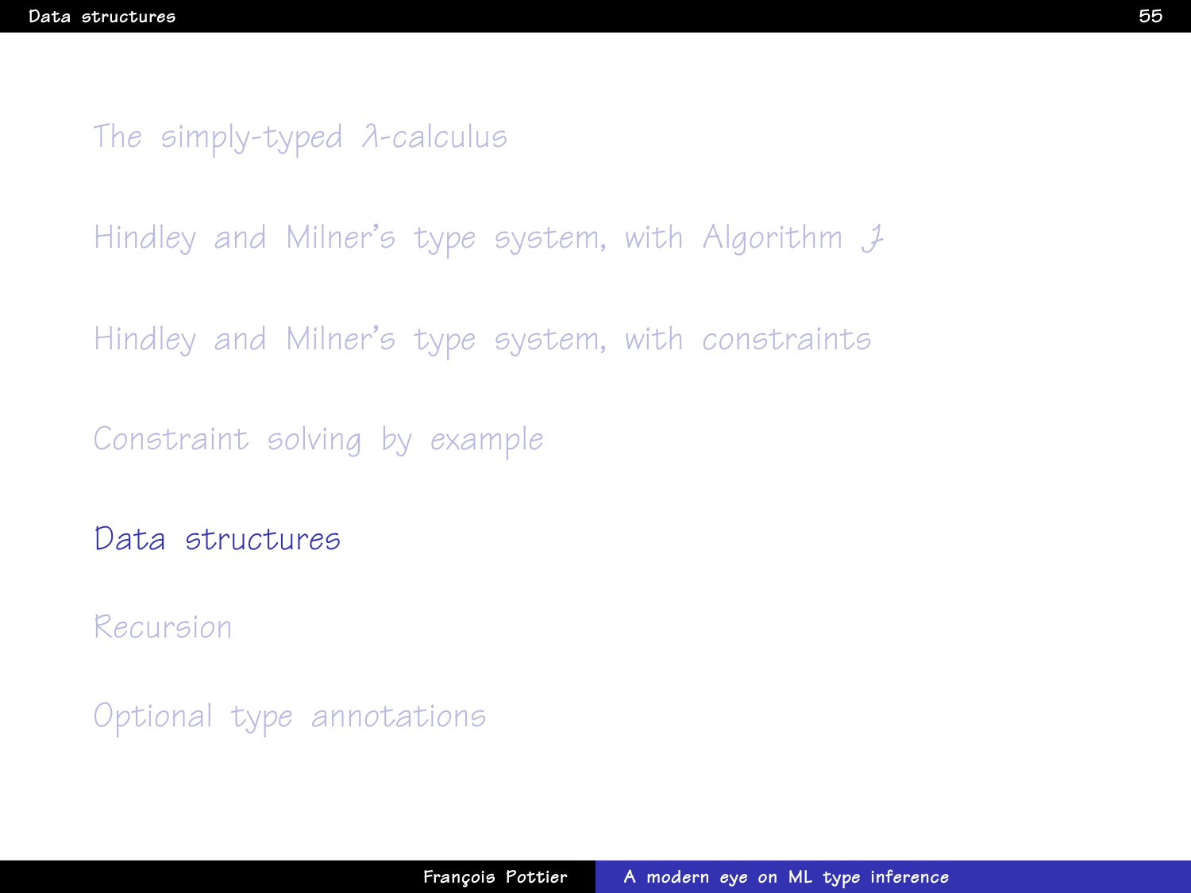The simply-typed $\lambda$-calculus

Hindley and Milner's type system, with Algorithm $\mathcal{J}$

Hindley and Milner's type system, with constraints

Constraint solving by example

**Data structures**

Recursion

Optional type annotations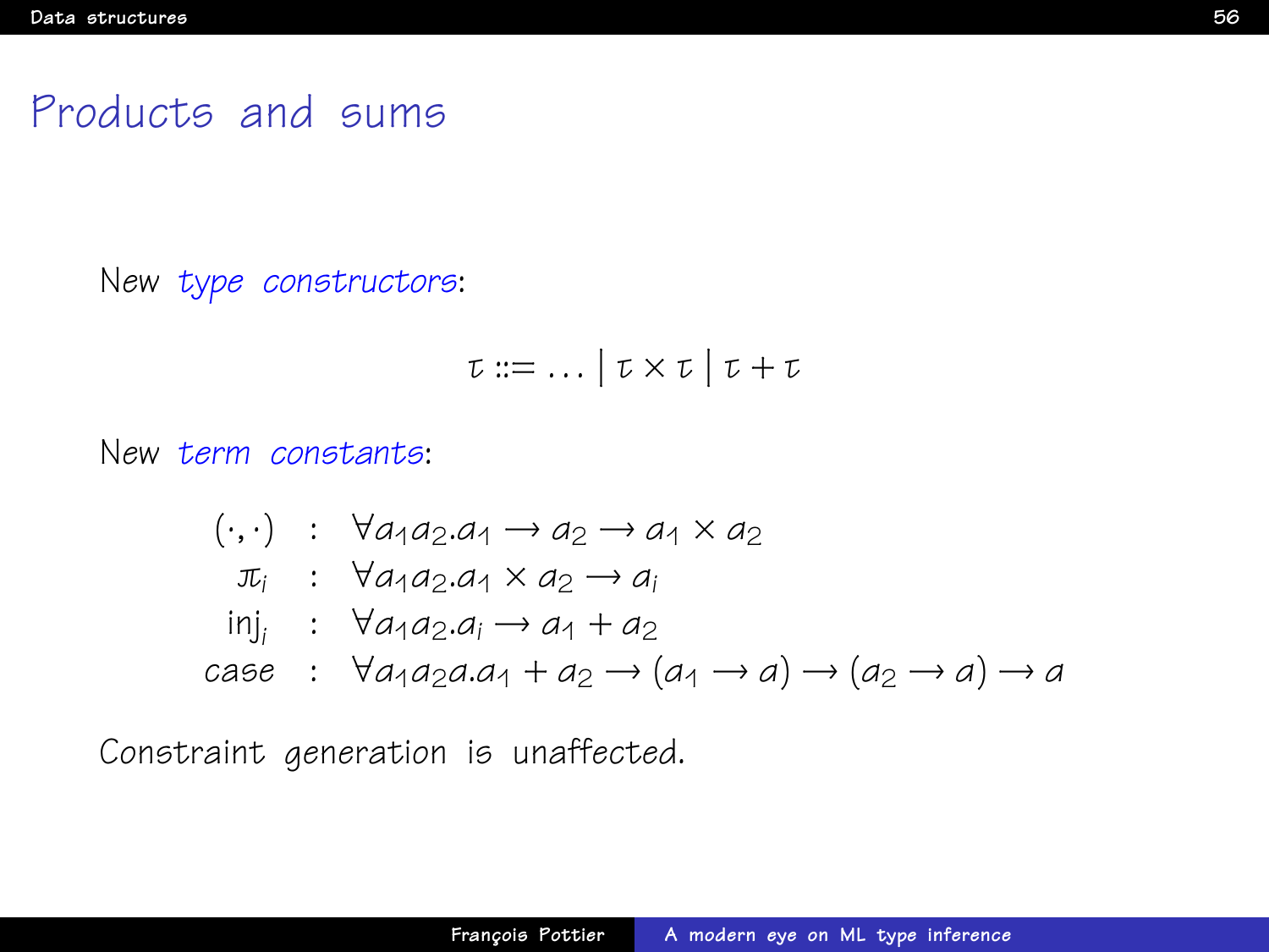# Products and sums

New *type constructors*:

$$\tau ::= \ldots \mid \tau \times \tau \mid \tau + \tau$$

New *term constants*:

$$
\begin{array}{rcl}
(\cdot,\cdot) & : & \forall \alpha_1 \alpha_2 . \alpha_1 \rightarrow \alpha_2 \rightarrow \alpha_1 \times \alpha_2 \\
\pi_i & : & \forall \alpha_1 \alpha_2 . \alpha_1 \times \alpha_2 \rightarrow \alpha_i \\
\mathrm{inj}_i & : & \forall \alpha_1 \alpha_2 . \alpha_i \rightarrow \alpha_1 + \alpha_2 \\
\mathit{case} & : & \forall \alpha_1 \alpha_2 \alpha . \alpha_1 + \alpha_2 \rightarrow (\alpha_1 \rightarrow \alpha) \rightarrow (\alpha_2 \rightarrow \alpha) \rightarrow \alpha
\end{array}
$$

Constraint generation is unaffected.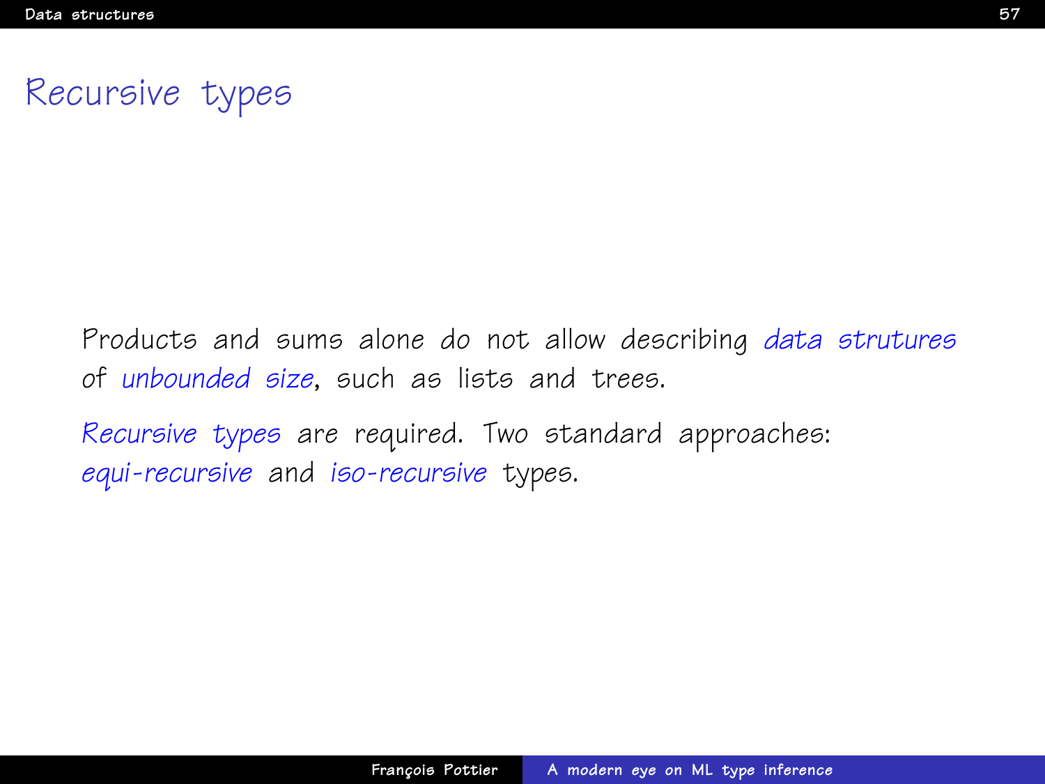# Recursive types

Products and sums alone do not allow describing *data strutures* of *unbounded size*, such as lists and trees.

*Recursive types* are required. Two standard approaches: *equi-recursive* and *iso-recursive* types.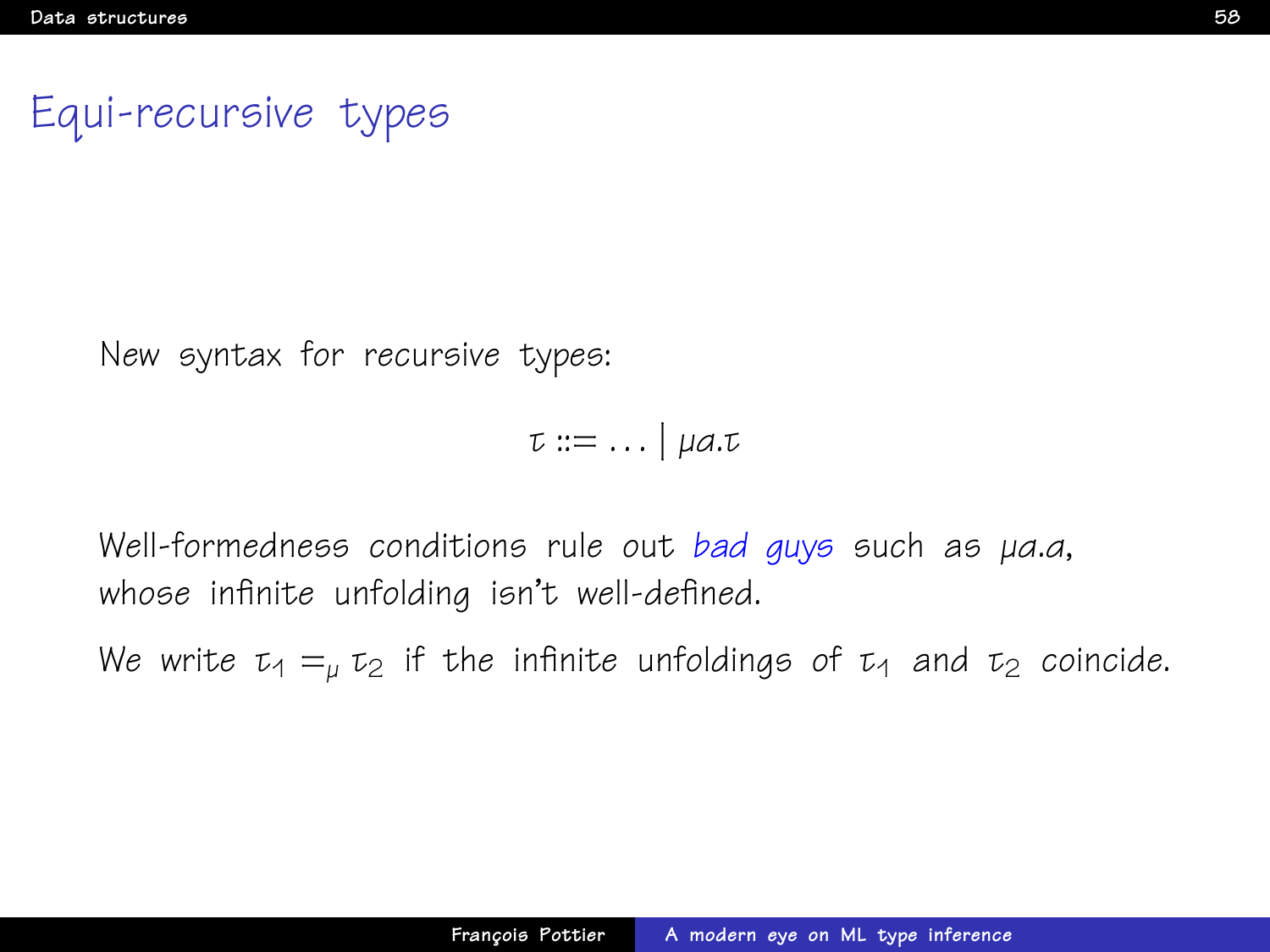# Equi-recursive types

New syntax for recursive types:

$$\tau ::= \ldots \mid \mu a.\tau$$

Well-formedness conditions rule out *bad guys* such as $\mu a.a$, whose infinite unfolding isn't well-defined.

We write $\tau_1 =_\mu \tau_2$ if the infinite unfoldings of $\tau_1$ and $\tau_2$ coincide.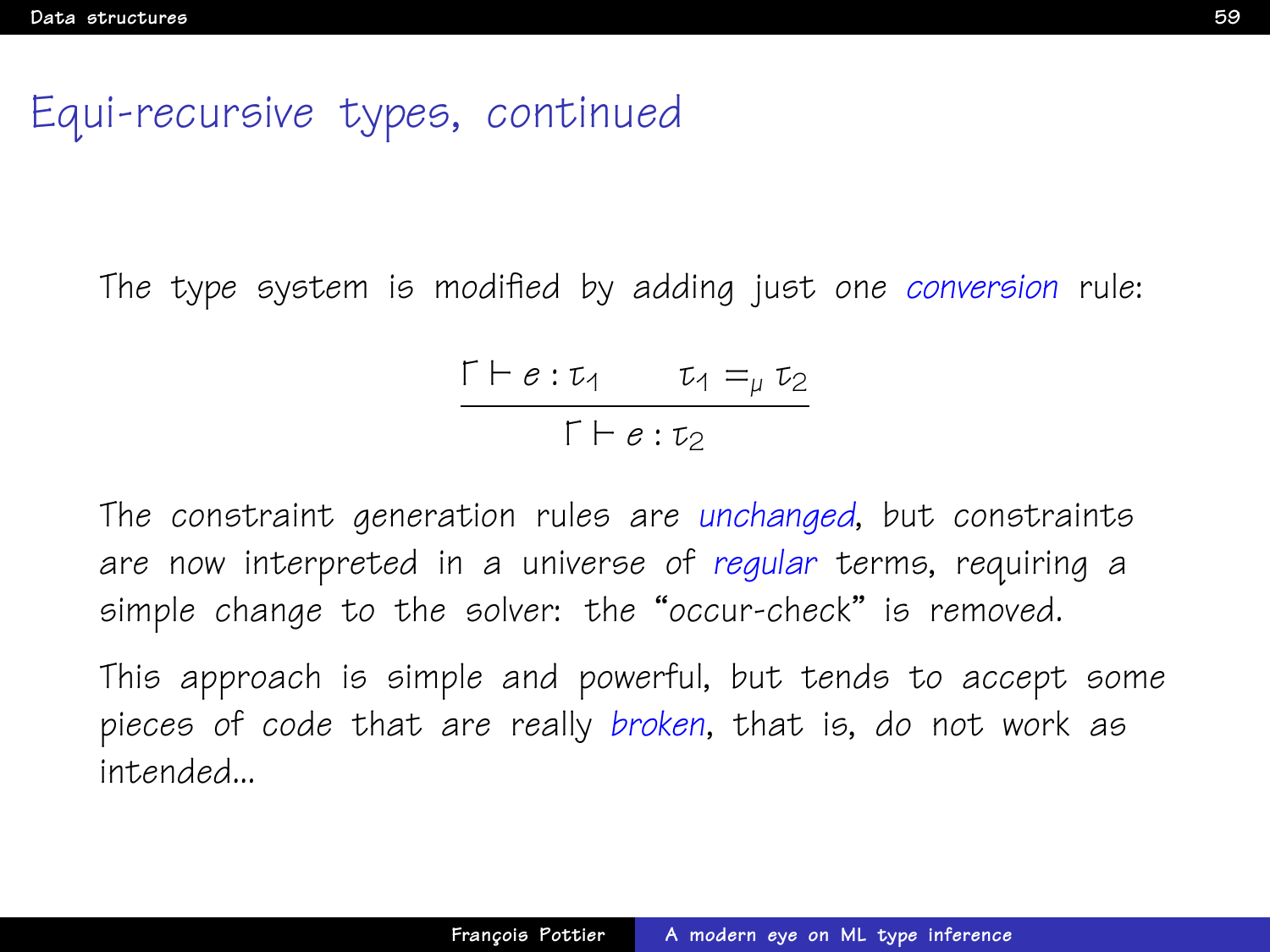# Equi-recursive types, continued

The type system is modified by adding just one *conversion* rule:

$$\frac{\Gamma \vdash e : \tau_1 \qquad \tau_1 =_\mu \tau_2}{\Gamma \vdash e : \tau_2}$$

The constraint generation rules are *unchanged*, but constraints are now interpreted in a universe of *regular* terms, requiring a simple change to the solver: the "occur-check" is removed.

This approach is simple and powerful, but tends to accept some pieces of code that are really *broken*, that is, do not work as intended...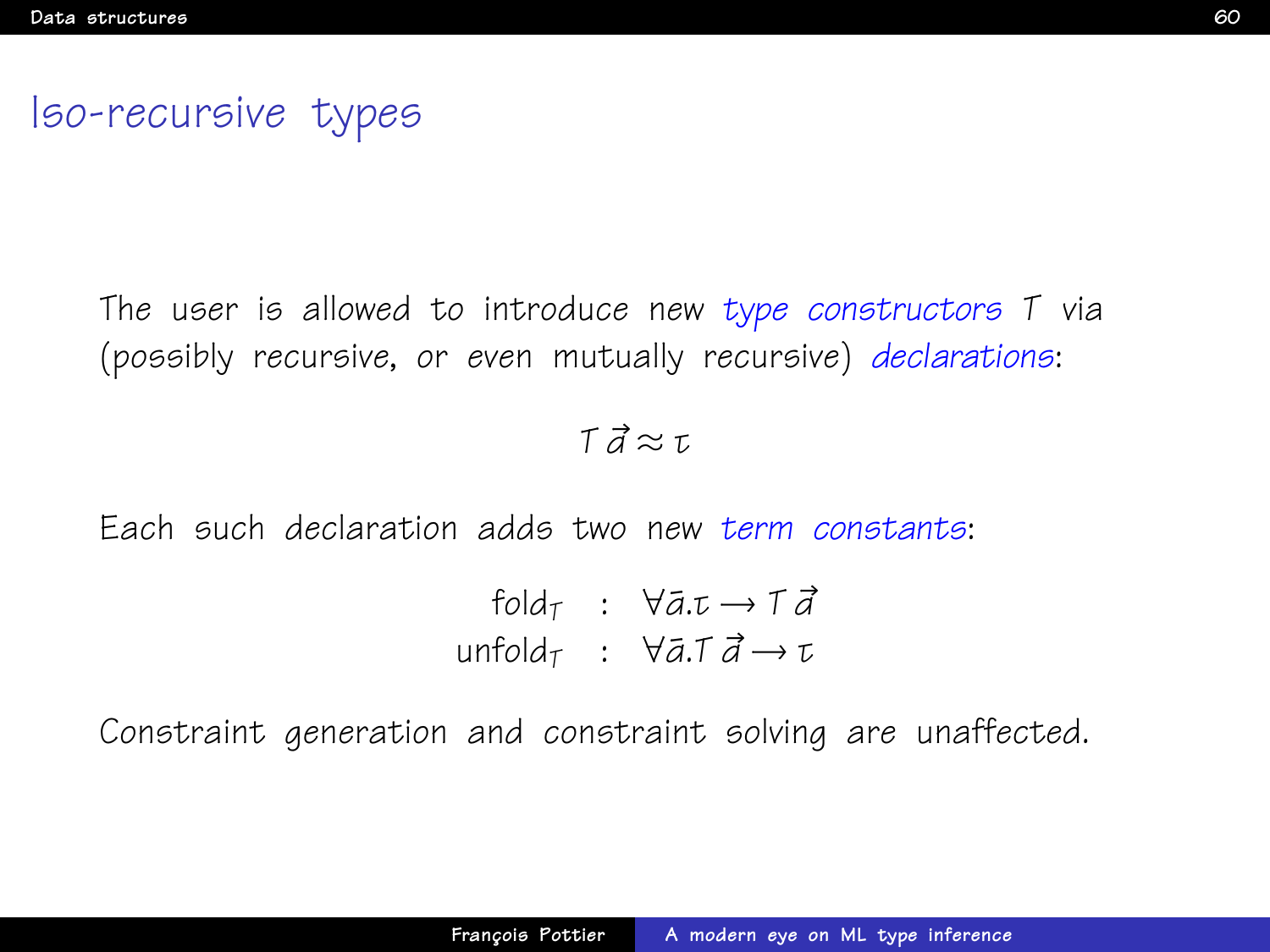# Iso-recursive types

The user is allowed to introduce new *type constructors* $T$ via (possibly recursive, or even mutually recursive) *declarations*:

$$T\,\vec{a} \approx \tau$$

Each such declaration adds two new *term constants*:

$$\begin{array}{rcl} \mathrm{fold}_T & : & \forall \bar{a}.\tau \rightarrow T\,\vec{a} \\ \mathrm{unfold}_T & : & \forall \bar{a}.T\,\vec{a} \rightarrow \tau \end{array}$$

Constraint generation and constraint solving are unaffected.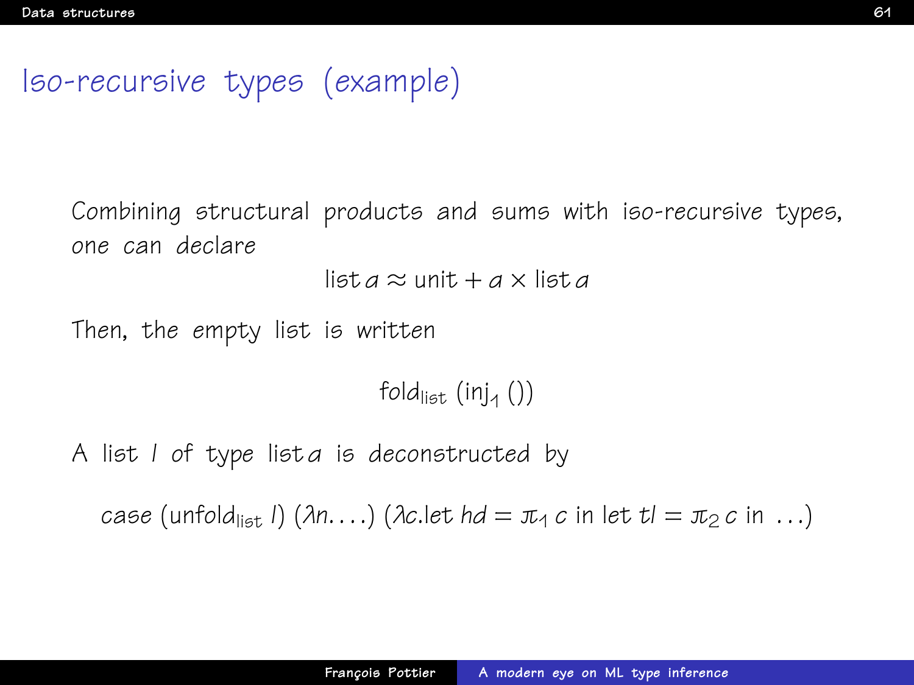# Iso-recursive types (example)

Combining structural products and sums with iso-recursive types, one can declare

$$\text{list}\,a \approx \text{unit} + a \times \text{list}\,a$$

Then, the empty list is written

$$\text{fold}_{\text{list}}\,(\text{inj}_1\,())$$

A list $l$ of type $\text{list}\,a$ is deconstructed by

$$\textit{case}\;(\text{unfold}_{\text{list}}\,l)\;(\lambda n.\ldots)\;(\lambda c.\text{let}\;hd = \pi_1\,c\;\text{in let}\;tl = \pi_2\,c\;\text{in}\;\ldots)$$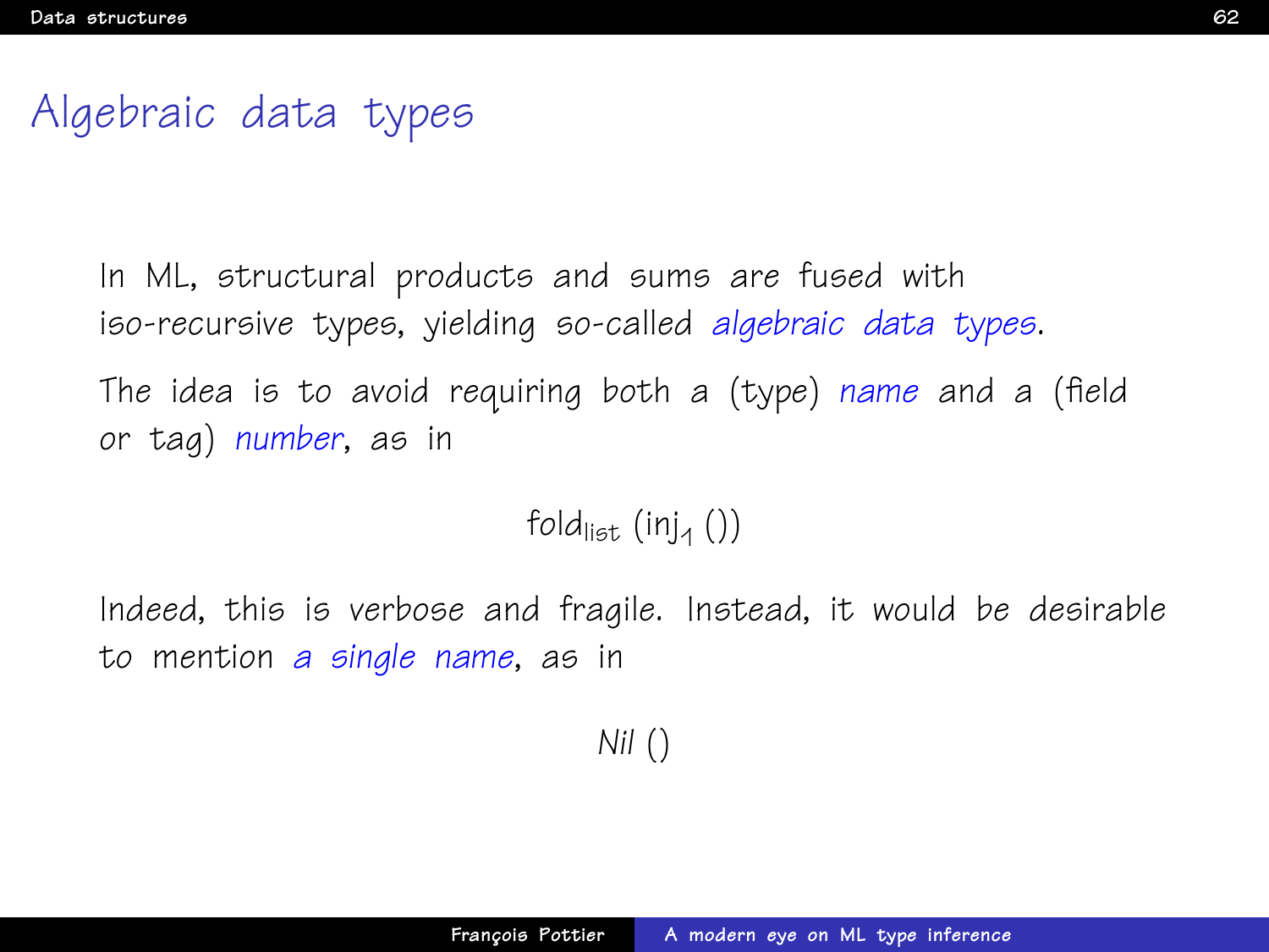# Algebraic data types

In ML, structural products and sums are fused with iso-recursive types, yielding so-called *algebraic data types*.

The idea is to avoid requiring both a (type) *name* and a (field or tag) *number*, as in

$$\mathsf{fold}_{\mathsf{list}}\ (\mathsf{inj}_1\ ())$$

Indeed, this is verbose and fragile. Instead, it would be desirable to mention *a single name*, as in

$$\mathit{Nil}\ ()$$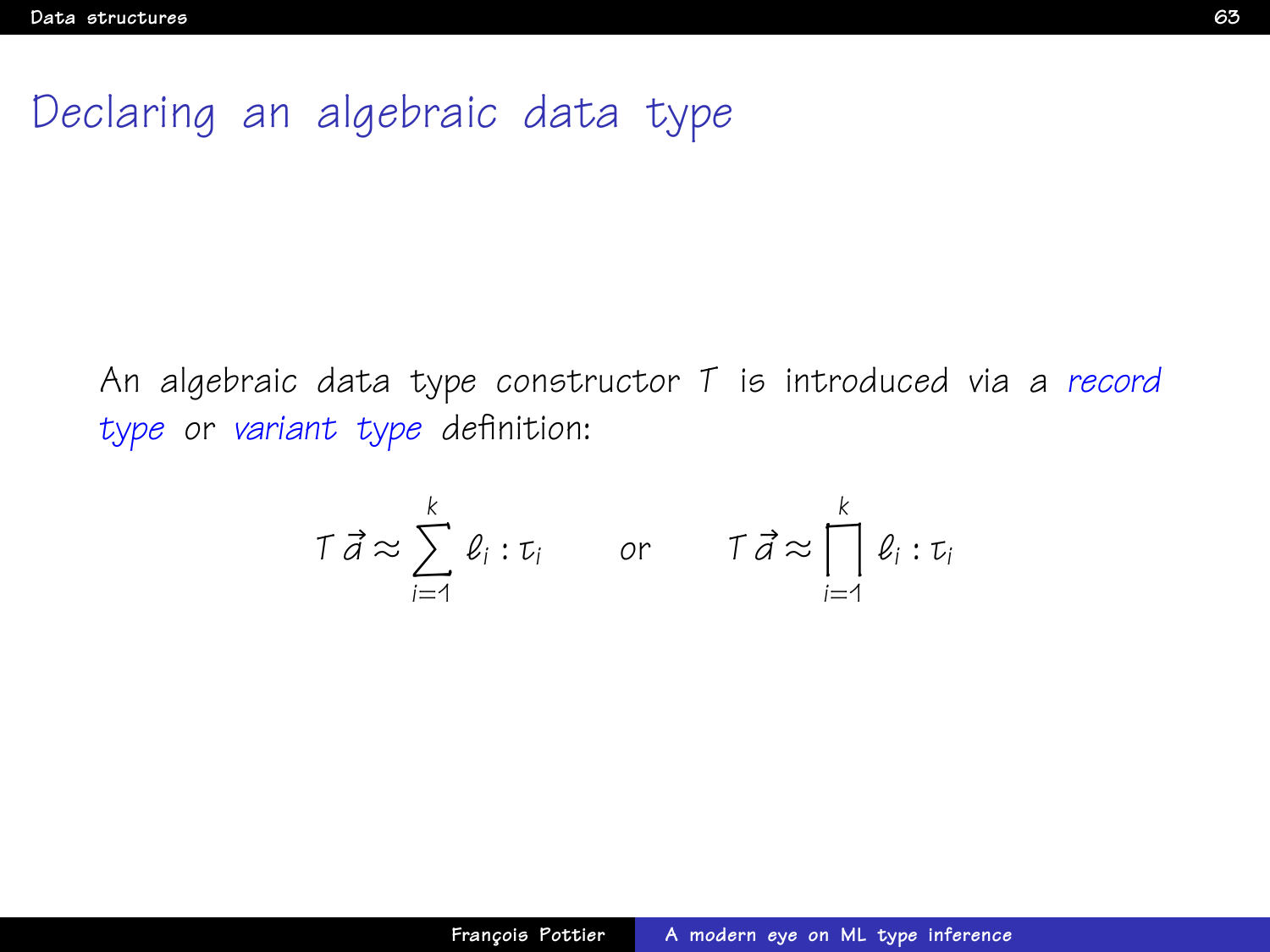# Declaring an algebraic data type

An algebraic data type constructor $T$ is introduced via a *record type* or *variant type* definition:

$$T\,\vec{a} \approx \sum_{i=1}^{k} \ell_i : \tau_i \qquad \text{or} \qquad T\,\vec{a} \approx \prod_{i=1}^{k} \ell_i : \tau_i$$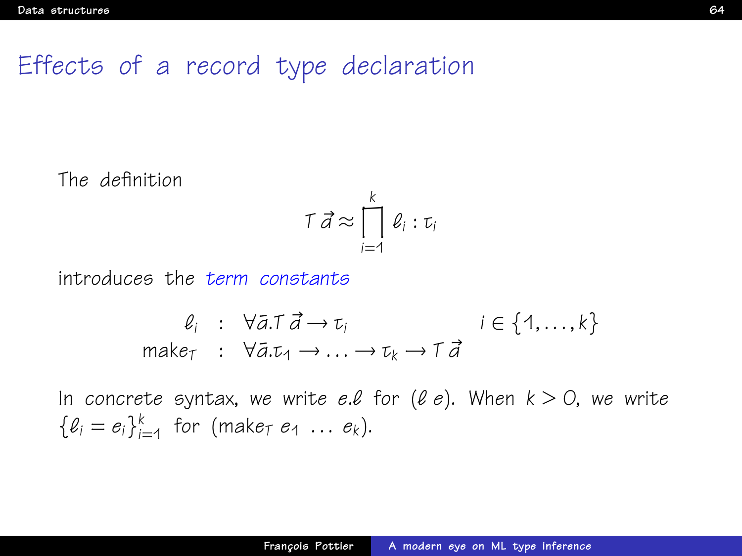# Effects of a record type declaration

The definition

$$T\,\vec{a} \approx \prod_{i=1}^{k} \ell_i : \tau_i$$

introduces the *term constants*

$$\begin{array}{rcll} \ell_i & : & \forall \bar{a}.T\,\vec{a} \rightarrow \tau_i & \qquad i \in \{1, \ldots, k\} \\ \mathsf{make}_T & : & \forall \bar{a}.\tau_1 \rightarrow \ldots \rightarrow \tau_k \rightarrow T\,\vec{a} & \end{array}$$

In concrete syntax, we write $e.\ell$ for $(\ell\ e)$. When $k > 0$, we write $\{\ell_i = e_i\}_{i=1}^{k}$ for $(\mathsf{make}_T\ e_1\ \ldots\ e_k)$.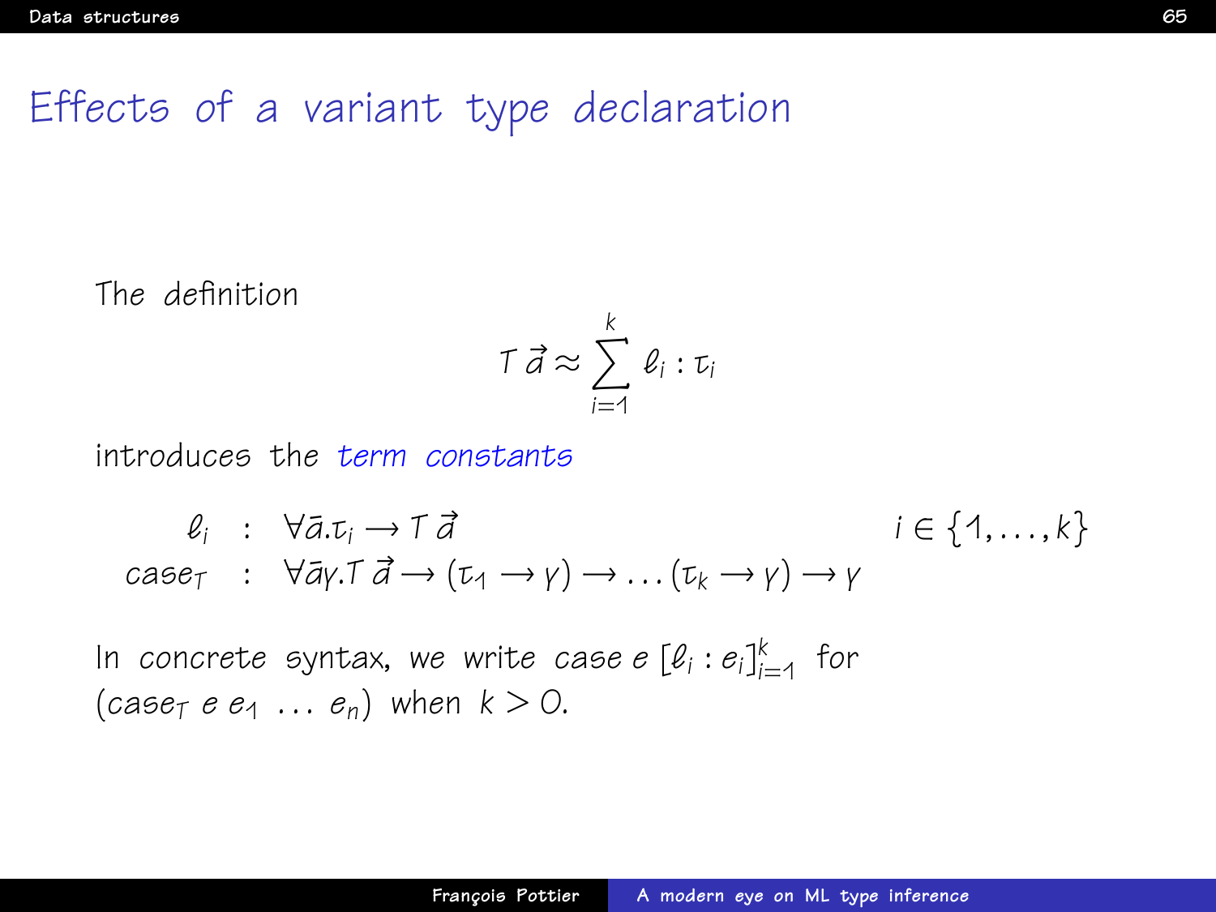# Effects of a variant type declaration

The definition

$$T\,\vec{\alpha} \approx \sum_{i=1}^{k} \ell_i : \tau_i$$

introduces the *term constants*

$$\begin{array}{rcll} \ell_i & : & \forall \bar{\alpha}.\tau_i \rightarrow T\,\vec{\alpha} & \qquad i \in \{1, \ldots, k\} \\ \mathit{case}_T & : & \forall \bar{\alpha}\gamma.T\,\vec{\alpha} \rightarrow (\tau_1 \rightarrow \gamma) \rightarrow \ldots (\tau_k \rightarrow \gamma) \rightarrow \gamma & \end{array}$$

In concrete syntax, we write $\mathit{case}\; e\; [\ell_i : e_i]_{i=1}^k$ for $(\mathit{case}_T\; e\; e_1\; \ldots\; e_n)$ when $k > 0$.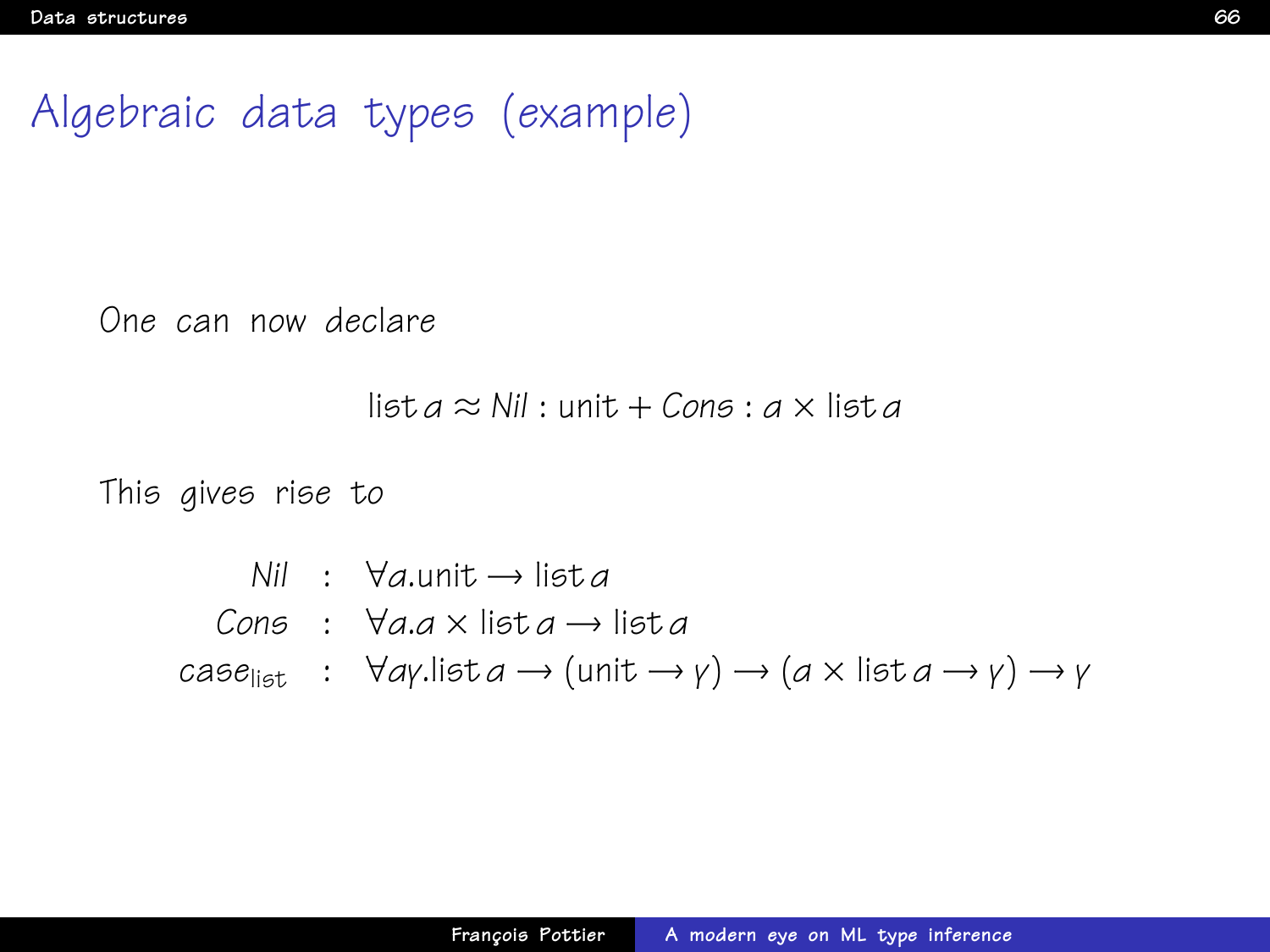# Algebraic data types (example)

One can now declare

$$\text{list}\, a \approx \mathit{Nil} : \text{unit} + \mathit{Cons} : a \times \text{list}\, a$$

This gives rise to

$$
\begin{array}{rcl}
\mathit{Nil} & : & \forall a.\text{unit} \rightarrow \text{list}\, a \\
\mathit{Cons} & : & \forall a.a \times \text{list}\, a \rightarrow \text{list}\, a \\
\text{case}_{\text{list}} & : & \forall a\gamma.\text{list}\, a \rightarrow (\text{unit} \rightarrow \gamma) \rightarrow (a \times \text{list}\, a \rightarrow \gamma) \rightarrow \gamma
\end{array}
$$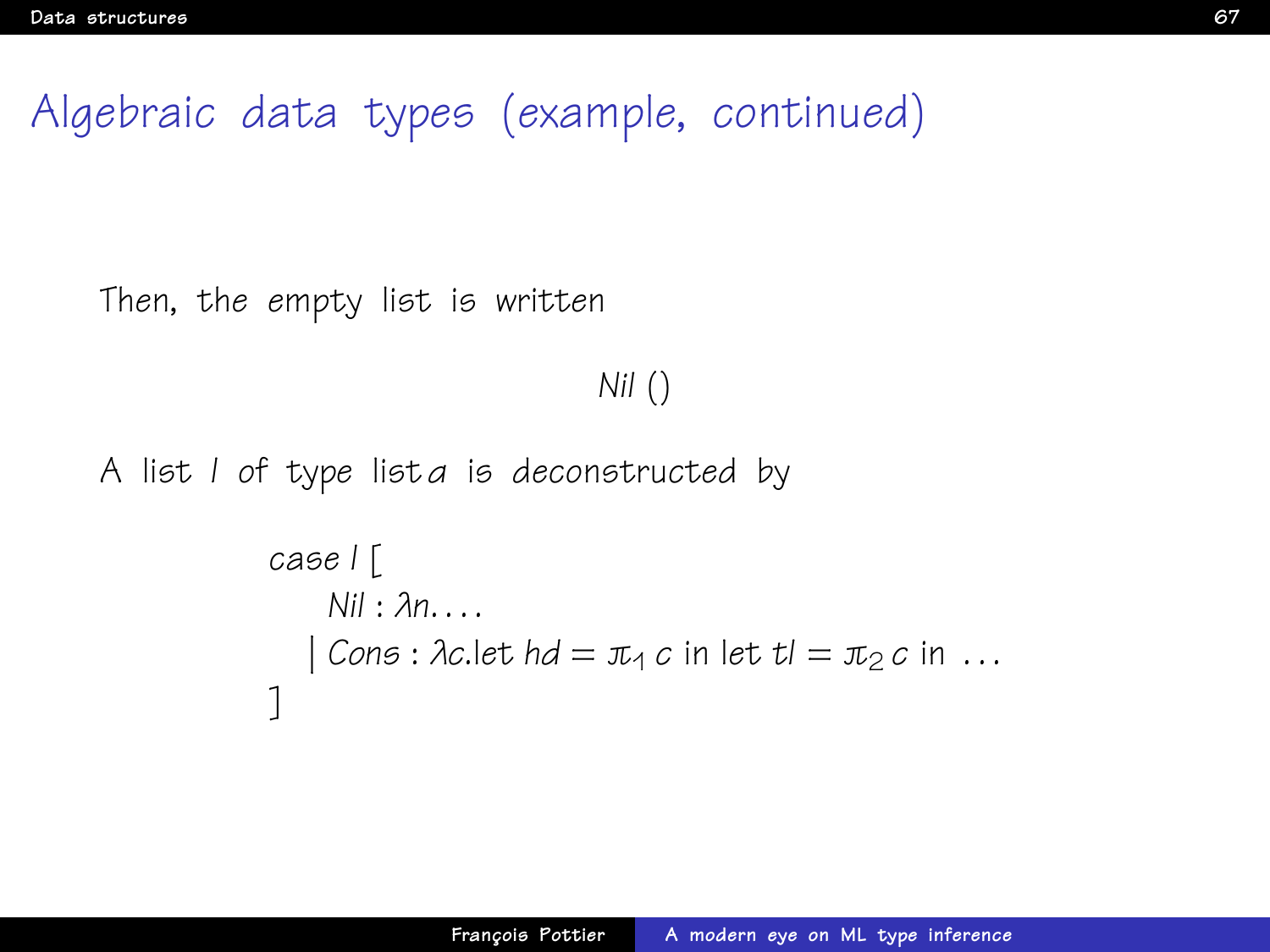# Algebraic data types (example, continued)

Then, the empty list is written

$$\mathit{Nil}\ ()$$

A list $l$ of type $\mathit{list}\,a$ is deconstructed by

$$
\begin{array}{l}
\mathit{case}\ l\ [\\
\quad \mathit{Nil} : \lambda n.\ldots\\
\quad \mid \mathit{Cons} : \lambda c.\mathrm{let}\ \mathit{hd} = \pi_1\, c\ \mathrm{in}\ \mathrm{let}\ \mathit{tl} = \pi_2\, c\ \mathrm{in}\ \ldots\\
]
\end{array}
$$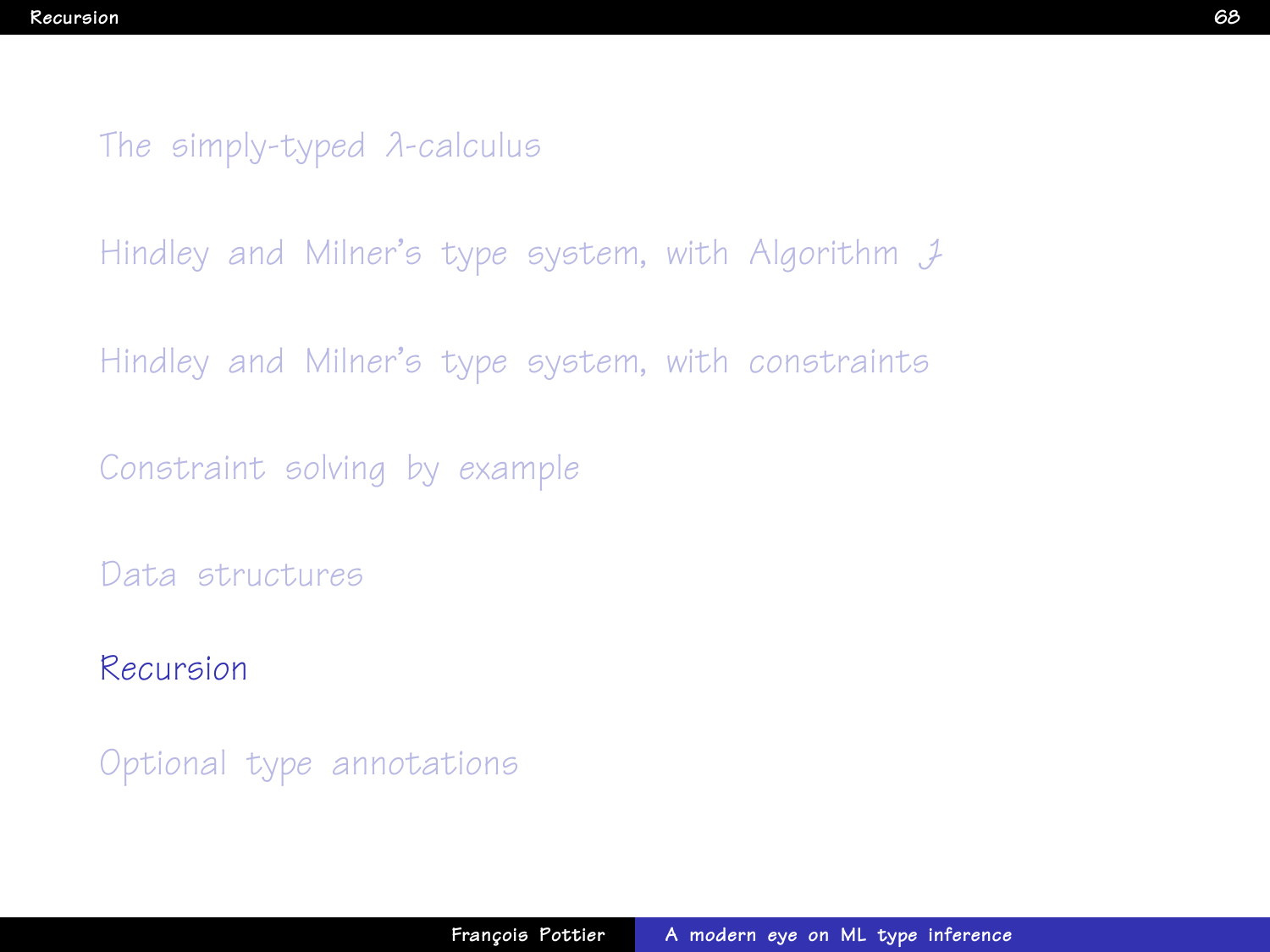The simply-typed $\lambda$-calculus

Hindley and Milner's type system, with Algorithm $\mathcal{J}$

Hindley and Milner's type system, with constraints

Constraint solving by example

Data structures

**Recursion**

Optional type annotations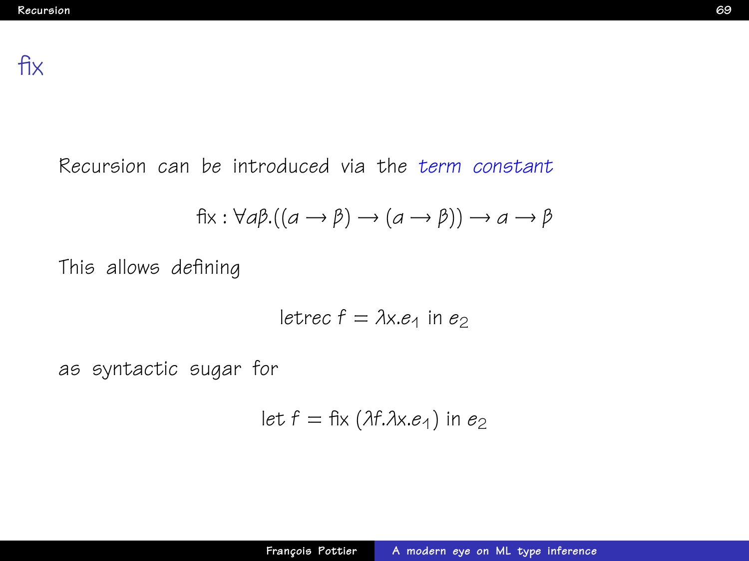# fix

Recursion can be introduced via the *term constant*

$$\text{fix} : \forall \alpha\beta.((\alpha \to \beta) \to (\alpha \to \beta)) \to \alpha \to \beta$$

This allows defining

$$\text{letrec } f = \lambda x.e_1 \text{ in } e_2$$

as syntactic sugar for

$$\text{let } f = \text{fix } (\lambda f.\lambda x.e_1) \text{ in } e_2$$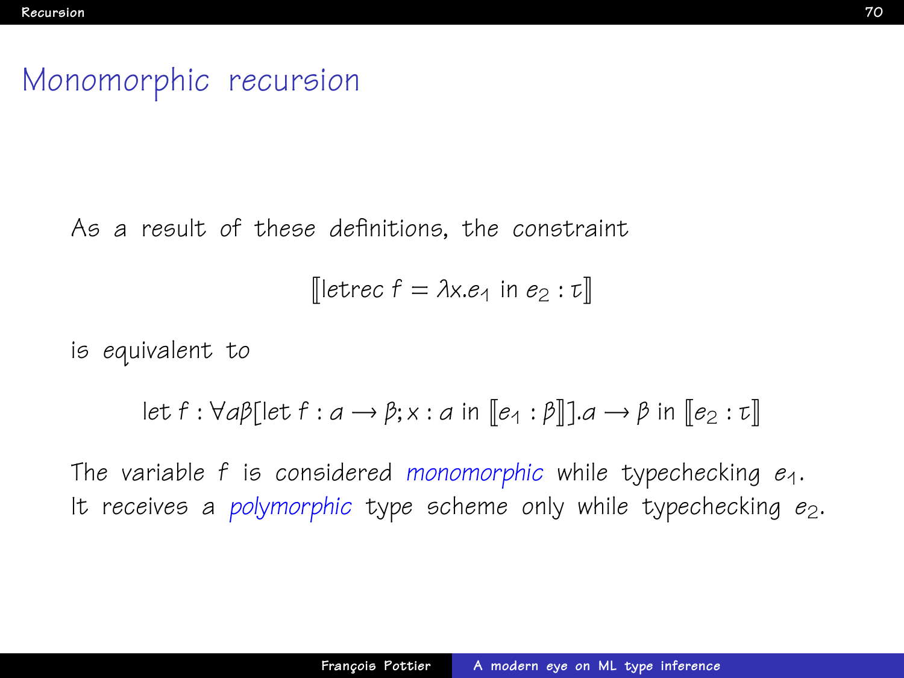# Monomorphic recursion

As a result of these definitions, the constraint

$$[\![\text{letrec } f = \lambda x.e_1 \text{ in } e_2 : \tau]\!]$$

is equivalent to

$$\text{let } f : \forall \alpha\beta[\text{let } f : \alpha \to \beta; x : \alpha \text{ in } [\![e_1 : \beta]\!]].\alpha \to \beta \text{ in } [\![e_2 : \tau]\!]$$

The variable $f$ is considered *monomorphic* while typechecking $e_1$. It receives a *polymorphic* type scheme only while typechecking $e_2$.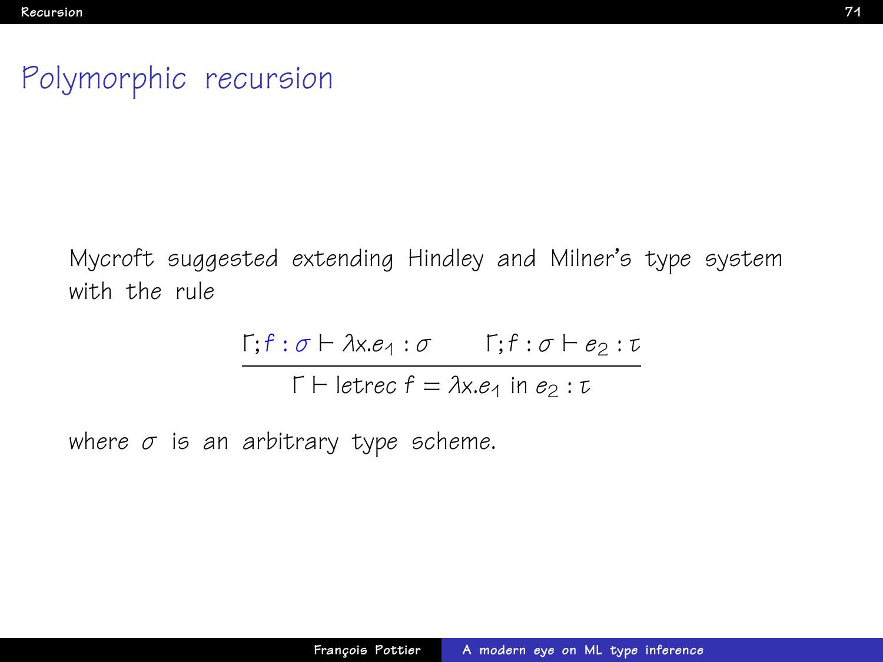# Polymorphic recursion

Mycroft suggested extending Hindley and Milner's type system with the rule

$$\frac{\Gamma; f : \sigma \vdash \lambda x.e_1 : \sigma \qquad \Gamma; f : \sigma \vdash e_2 : \tau}{\Gamma \vdash \text{letrec } f = \lambda x.e_1 \text{ in } e_2 : \tau}$$

where $\sigma$ is an arbitrary type scheme.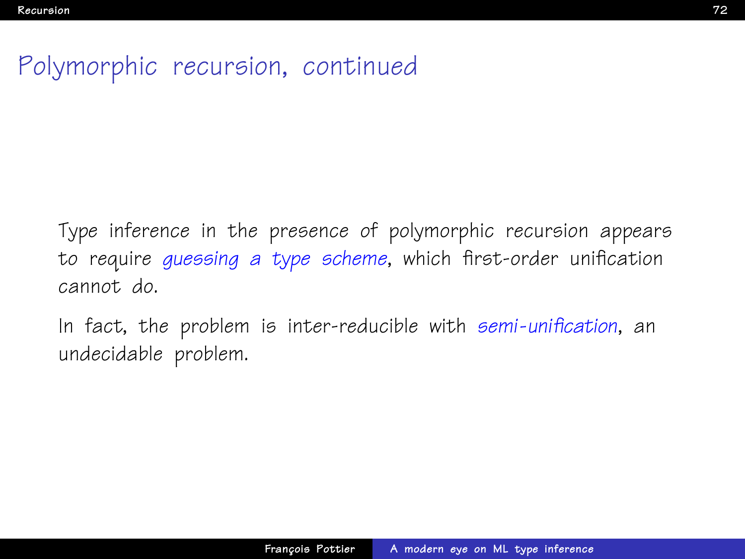# Polymorphic recursion, continued

Type inference in the presence of polymorphic recursion appears to require *guessing a type scheme*, which first-order unification cannot do.

In fact, the problem is inter-reducible with *semi-unification*, an undecidable problem.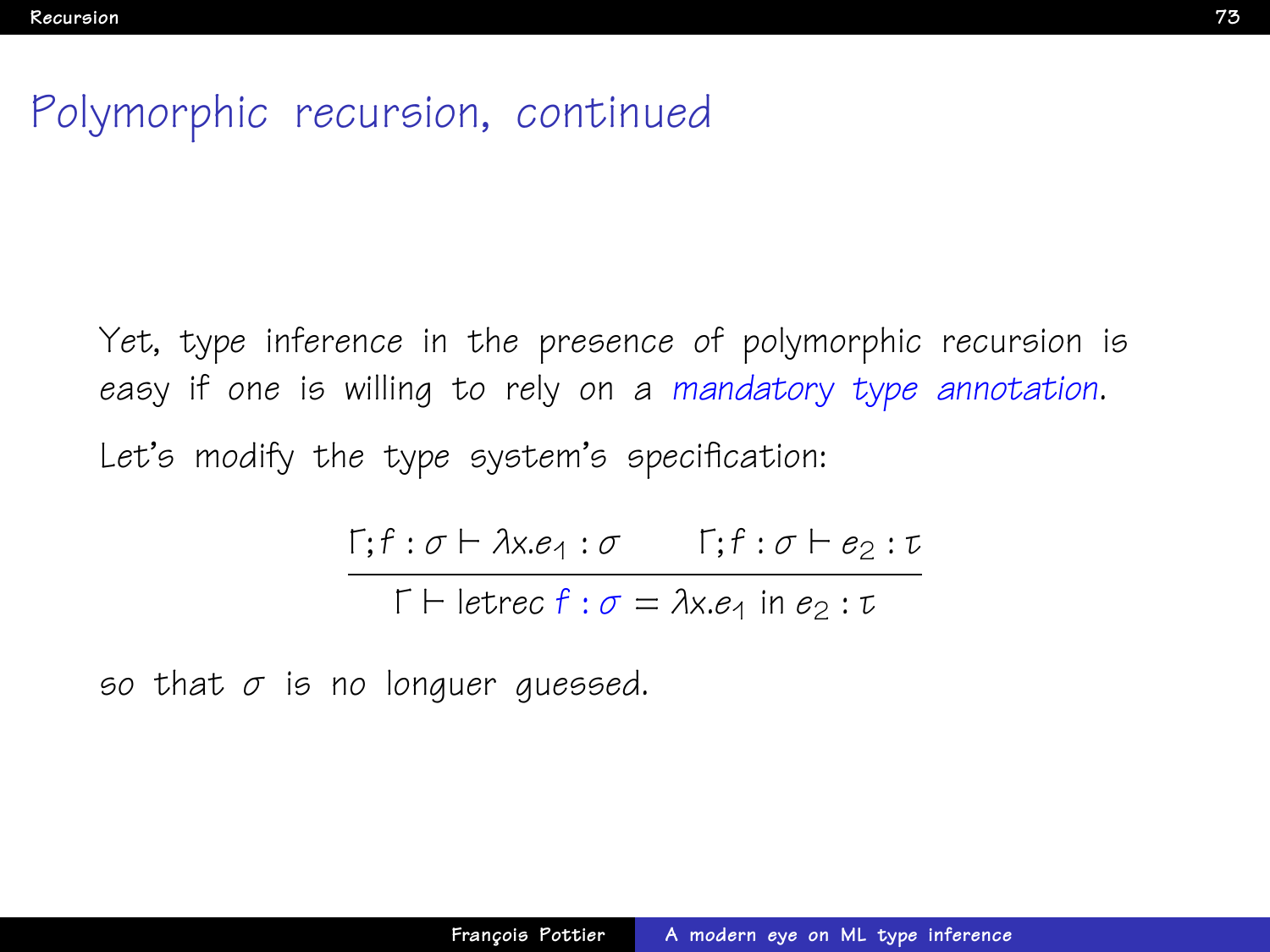# Polymorphic recursion, continued

Yet, type inference in the presence of polymorphic recursion is easy if one is willing to rely on a *mandatory type annotation*.

Let's modify the type system's specification:

$$\frac{\Gamma; f : \sigma \vdash \lambda x.e_1 : \sigma \qquad \Gamma; f : \sigma \vdash e_2 : \tau}{\Gamma \vdash \text{letrec } f : \sigma = \lambda x.e_1 \text{ in } e_2 : \tau}$$

so that $\sigma$ is no longuer guessed.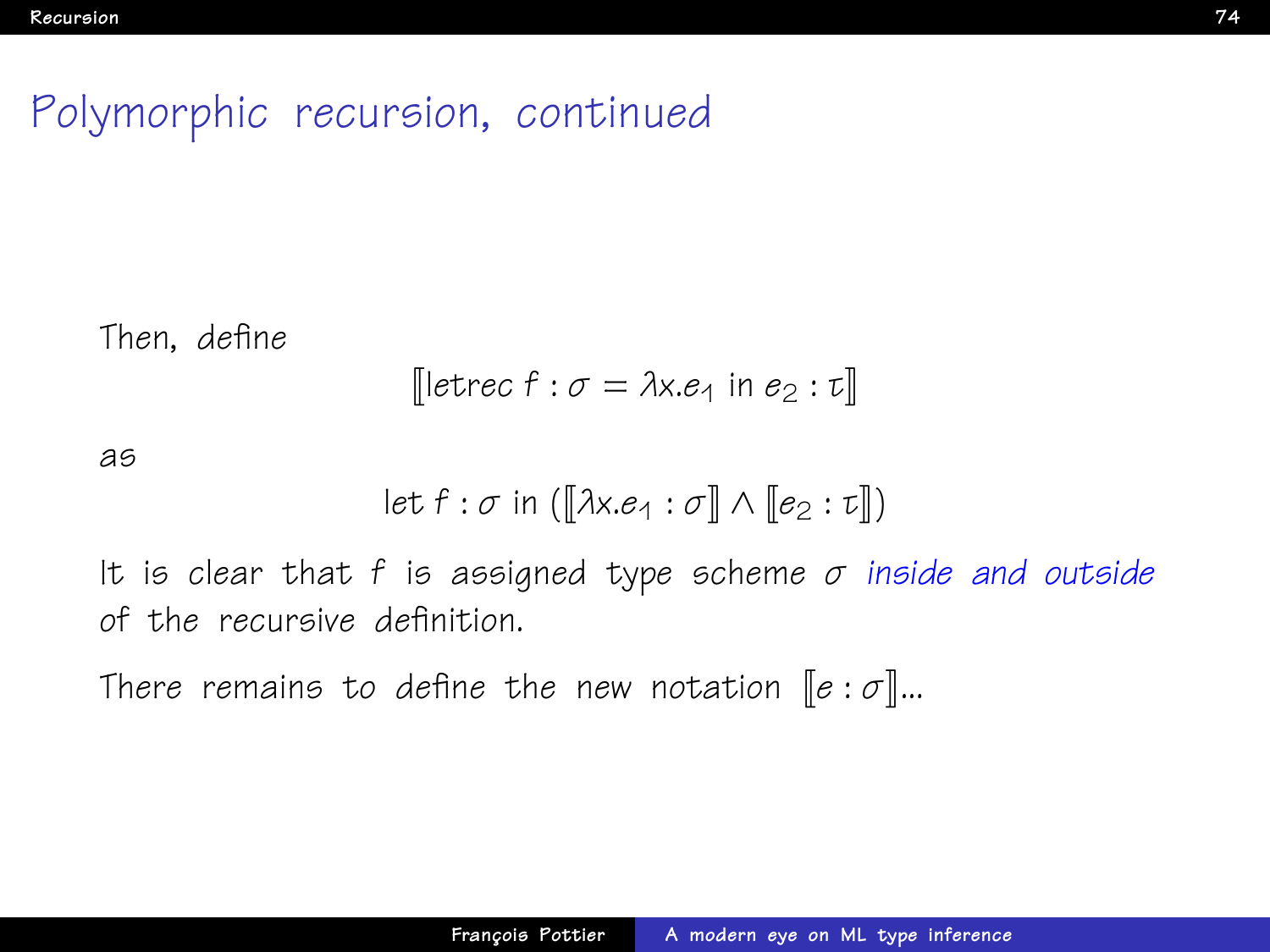# Polymorphic recursion, continued

Then, define

$$[\![ \text{letrec } f : \sigma = \lambda x.e_1 \text{ in } e_2 : \tau ]\!]$$

as

$$\text{let } f : \sigma \text{ in } ([\![ \lambda x.e_1 : \sigma ]\!] \wedge [\![ e_2 : \tau ]\!])$$

It is clear that $f$ is assigned type scheme $\sigma$ *inside and outside* of the recursive definition.

There remains to define the new notation $[\![ e : \sigma ]\!]$...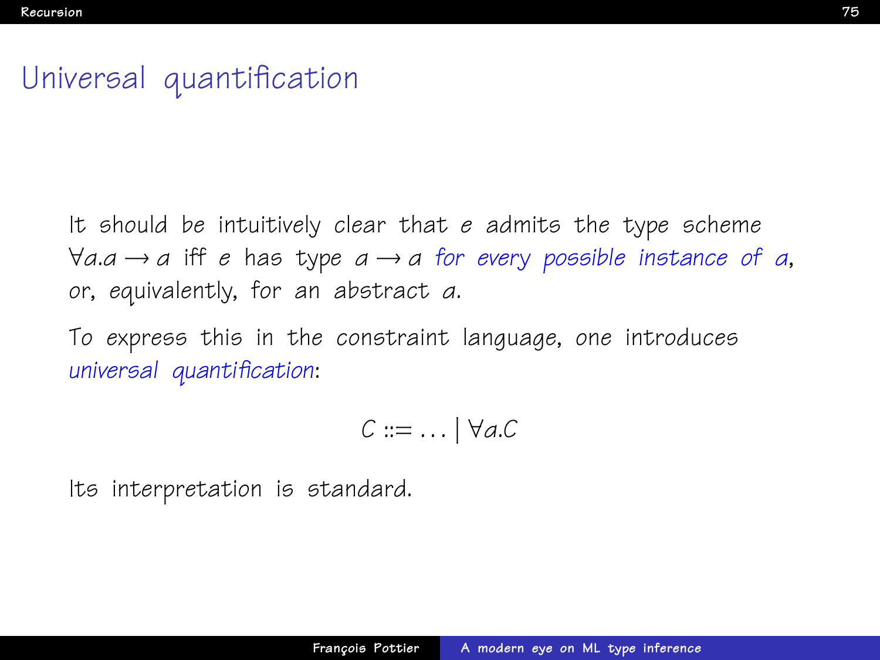# Universal quantification

It should be intuitively clear that $e$ admits the type scheme $\forall a.a \rightarrow a$ iff $e$ has type $a \rightarrow a$ *for every possible instance of $a$*, or, equivalently, for an abstract $a$.

To express this in the constraint language, one introduces *universal quantification*:

$$C ::= \ldots \mid \forall a.C$$

Its interpretation is standard.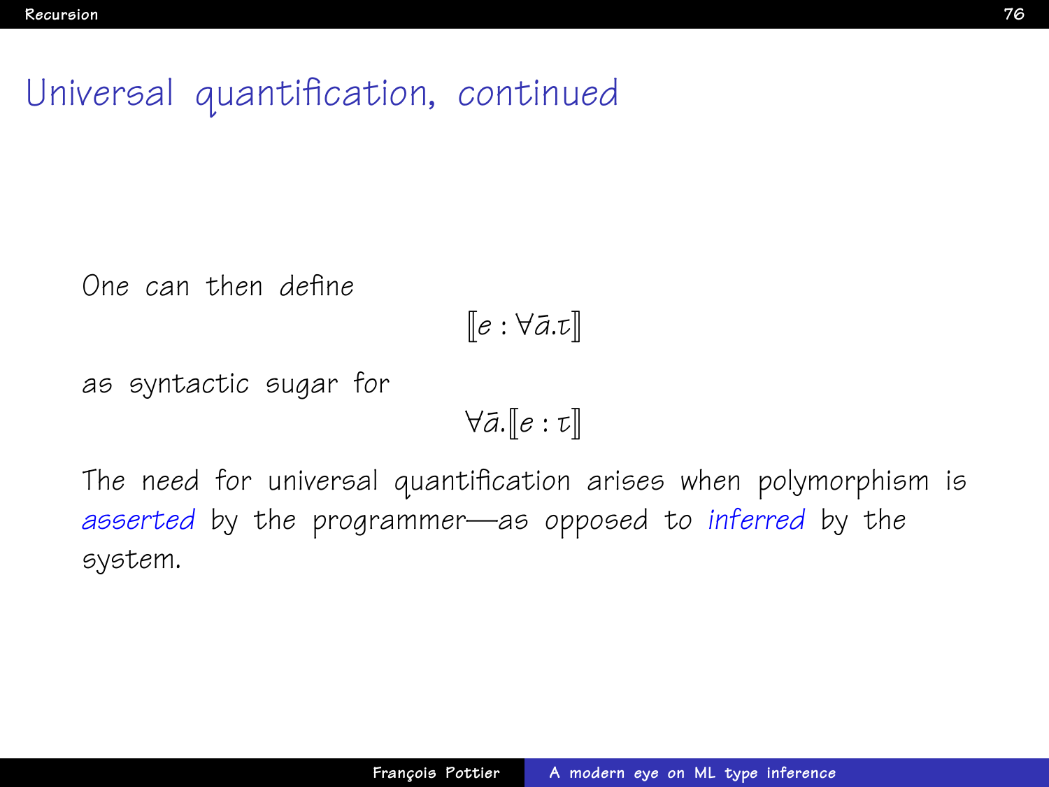# Universal quantification, continued

One can then define

$$[\![e : \forall \bar{a}.\tau]\!]$$

as syntactic sugar for

$$\forall \bar{a}.[\![e : \tau]\!]$$

The need for universal quantification arises when polymorphism is *asserted* by the programmer—as opposed to *inferred* by the system.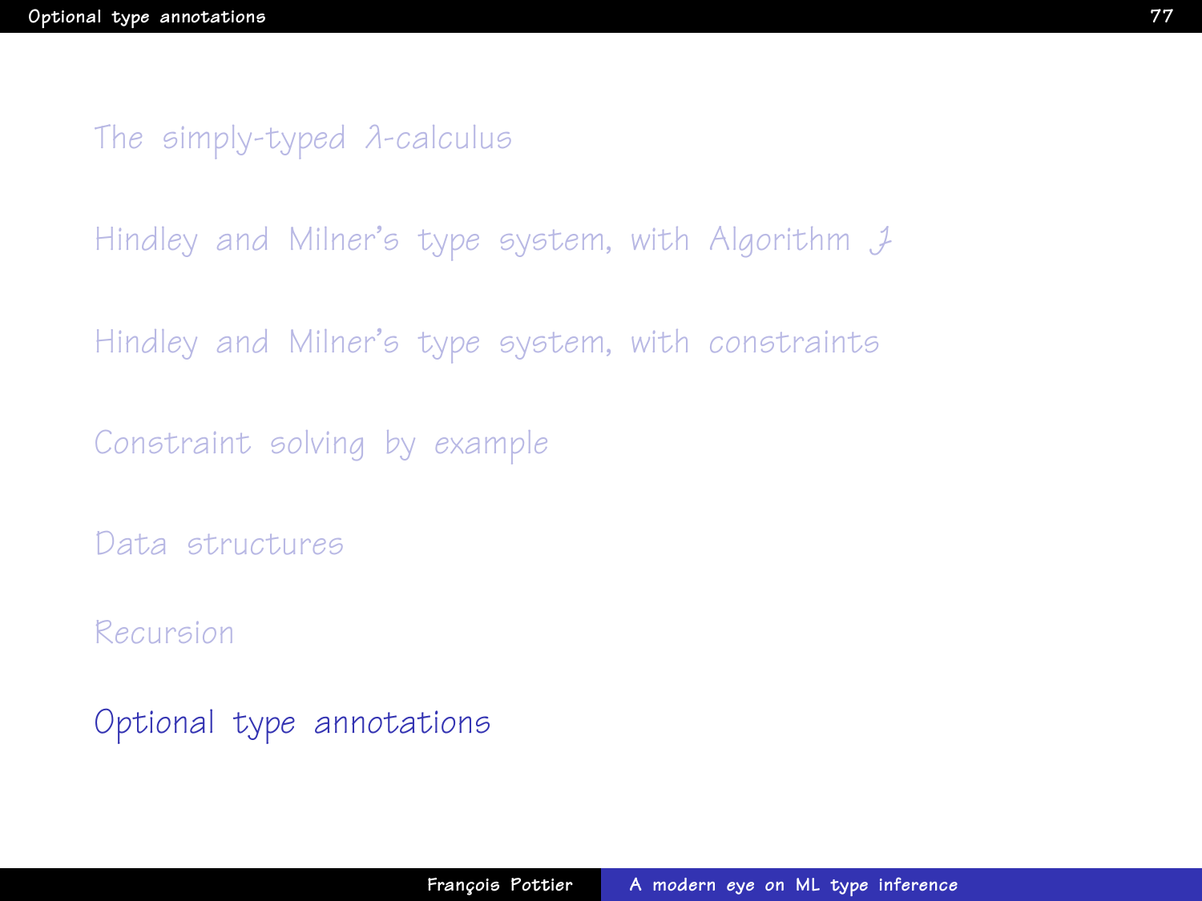The simply-typed $\lambda$-calculus

Hindley and Milner's type system, with Algorithm $\mathcal{J}$

Hindley and Milner's type system, with constraints

Constraint solving by example

Data structures

Recursion

Optional type annotations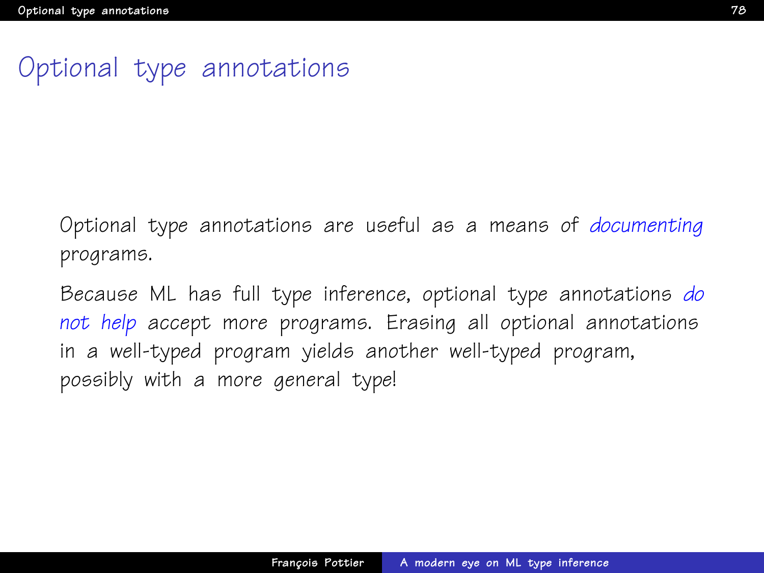# Optional type annotations

Optional type annotations are useful as a means of *documenting* programs.

Because ML has full type inference, optional type annotations *do not help* accept more programs. Erasing all optional annotations in a well-typed program yields another well-typed program, possibly with a more general type!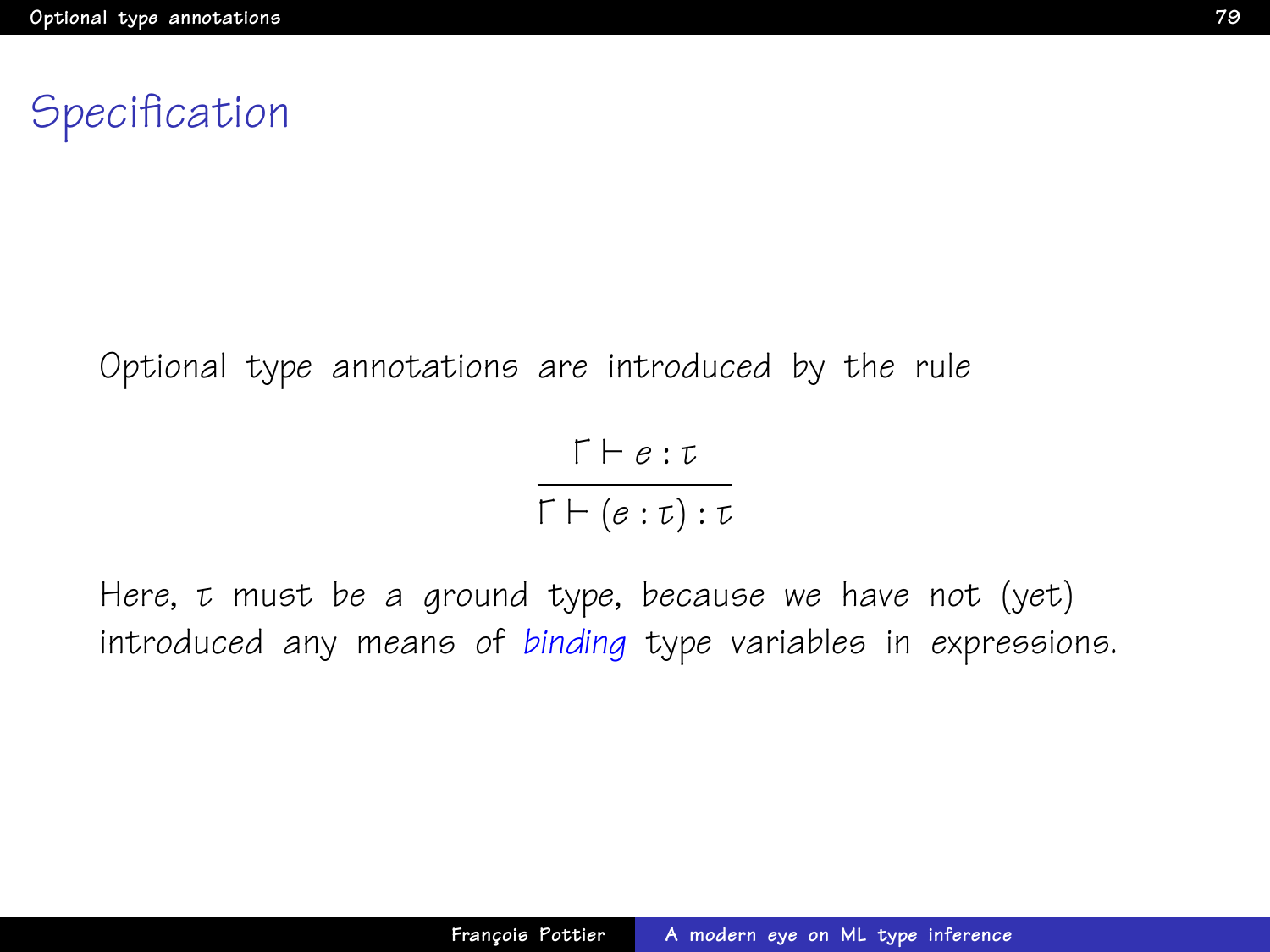## Specification

Optional type annotations are introduced by the rule

$$\frac{\Gamma \vdash e : \tau}{\Gamma \vdash (e : \tau) : \tau}$$

Here, $\tau$ must be a ground type, because we have not (yet) introduced any means of *binding* type variables in expressions.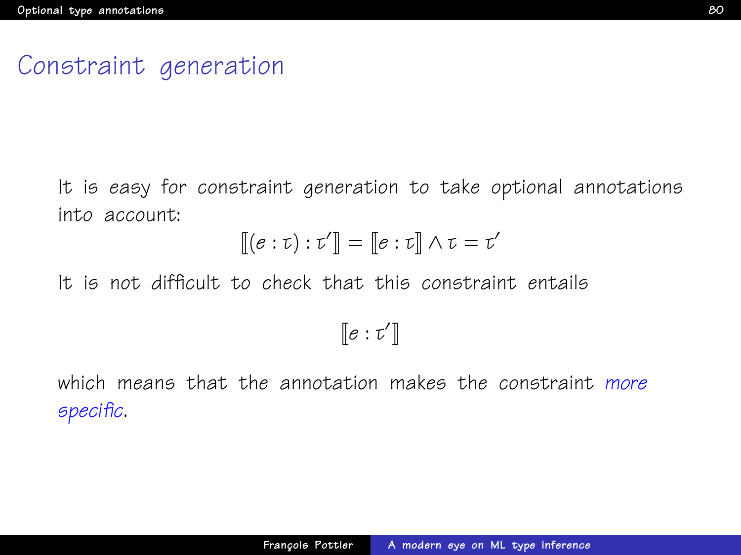# Constraint generation

It is *easy* for constraint generation to take optional annotations into account:

$$[\![ (e : \tau) : \tau' ]\!] = [\![ e : \tau ]\!] \wedge \tau = \tau'$$

It is not difficult to check that this constraint entails

$$[\![ e : \tau' ]\!]$$

which means that the annotation makes the constraint *more specific*.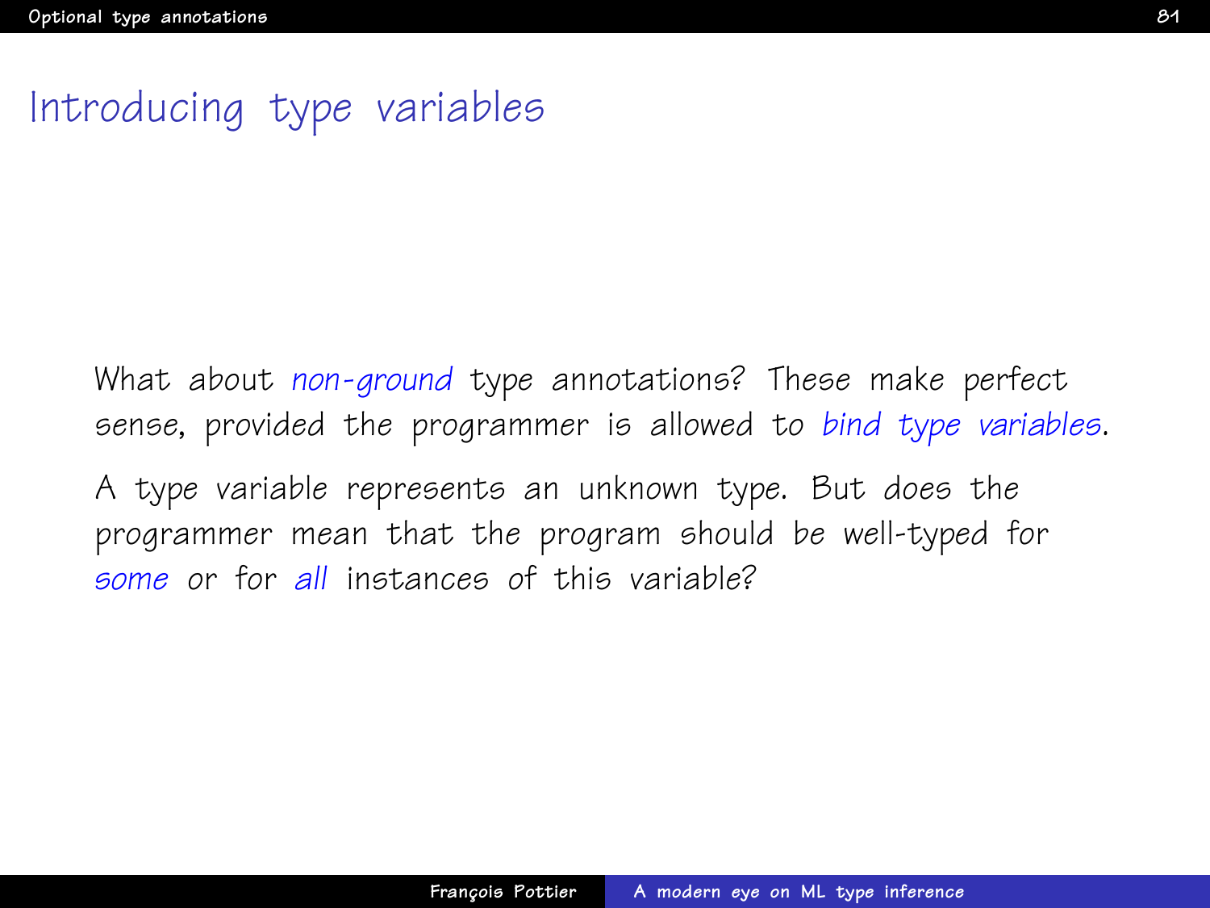# Introducing type variables

What about *non-ground* type annotations? These make perfect sense, provided the programmer is allowed to *bind type variables*.

A type variable represents an unknown type. But does the programmer mean that the program should be well-typed for *some* or for *all* instances of this variable?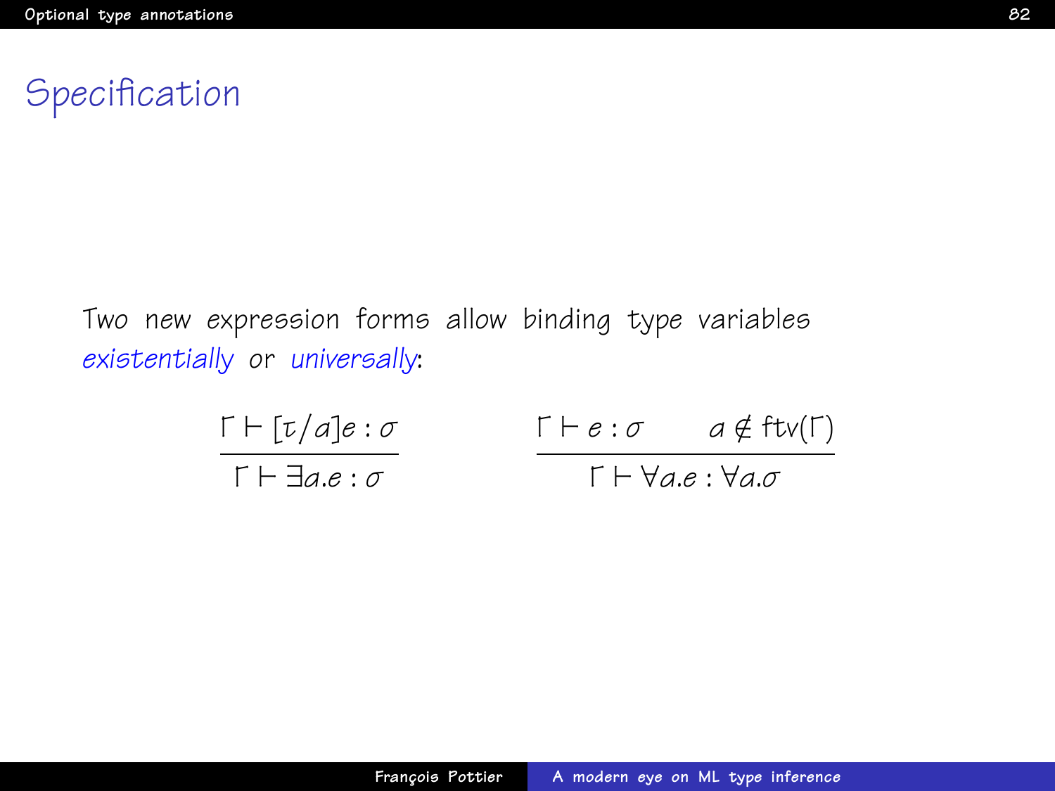# Specification

Two new expression forms allow binding type variables *existentially* or *universally*:

$$\frac{\Gamma \vdash [\tau/a]e : \sigma}{\Gamma \vdash \exists a.e : \sigma} \qquad \frac{\Gamma \vdash e : \sigma \qquad a \notin \mathrm{ftv}(\Gamma)}{\Gamma \vdash \forall a.e : \forall a.\sigma}$$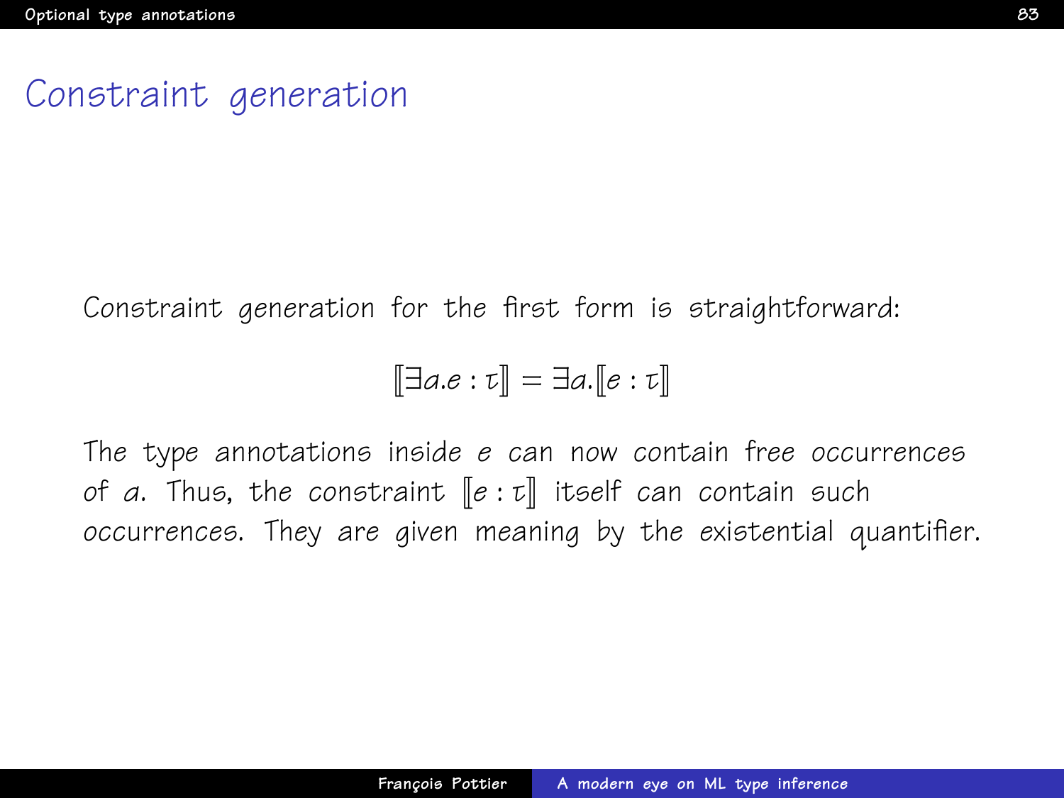# Constraint generation

Constraint generation for the first form is straightforward:

$$\llbracket \exists a.e : \tau \rrbracket = \exists a.\llbracket e : \tau \rrbracket$$

The type annotations inside $e$ can now contain free occurrences of $a$. Thus, the constraint $\llbracket e : \tau \rrbracket$ itself can contain such occurrences. They are given meaning by the existential quantifier.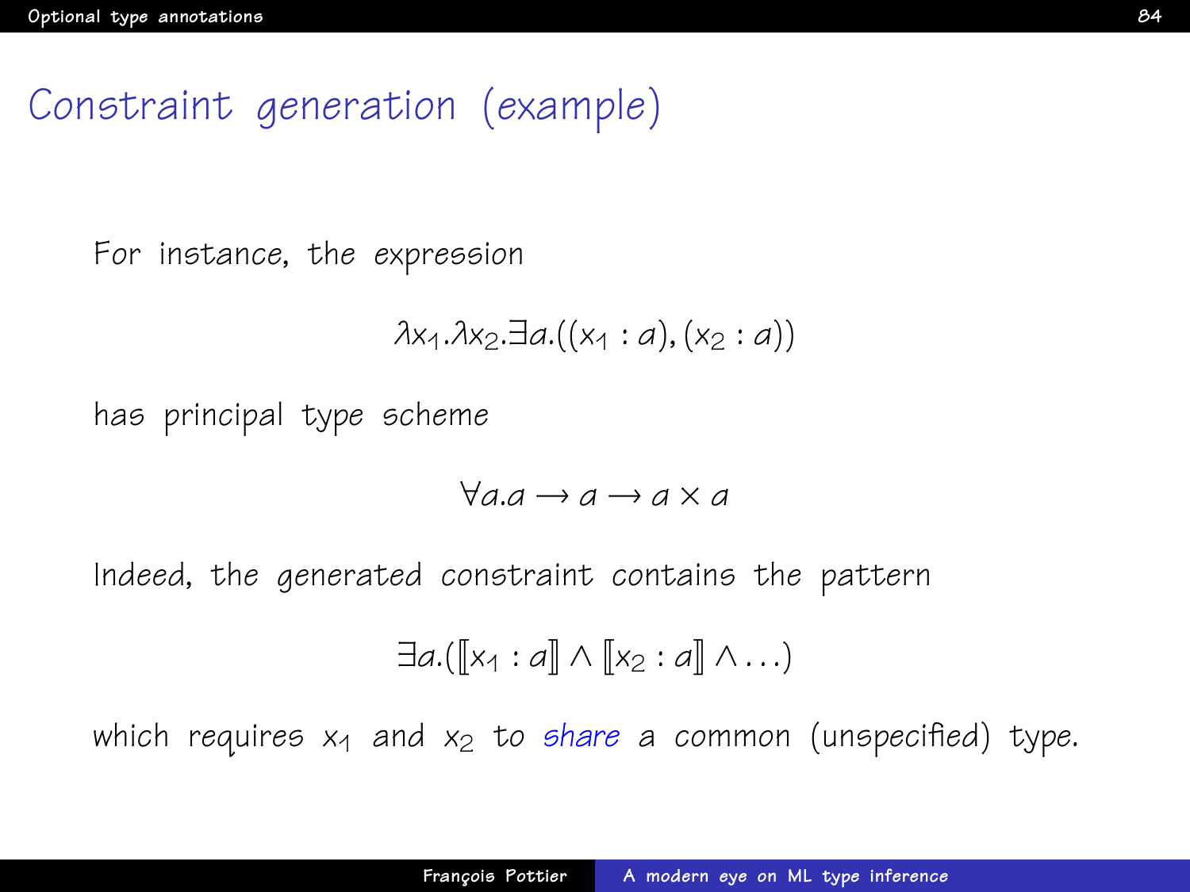# Constraint generation (example)

For instance, the expression

$$\lambda x_1.\lambda x_2.\exists a.((x_1 : a), (x_2 : a))$$

has principal type scheme

$$\forall a.a \rightarrow a \rightarrow a \times a$$

Indeed, the *generated constraint* contains the pattern

$$\exists a.(\llbracket x_1 : a \rrbracket \wedge \llbracket x_2 : a \rrbracket \wedge \ldots)$$

which requires $x_1$ and $x_2$ to *share* a common (unspecified) type.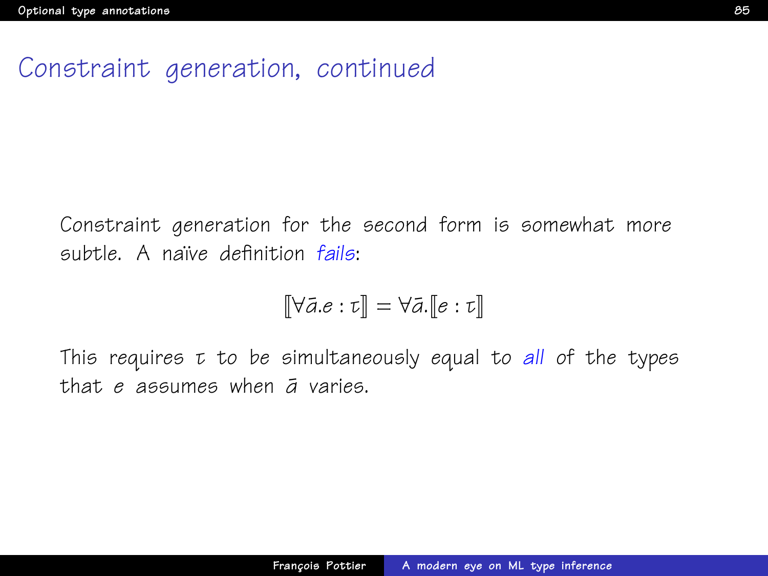# Constraint generation, continued

Constraint generation for the second form is somewhat more subtle. A naïve definition *fails*:

$$[\![\forall \bar{a}.e : \tau]\!] = \forall \bar{a}.[\![e : \tau]\!]$$

This requires $\tau$ to be simultaneously equal to *all* of the types that $e$ assumes when $\bar{a}$ varies.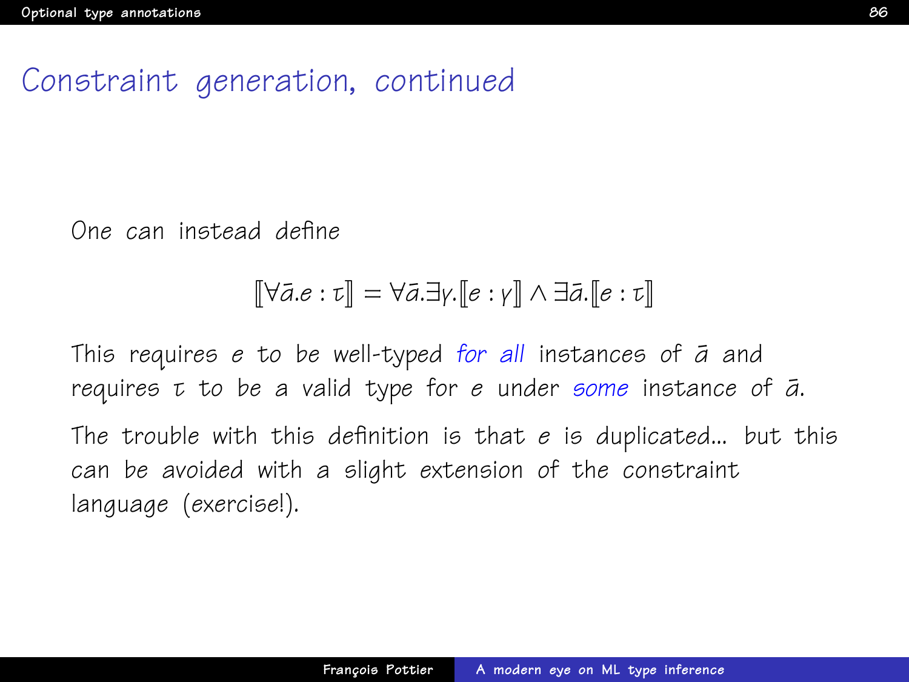# Constraint generation, continued

One can instead define

$$[\![\forall \bar{a}.e : \tau]\!] = \forall \bar{a}.\exists \gamma.[\![e : \gamma]\!] \wedge \exists \bar{a}.[\![e : \tau]\!]$$

This requires $e$ to be well-typed *for all* instances of $\bar{a}$ and requires $\tau$ to be a valid type for $e$ under *some* instance of $\bar{a}$.

The trouble with this definition is that $e$ is duplicated... but this can be avoided with a slight extension of the constraint language (exercise!).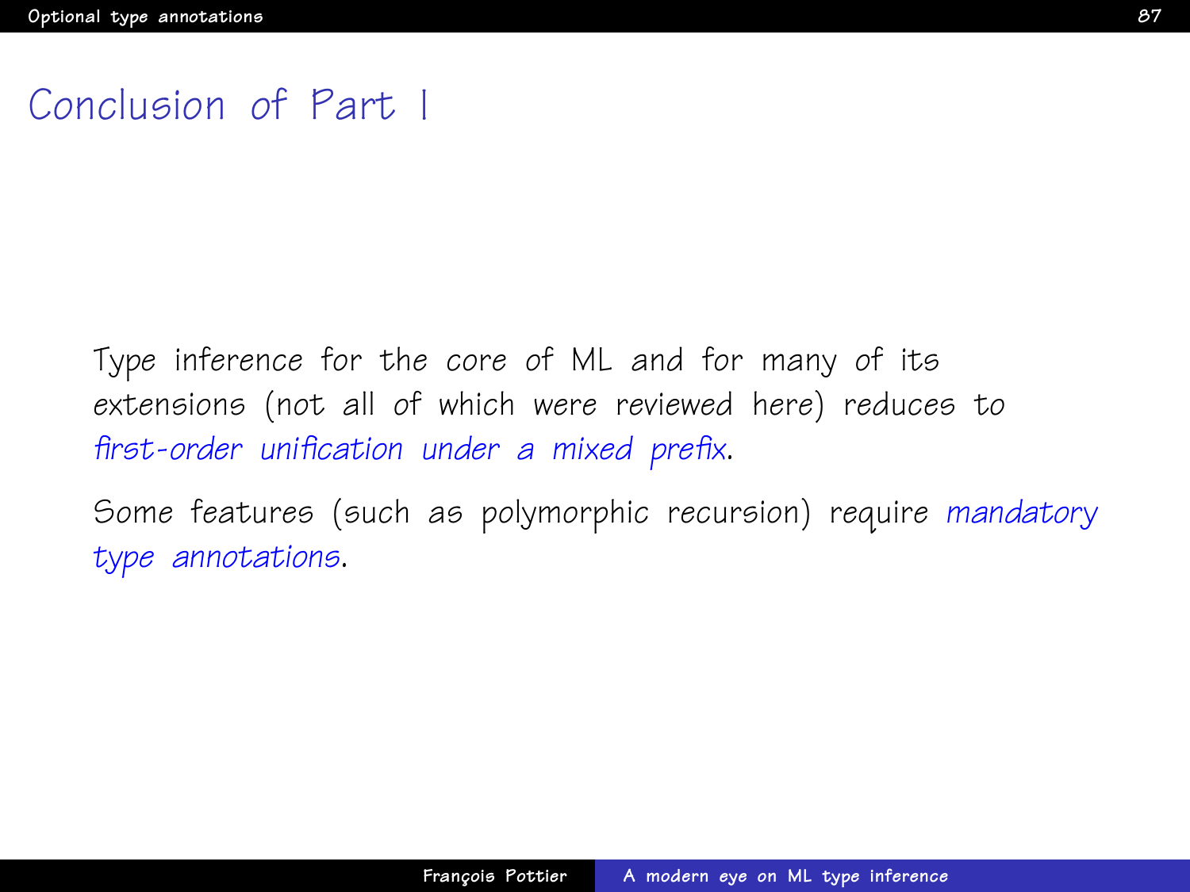# Conclusion of Part I

Type inference for the core of ML and for many of its extensions (not all of which were reviewed here) reduces to *first-order unification under a mixed prefix*.

Some features (such as polymorphic recursion) require *mandatory type annotations*.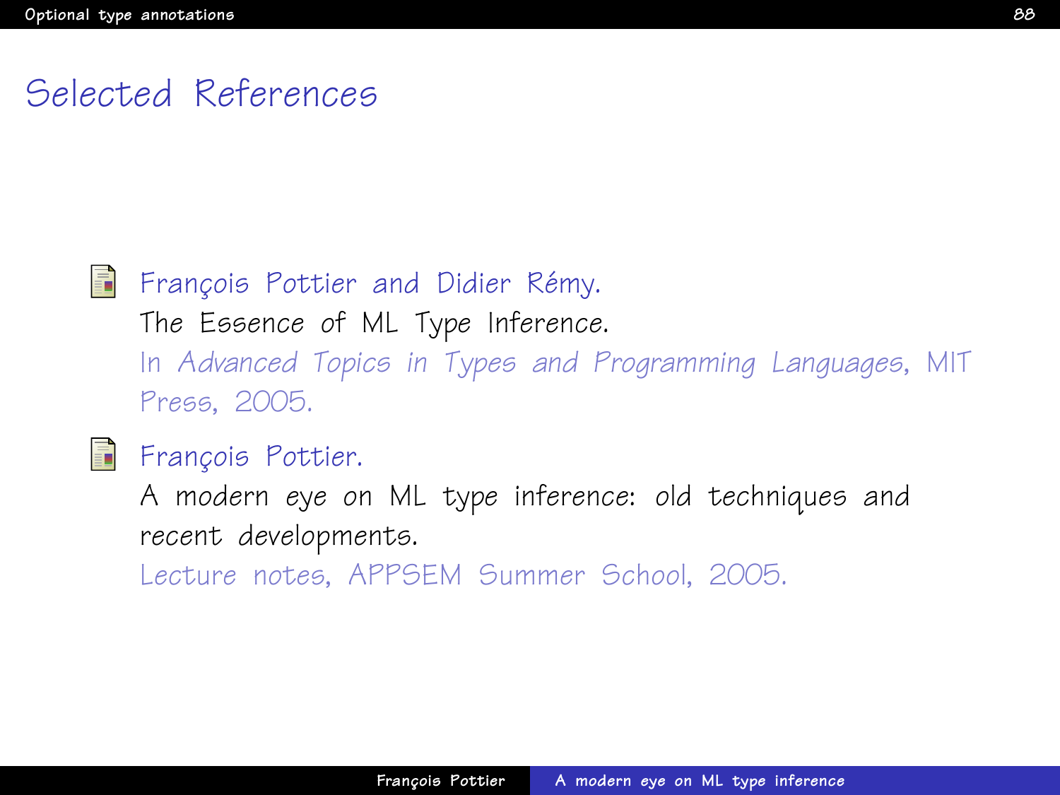# Selected References

- François Pottier and Didier Rémy.
  The Essence of ML Type Inference.
  In *Advanced Topics in Types and Programming Languages*, MIT Press, 2005.

- François Pottier.
  A modern eye on ML type inference: old techniques and recent developments.
  Lecture notes, APPSEM Summer School, 2005.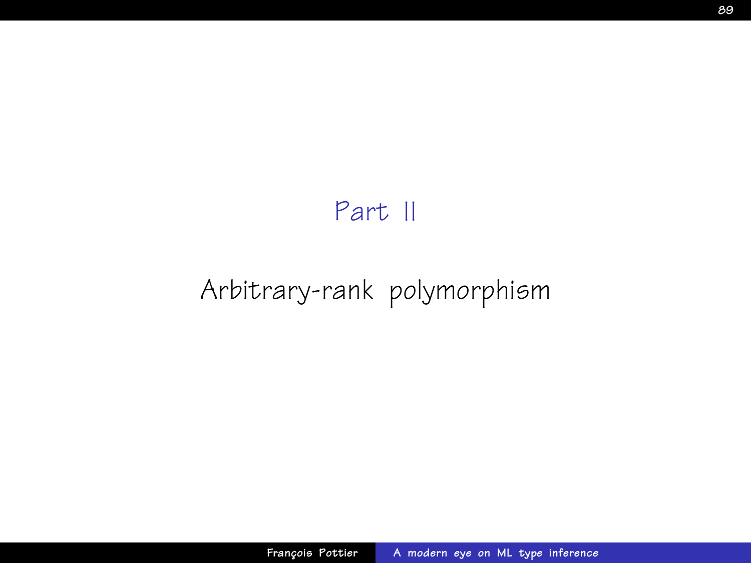# Part II

## Arbitrary-rank polymorphism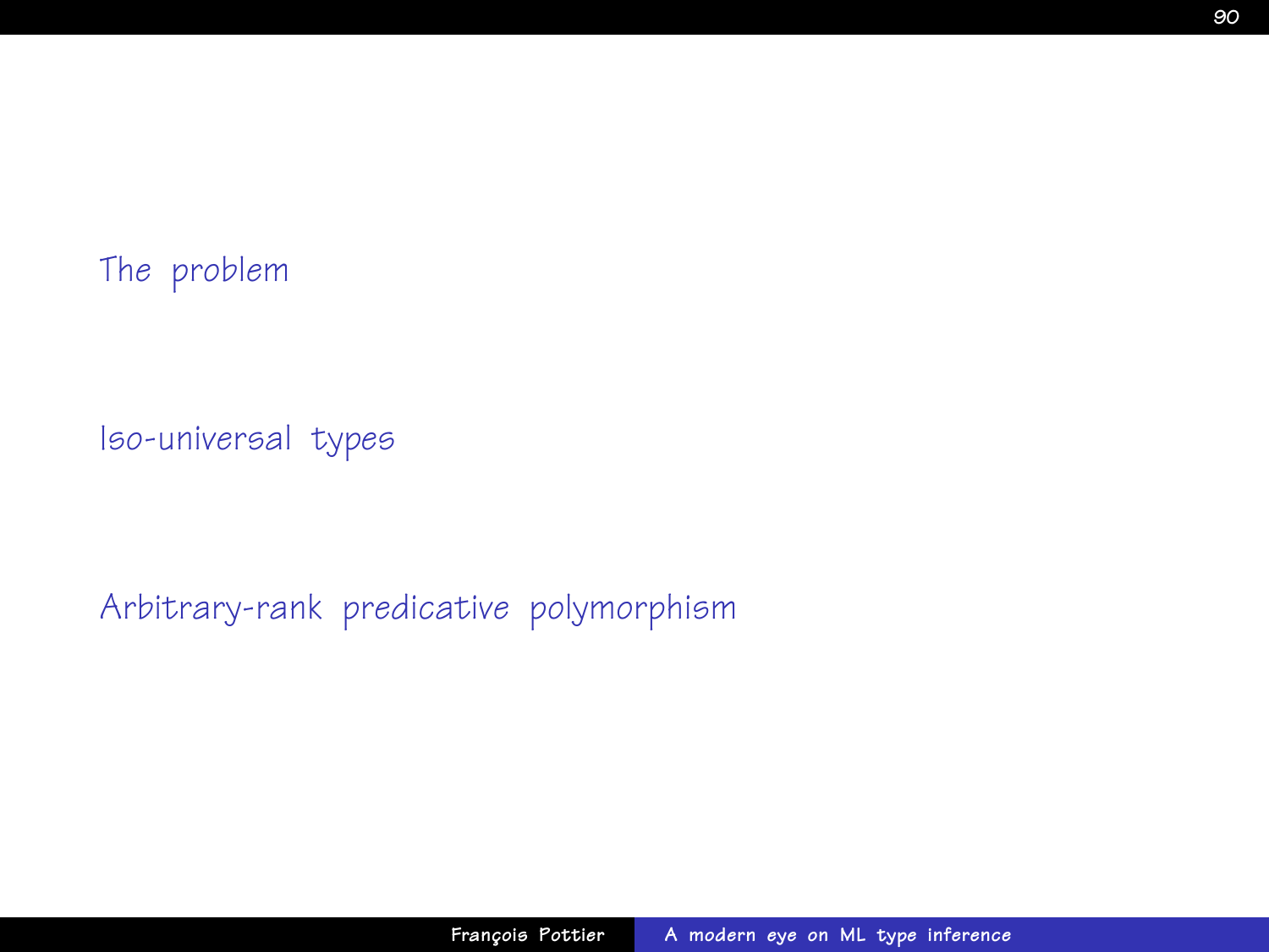The problem

Iso-universal types

Arbitrary-rank predicative polymorphism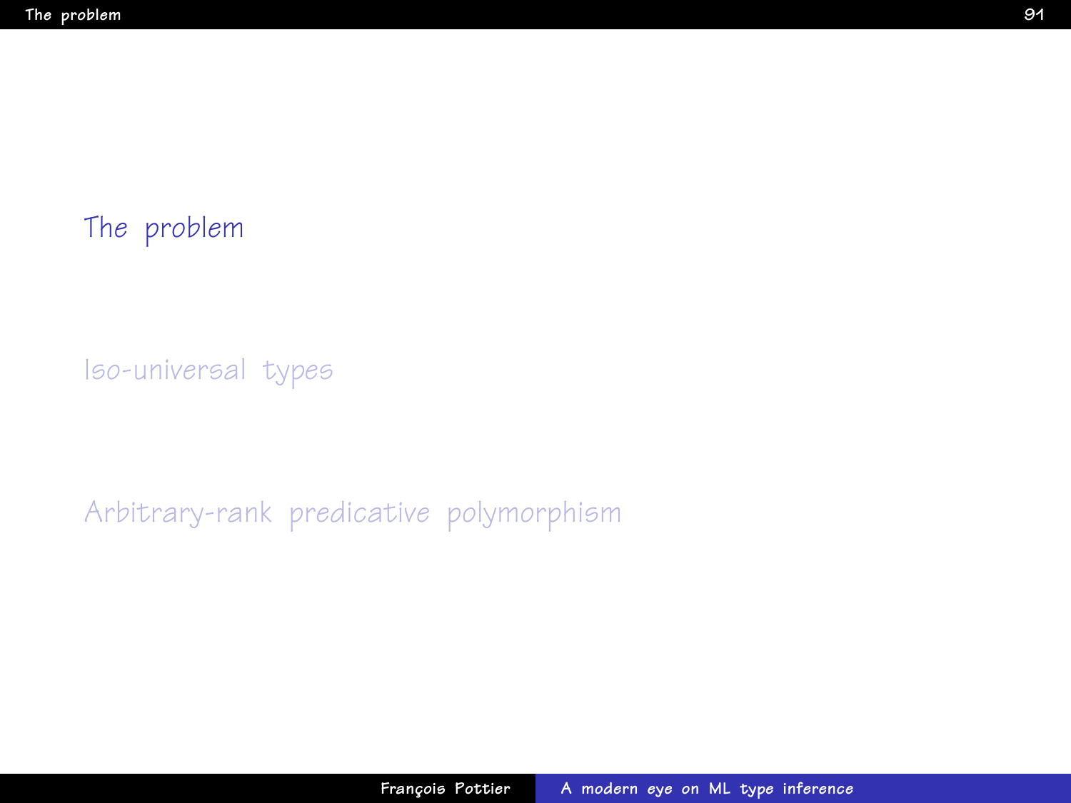The problem

Iso-universal types

Arbitrary-rank predicative polymorphism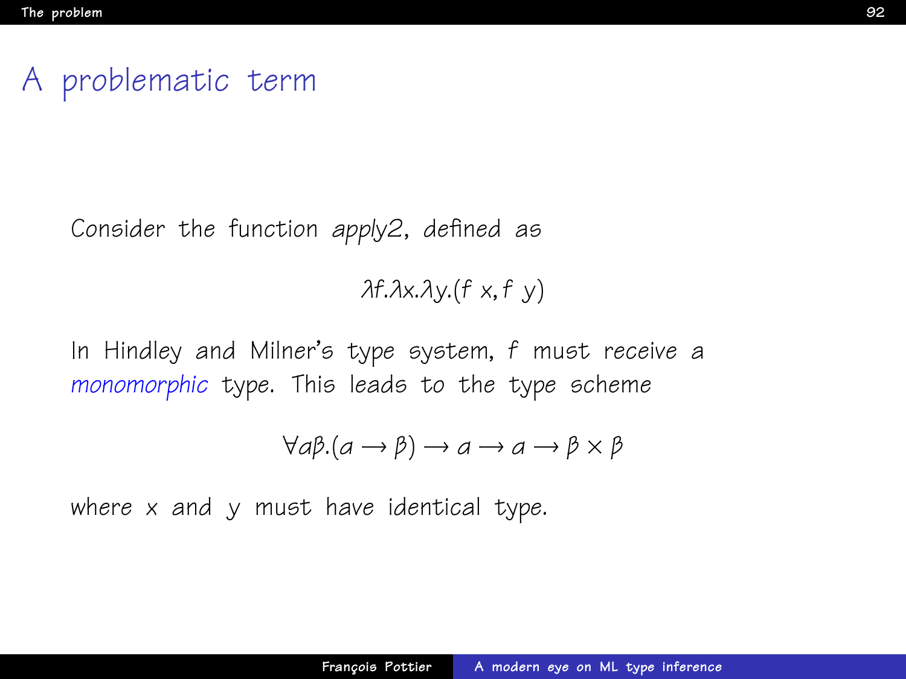# A problematic term

Consider the function *apply2*, defined as

$$\lambda f.\lambda x.\lambda y.(f\ x, f\ y)$$

In Hindley and Milner's type system, $f$ must receive a *monomorphic* type. This leads to the type scheme

$$\forall \alpha\beta.(\alpha \to \beta) \to \alpha \to \alpha \to \beta \times \beta$$

where $x$ and $y$ must have identical type.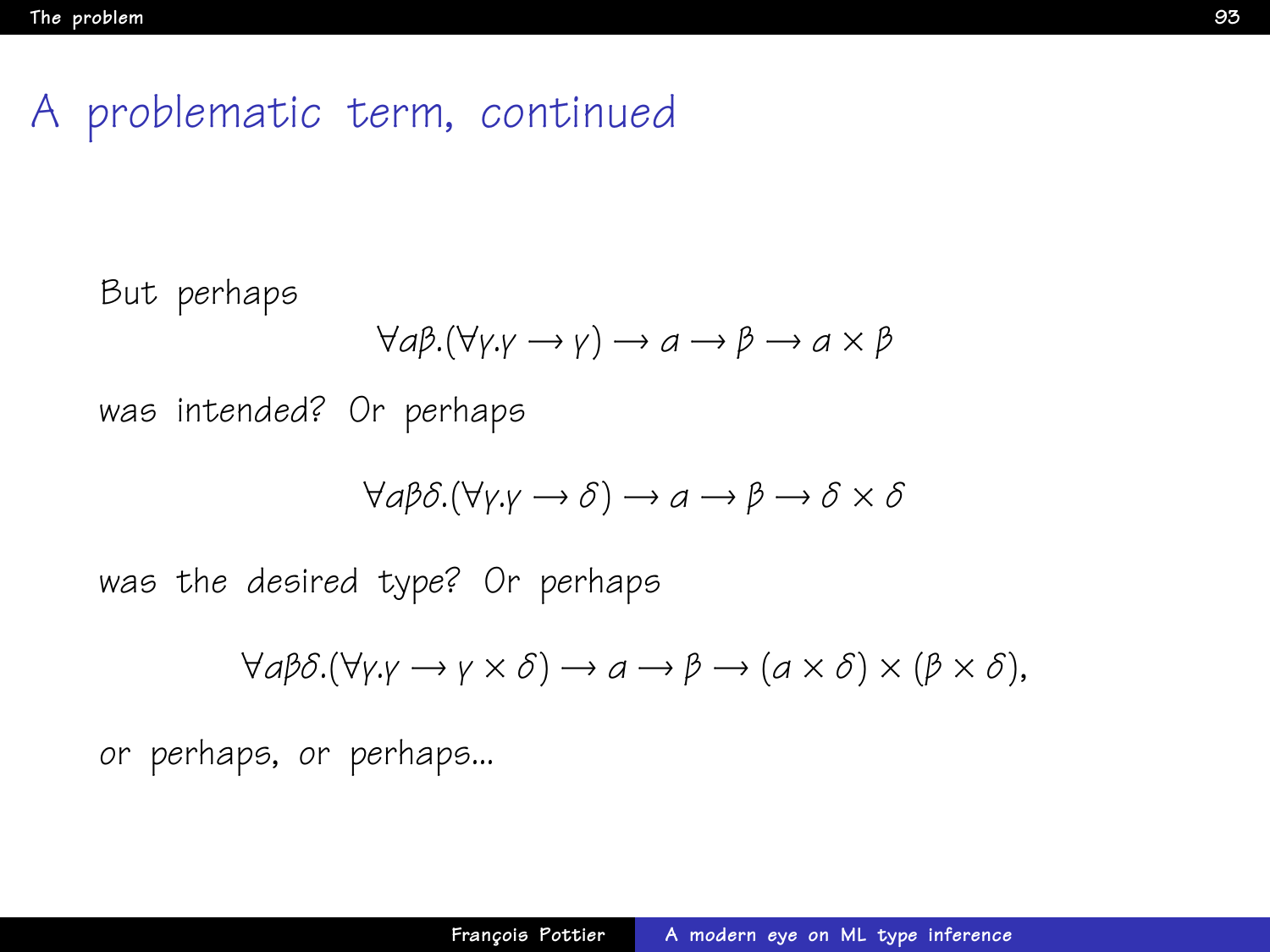# A problematic term, continued

But perhaps

$$\forall \alpha\beta.(\forall \gamma.\gamma \rightarrow \gamma) \rightarrow \alpha \rightarrow \beta \rightarrow \alpha \times \beta$$

was intended? Or perhaps

$$\forall \alpha\beta\delta.(\forall \gamma.\gamma \rightarrow \delta) \rightarrow \alpha \rightarrow \beta \rightarrow \delta \times \delta$$

was the desired type? Or perhaps

$$\forall \alpha\beta\delta.(\forall \gamma.\gamma \rightarrow \gamma \times \delta) \rightarrow \alpha \rightarrow \beta \rightarrow (\alpha \times \delta) \times (\beta \times \delta),$$

or perhaps, or perhaps...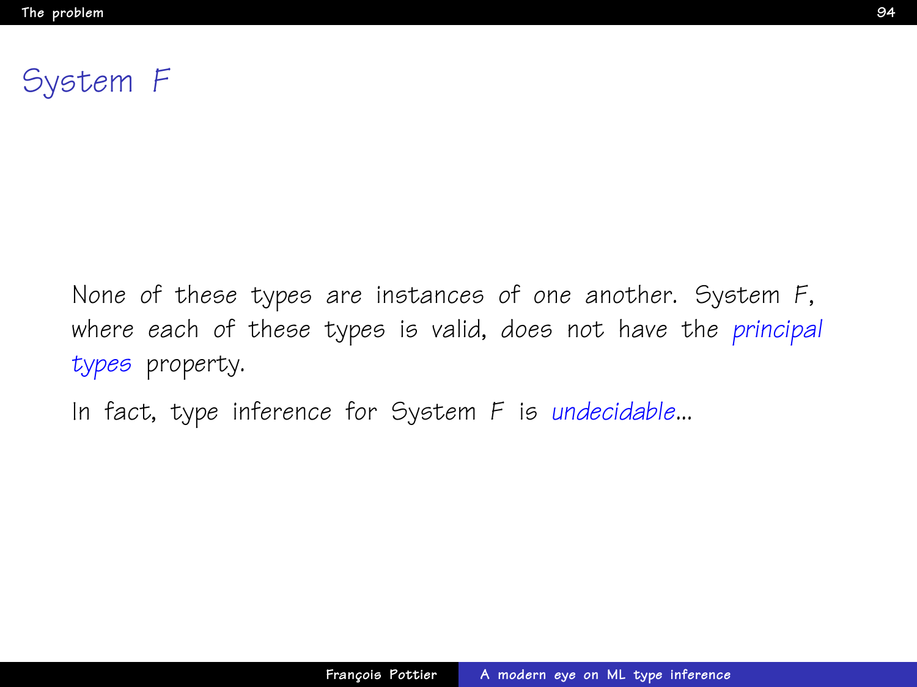# System $F$

None of these types are instances of one another. System $F$, where each of these types is valid, *does* not have the *principal types* property.

In fact, type inference for System $F$ is *undecidable*...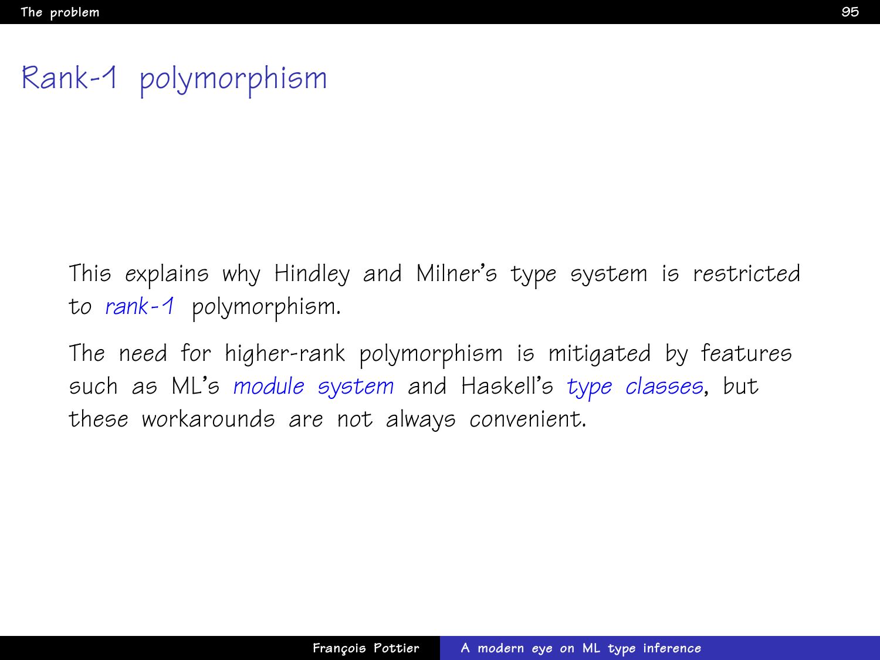# Rank-1 polymorphism

This explains why Hindley and Milner's type system is restricted to *rank-1* polymorphism.

The need for higher-rank polymorphism is mitigated by features such as ML's *module system* and Haskell's *type classes*, but these workarounds are not always convenient.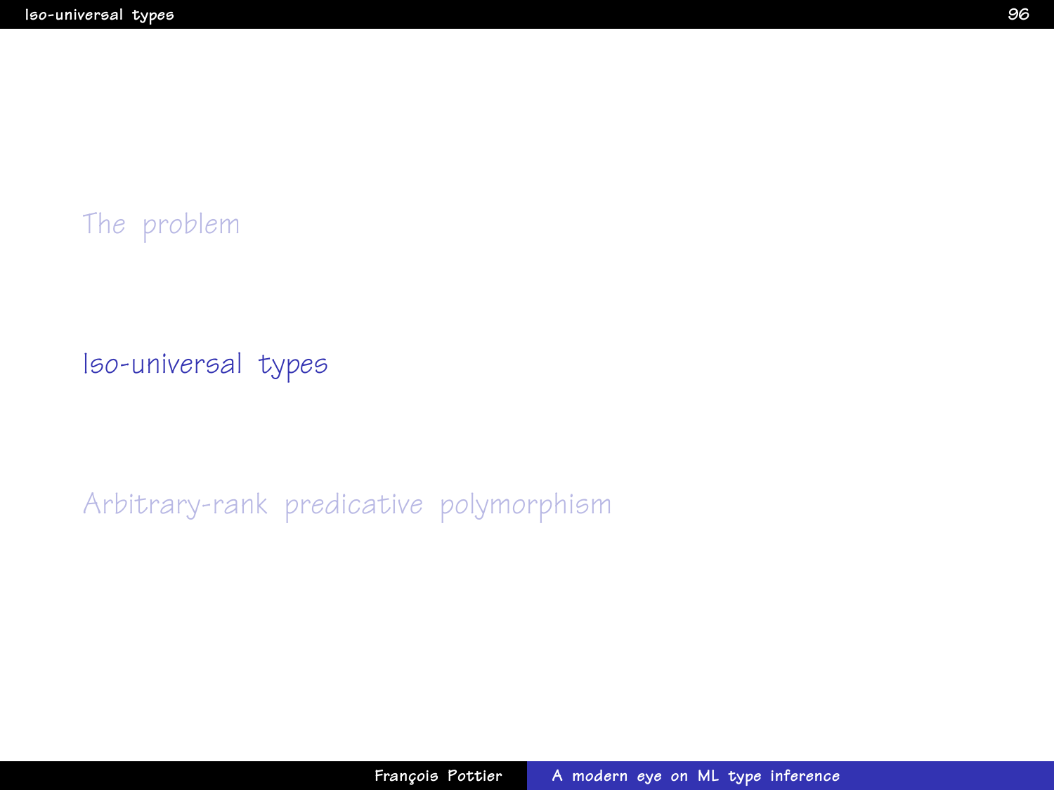The problem

Iso-universal types

Arbitrary-rank predicative polymorphism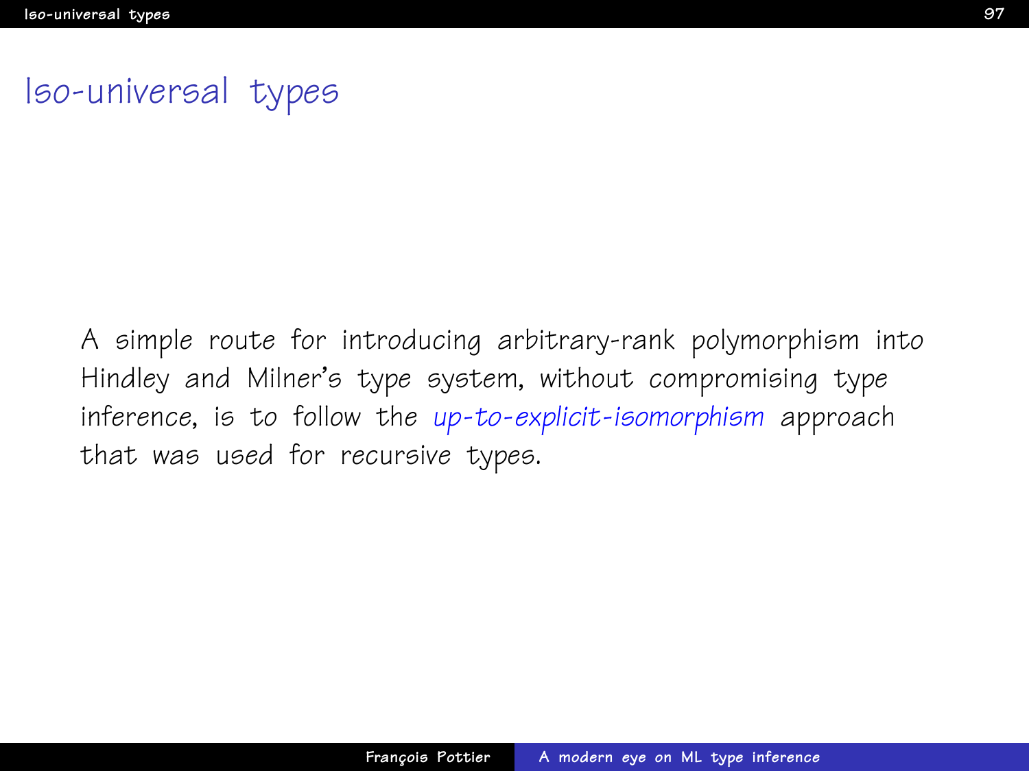# Iso-universal types

A simple route for introducing arbitrary-rank polymorphism into Hindley and Milner's type system, without compromising type inference, is to follow the *up-to-explicit-isomorphism* approach that was used for recursive types.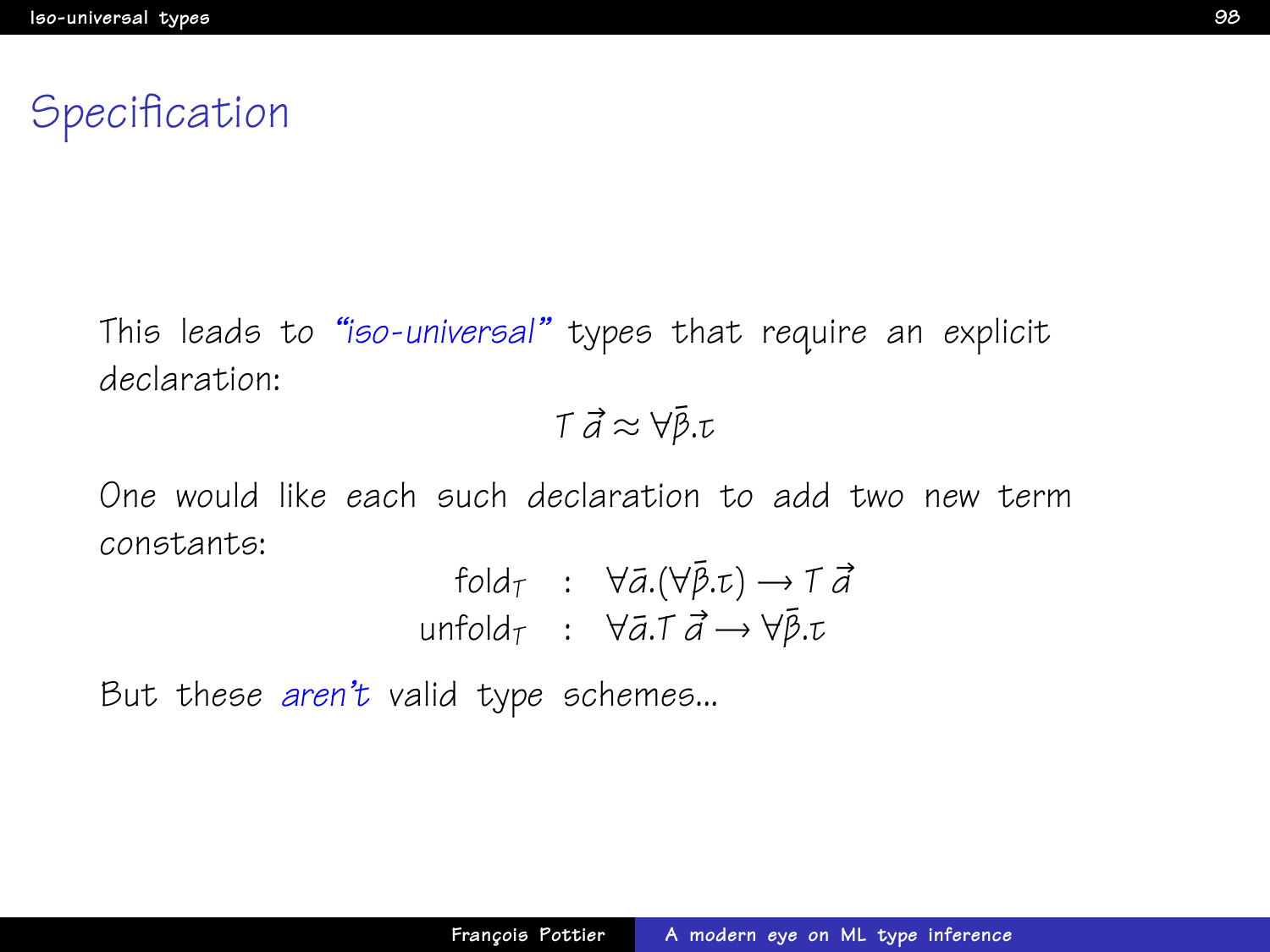# Specification

This leads to *"iso-universal"* types that require an explicit declaration:

$$T\,\vec{\alpha} \approx \forall\bar{\beta}.\tau$$

One would like each such declaration to add two new term constants:

$$\begin{array}{rcl} \mathrm{fold}_T & : & \forall\bar{\alpha}.(\forall\bar{\beta}.\tau) \rightarrow T\,\vec{\alpha} \\ \mathrm{unfold}_T & : & \forall\bar{\alpha}.T\,\vec{\alpha} \rightarrow \forall\bar{\beta}.\tau \end{array}$$

But these *aren't* valid type schemes...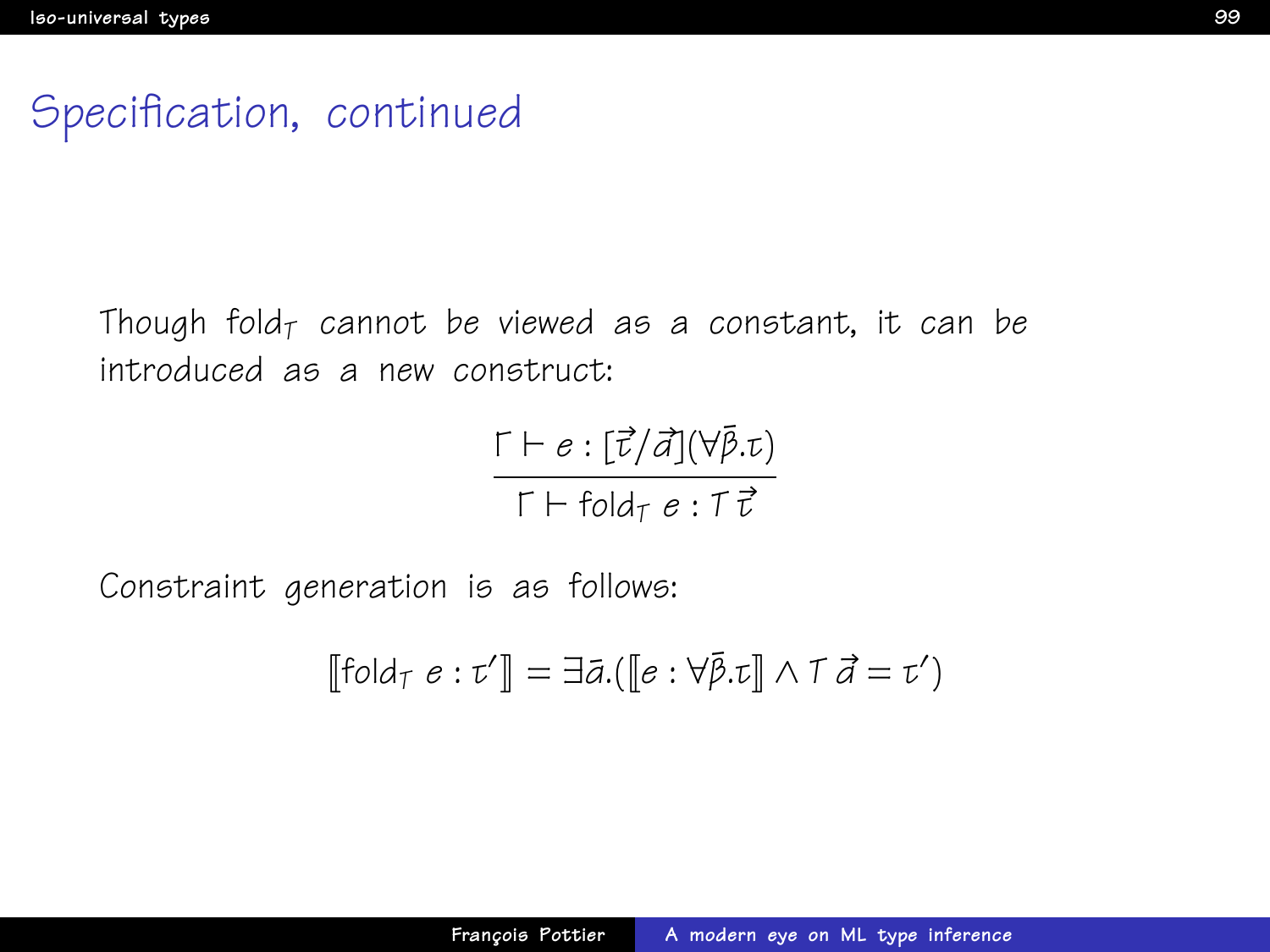# Specification, continued

Though $\text{fold}_T$ cannot be viewed as a constant, it can be introduced as a new construct:

$$\frac{\Gamma \vdash e : [\vec{\tau}/\vec{\alpha}](\forall \bar{\beta}.\tau)}{\Gamma \vdash \text{fold}_T\ e : T\,\vec{\tau}}$$

Constraint generation is as follows:

$$[\![\text{fold}_T\ e : \tau']\!] = \exists \bar{\alpha}.([\![e : \forall \bar{\beta}.\tau]\!] \wedge T\,\vec{\alpha} = \tau')$$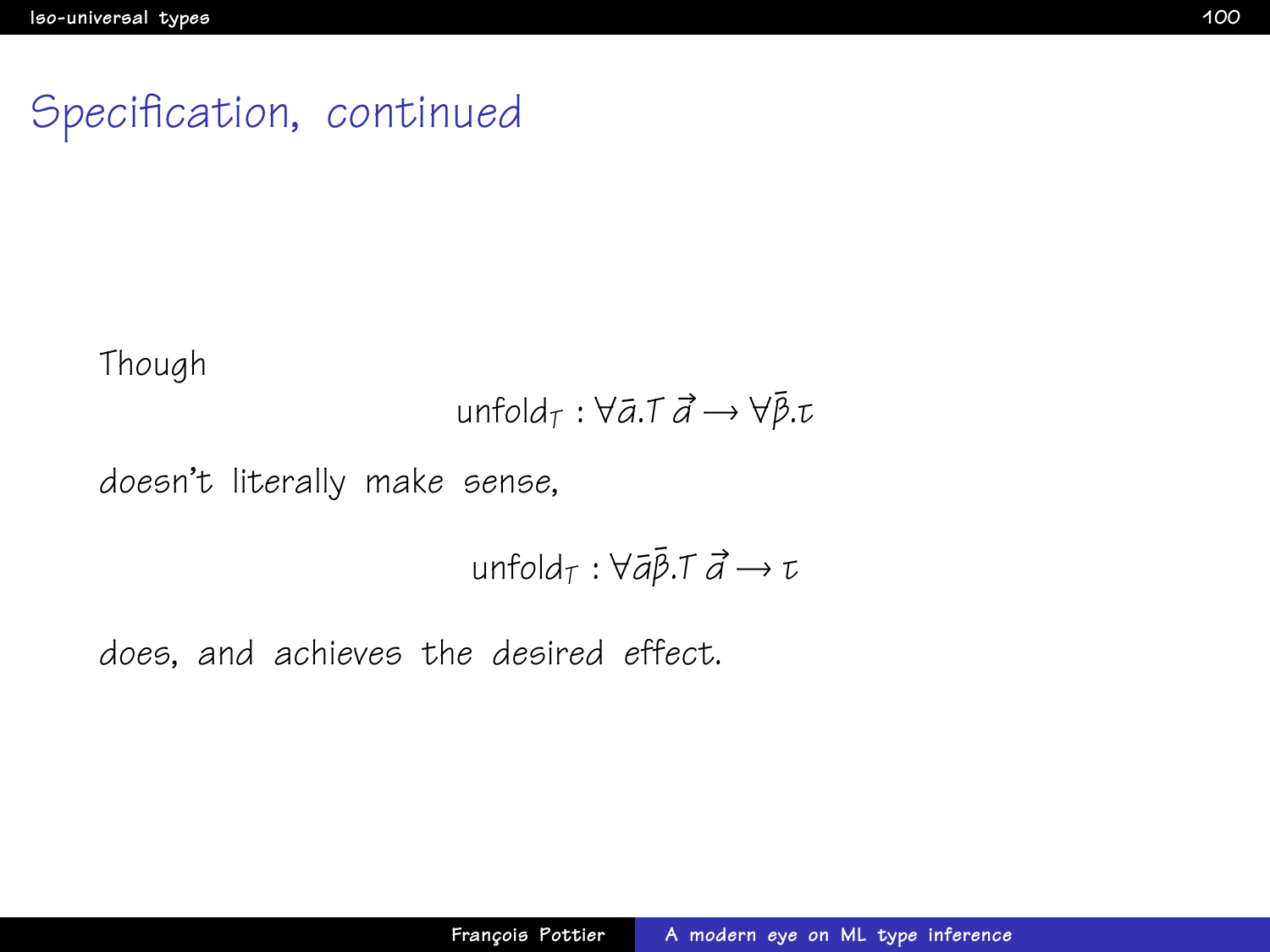# Specification, continued

Though

$$\text{unfold}_T : \forall\bar{\alpha}.T\,\vec{\alpha} \rightarrow \forall\bar{\beta}.\tau$$

doesn't literally make sense,

$$\text{unfold}_T : \forall\bar{\alpha}\bar{\beta}.T\,\vec{\alpha} \rightarrow \tau$$

does, and achieves the desired effect.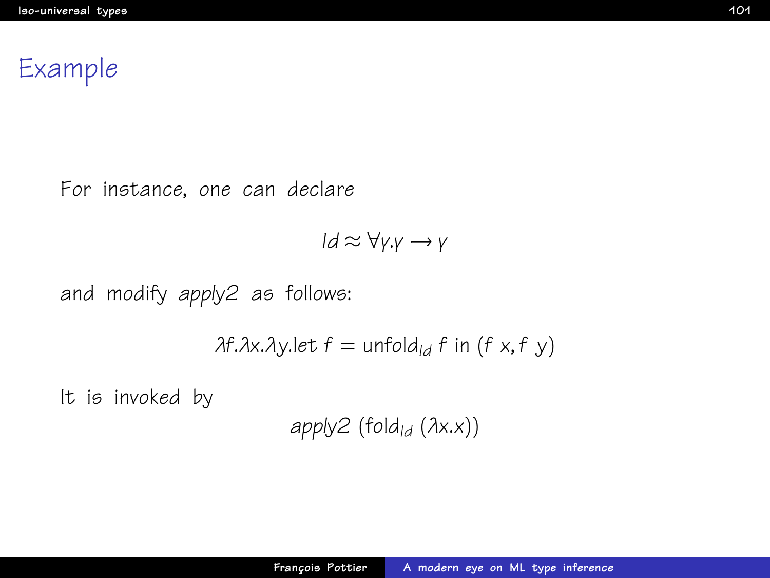# Example

For instance, one can declare

$$Id \approx \forall \gamma . \gamma \rightarrow \gamma$$

and modify *apply2* as follows:

$$\lambda f.\lambda x.\lambda y.\text{let } f = \text{unfold}_{Id}\, f \text{ in } (f\ x, f\ y)$$

It is invoked by

$$\mathit{apply2}\ (\text{fold}_{Id}\ (\lambda x.x))$$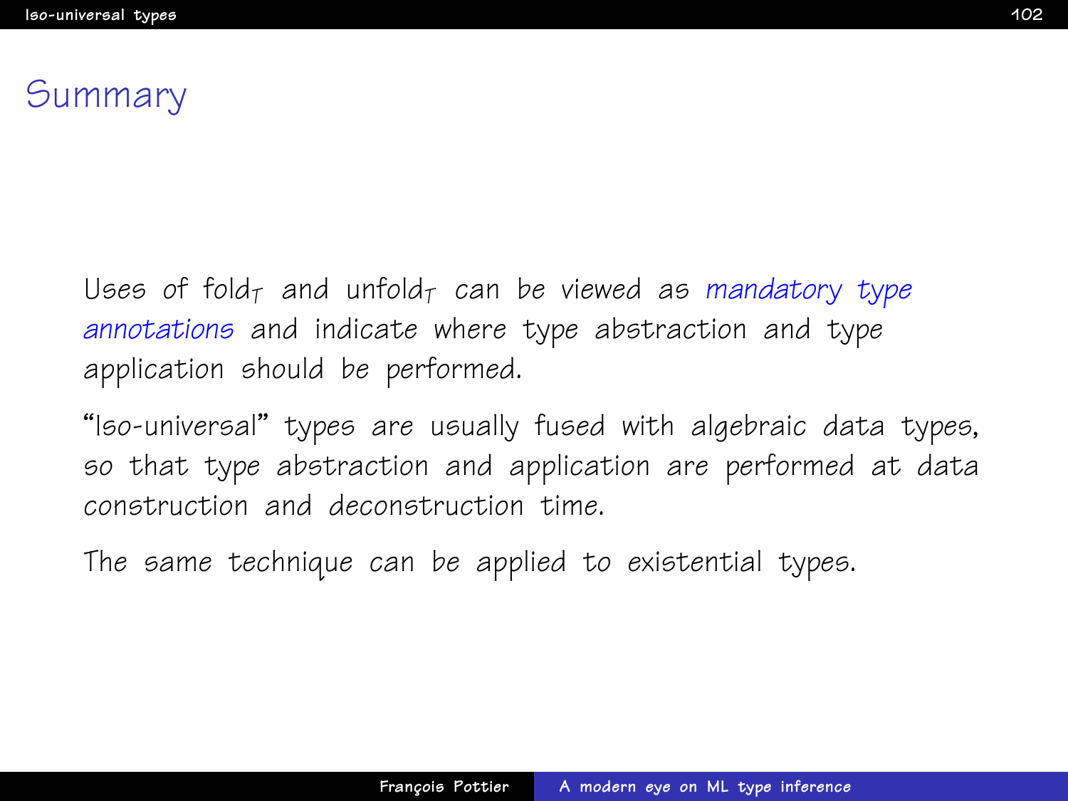# Summary

Uses of $\text{fold}_T$ and $\text{unfold}_T$ can be viewed as *mandatory type annotations* and indicate where type abstraction and type application should be performed.

"Iso-universal" types are usually fused with algebraic data types, so that type abstraction and application are performed at data construction and deconstruction time.

The same technique can be applied to existential types.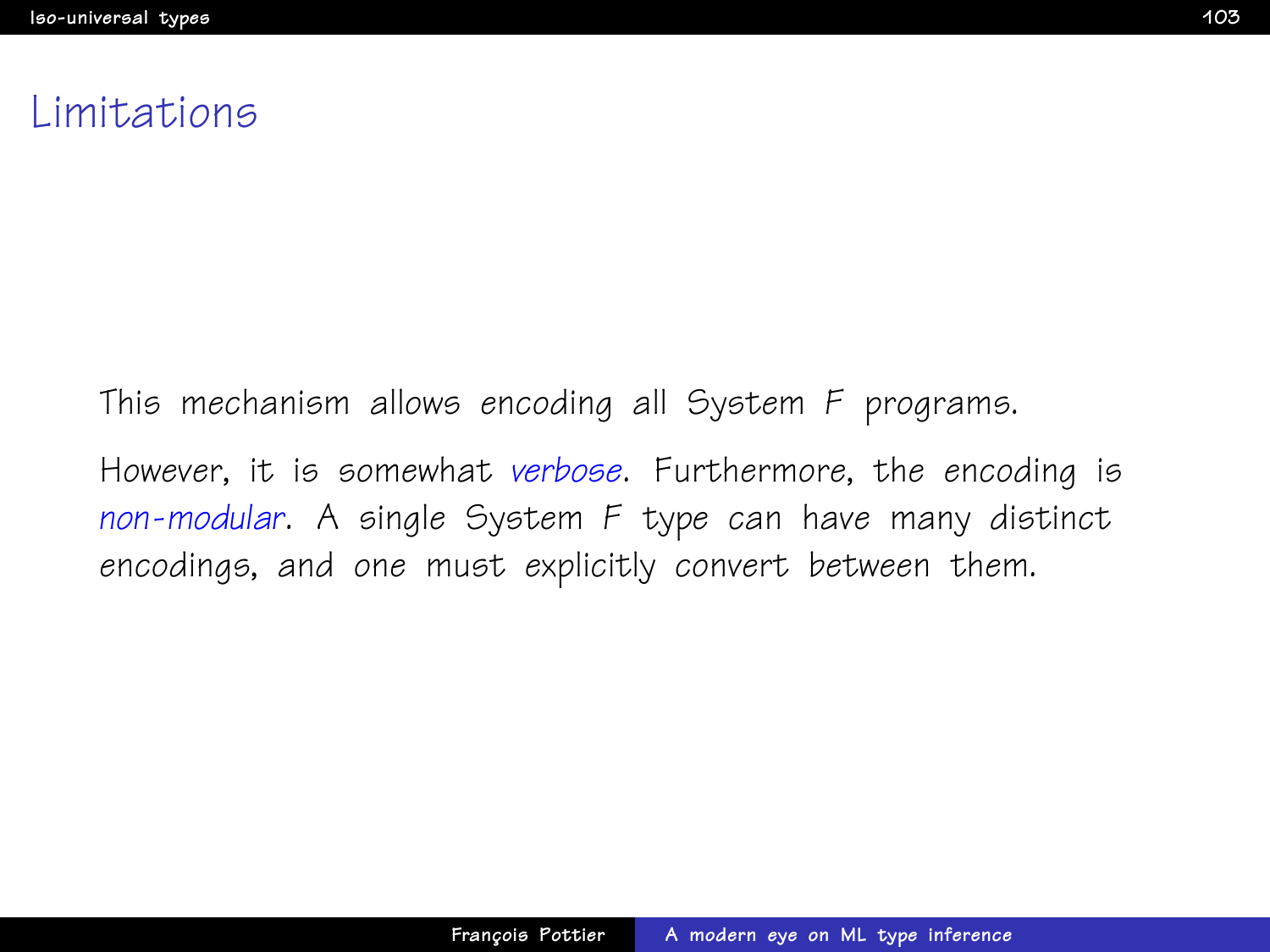# Limitations

This mechanism allows encoding all System F programs.

However, it is somewhat *verbose*. Furthermore, the encoding is *non-modular*. A single System F type can have many distinct encodings, and one must explicitly convert between them.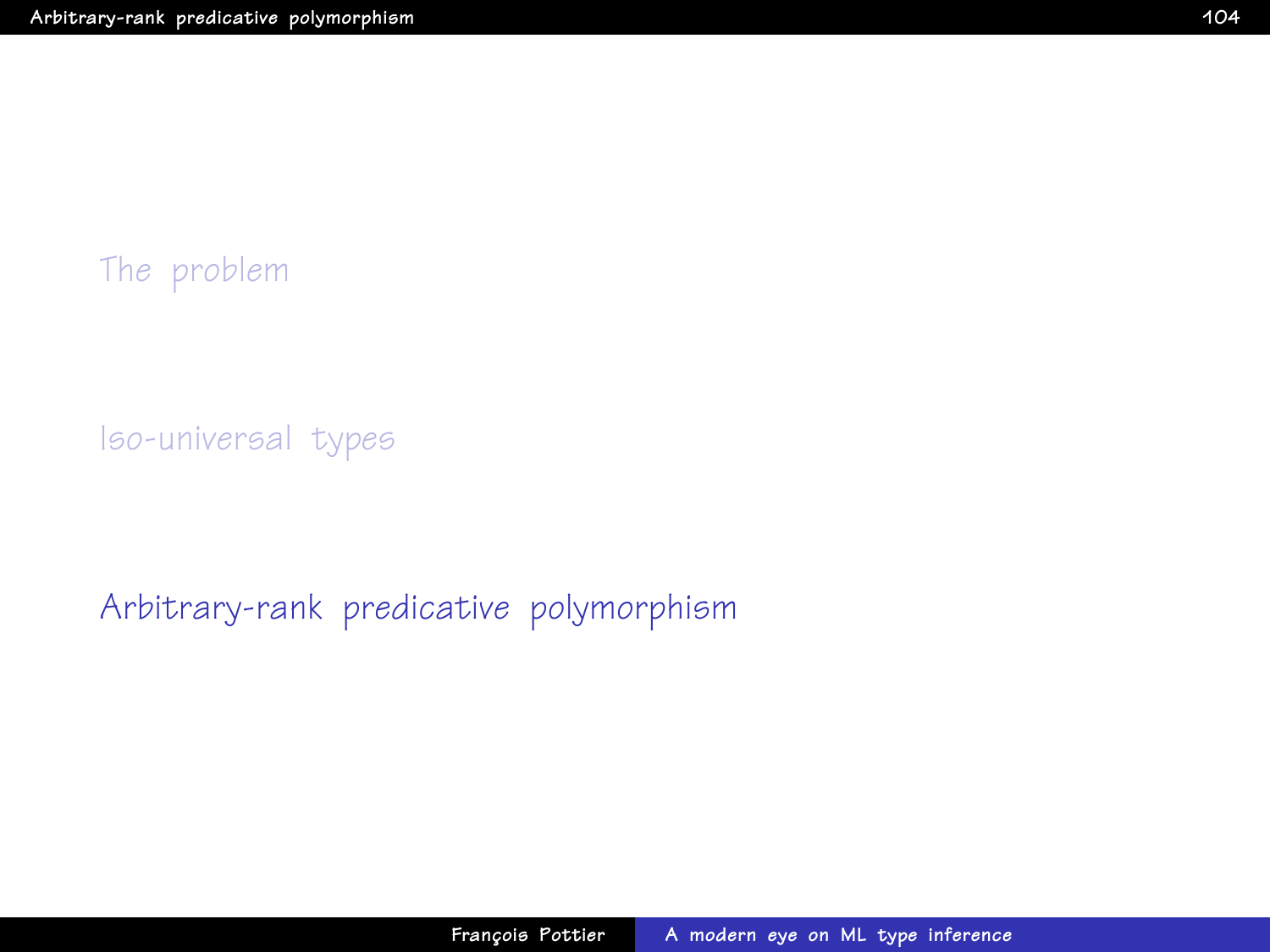The problem

Iso-universal types

Arbitrary-rank predicative polymorphism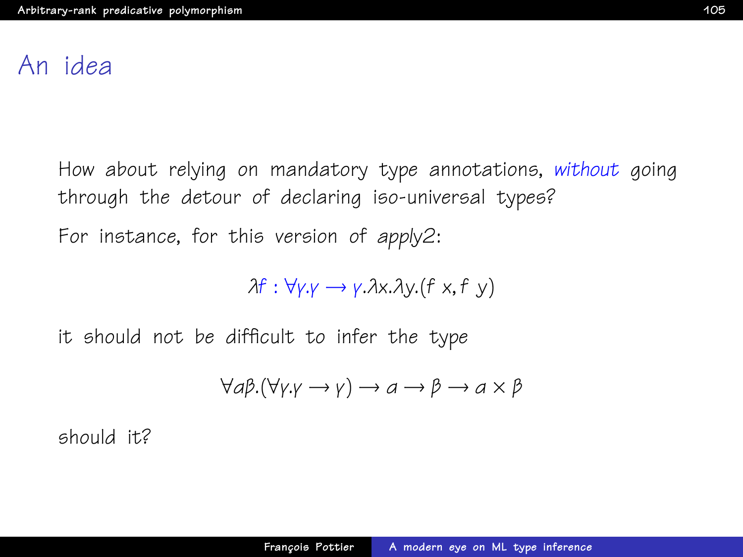# An idea

How about relying on mandatory type annotations, *without* going through the detour of declaring iso-universal types?

For instance, for this version of *apply2*:

$$\lambda f : \forall \gamma.\gamma \rightarrow \gamma.\lambda x.\lambda y.(f\ x, f\ y)$$

it should not be difficult to infer the type

$$\forall \alpha\beta.(\forall \gamma.\gamma \rightarrow \gamma) \rightarrow \alpha \rightarrow \beta \rightarrow \alpha \times \beta$$

should it?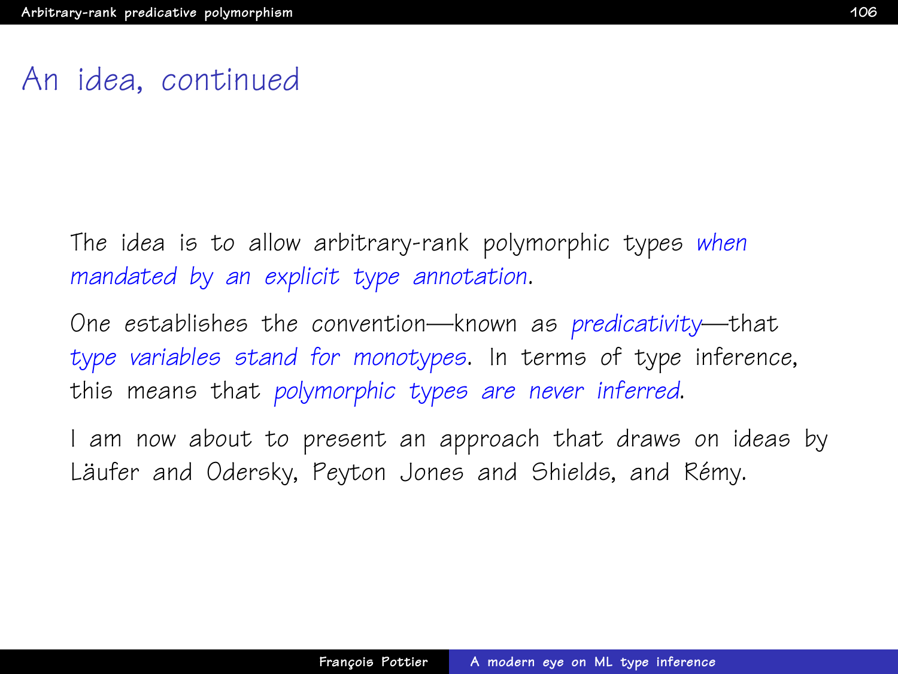# An idea, continued

The idea is to allow arbitrary-rank polymorphic types *when mandated by an explicit type annotation*.

One establishes the convention—known as *predicativity*—that *type variables stand for monotypes*. In terms of type inference, this means that *polymorphic types are never inferred*.

I am now about to present an approach that draws on ideas by Läufer and Odersky, Peyton Jones and Shields, and Rémy.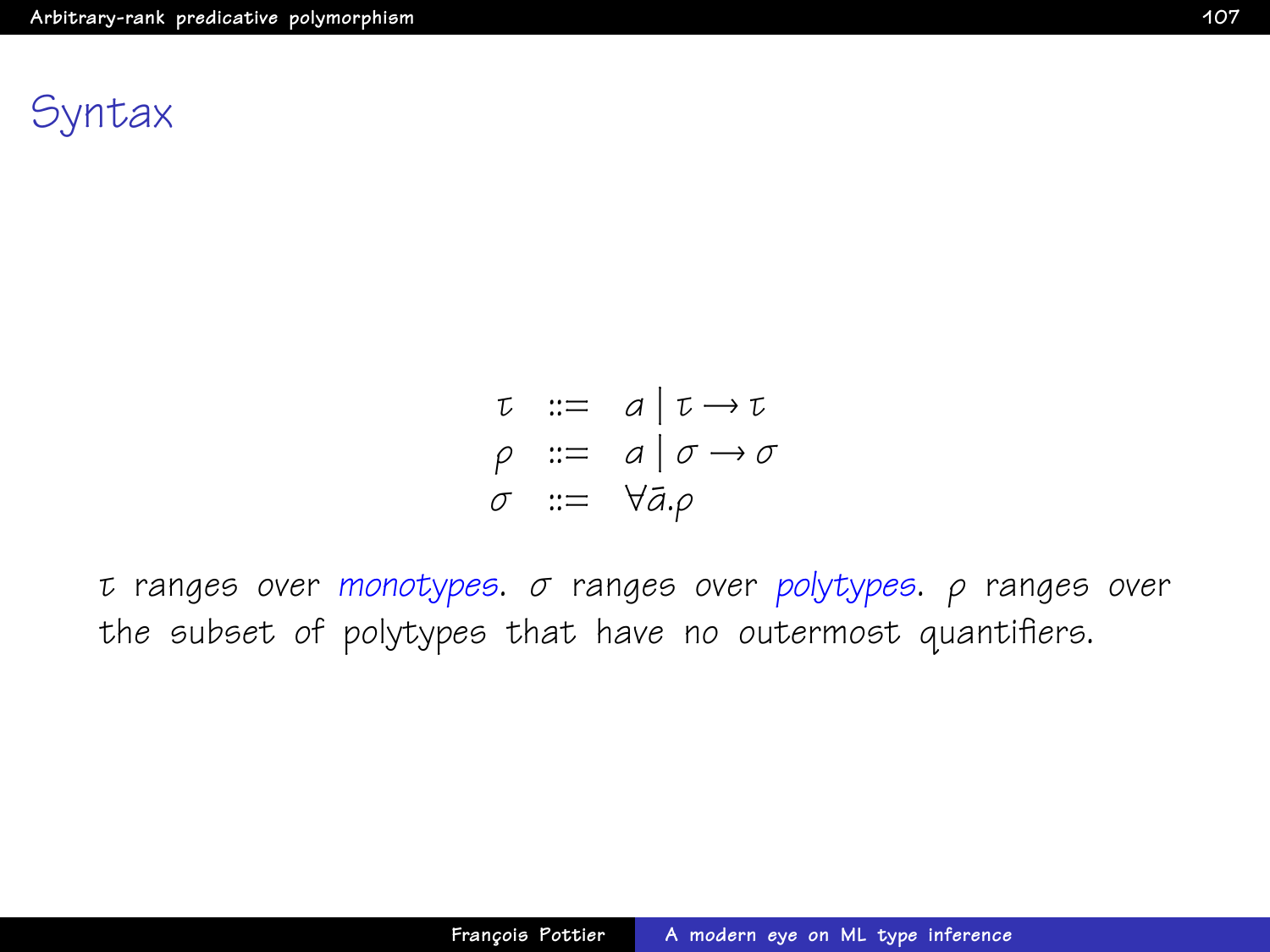# Syntax

$$
\begin{array}{rcl}
\tau & ::= & a \mid \tau \rightarrow \tau \\
\rho & ::= & a \mid \sigma \rightarrow \sigma \\
\sigma & ::= & \forall \bar{a}.\rho
\end{array}
$$

$\tau$ ranges over *monotypes*. $\sigma$ ranges over *polytypes*. $\rho$ ranges over the subset of polytypes that have no outermost quantifiers.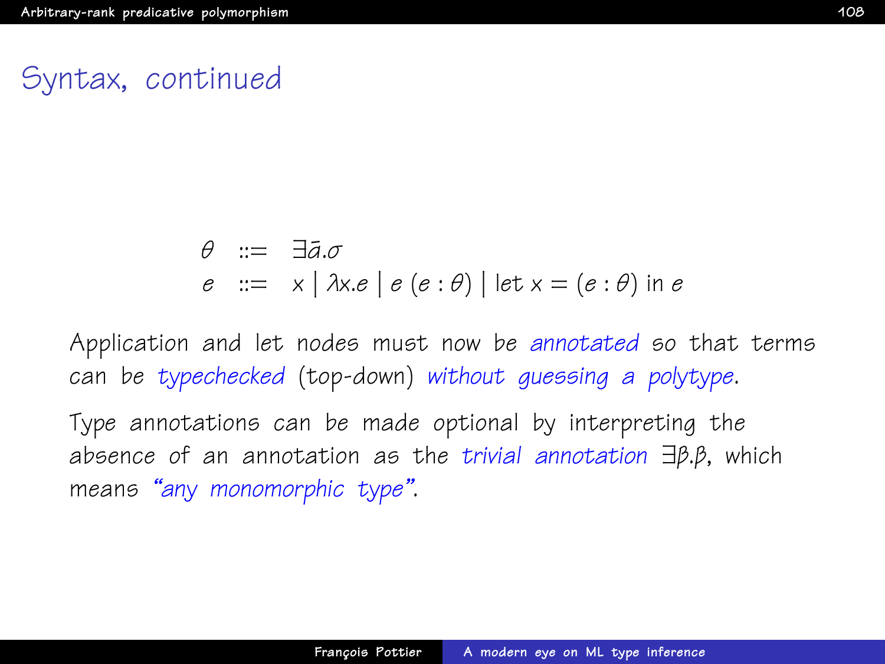# Syntax, continued

$$
\begin{array}{lcl}
\theta & ::= & \exists \bar{\alpha}.\sigma \\
e & ::= & x \mid \lambda x.e \mid e\ (e : \theta) \mid \text{let } x = (e : \theta) \text{ in } e
\end{array}
$$

Application and let nodes must now be *annotated* so that terms can be *typechecked* (top-down) *without guessing a polytype*.

Type annotations can be made optional by interpreting the absence of an annotation as the *trivial annotation* $\exists \beta.\beta$, which means *"any monomorphic type"*.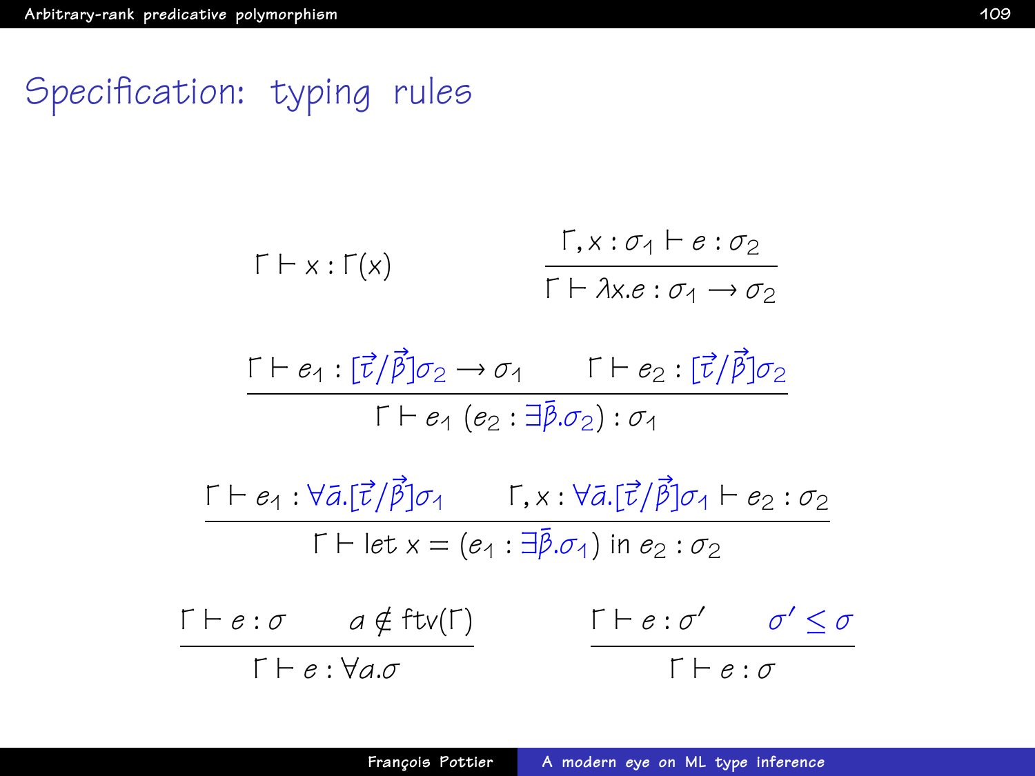# Specification: typing rules

$$\Gamma \vdash x : \Gamma(x) \qquad \frac{\Gamma, x : \sigma_1 \vdash e : \sigma_2}{\Gamma \vdash \lambda x.e : \sigma_1 \rightarrow \sigma_2}$$

$$\frac{\Gamma \vdash e_1 : [\vec{\tau}/\vec{\beta}]\sigma_2 \rightarrow \sigma_1 \qquad \Gamma \vdash e_2 : [\vec{\tau}/\vec{\beta}]\sigma_2}{\Gamma \vdash e_1\ (e_2 : \exists\bar{\beta}.\sigma_2) : \sigma_1}$$

$$\frac{\Gamma \vdash e_1 : \forall\bar{\alpha}.[\vec{\tau}/\vec{\beta}]\sigma_1 \qquad \Gamma, x : \forall\bar{\alpha}.[\vec{\tau}/\vec{\beta}]\sigma_1 \vdash e_2 : \sigma_2}{\Gamma \vdash \text{let } x = (e_1 : \exists\bar{\beta}.\sigma_1) \text{ in } e_2 : \sigma_2}$$

$$\frac{\Gamma \vdash e : \sigma \qquad \alpha \notin \text{ftv}(\Gamma)}{\Gamma \vdash e : \forall\alpha.\sigma} \qquad \frac{\Gamma \vdash e : \sigma' \qquad \sigma' \leq \sigma}{\Gamma \vdash e : \sigma}$$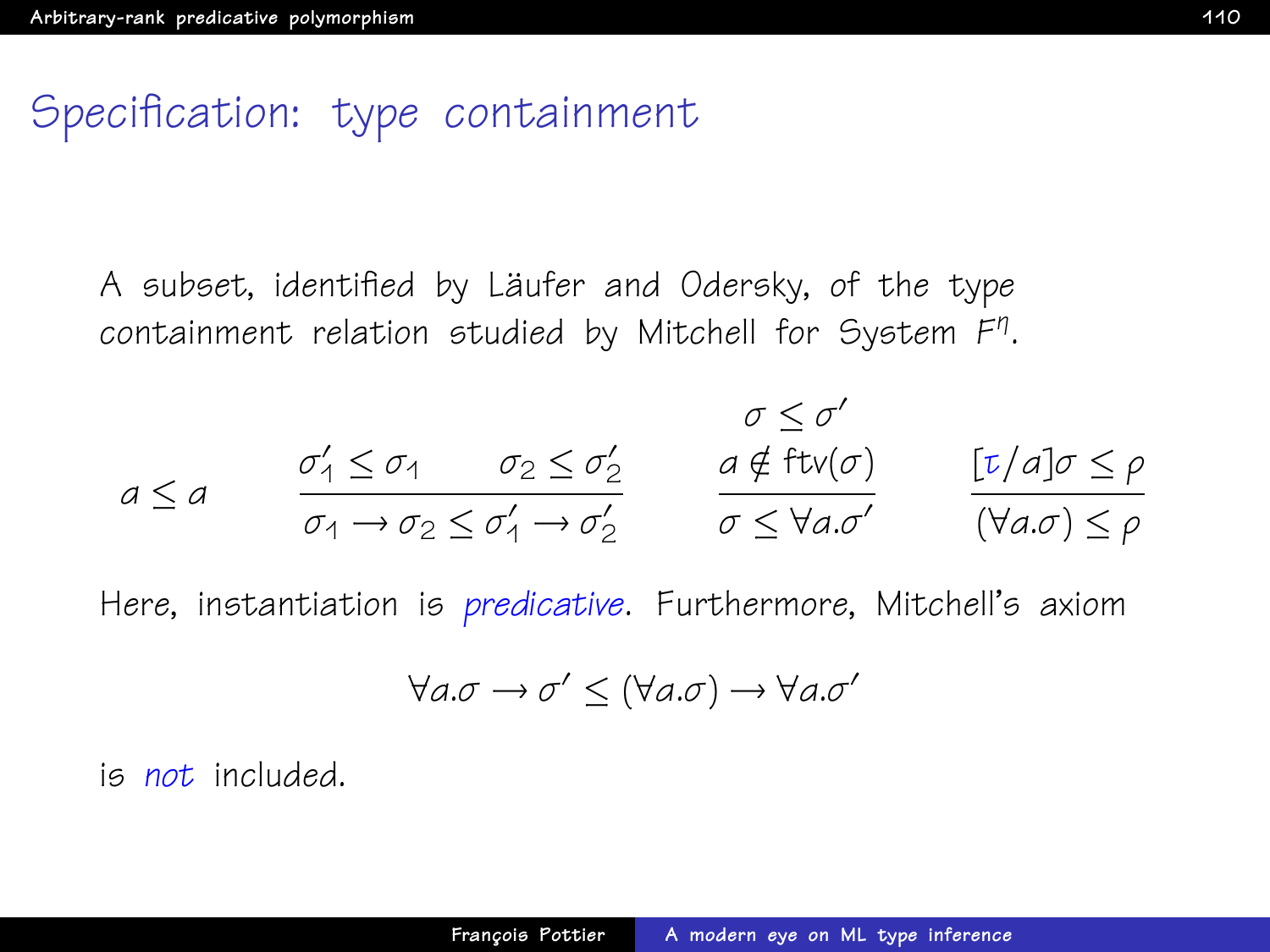# Specification: type containment

A subset, identified by Läufer and Odersky, of the type containment relation studied by Mitchell for System $F^\eta$.

$$
a \leq a
\qquad
\frac{\sigma_1' \leq \sigma_1 \qquad \sigma_2 \leq \sigma_2'}{\sigma_1 \to \sigma_2 \leq \sigma_1' \to \sigma_2'}
\qquad
\frac{\begin{array}{c}\sigma \leq \sigma' \\ a \notin \mathrm{ftv}(\sigma)\end{array}}{\sigma \leq \forall a.\sigma'}
\qquad
\frac{[\tau/a]\sigma \leq \rho}{(\forall a.\sigma) \leq \rho}
$$

Here, instantiation is *predicative*. Furthermore, Mitchell's axiom

$$\forall a.\sigma \to \sigma' \leq (\forall a.\sigma) \to \forall a.\sigma'$$

is *not* included.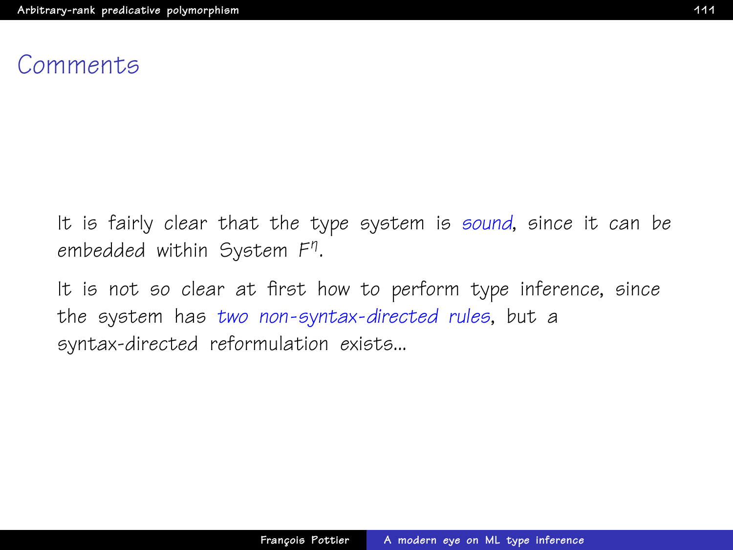## Comments

It is fairly clear that the type system is *sound*, since it can be embedded within System $F^{\eta}$.

It is not so clear at first how to perform type inference, since the system has *two non-syntax-directed rules*, but a syntax-directed reformulation exists...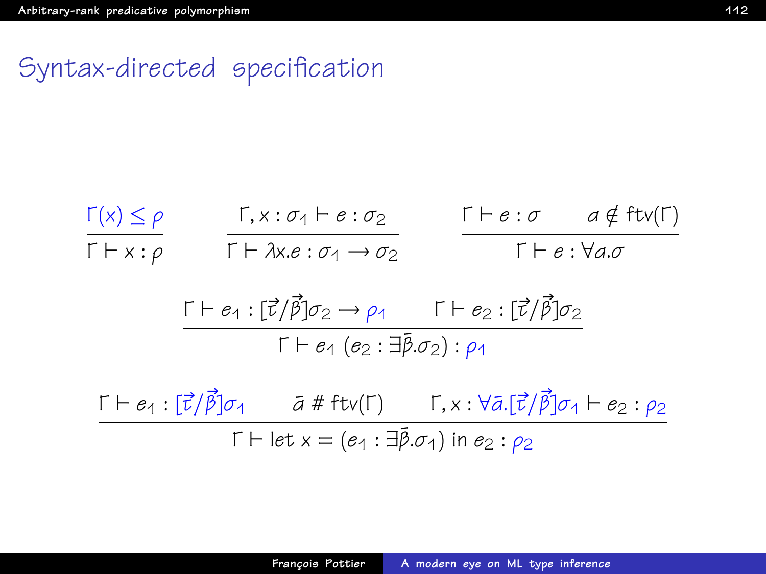# Syntax-directed specification

$$\frac{\Gamma(x) \leq \rho}{\Gamma \vdash x : \rho} \qquad \frac{\Gamma, x : \sigma_1 \vdash e : \sigma_2}{\Gamma \vdash \lambda x.e : \sigma_1 \rightarrow \sigma_2} \qquad \frac{\Gamma \vdash e : \sigma \qquad a \notin \mathrm{ftv}(\Gamma)}{\Gamma \vdash e : \forall a.\sigma}$$

$$\frac{\Gamma \vdash e_1 : [\vec{\tau}/\vec{\beta}]\sigma_2 \rightarrow \rho_1 \qquad \Gamma \vdash e_2 : [\vec{\tau}/\vec{\beta}]\sigma_2}{\Gamma \vdash e_1\ (e_2 : \exists\bar{\beta}.\sigma_2) : \rho_1}$$

$$\frac{\Gamma \vdash e_1 : [\vec{\tau}/\vec{\beta}]\sigma_1 \qquad \bar{a} \# \mathrm{ftv}(\Gamma) \qquad \Gamma, x : \forall\bar{a}.[\vec{\tau}/\vec{\beta}]\sigma_1 \vdash e_2 : \rho_2}{\Gamma \vdash \mathrm{let}\ x = (e_1 : \exists\bar{\beta}.\sigma_1)\ \mathrm{in}\ e_2 : \rho_2}$$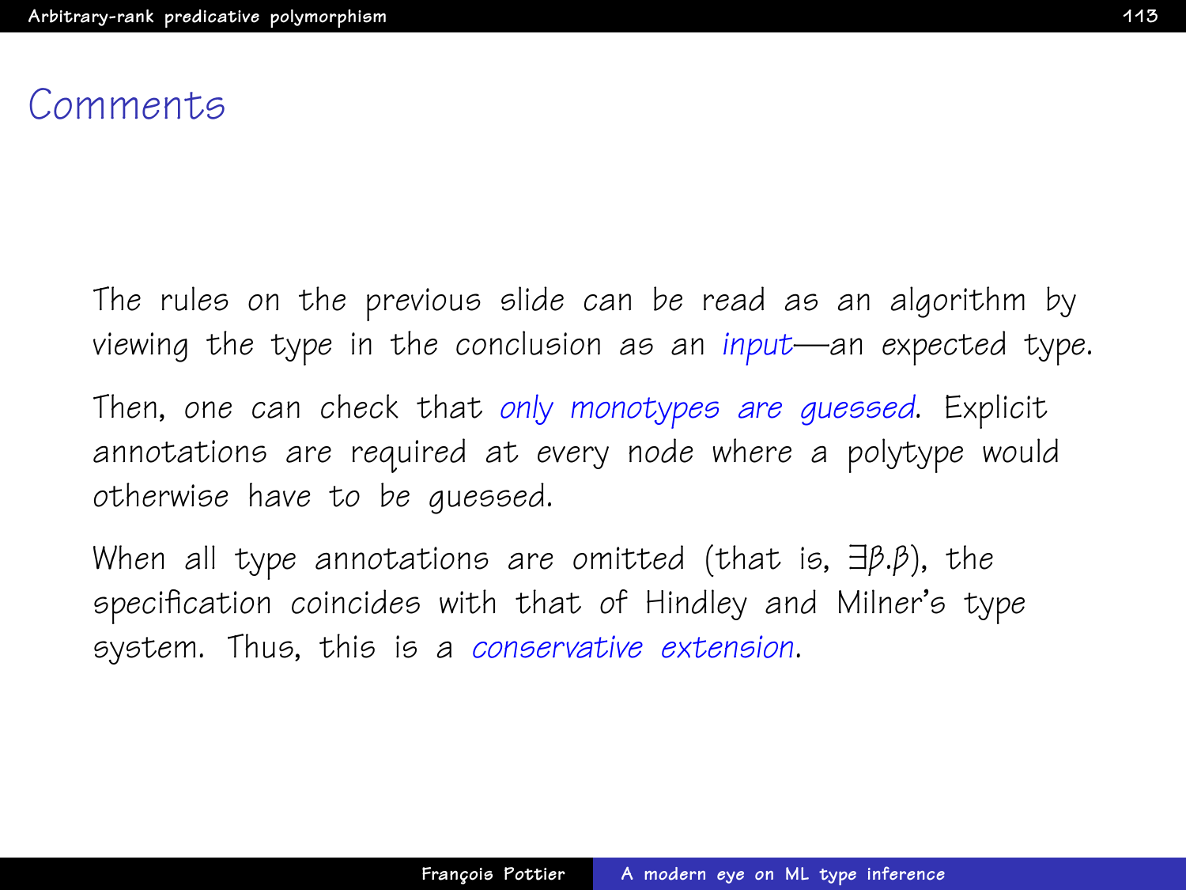# Comments

The rules on the previous slide can be read as an algorithm by viewing the type in the conclusion as an *input*—an expected type.

Then, one can check that *only monotypes are guessed*. Explicit annotations are required at every node where a polytype would otherwise have to be guessed.

When all type annotations are omitted (that is, $\exists\beta.\beta$), the specification coincides with that of Hindley and Milner's type system. Thus, this is a *conservative extension*.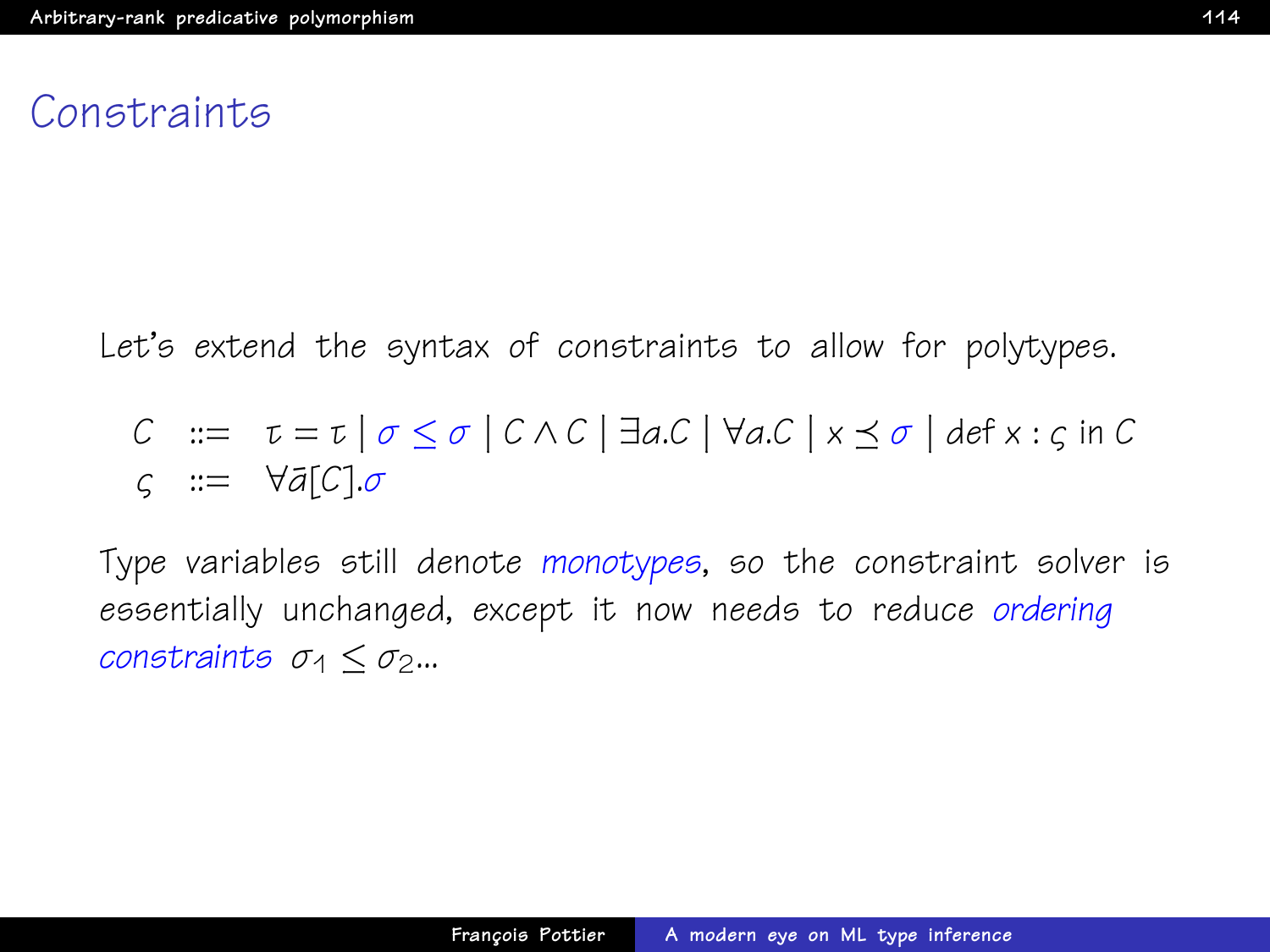# Constraints

Let's extend the syntax of constraints to allow for polytypes.

$$
\begin{array}{lcl}
C & ::= & \tau = \tau \mid \sigma \leq \sigma \mid C \wedge C \mid \exists a.C \mid \forall a.C \mid x \preceq \sigma \mid \mathsf{def}\ x : \varsigma\ \mathsf{in}\ C \\
\varsigma & ::= & \forall \bar{a}[C].\sigma
\end{array}
$$

Type variables still denote *monotypes*, so the constraint solver is essentially unchanged, except it now needs to reduce *ordering constraints* $\sigma_1 \leq \sigma_2$...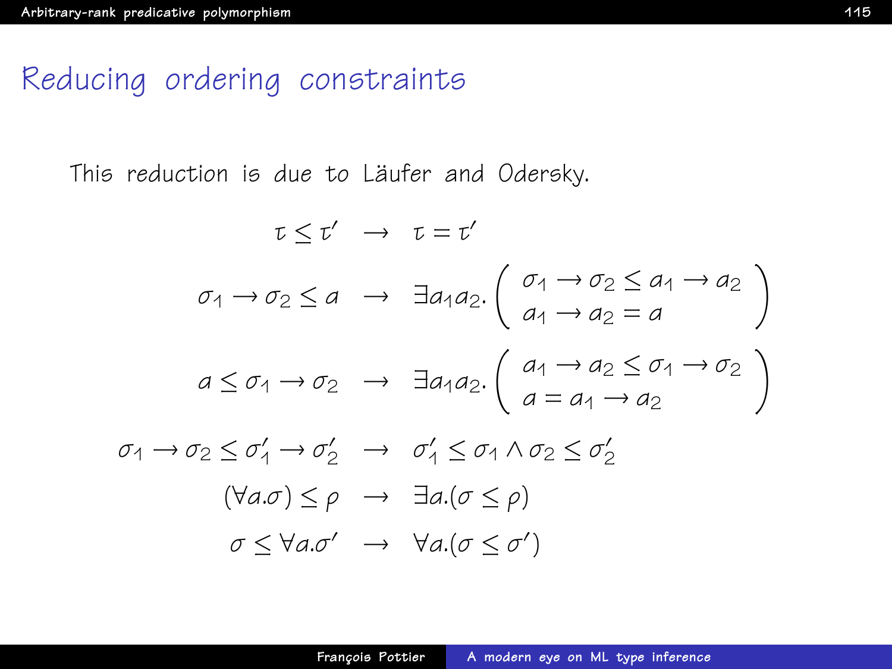# Reducing ordering constraints

This reduction is due to Läufer and Odersky.

$$
\begin{array}{rcl}
\tau \leq \tau' & \longrightarrow & \tau = \tau' \\
\sigma_1 \rightarrow \sigma_2 \leq a & \longrightarrow & \exists a_1 a_2. \left( \begin{array}{l} \sigma_1 \rightarrow \sigma_2 \leq a_1 \rightarrow a_2 \\ a_1 \rightarrow a_2 = a \end{array} \right) \\
a \leq \sigma_1 \rightarrow \sigma_2 & \longrightarrow & \exists a_1 a_2. \left( \begin{array}{l} a_1 \rightarrow a_2 \leq \sigma_1 \rightarrow \sigma_2 \\ a = a_1 \rightarrow a_2 \end{array} \right) \\
\sigma_1 \rightarrow \sigma_2 \leq \sigma'_1 \rightarrow \sigma'_2 & \longrightarrow & \sigma'_1 \leq \sigma_1 \wedge \sigma_2 \leq \sigma'_2 \\
(\forall a.\sigma) \leq \rho & \longrightarrow & \exists a.(\sigma \leq \rho) \\
\sigma \leq \forall a.\sigma' & \longrightarrow & \forall a.(\sigma \leq \sigma')
\end{array}
$$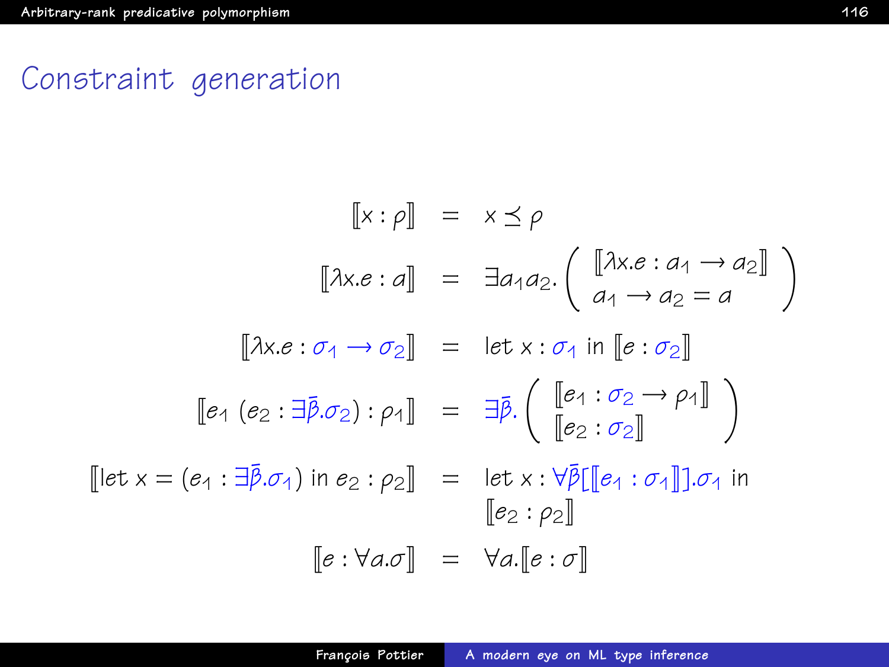# Constraint generation

$$
\begin{array}{rcl}
[\![x : \rho]\!] & = & x \preceq \rho \\
[\![\lambda x.e : a]\!] & = & \exists a_1 a_2. \left( \begin{array}{l} [\![\lambda x.e : a_1 \rightarrow a_2]\!] \\ a_1 \rightarrow a_2 = a \end{array} \right) \\
[\![\lambda x.e : \sigma_1 \rightarrow \sigma_2]\!] & = & \text{let } x : \sigma_1 \text{ in } [\![e : \sigma_2]\!] \\
[\![e_1\ (e_2 : \exists \bar{\beta}.\sigma_2) : \rho_1]\!] & = & \exists \bar{\beta}. \left( \begin{array}{l} [\![e_1 : \sigma_2 \rightarrow \rho_1]\!] \\ [\![e_2 : \sigma_2]\!] \end{array} \right) \\
[\![\text{let } x = (e_1 : \exists \bar{\beta}.\sigma_1) \text{ in } e_2 : \rho_2]\!] & = & \text{let } x : \forall \bar{\beta}[[\![e_1 : \sigma_1]\!]].\sigma_1 \text{ in} \\
& & [\![e_2 : \rho_2]\!] \\
[\![e : \forall a.\sigma]\!] & = & \forall a.[\![e : \sigma]\!]
\end{array}
$$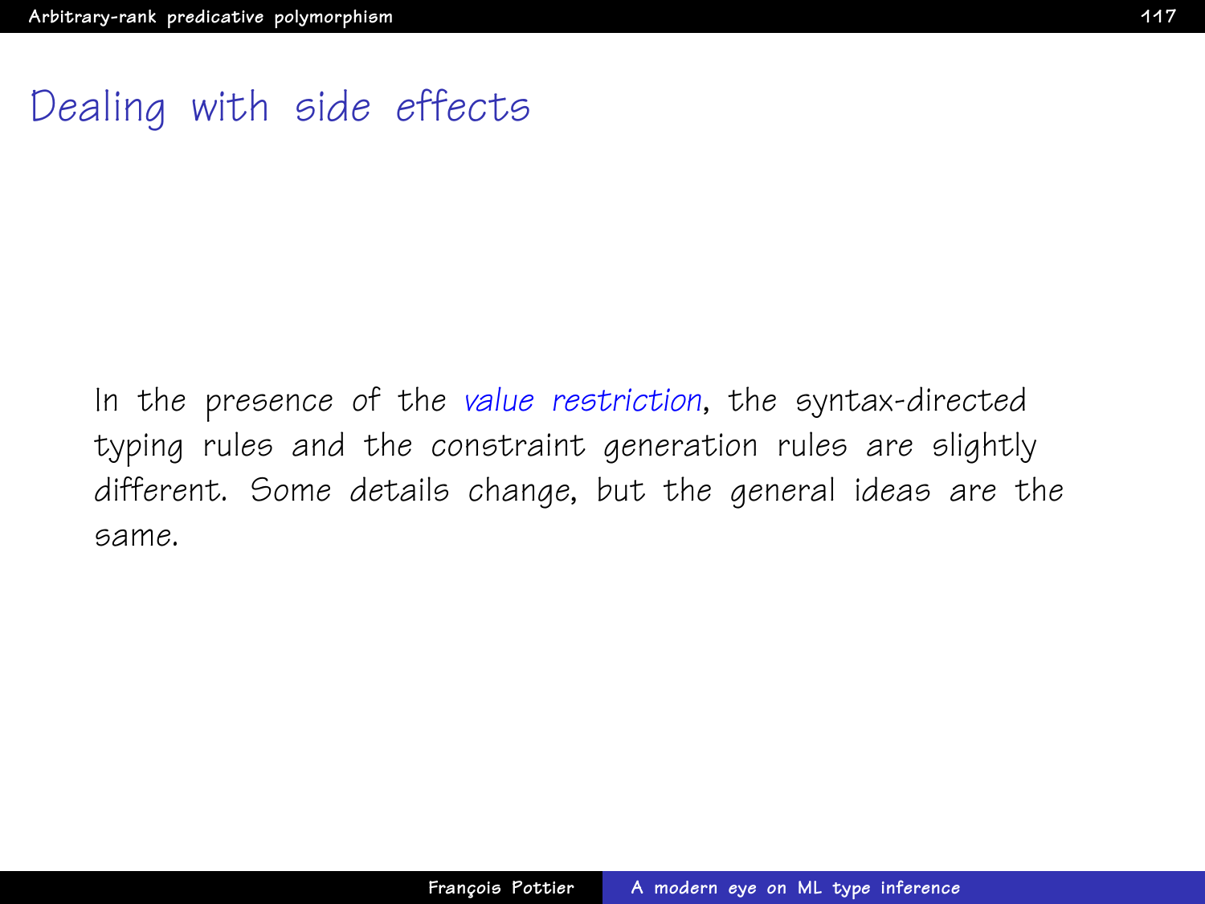# Dealing with side effects

In the presence of the *value restriction*, the syntax-directed typing rules and the constraint generation rules are slightly different. Some details change, but the general ideas are the same.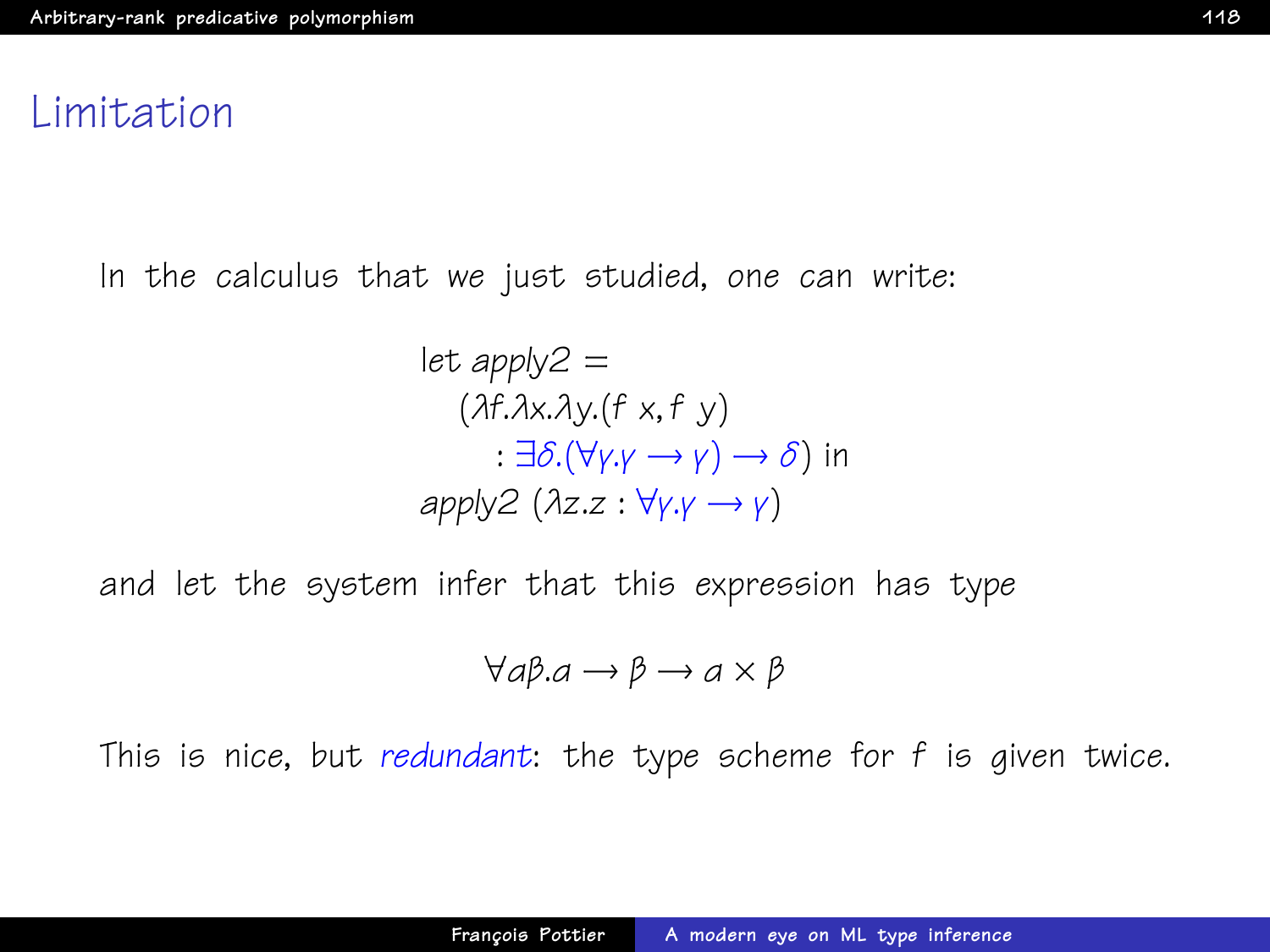# Limitation

In the calculus that we just studied, one can write:

$$
\begin{array}{l}
\text{let } \mathit{apply2} = \\
\quad (\lambda f.\lambda x.\lambda y.(f\ x, f\ y) \\
\qquad : \exists \delta.(\forall \gamma.\gamma \rightarrow \gamma) \rightarrow \delta) \text{ in} \\
\mathit{apply2}\ (\lambda z.z : \forall \gamma.\gamma \rightarrow \gamma)
\end{array}
$$

and let the system infer that this expression has type

$$\forall \alpha\beta.\alpha \rightarrow \beta \rightarrow \alpha \times \beta$$

This is nice, but *redundant*: the type scheme for $f$ is given twice.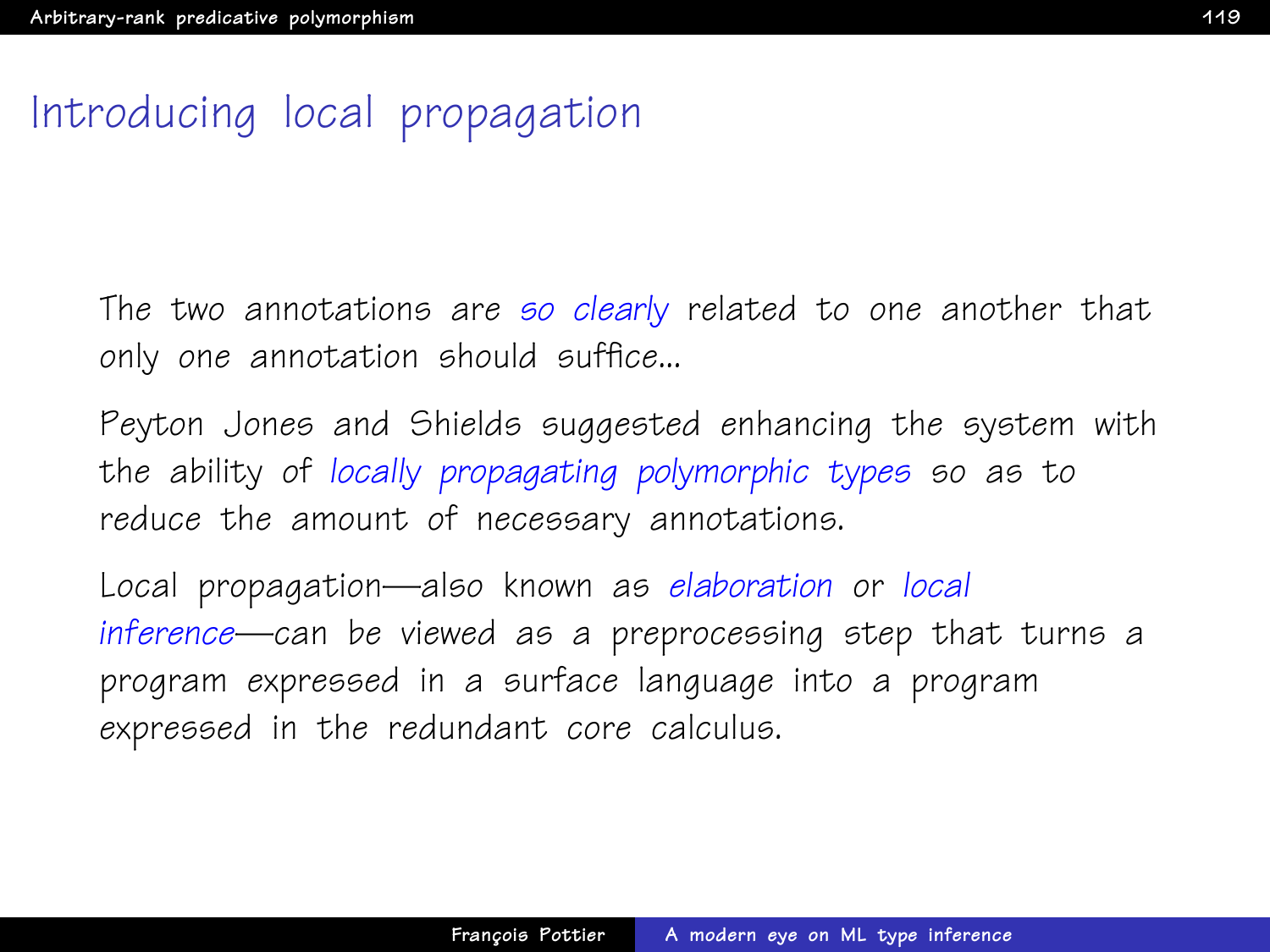# Introducing local propagation

The two annotations are *so clearly* related to one another that only one annotation should suffice...

Peyton Jones and Shields suggested enhancing the system with the ability of *locally propagating polymorphic types* so as to reduce the amount of necessary annotations.

Local propagation—also known as *elaboration* or *local inference*—can be viewed as a preprocessing step that turns a program expressed in a surface language into a program expressed in the redundant core calculus.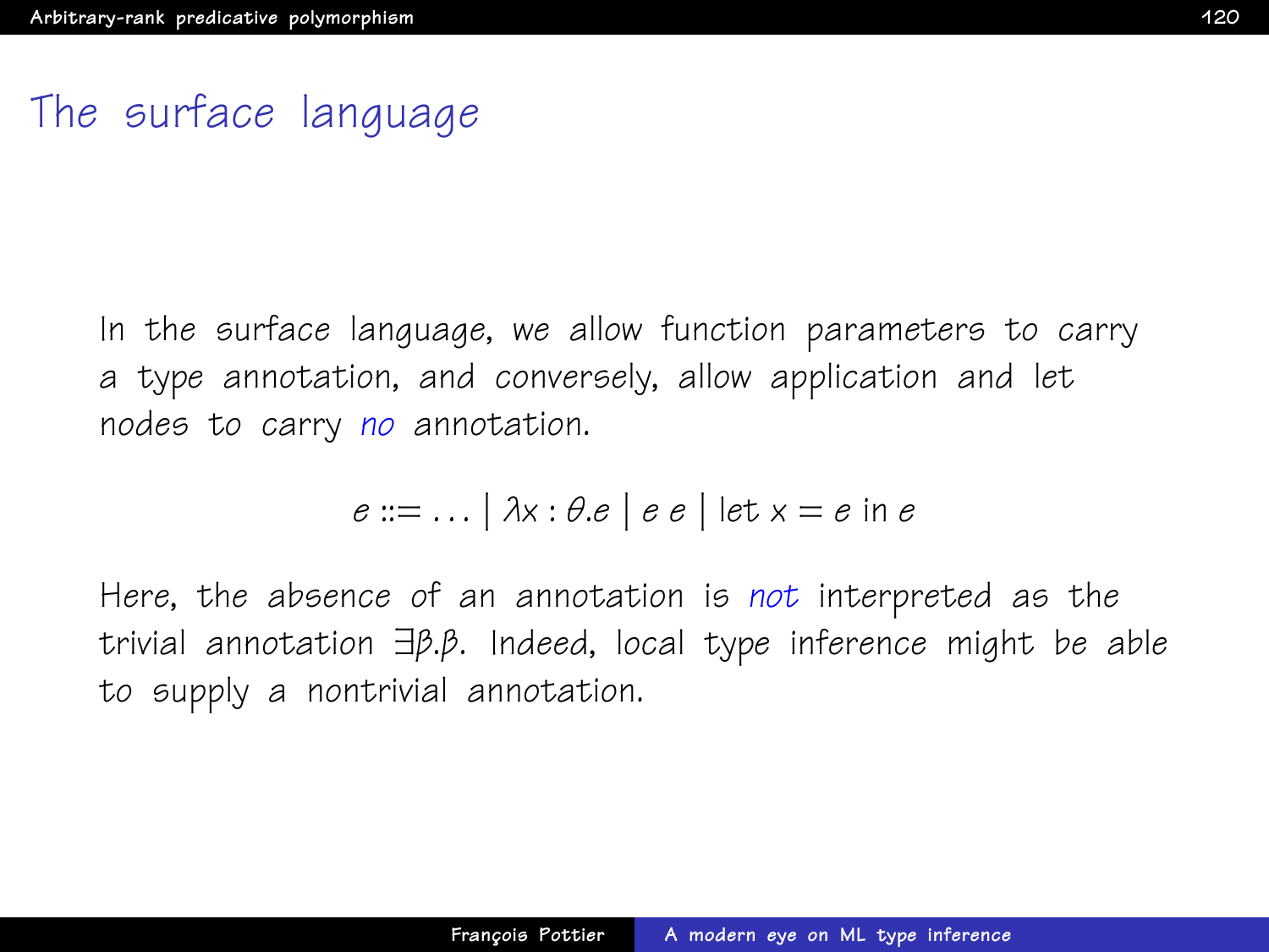# The surface language

In the surface language, we allow function parameters to carry a type annotation, and conversely, allow application and let nodes to carry *no* annotation.

$$e ::= \ldots \mid \lambda x : \theta.e \mid e\ e \mid \text{let } x = e \text{ in } e$$

Here, the absence of an annotation is *not* interpreted as the trivial annotation $\exists\beta.\beta$. Indeed, local type inference might be able to supply a nontrivial annotation.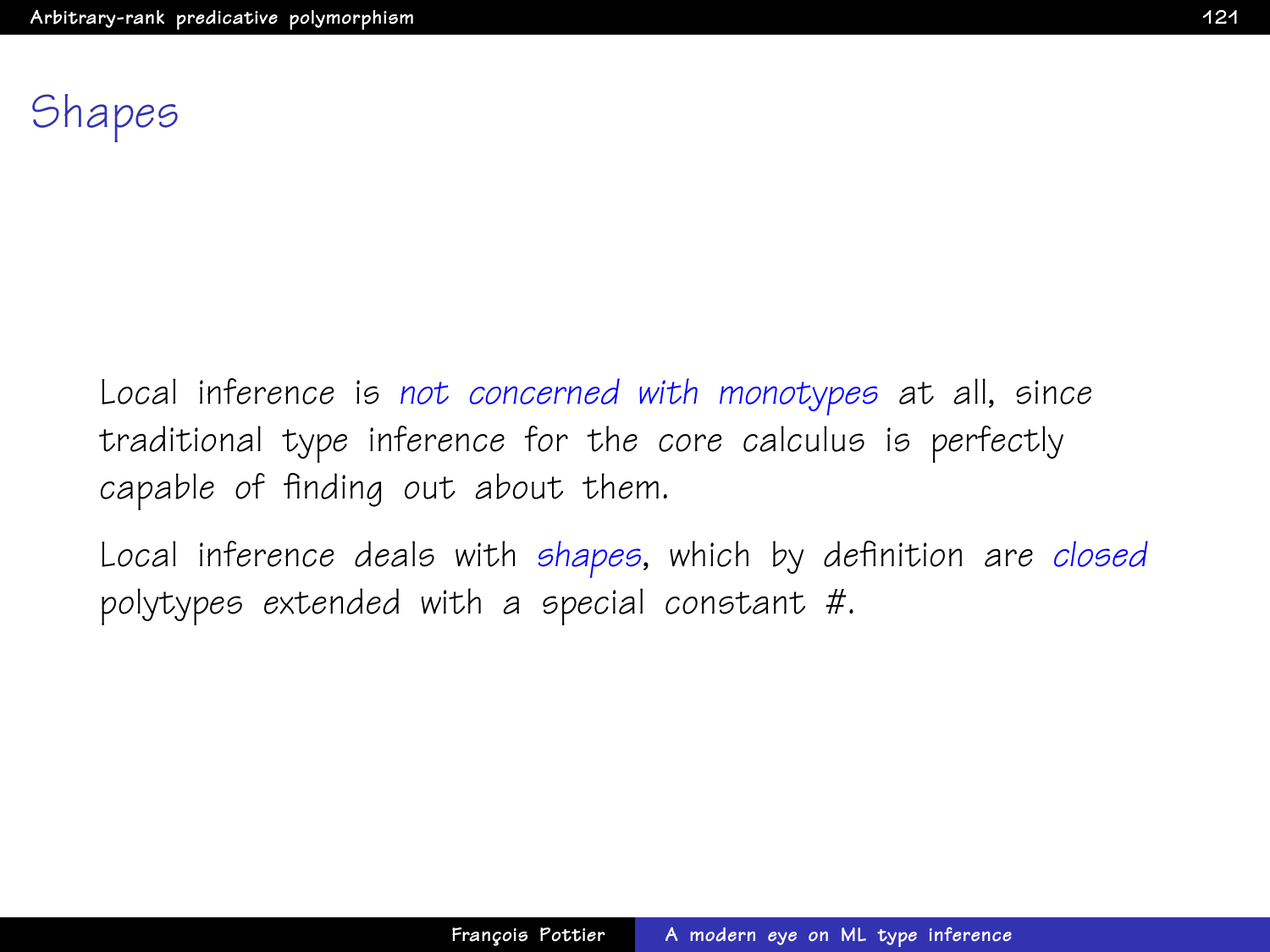# Shapes

Local inference is *not concerned with monotypes* at all, since traditional type inference for the core calculus is perfectly capable of finding out about them.

Local inference deals with *shapes*, which by definition are *closed* polytypes extended with a special constant #.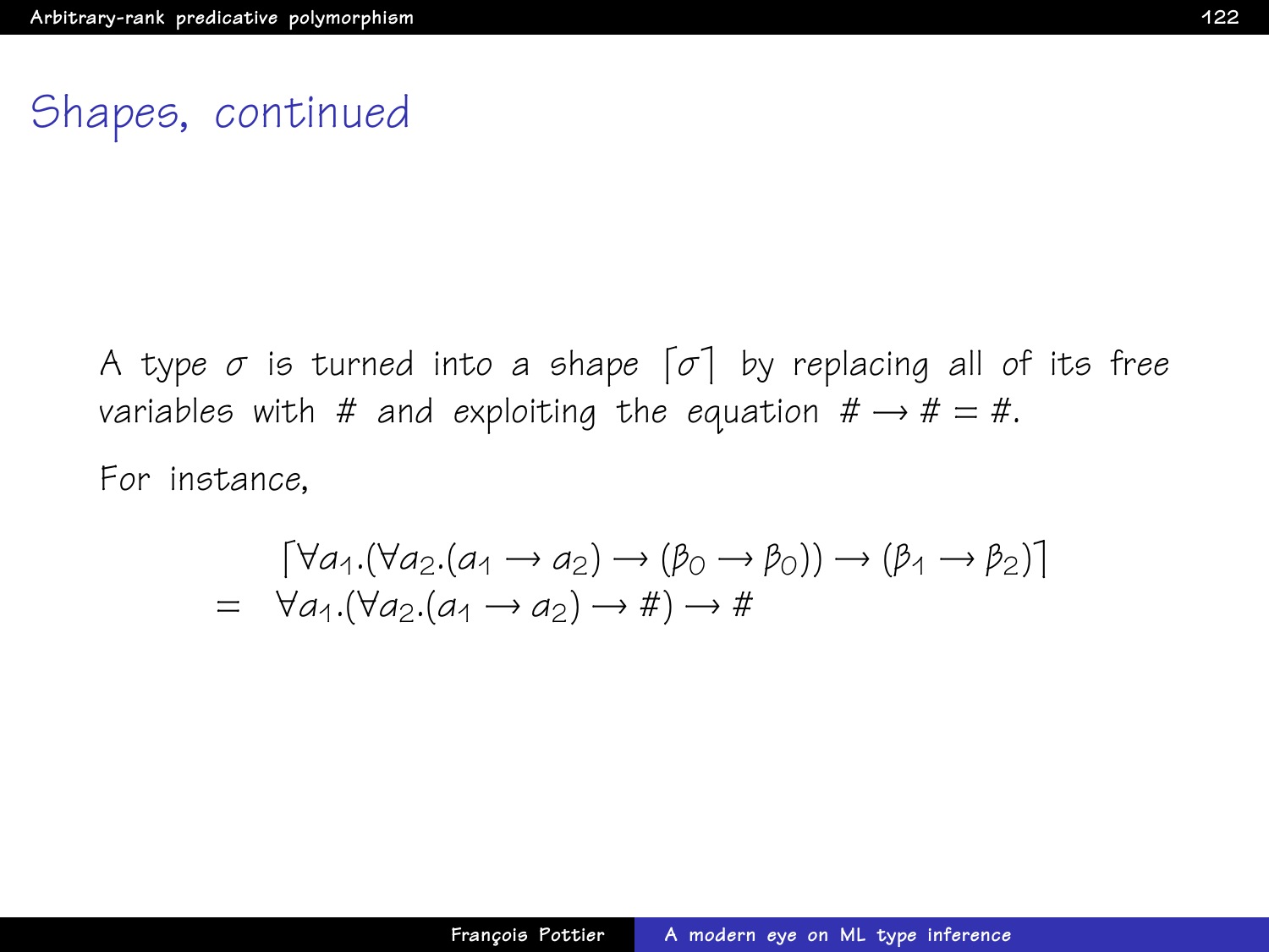## Shapes, continued

A type $\sigma$ is turned into a shape $\lceil \sigma \rceil$ by replacing all of its free variables with # and exploiting the equation $\# \rightarrow \# = \#$.

For instance,

$$
\begin{array}{rl}
 & \lceil \forall \alpha_1.(\forall \alpha_2.(\alpha_1 \rightarrow \alpha_2) \rightarrow (\beta_0 \rightarrow \beta_0)) \rightarrow (\beta_1 \rightarrow \beta_2) \rceil \\
= & \forall \alpha_1.(\forall \alpha_2.(\alpha_1 \rightarrow \alpha_2) \rightarrow \#) \rightarrow \#
\end{array}
$$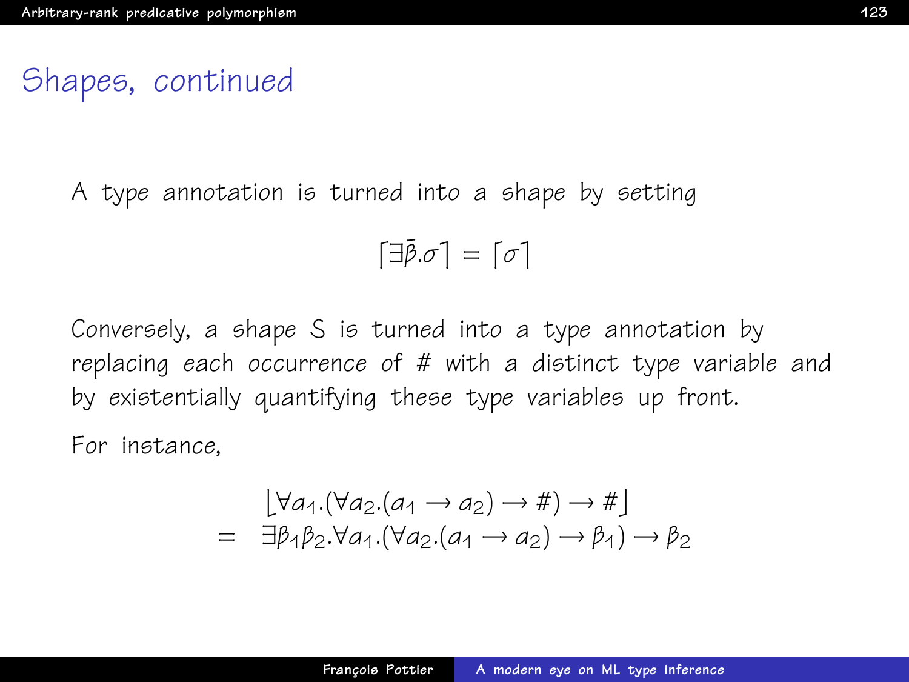# Shapes, continued

A type annotation is turned into a shape by setting

$$\lceil \exists \bar{\beta}.\sigma \rceil = \lceil \sigma \rceil$$

Conversely, a shape S is turned into a type annotation by replacing each occurrence of # with a distinct type variable and by existentially quantifying these type variables up front.

For instance,

$$\begin{array}{rl} & \lfloor \forall a_1.(\forall a_2.(a_1 \to a_2) \to \#) \to \# \rfloor \\ = & \exists \beta_1 \beta_2.\forall a_1.(\forall a_2.(a_1 \to a_2) \to \beta_1) \to \beta_2 \end{array}$$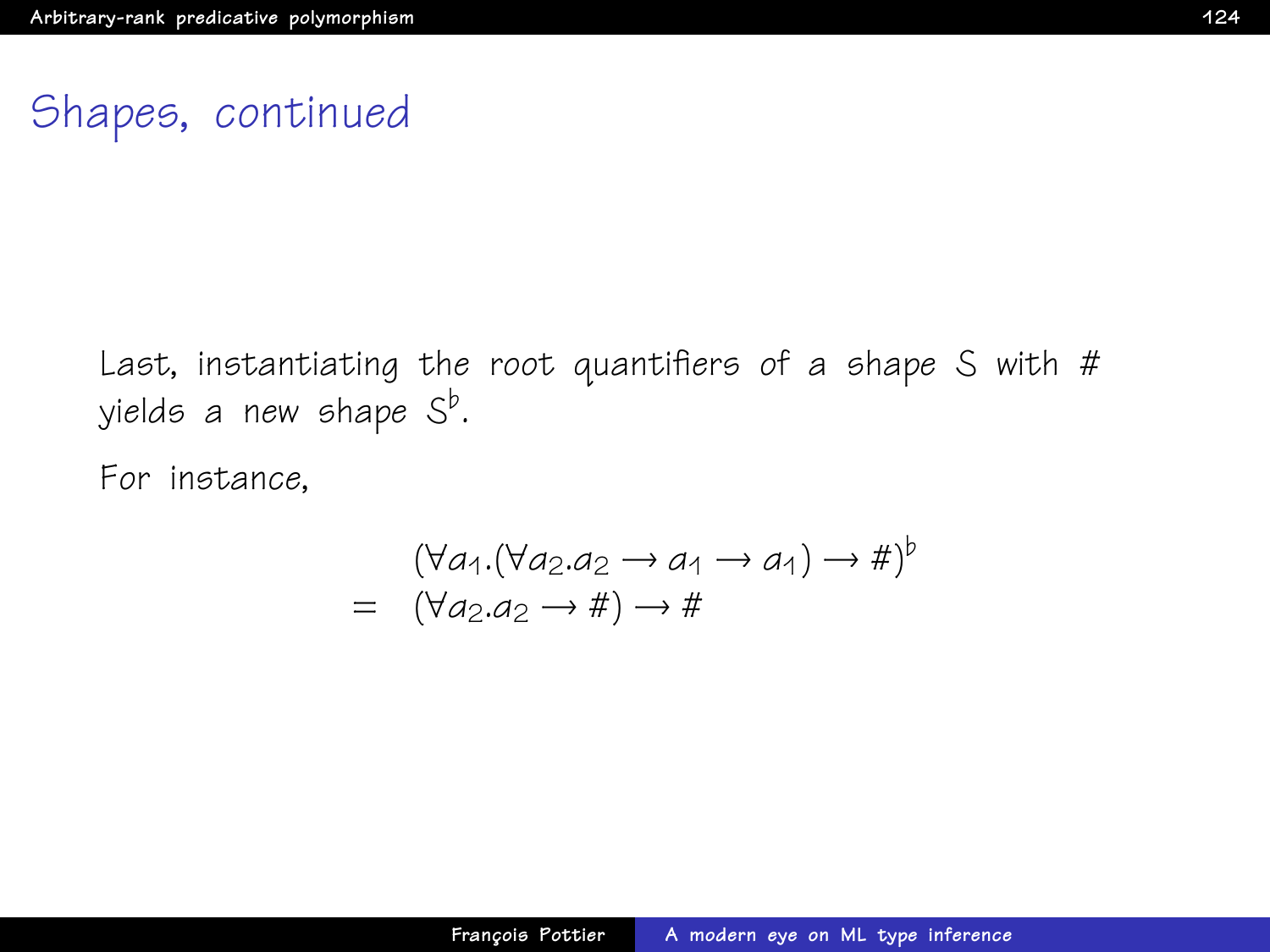## Shapes, continued

Last, instantiating the root quantifiers of a shape S with # yields a new shape $S^\flat$.

For instance,

$$
\begin{array}{rl}
 & (\forall a_1.(\forall a_2.a_2 \rightarrow a_1 \rightarrow a_1) \rightarrow \#)^\flat \\
= & (\forall a_2.a_2 \rightarrow \#) \rightarrow \#
\end{array}
$$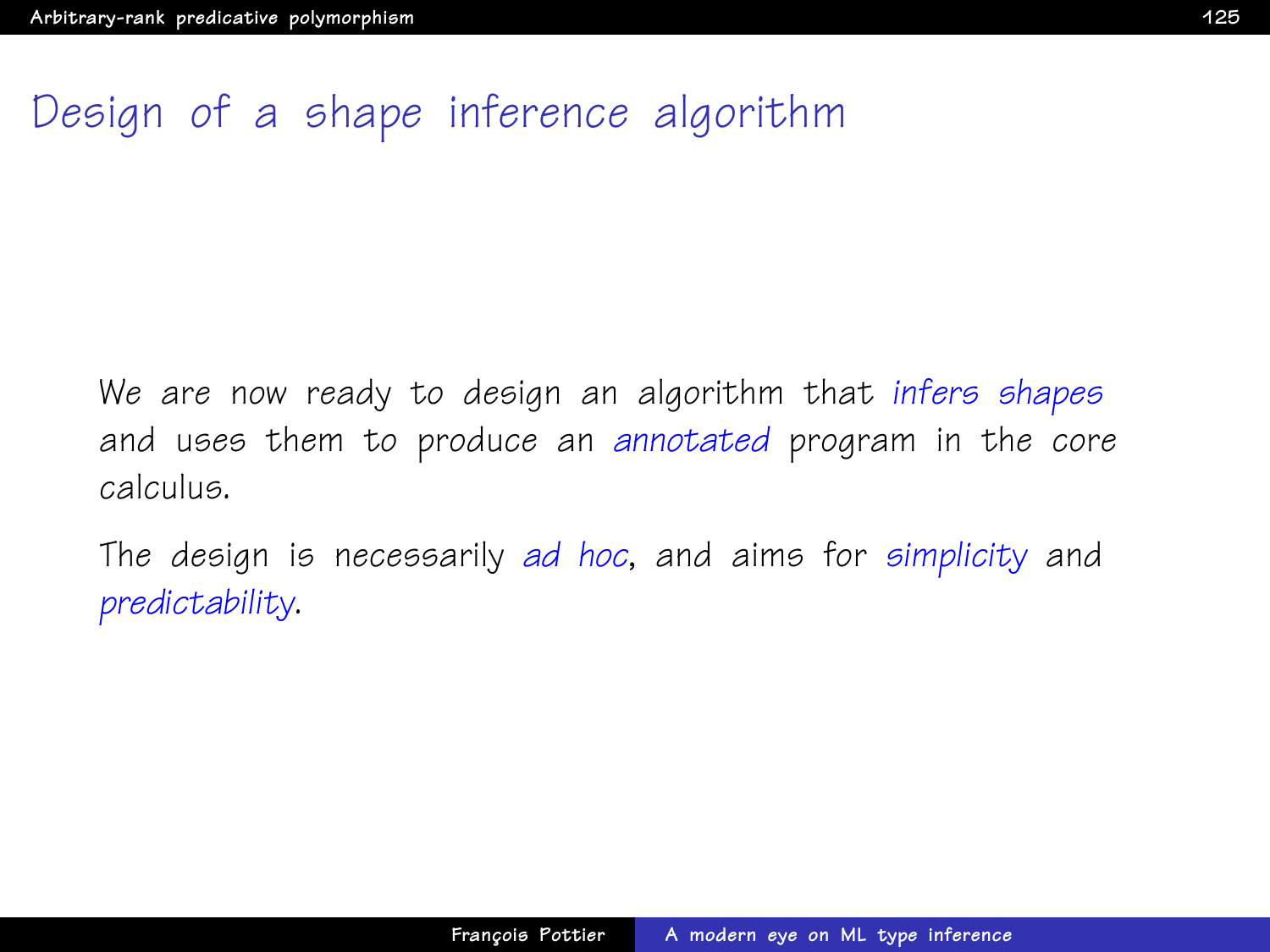# Design of a shape inference algorithm

We are now ready to design an algorithm that *infers shapes* and uses them to produce an *annotated* program in the core calculus.

The design is necessarily *ad hoc*, and aims for *simplicity* and *predictability*.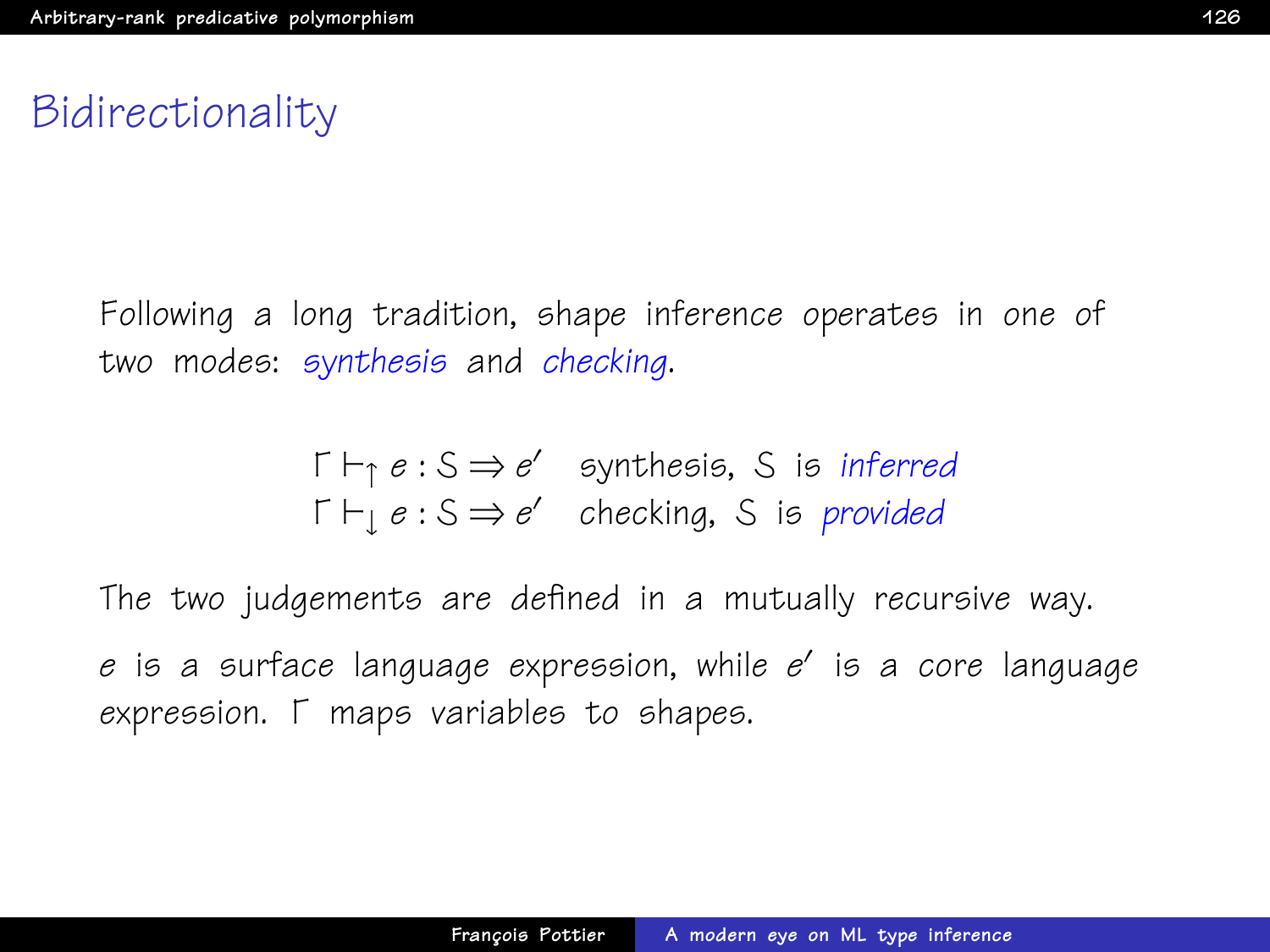# Bidirectionality

Following a long tradition, shape inference operates in one of two modes: *synthesis* and *checking*.

$$\Gamma \vdash_{\uparrow} e : S \Rightarrow e' \quad \text{synthesis, } S \text{ is } \textit{inferred}$$
$$\Gamma \vdash_{\downarrow} e : S \Rightarrow e' \quad \text{checking, } S \text{ is } \textit{provided}$$

The two judgements are defined in a mutually recursive way.

$e$ is a surface language expression, while $e'$ is a core language expression. $\Gamma$ maps variables to shapes.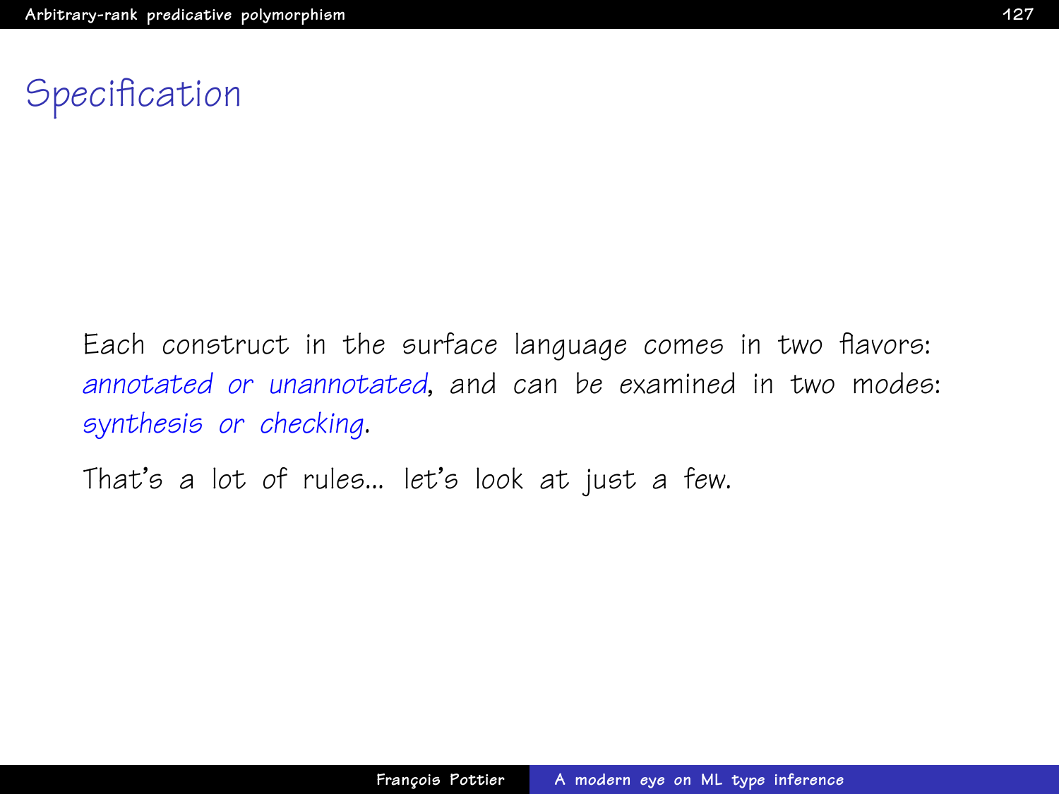# Specification

Each construct in the surface language comes in two flavors: *annotated or unannotated*, and can be examined in two modes: *synthesis or checking*.

That's a lot of rules... let's look at just a few.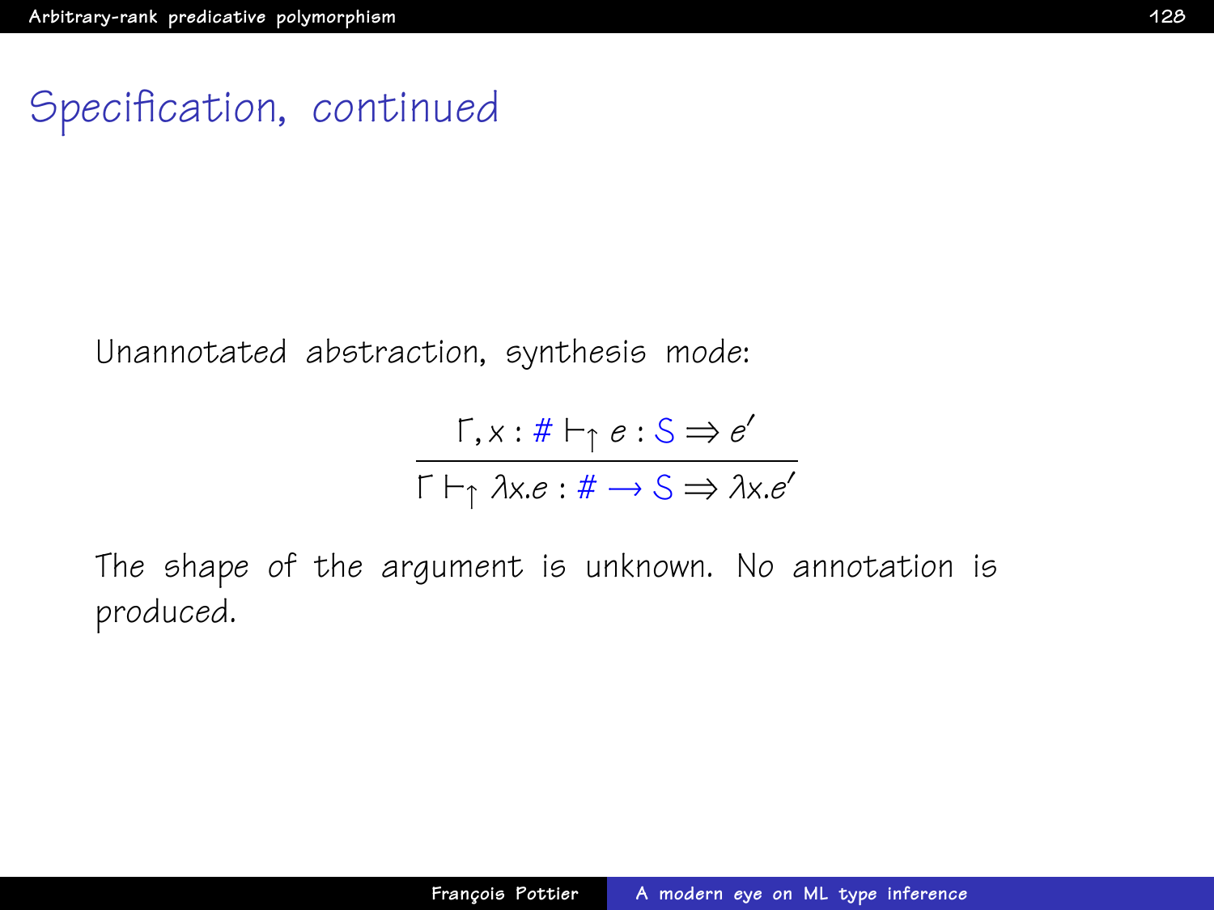# Specification, continued

Unannotated abstraction, synthesis mode:

$$\frac{\Gamma, x : \# \vdash_{\uparrow} e : S \Rightarrow e'}{\Gamma \vdash_{\uparrow} \lambda x.e : \# \rightarrow S \Rightarrow \lambda x.e'}$$

The shape of the argument is unknown. No annotation is produced.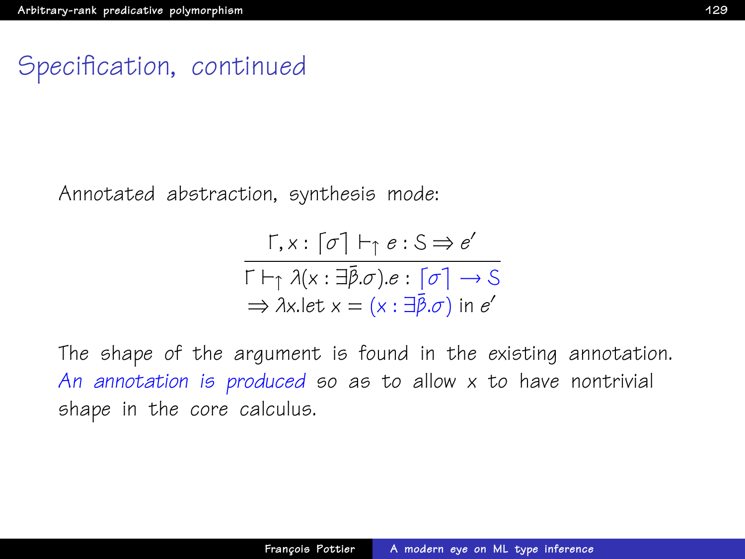# Specification, continued

Annotated abstraction, synthesis mode:

$$\frac{\Gamma, x : \lceil \sigma \rceil \vdash_{\uparrow} e : S \Rightarrow e'}{\begin{array}{c}\Gamma \vdash_{\uparrow} \lambda(x : \exists \bar{\beta}.\sigma).e : \lceil \sigma \rceil \rightarrow S \\ \Rightarrow \lambda x.\mathsf{let}\ x = (x : \exists \bar{\beta}.\sigma)\ \mathsf{in}\ e'\end{array}}$$

The shape of the argument is found in the existing annotation. *An annotation is produced* so as to allow $x$ to have nontrivial shape in the core calculus.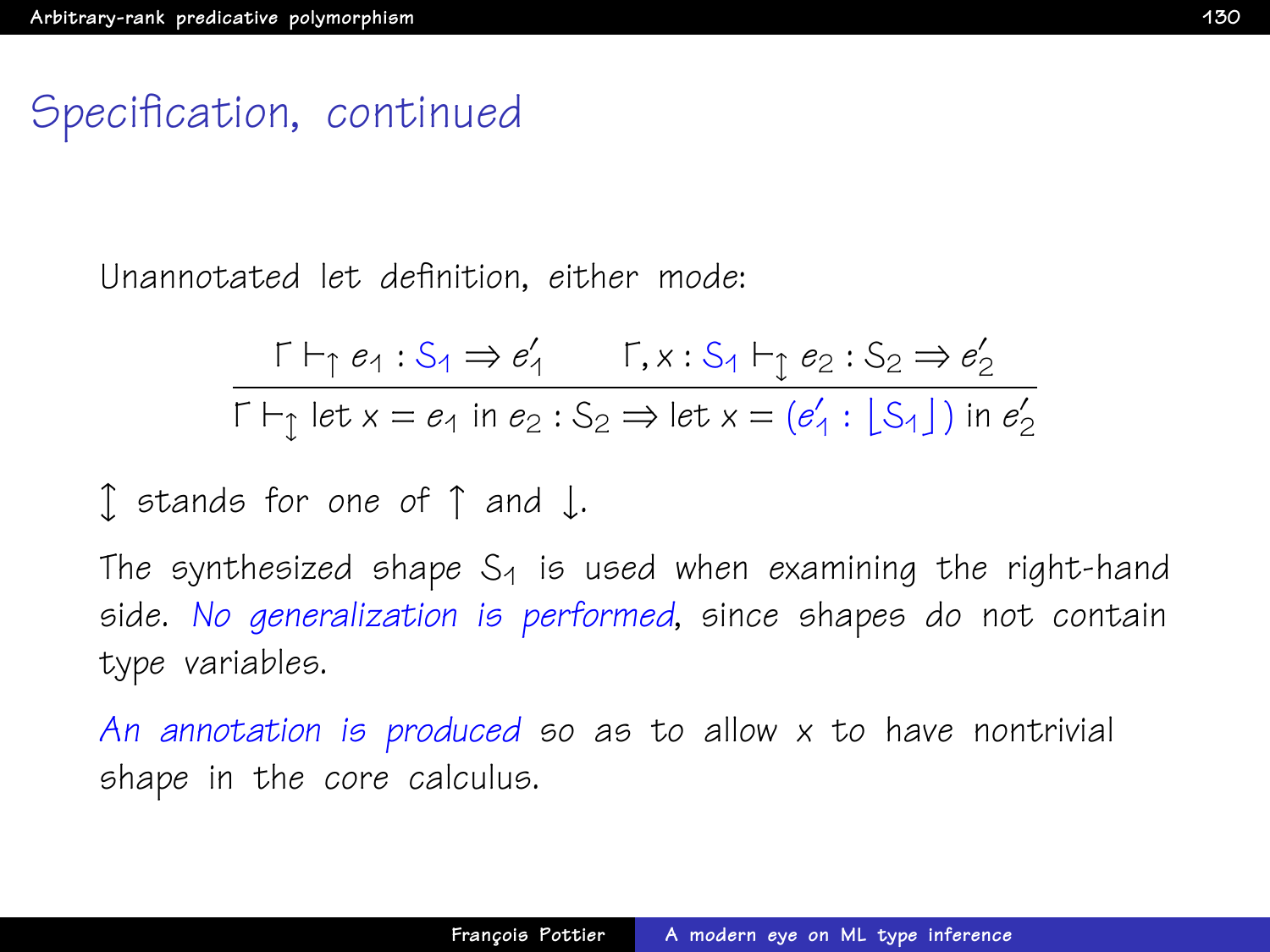## Specification, continued

Unannotated let definition, either mode:

$$\frac{\Gamma \vdash_{\uparrow} e_1 : S_1 \Rightarrow e_1' \qquad \Gamma, x : S_1 \vdash_{\updownarrow} e_2 : S_2 \Rightarrow e_2'}{\Gamma \vdash_{\updownarrow} \text{let } x = e_1 \text{ in } e_2 : S_2 \Rightarrow \text{let } x = (e_1' : \lfloor S_1 \rfloor) \text{ in } e_2'}$$

$\updownarrow$ stands for one of $\uparrow$ and $\downarrow$.

The synthesized shape $S_1$ is used when examining the right-hand side. *No generalization is performed*, since shapes do not contain type variables.

*An annotation is produced* so as to allow $x$ to have nontrivial shape in the core calculus.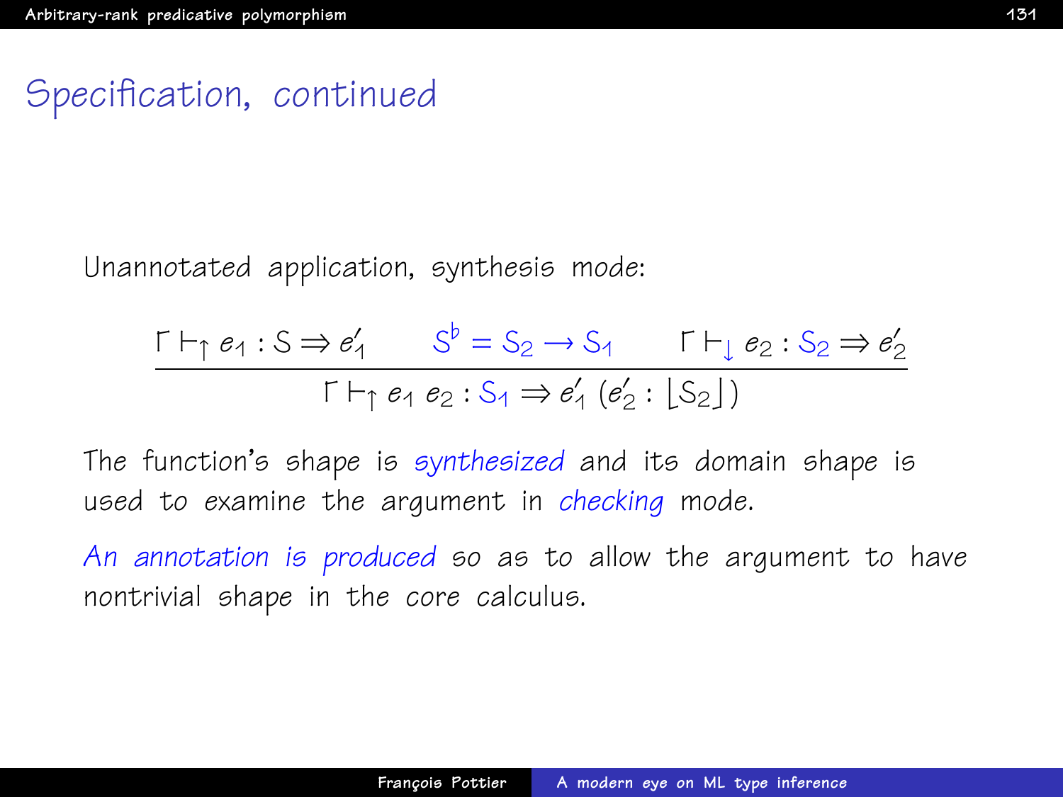# Specification, continued

Unannotated application, synthesis mode:

$$\frac{\Gamma \vdash_{\uparrow} e_1 : S \Rightarrow e_1' \qquad S^{\flat} = S_2 \rightarrow S_1 \qquad \Gamma \vdash_{\downarrow} e_2 : S_2 \Rightarrow e_2'}{\Gamma \vdash_{\uparrow} e_1 \; e_2 : S_1 \Rightarrow e_1' \; (e_2' : \lfloor S_2 \rfloor)}$$

The function's shape is *synthesized* and its domain shape is used to examine the argument in *checking* mode.

*An annotation is produced* so as to allow the argument to have nontrivial shape in the core calculus.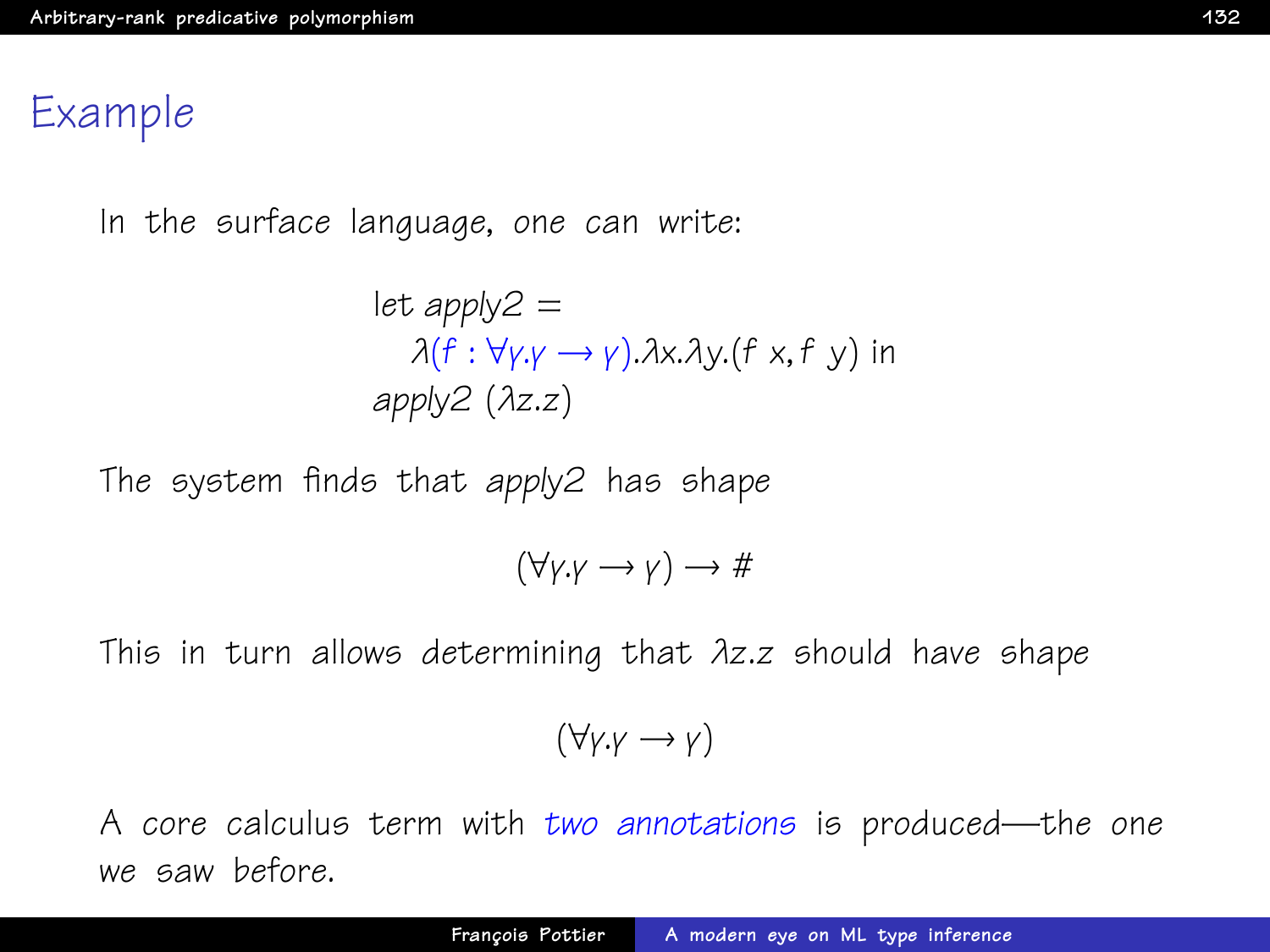# Example

In the surface language, one can write:

$$\begin{array}{l} \text{let } \mathit{apply2} = \\ \quad \lambda(f : \forall \gamma.\gamma \rightarrow \gamma).\lambda x.\lambda y.(f\ x, f\ y) \text{ in} \\ \mathit{apply2}\ (\lambda z.z) \end{array}$$

The system finds that *apply2* has shape

$$(\forall \gamma.\gamma \rightarrow \gamma) \rightarrow \#$$

This in turn allows determining that $\lambda z.z$ should have shape

$$(\forall \gamma.\gamma \rightarrow \gamma)$$

A core calculus term with *two annotations* is produced—the one we saw before.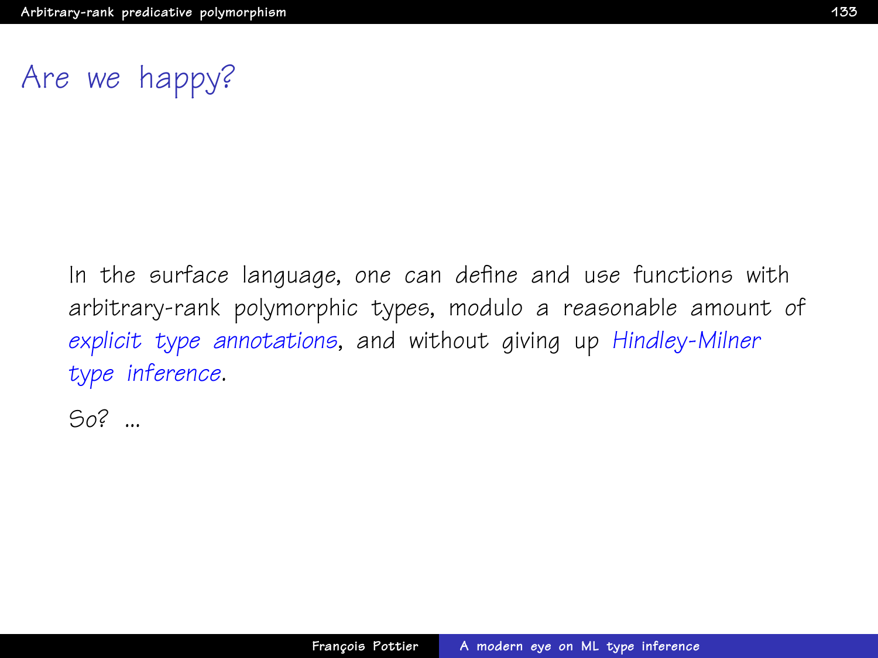# Are we happy?

In the surface language, one can define and use functions with arbitrary-rank polymorphic types, modulo a reasonable amount of *explicit type annotations*, and without giving up *Hindley-Milner type inference*.

So? ...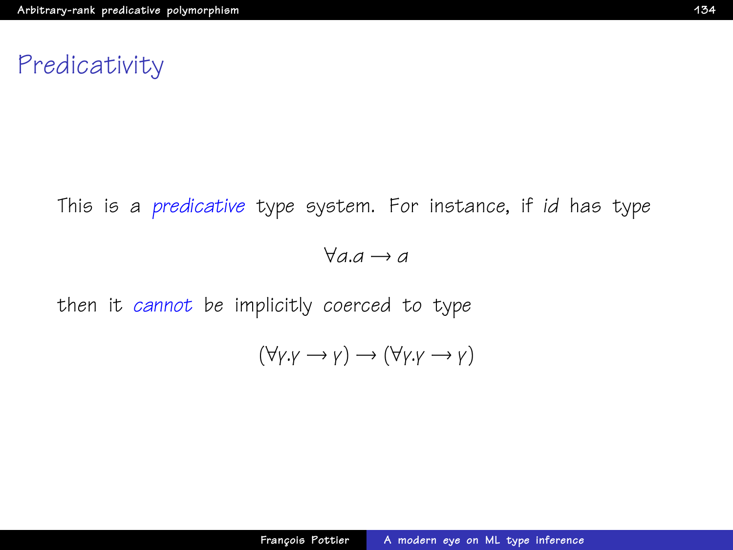# Predicativity

This is a *predicative* type system. For instance, if *id* has type

$$\forall a.a \rightarrow a$$

then it *cannot* be implicitly coerced to type

$$(\forall \gamma.\gamma \rightarrow \gamma) \rightarrow (\forall \gamma.\gamma \rightarrow \gamma)$$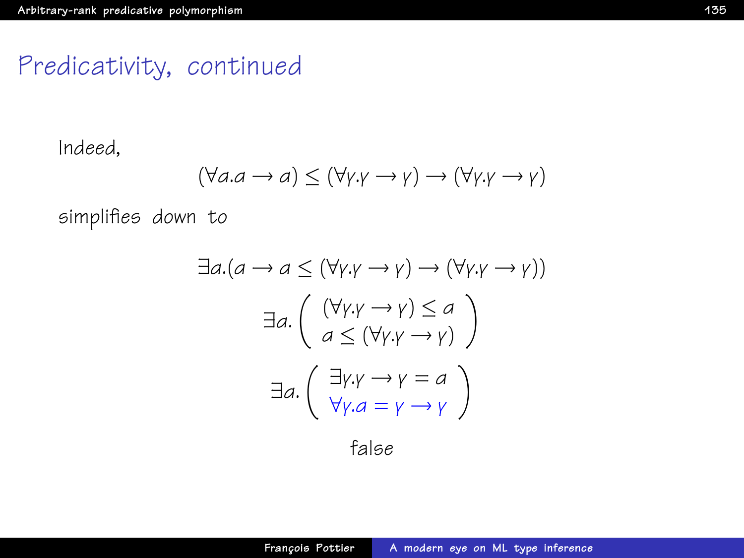# Predicativity, continued

Indeed,

$$(\forall a.a \rightarrow a) \leq (\forall \gamma.\gamma \rightarrow \gamma) \rightarrow (\forall \gamma.\gamma \rightarrow \gamma)$$

simplifies down to

$$\exists a.(a \rightarrow a \leq (\forall \gamma.\gamma \rightarrow \gamma) \rightarrow (\forall \gamma.\gamma \rightarrow \gamma))$$

$$\exists a.\left( \begin{array}{c} (\forall \gamma.\gamma \rightarrow \gamma) \leq a \\ a \leq (\forall \gamma.\gamma \rightarrow \gamma) \end{array} \right)$$

$$\exists a.\left( \begin{array}{c} \exists \gamma.\gamma \rightarrow \gamma = a \\ \forall \gamma.a = \gamma \rightarrow \gamma \end{array} \right)$$

$$\text{false}$$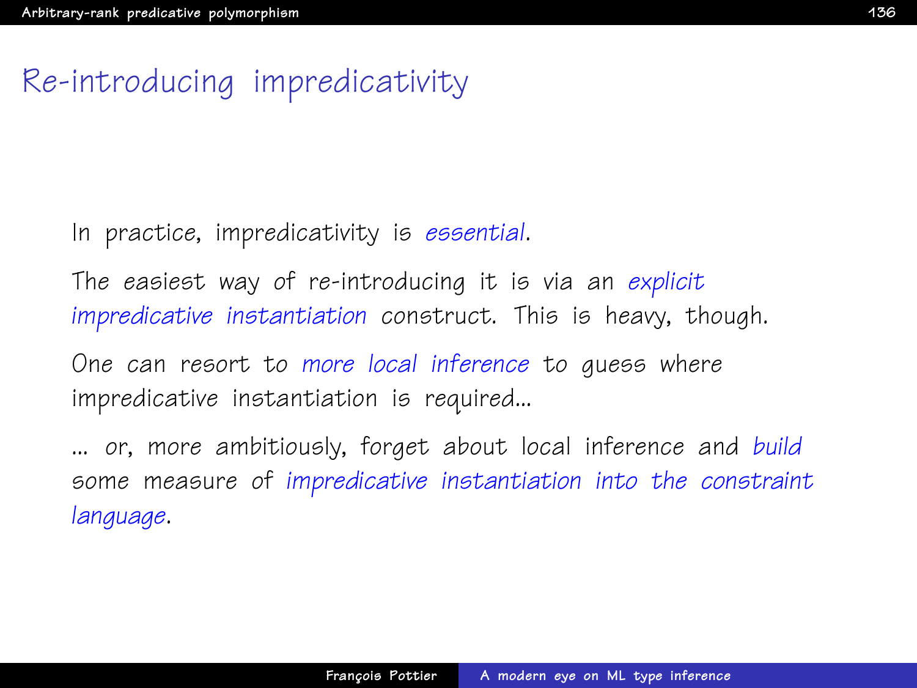# Re-introducing impredicativity

In practice, impredicativity is *essential*.

The easiest way of re-introducing it is via an *explicit impredicative instantiation* construct. This is heavy, though.

One can resort to *more local inference* to guess where impredicative instantiation is required...

... or, more ambitiously, forget about local inference and *build* some measure of *impredicative instantiation into the constraint language*.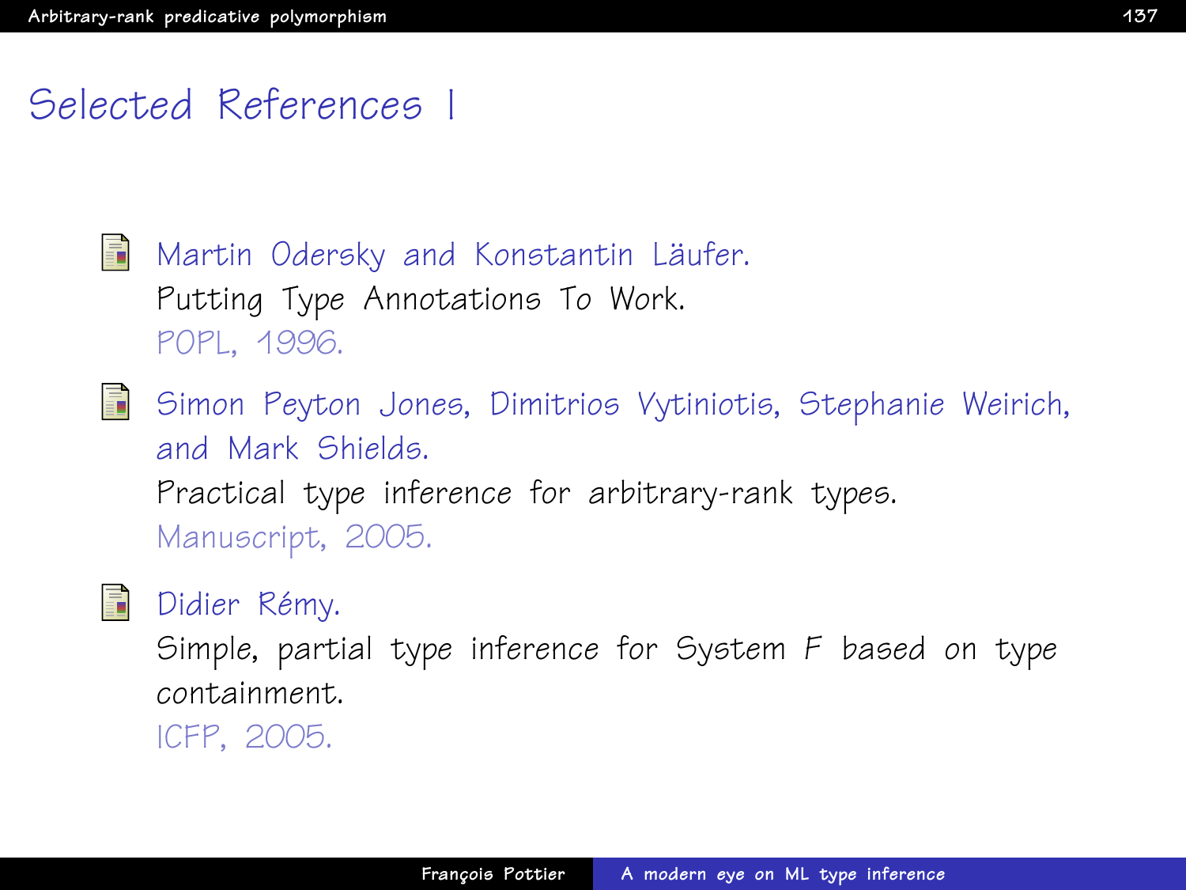# Selected References I

- Martin Odersky and Konstantin Läufer.
  Putting Type Annotations To Work.
  POPL, 1996.

- Simon Peyton Jones, Dimitrios Vytiniotis, Stephanie Weirich, and Mark Shields.
  Practical type inference for arbitrary-rank types.
  Manuscript, 2005.

- Didier Rémy.
  Simple, partial type inference for System F based on type containment.
  ICFP, 2005.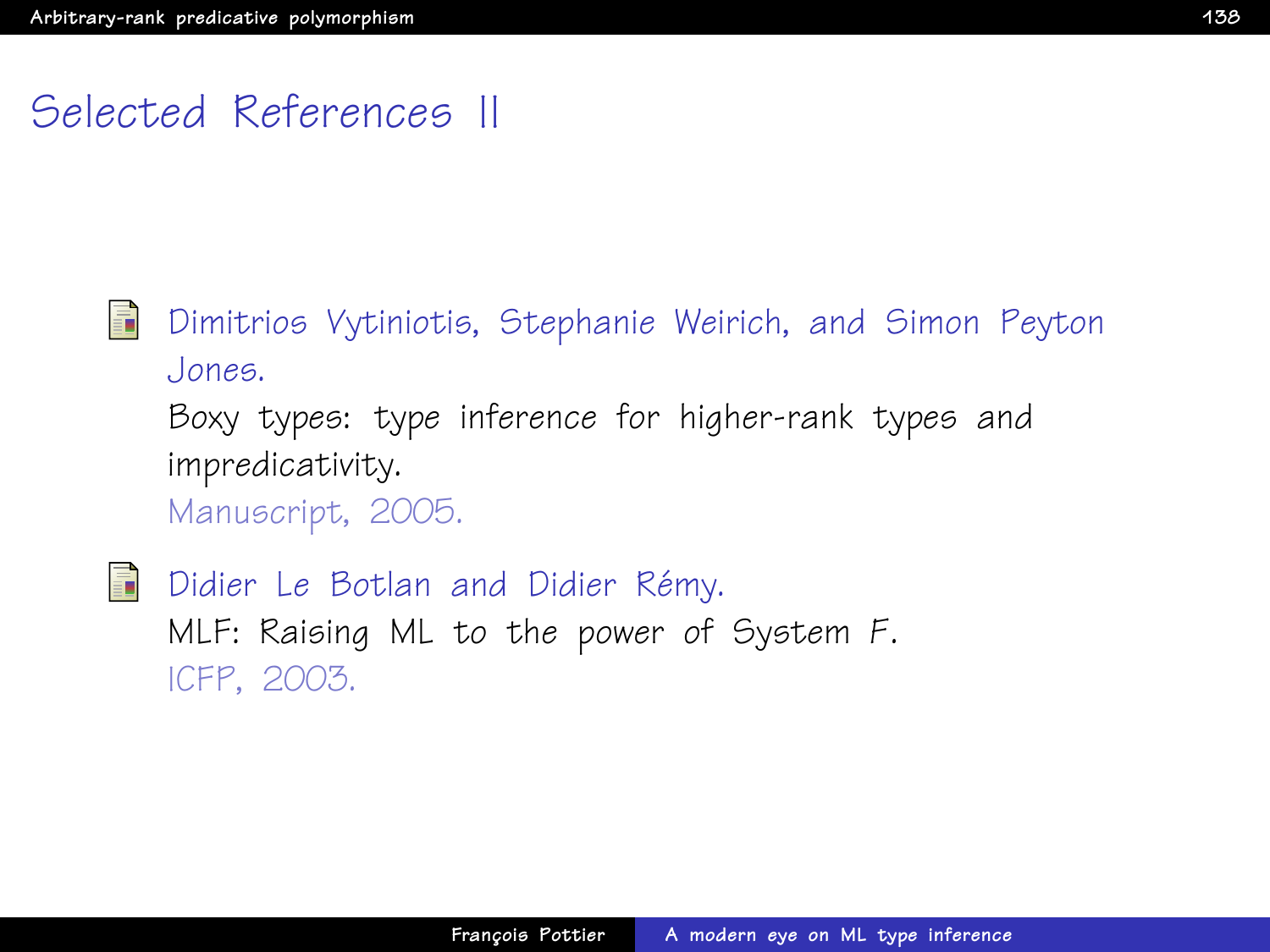# Selected References II

- Dimitrios Vytiniotis, Stephanie Weirich, and Simon Peyton Jones.
  Boxy types: type inference for higher-rank types and impredicativity.
  Manuscript, 2005.

- Didier Le Botlan and Didier Rémy.
  MLF: Raising ML to the power of System F.
  ICFP, 2003.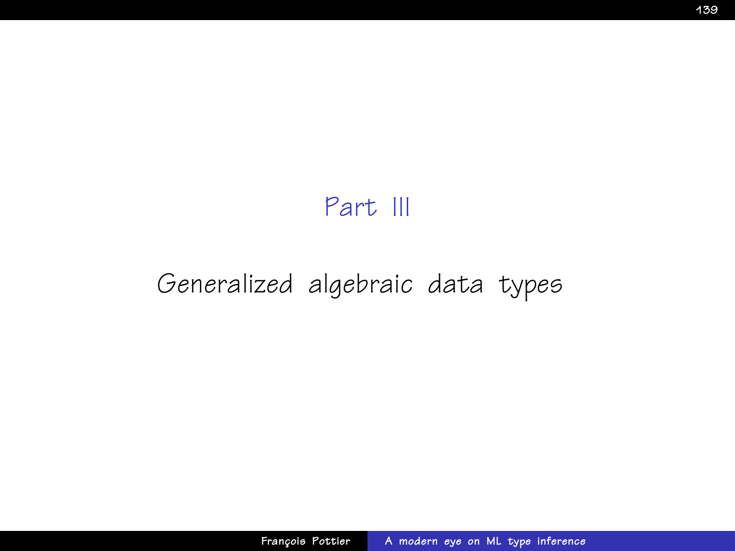# Part III

## Generalized algebraic data types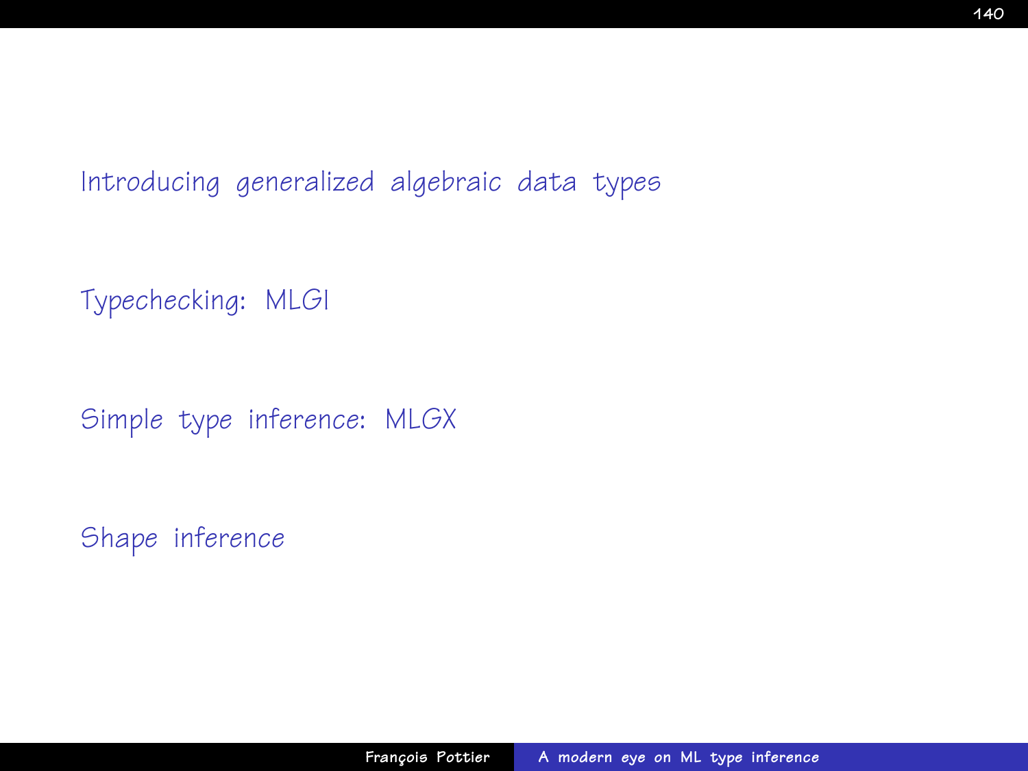Introducing generalized algebraic data types

Typechecking: MLGI

Simple type inference: MLGX

Shape inference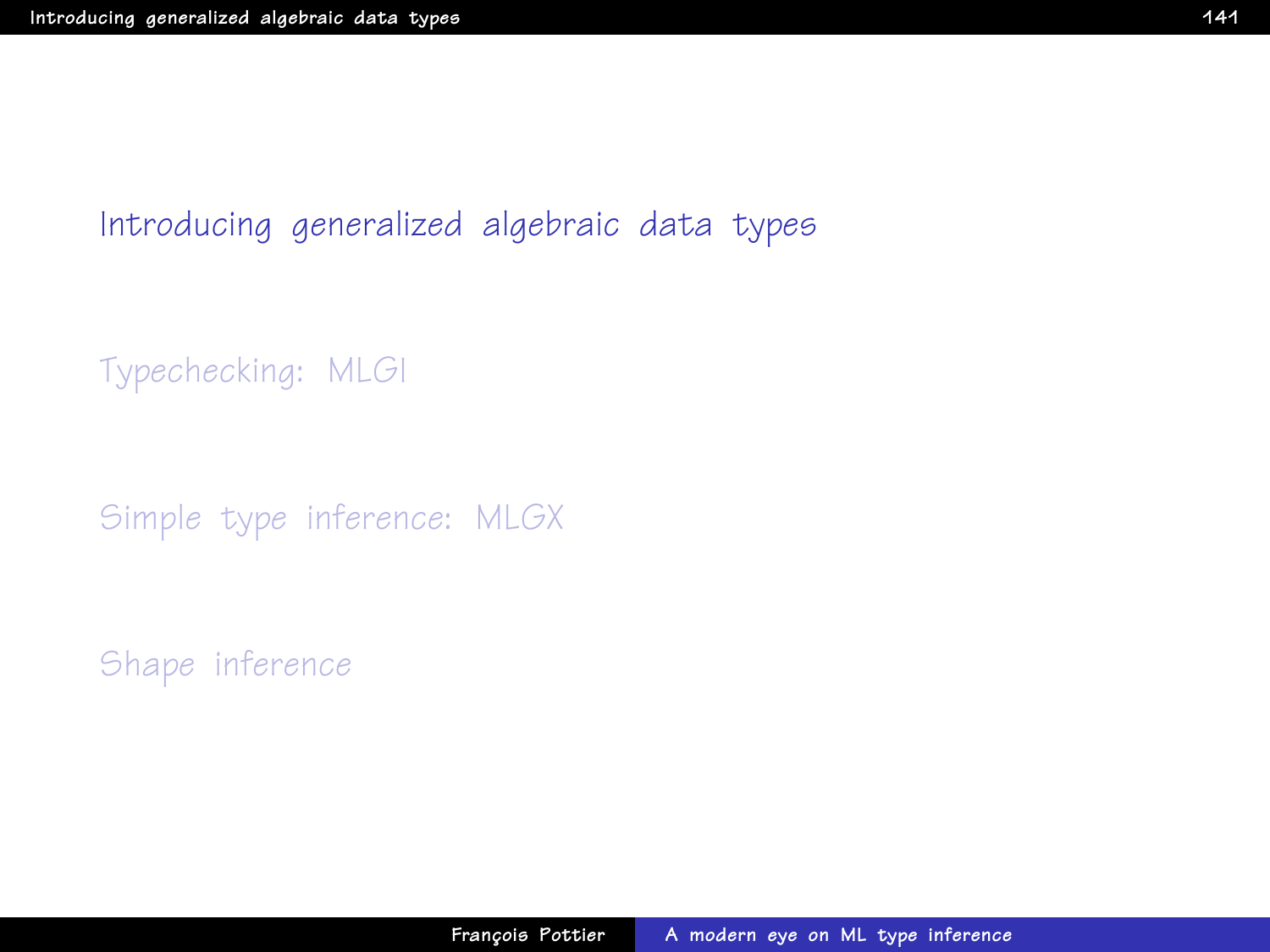## Introducing generalized algebraic data types

Typechecking: MLGI

Simple type inference: MLGX

Shape inference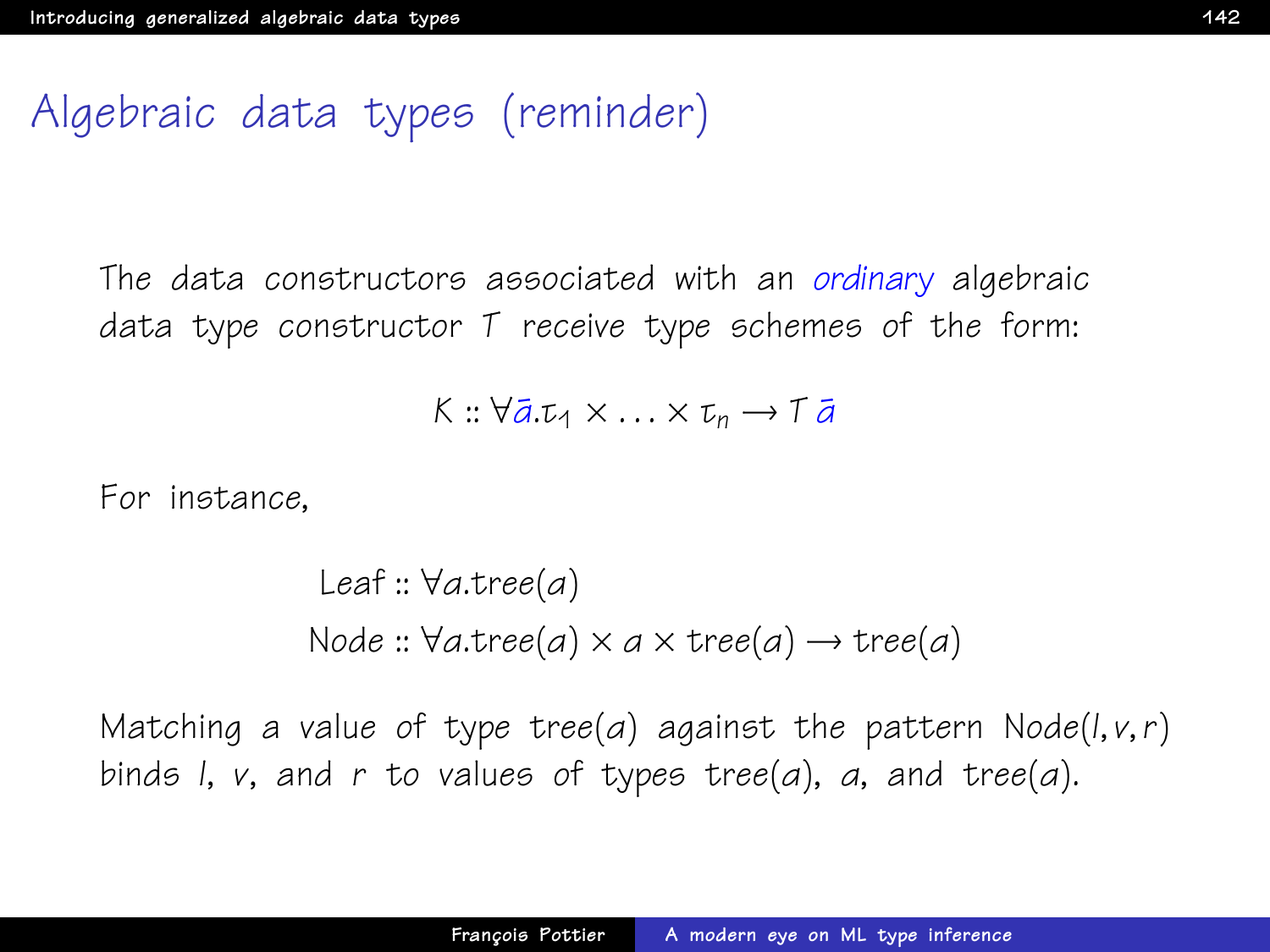# Algebraic data types (reminder)

The data constructors associated with an *ordinary* algebraic data type constructor $T$ receive type schemes of the form:

$$K :: \forall \bar{a}.\tau_1 \times \ldots \times \tau_n \rightarrow T\ \bar{a}$$

For instance,

$$\text{Leaf} :: \forall a.\text{tree}(a)$$

$$\text{Node} :: \forall a.\text{tree}(a) \times a \times \text{tree}(a) \rightarrow \text{tree}(a)$$

Matching a value of type $\text{tree}(a)$ against the pattern $\text{Node}(l, v, r)$ binds $l$, $v$, and $r$ to values of types $\text{tree}(a)$, $a$, and $\text{tree}(a)$.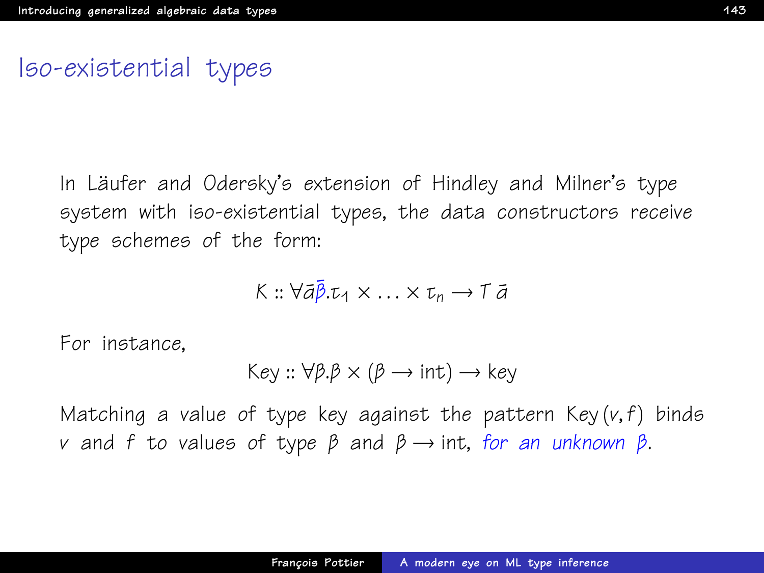# Iso-existential types

In Läufer and Odersky's extension of Hindley and Milner's type system with iso-existential types, the data constructors receive type schemes of the form:

$$K :: \forall \bar{\alpha}\bar{\beta}.\tau_1 \times \ldots \times \tau_n \rightarrow T\ \bar{\alpha}$$

For instance,

$$\text{Key} :: \forall \beta.\beta \times (\beta \rightarrow \text{int}) \rightarrow \text{key}$$

Matching a value of type key against the pattern $\text{Key}\,(v, f)$ binds $v$ and $f$ to values of type $\beta$ and $\beta \rightarrow \text{int}$, *for an unknown* $\beta$.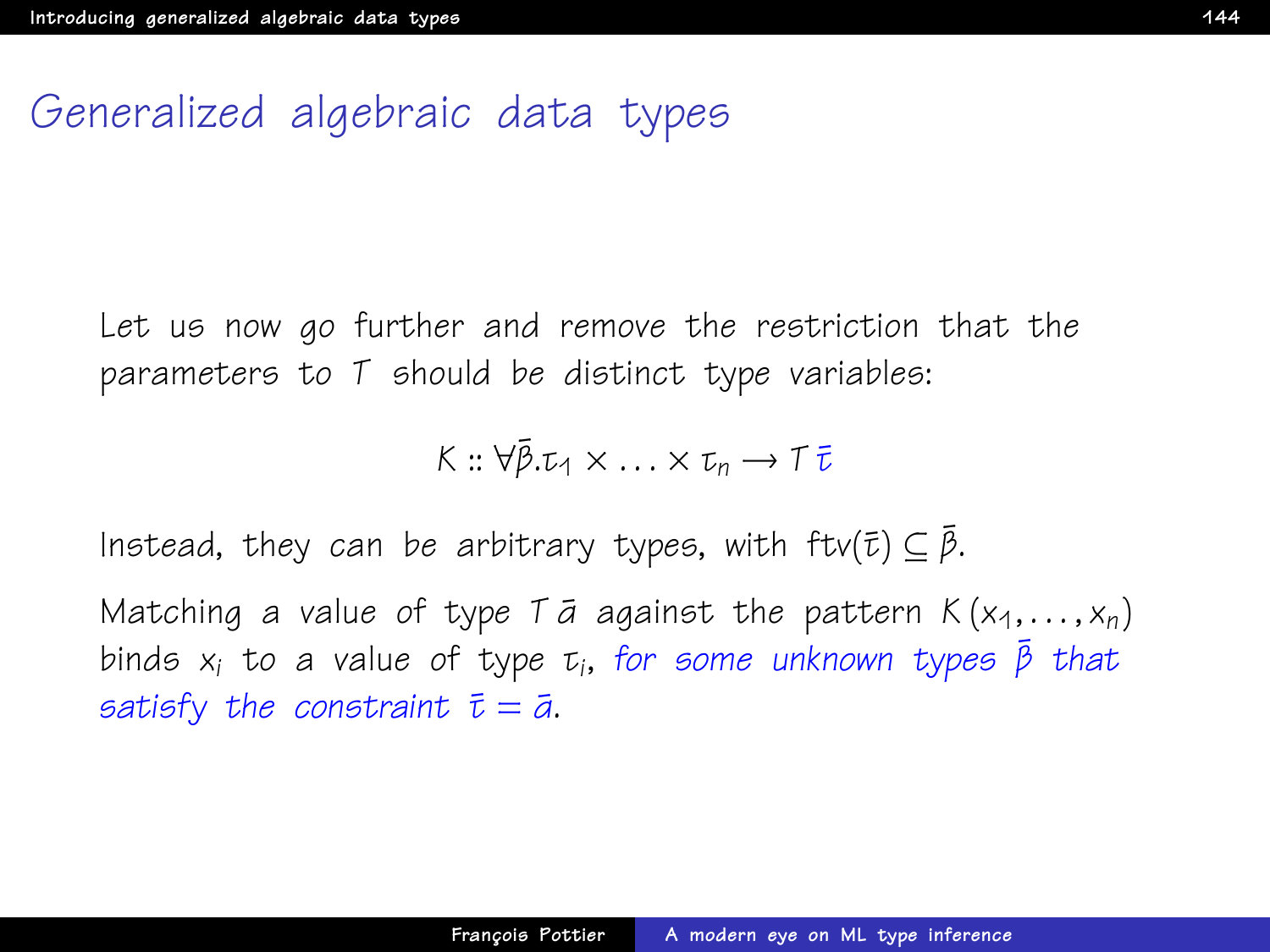# Generalized algebraic data types

Let us now go further and remove the restriction that the parameters to $T$ should be distinct type variables:

$$K :: \forall\bar{\beta}.\tau_1 \times \ldots \times \tau_n \rightarrow T\,\bar{\tau}$$

Instead, they can be arbitrary types, with $\mathrm{ftv}(\bar{\tau}) \subseteq \bar{\beta}$.

Matching a value of type $T\,\bar{a}$ against the pattern $K\,(x_1, \ldots, x_n)$ binds $x_i$ to a value of type $\tau_i$, *for some unknown types $\bar{\beta}$ that satisfy the constraint $\bar{\tau} = \bar{a}$*.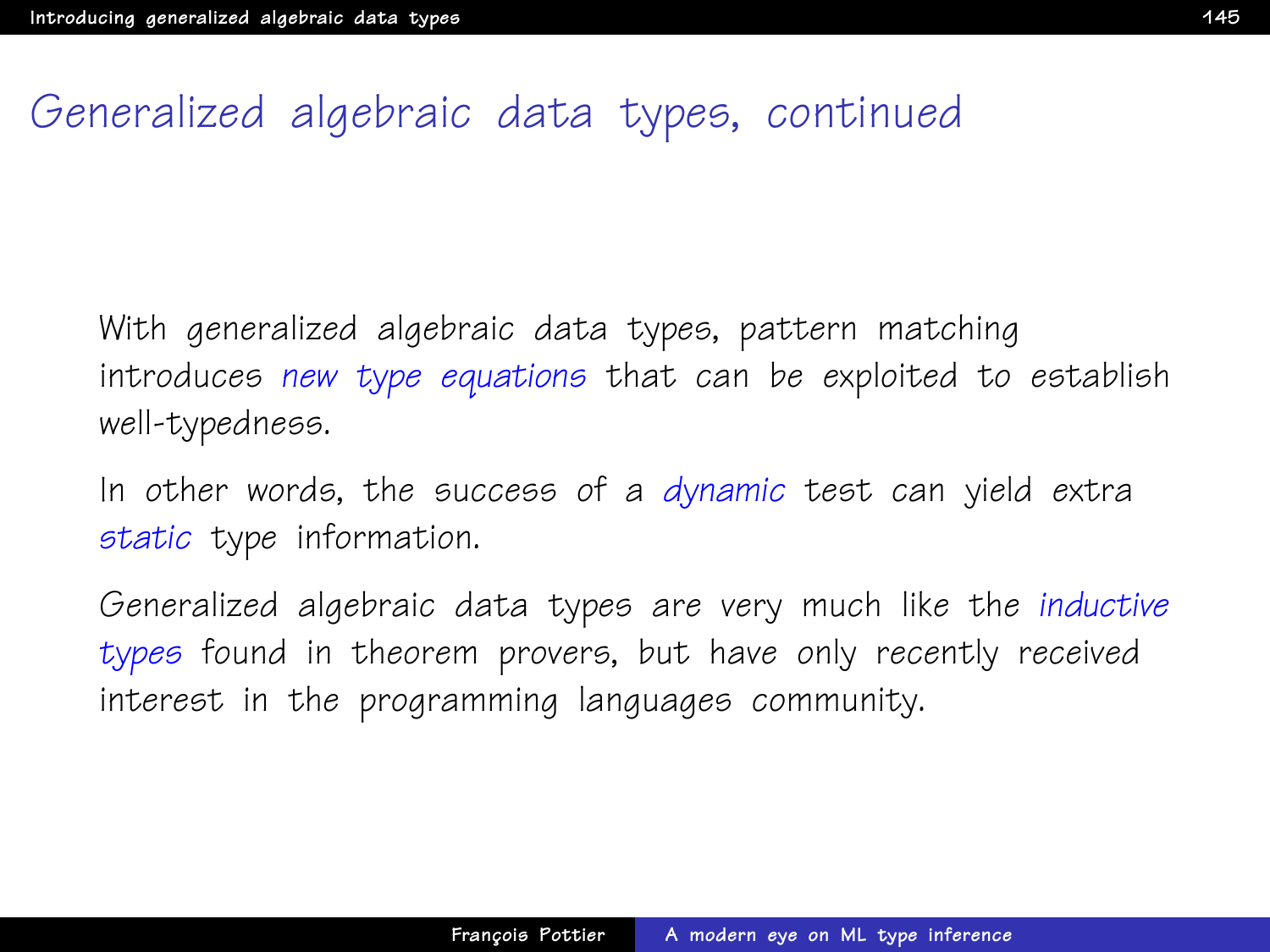# Generalized algebraic data types, continued

With generalized algebraic data types, pattern matching introduces *new type equations* that can be exploited to establish well-typedness.

In other words, the success of a *dynamic* test can yield extra *static* type information.

Generalized algebraic data types are very much like the *inductive types* found in theorem provers, but have only recently received interest in the programming languages community.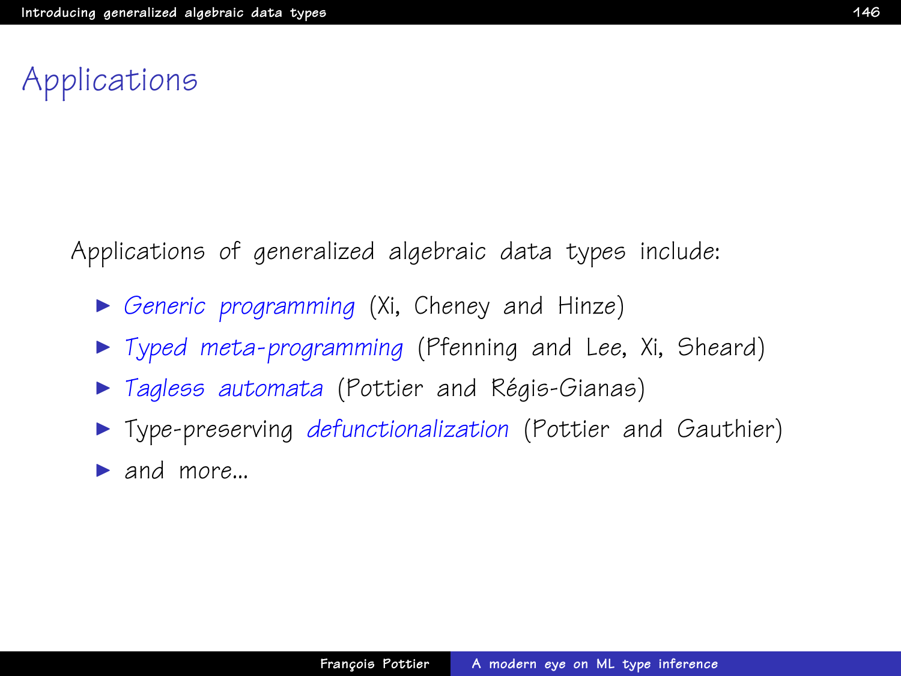# Applications

Applications of generalized algebraic data types include:

- *Generic programming* (Xi, Cheney and Hinze)
- *Typed meta-programming* (Pfenning and Lee, Xi, Sheard)
- *Tagless automata* (Pottier and Régis-Gianas)
- Type-preserving *defunctionalization* (Pottier and Gauthier)
- and more...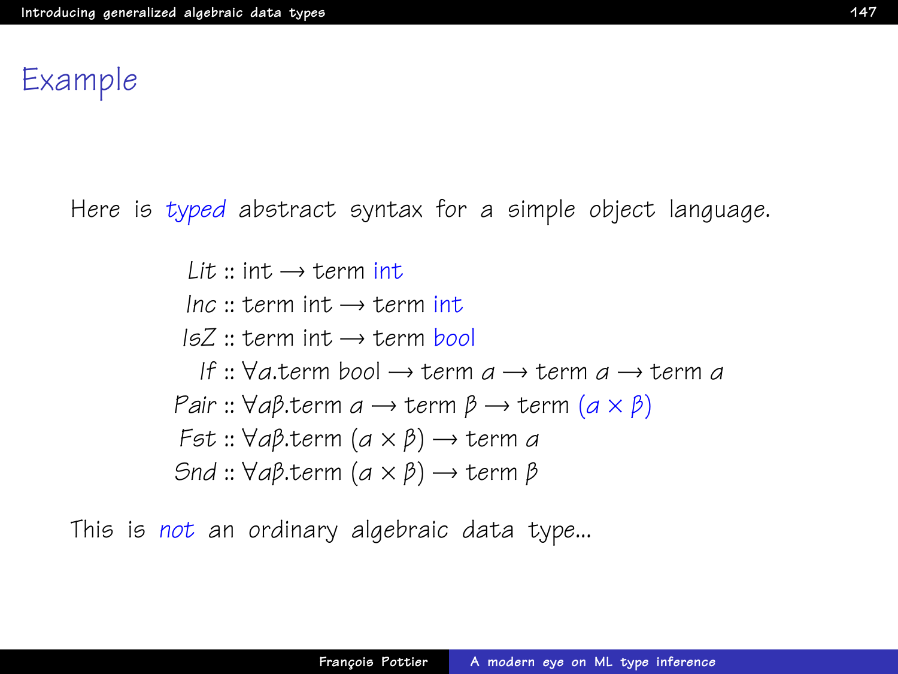# Example

Here is *typed* abstract syntax for a simple object language.

$$
\begin{aligned}
\mathit{Lit} &:: \text{int} \longrightarrow \text{term int} \\
\mathit{Inc} &:: \text{term int} \longrightarrow \text{term int} \\
\mathit{IsZ} &:: \text{term int} \longrightarrow \text{term bool} \\
\mathit{If} &:: \forall \alpha.\text{term bool} \longrightarrow \text{term } \alpha \longrightarrow \text{term } \alpha \longrightarrow \text{term } \alpha \\
\mathit{Pair} &:: \forall \alpha\beta.\text{term } \alpha \longrightarrow \text{term } \beta \longrightarrow \text{term } (\alpha \times \beta) \\
\mathit{Fst} &:: \forall \alpha\beta.\text{term } (\alpha \times \beta) \longrightarrow \text{term } \alpha \\
\mathit{Snd} &:: \forall \alpha\beta.\text{term } (\alpha \times \beta) \longrightarrow \text{term } \beta
\end{aligned}
$$

This is *not* an ordinary algebraic data type...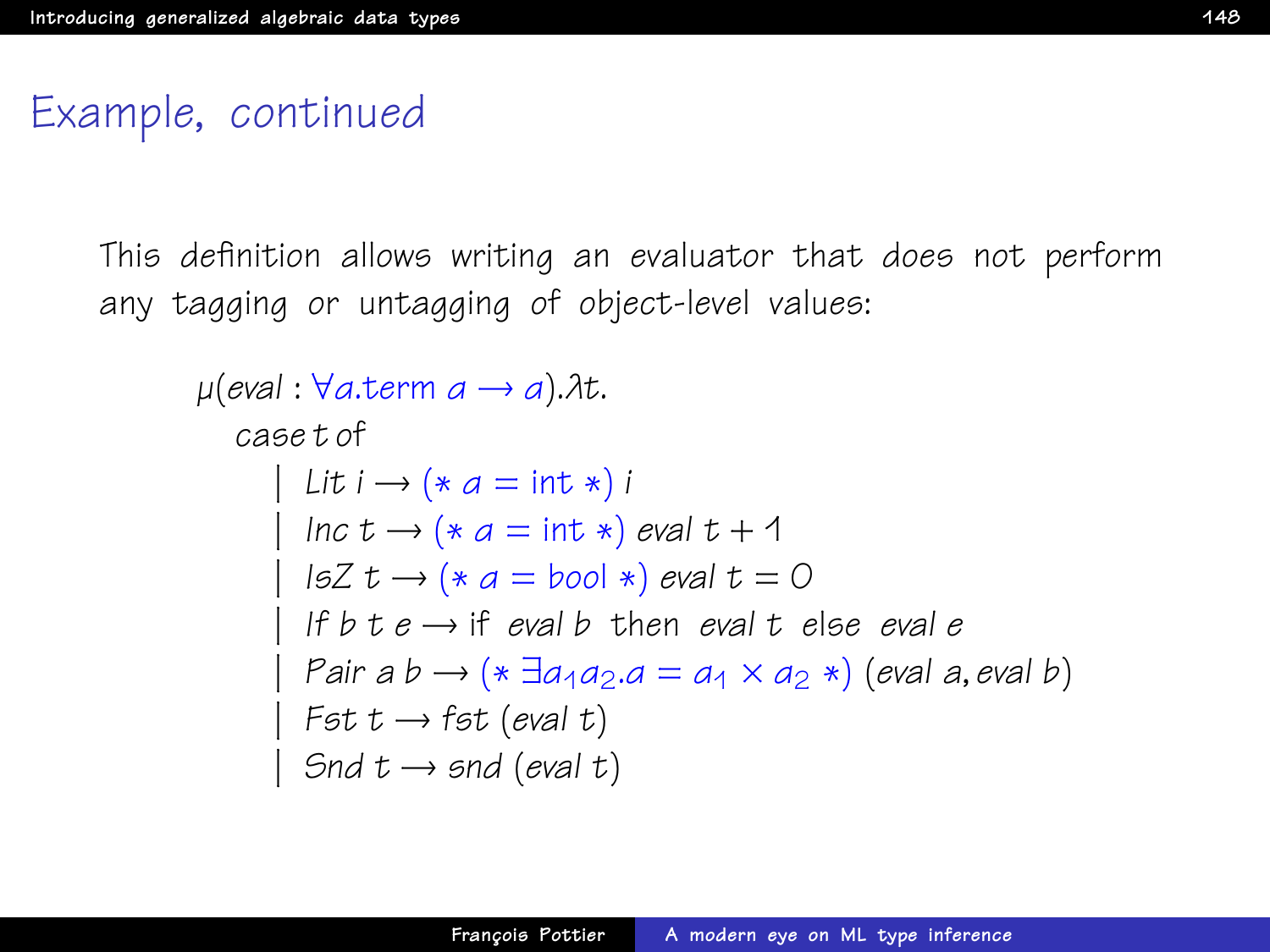# Example, continued

This definition allows writing an evaluator that does not perform any tagging or untagging of object-level values:

$$
\begin{array}{l}
\mu(\mathit{eval} : \forall a.\mathsf{term}\ a \rightarrow a).\lambda t. \\
\quad \mathit{case}\ t\ \mathit{of} \\
\qquad \mid \mathit{Lit}\ i \rightarrow (*\ a = \mathsf{int}\ *)\ i \\
\qquad \mid \mathit{Inc}\ t \rightarrow (*\ a = \mathsf{int}\ *)\ \mathit{eval}\ t + 1 \\
\qquad \mid \mathit{IsZ}\ t \rightarrow (*\ a = \mathit{bool}\ *)\ \mathit{eval}\ t = 0 \\
\qquad \mid \mathit{If}\ b\ t\ e \rightarrow \text{if}\ \ \mathit{eval}\ b\ \ \text{then}\ \ \mathit{eval}\ t\ \ \text{else}\ \ \mathit{eval}\ e \\
\qquad \mid \mathit{Pair}\ a\ b \rightarrow (*\ \exists a_1 a_2. a = a_1 \times a_2\ *)\ (\mathit{eval}\ a, \mathit{eval}\ b) \\
\qquad \mid \mathit{Fst}\ t \rightarrow \mathit{fst}\ (\mathit{eval}\ t) \\
\qquad \mid \mathit{Snd}\ t \rightarrow \mathit{snd}\ (\mathit{eval}\ t)
\end{array}
$$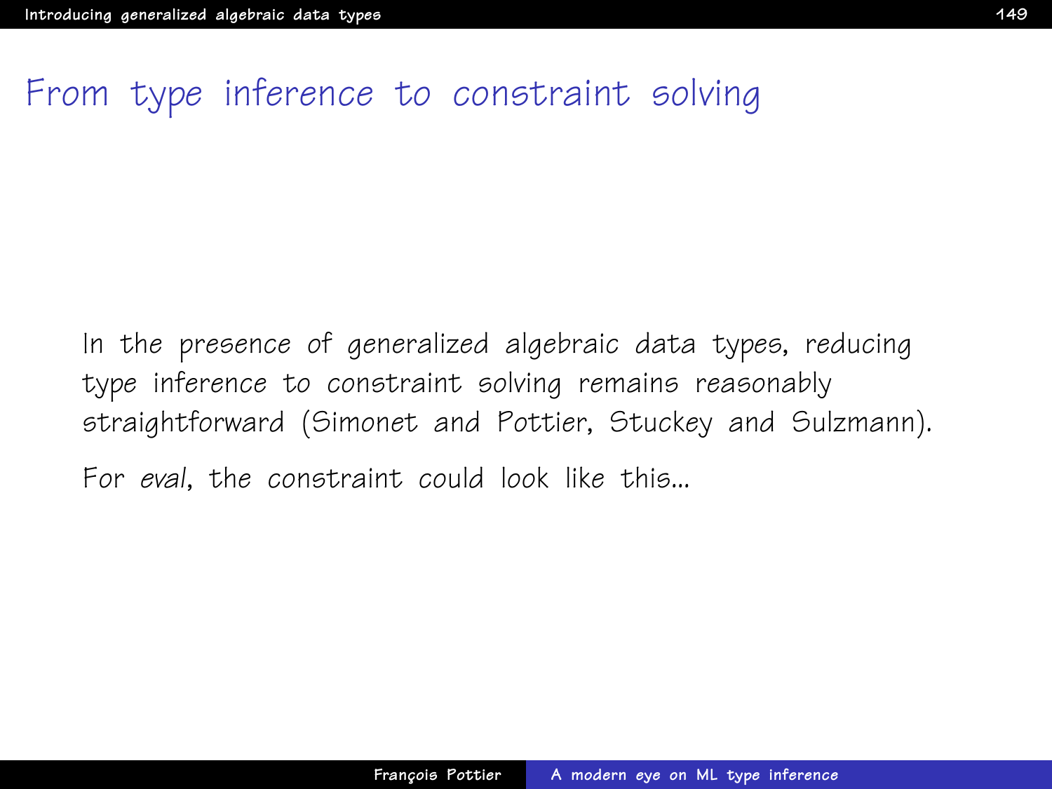# From type inference to constraint solving

In the presence of generalized algebraic data types, reducing type inference to constraint solving remains reasonably straightforward (Simonet and Pottier, Stuckey and Sulzmann).

For *eval*, the constraint could look like this...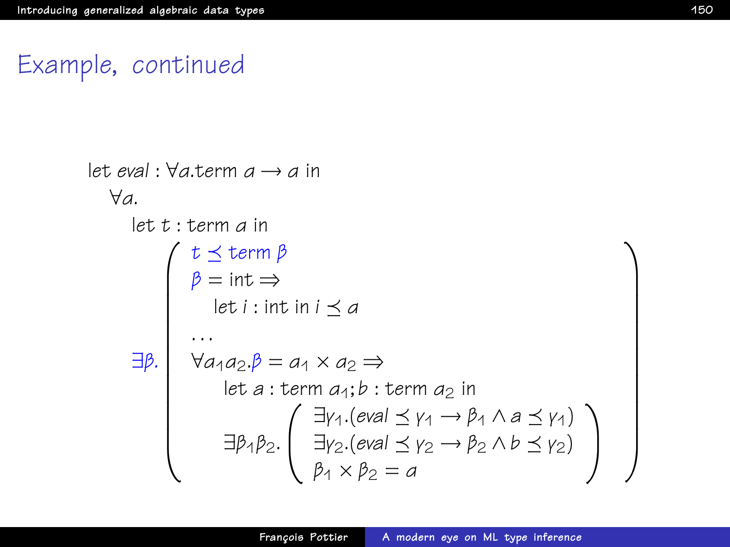## Example, continued

$$
\begin{array}{l}
\text{let } \mathit{eval} : \forall a.\text{term } a \rightarrow a \text{ in} \\
\quad \forall a. \\
\qquad \text{let } t : \text{term } a \text{ in} \\
\qquad \exists \beta. \left( \begin{array}{l}
t \preceq \text{term } \beta \\
\beta = \text{int} \Rightarrow \\
\quad \text{let } i : \text{int in } i \preceq a \\
\ldots \\
\forall a_1 a_2 . \beta = a_1 \times a_2 \Rightarrow \\
\quad \text{let } a : \text{term } a_1 ; b : \text{term } a_2 \text{ in} \\
\quad \exists \beta_1 \beta_2 . \left( \begin{array}{l}
\exists \gamma_1 . (\mathit{eval} \preceq \gamma_1 \rightarrow \beta_1 \wedge a \preceq \gamma_1) \\
\exists \gamma_2 . (\mathit{eval} \preceq \gamma_2 \rightarrow \beta_2 \wedge b \preceq \gamma_2) \\
\beta_1 \times \beta_2 = a
\end{array} \right)
\end{array} \right)
\end{array}
$$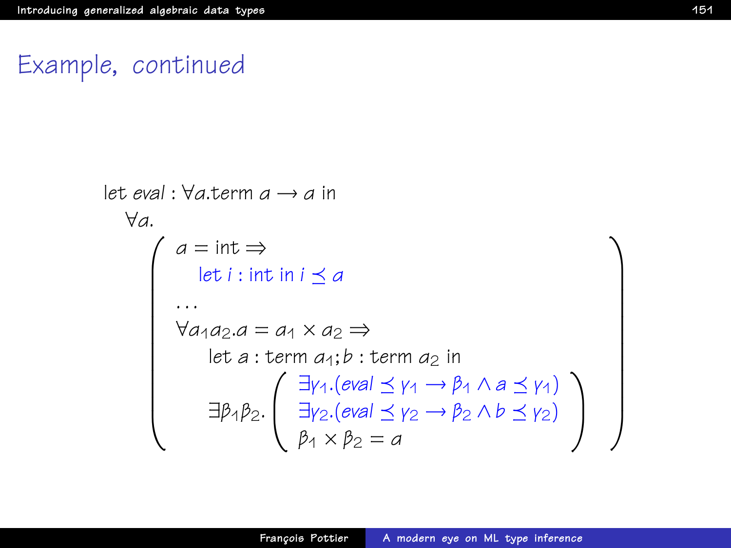# Example, continued

$$
\begin{array}{l}
\text{let } eval : \forall a.\text{term } a \rightarrow a \text{ in} \\
\quad \forall a. \\
\qquad \left(
\begin{array}{l}
a = \text{int} \Rightarrow \\
\quad \text{let } i : \text{int in } i \preceq a \\
\ldots \\
\forall a_1 a_2 . a = a_1 \times a_2 \Rightarrow \\
\qquad \text{let } a : \text{term } a_1 ; b : \text{term } a_2 \text{ in} \\
\qquad \exists \beta_1 \beta_2 . \left(
\begin{array}{l}
\exists \gamma_1 . (eval \preceq \gamma_1 \rightarrow \beta_1 \wedge a \preceq \gamma_1) \\
\exists \gamma_2 . (eval \preceq \gamma_2 \rightarrow \beta_2 \wedge b \preceq \gamma_2) \\
\beta_1 \times \beta_2 = a
\end{array}
\right)
\end{array}
\right)
\end{array}
$$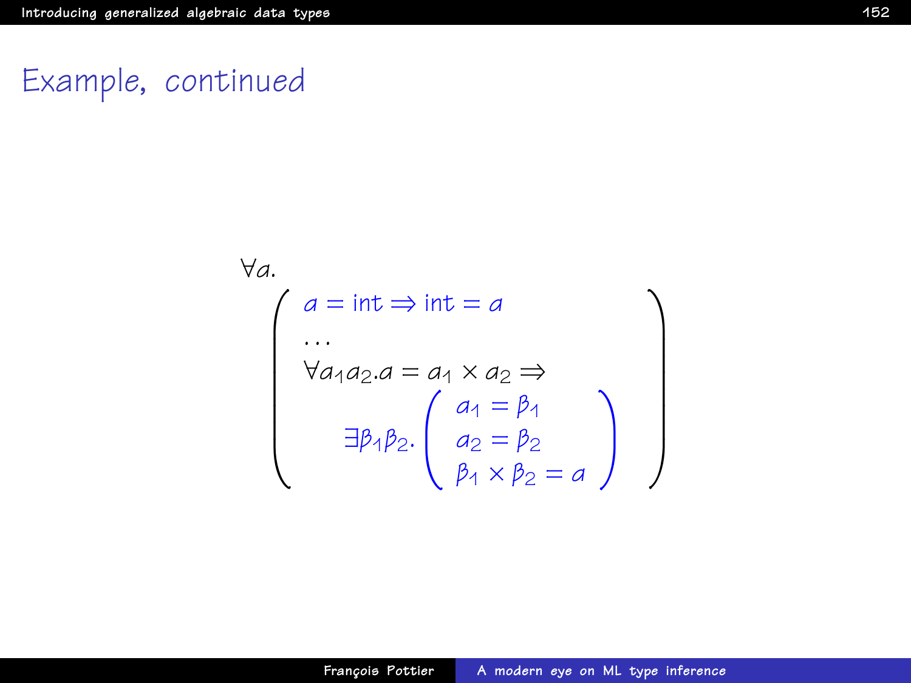# Example, continued

$$
\forall a.\left(
\begin{array}{l}
a = \mathsf{int} \Rightarrow \mathsf{int} = a \\
\ldots \\
\forall a_1 a_2 . a = a_1 \times a_2 \Rightarrow \\
\qquad \exists \beta_1 \beta_2 . \left(
\begin{array}{l}
a_1 = \beta_1 \\
a_2 = \beta_2 \\
\beta_1 \times \beta_2 = a
\end{array}
\right)
\end{array}
\right)
$$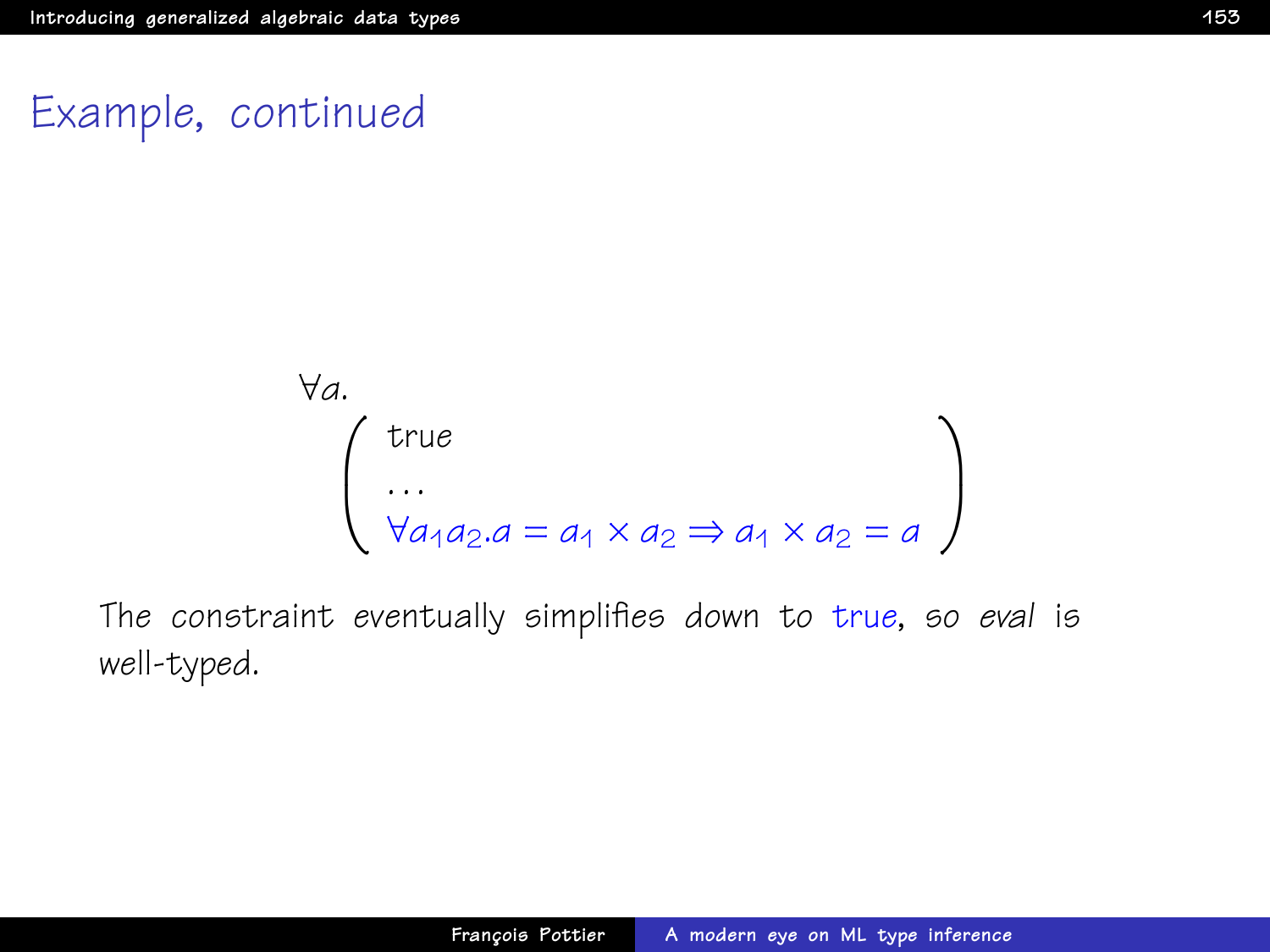# Example, continued

$$
\forall a. \left( \begin{array}{l} \mathsf{true} \\ \ldots \\ \forall a_1 a_2. a = a_1 \times a_2 \Rightarrow a_1 \times a_2 = a \end{array} \right)
$$

The constraint eventually simplifies down to true, so *eval* is well-typed.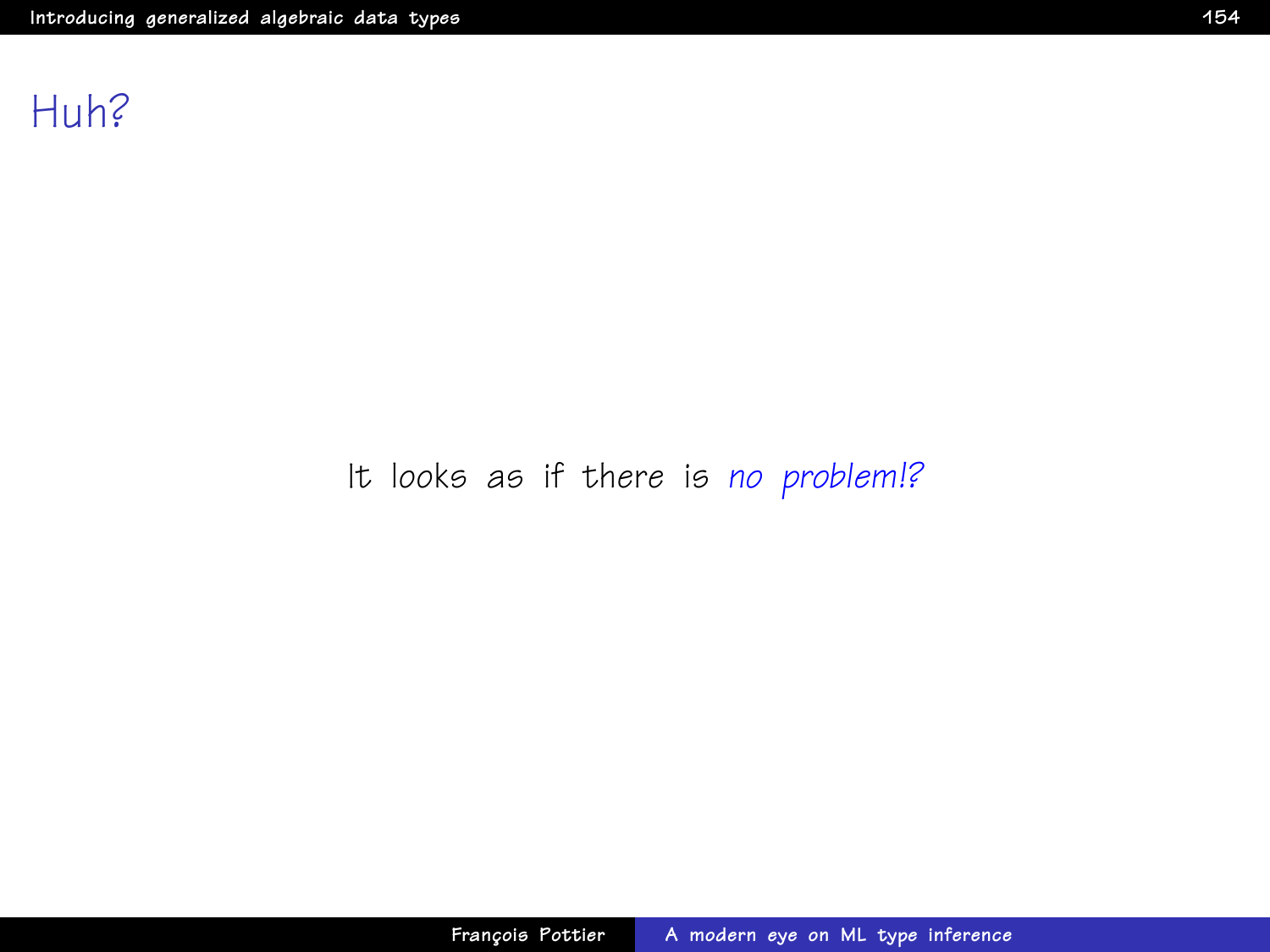# Huh?

It looks as if there is *no problem!?*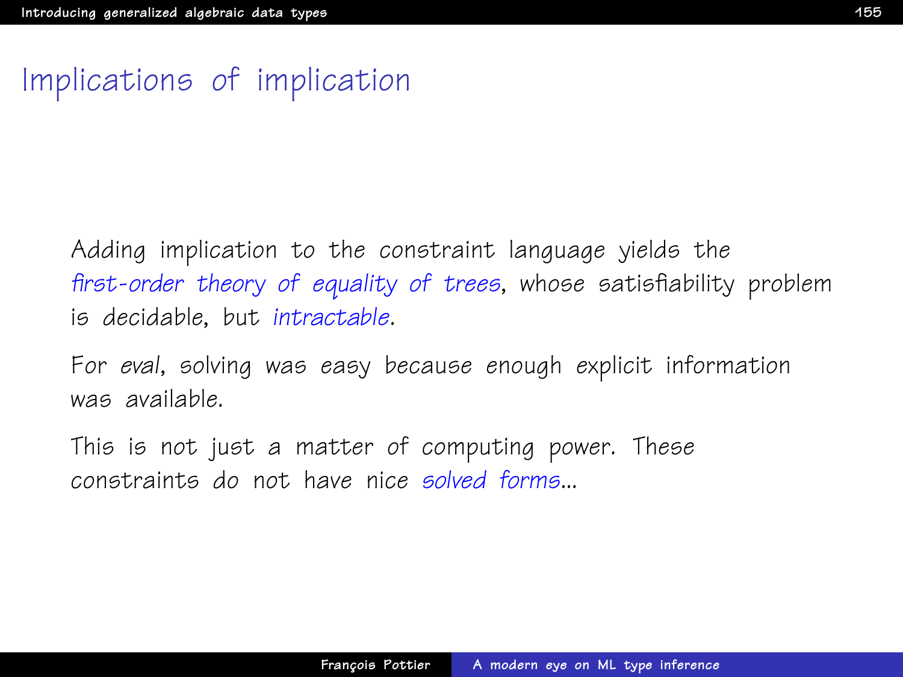# Implications of implication

Adding implication to the constraint language yields the *first-order theory of equality of trees*, whose satisfiability problem is decidable, but *intractable*.

For *eval*, solving was easy because enough explicit information was available.

This is not just a matter of computing power. These constraints do not have nice *solved forms*...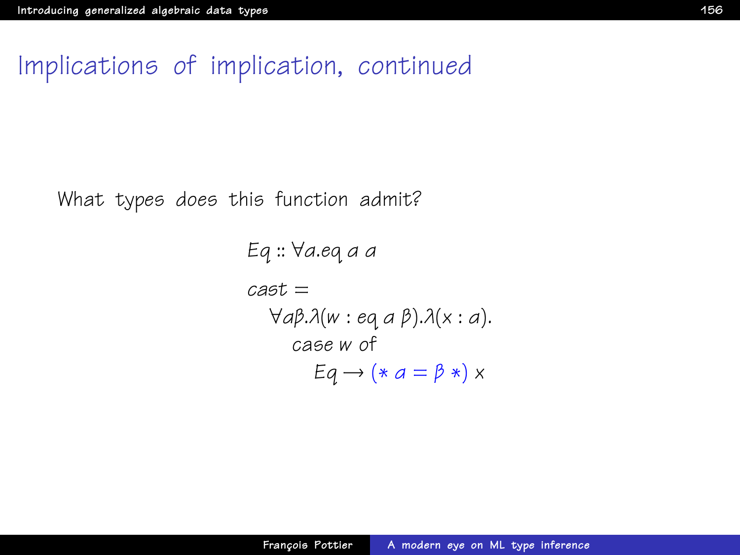# Implications of implication, continued

What types does this function admit?

$$
\begin{aligned}
&Eq :: \forall \alpha . eq\ \alpha\ \alpha \\
&cast = \\
&\quad \forall \alpha \beta . \lambda (w : eq\ \alpha\ \beta) . \lambda (x : \alpha) . \\
&\qquad case\ w\ of \\
&\qquad\quad Eq \rightarrow (*\ \alpha = \beta\ *)\ x
\end{aligned}
$$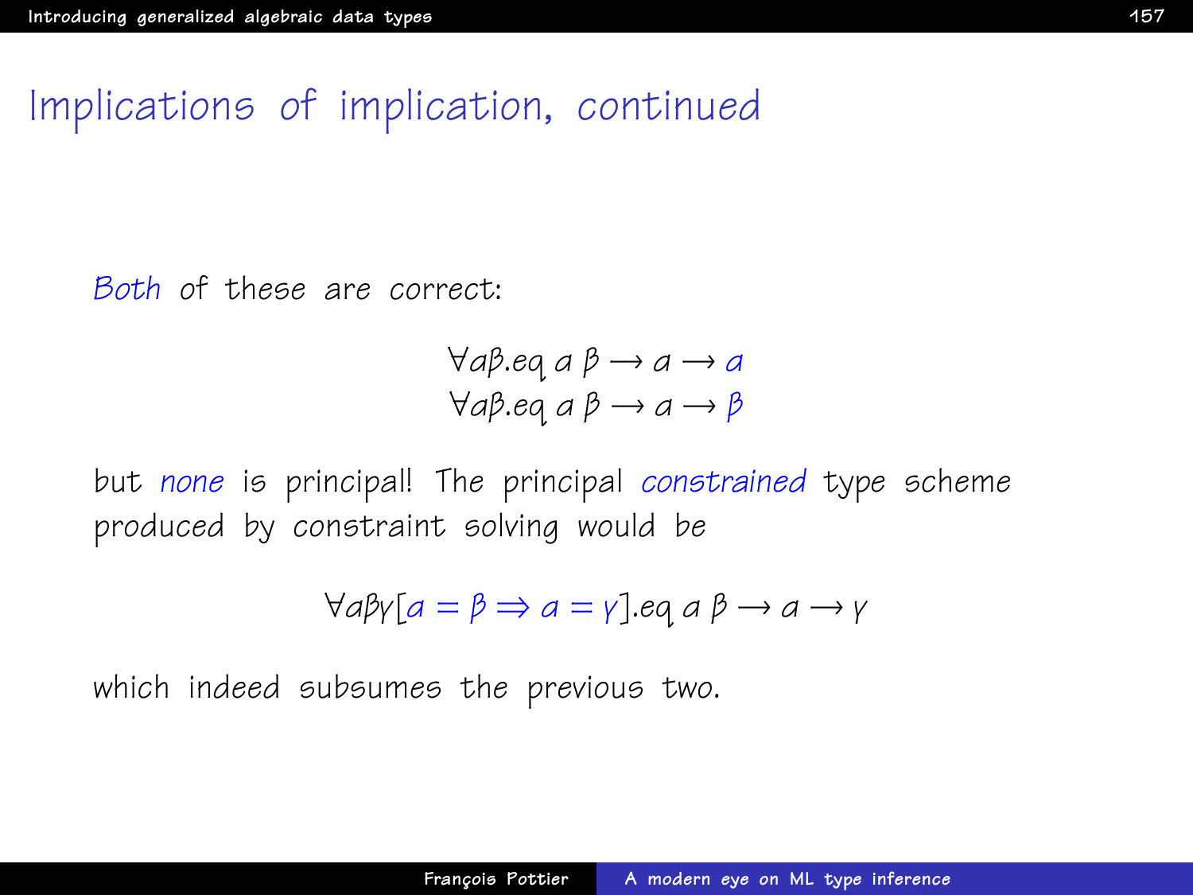# Implications of implication, continued

*Both* of these are correct:

$$\forall \alpha\beta.\mathit{eq}\ \alpha\ \beta \rightarrow \alpha \rightarrow \alpha$$
$$\forall \alpha\beta.\mathit{eq}\ \alpha\ \beta \rightarrow \alpha \rightarrow \beta$$

but *none* is principal! The principal *constrained* type scheme produced by constraint solving would be

$$\forall \alpha\beta\gamma[\alpha = \beta \Rightarrow \alpha = \gamma].\mathit{eq}\ \alpha\ \beta \rightarrow \alpha \rightarrow \gamma$$

which indeed subsumes the previous two.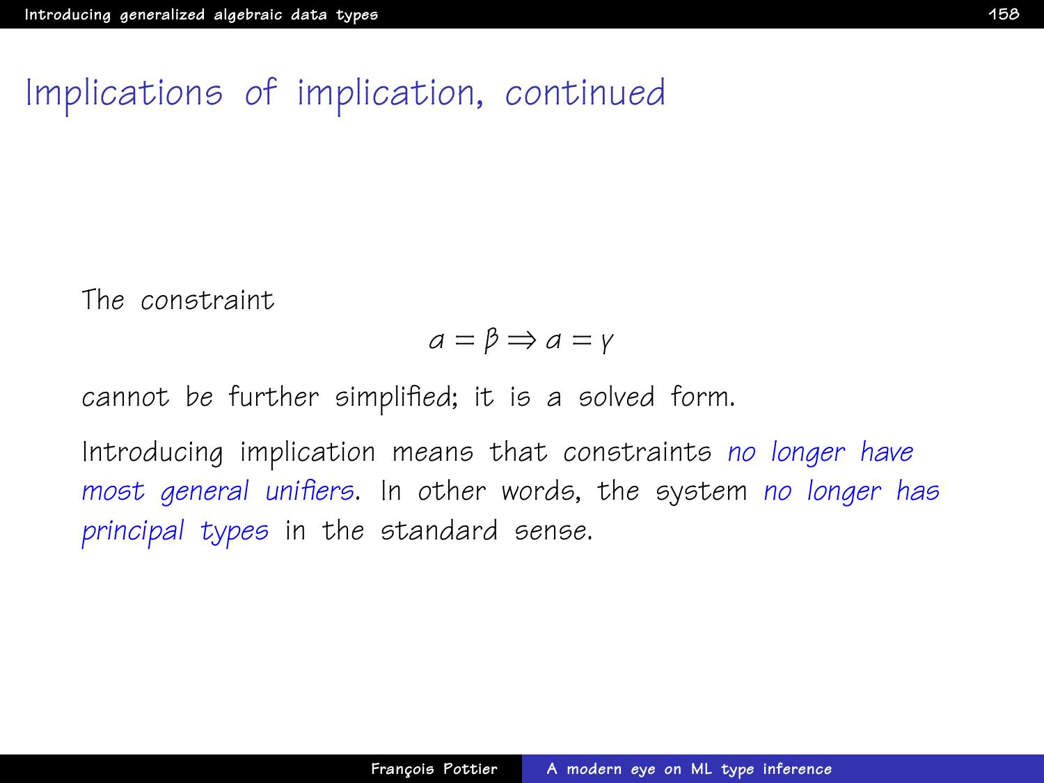# Implications of implication, continued

The constraint

$$\alpha = \beta \Rightarrow \alpha = \gamma$$

cannot be further simplified; it is a solved form.

Introducing implication means that constraints *no longer have most general unifiers*. In other words, the system *no longer has principal types* in the standard sense.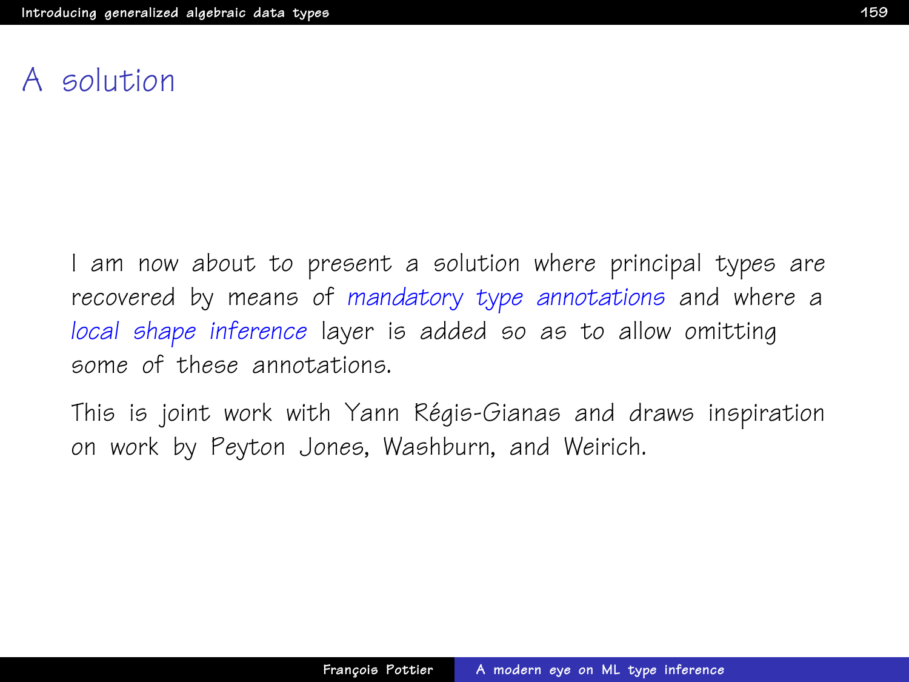# A solution

I am now about to present a solution where principal types are recovered by means of *mandatory type annotations* and where a *local shape inference* layer is added so as to allow omitting some of these annotations.

This is joint work with Yann Régis-Gianas and draws inspiration on work by Peyton Jones, Washburn, and Weirich.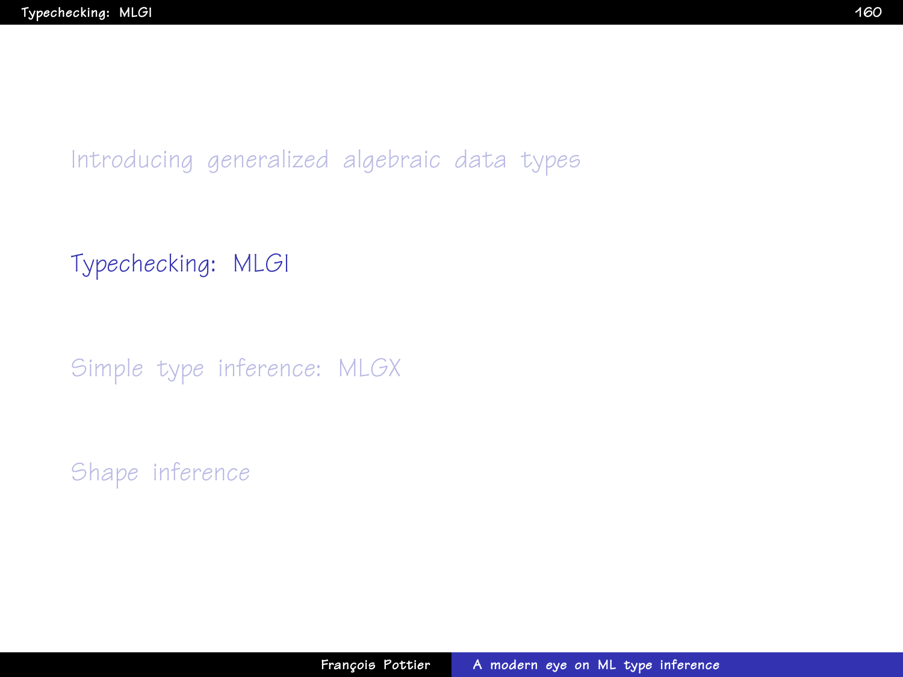Introducing generalized algebraic data types

## Typechecking: MLGI

Simple type inference: MLGX

Shape inference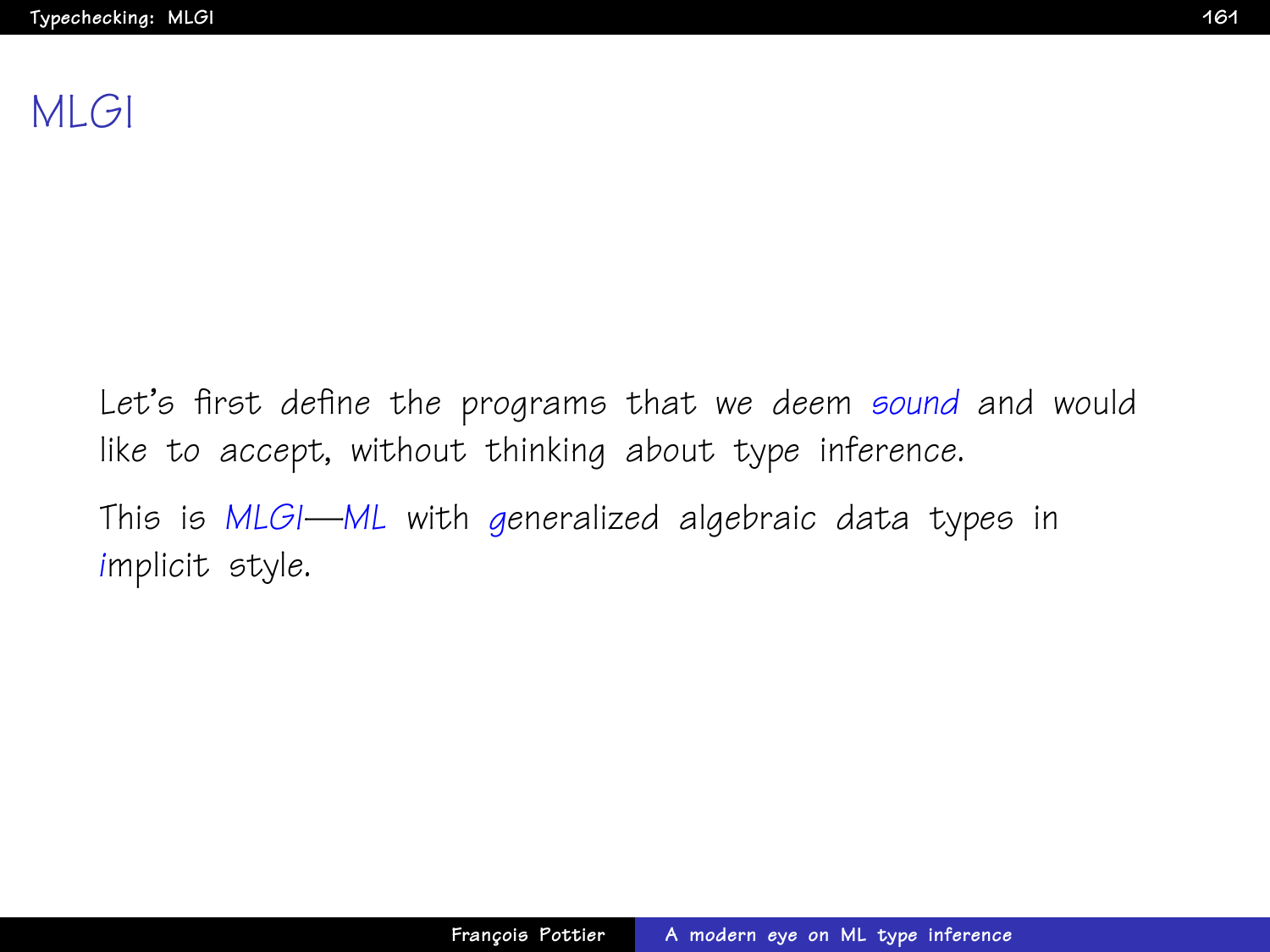# MLGI

Let's first define the programs that we deem *sound* and would like to accept, without thinking about type inference.

This is *MLGI*—*ML* with *g*eneralized algebraic data types in *i*mplicit style.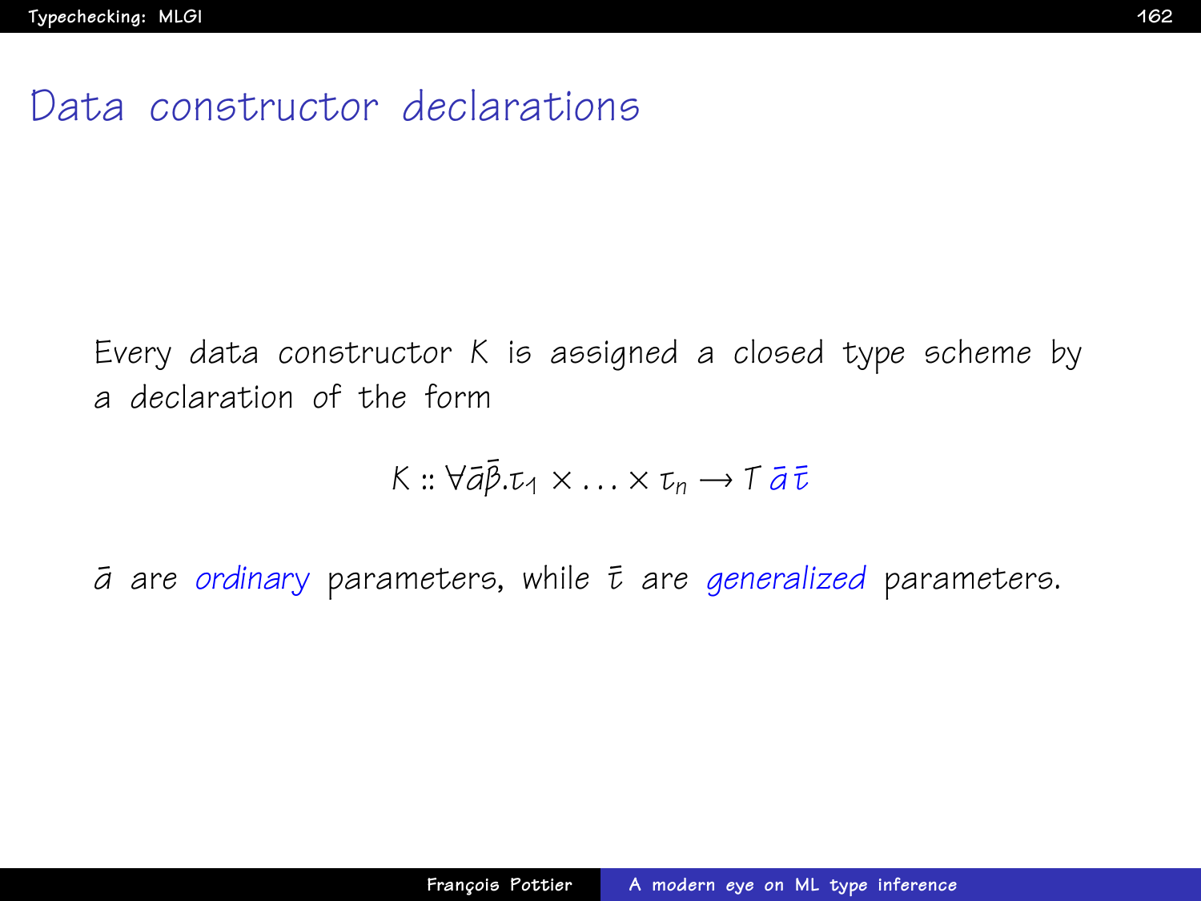# Data constructor declarations

Every data constructor $K$ is assigned a closed type scheme by a declaration of the form

$$K :: \forall \bar{\alpha}\bar{\beta}.\tau_1 \times \ldots \times \tau_n \rightarrow T\, \bar{\alpha}\, \bar{\tau}$$

$\bar{\alpha}$ are *ordinary* parameters, while $\bar{\tau}$ are *generalized* parameters.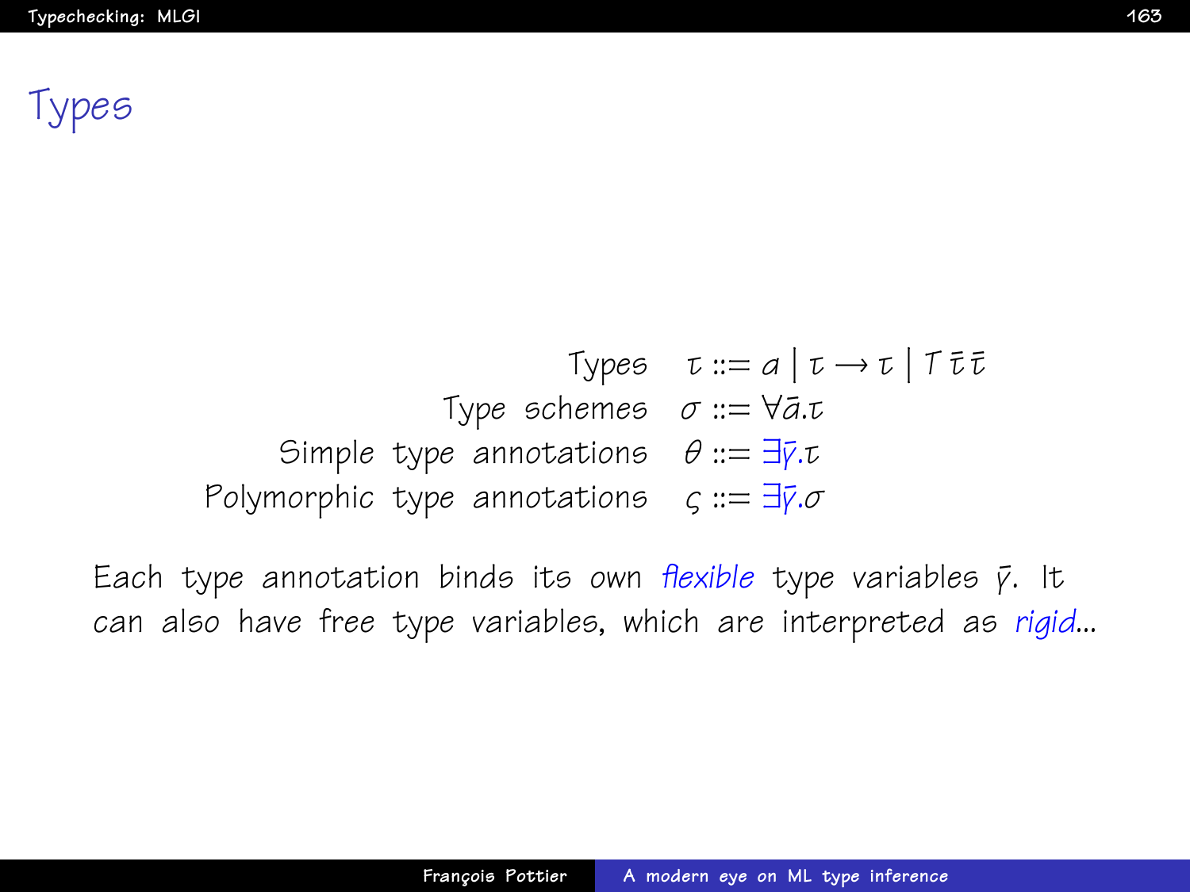# Types

$$
\begin{array}{rl}
\text{Types} & \tau ::= a \mid \tau \rightarrow \tau \mid T\,\bar{\tau}\,\bar{\tau} \\
\text{Type schemes} & \sigma ::= \forall \bar{a}.\tau \\
\text{Simple type annotations} & \theta ::= \exists \bar{\gamma}.\tau \\
\text{Polymorphic type annotations} & \varsigma ::= \exists \bar{\gamma}.\sigma
\end{array}
$$

Each type annotation binds its own *flexible* type variables $\bar{\gamma}$. It can also have free type variables, which are interpreted as *rigid*...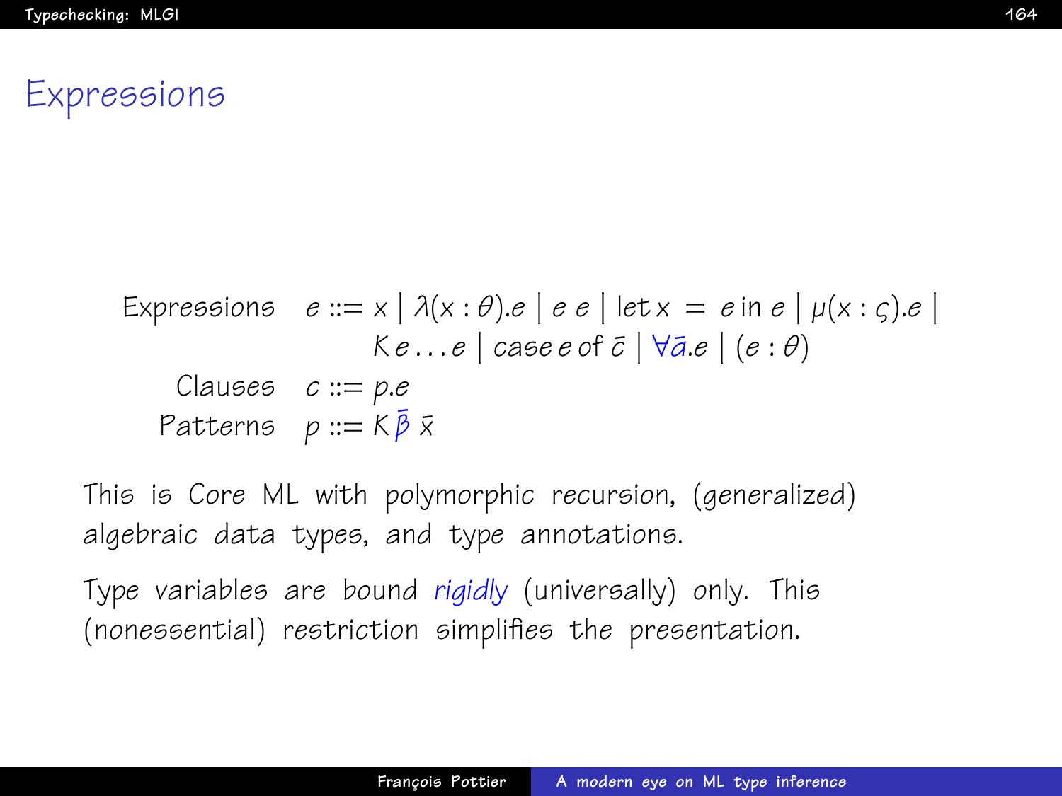# Expressions

$$
\begin{aligned}
\text{Expressions} \quad e &::= x \mid \lambda(x:\theta).e \mid e\; e \mid \text{let}\, x \;=\; e \,\text{in}\, e \mid \mu(x:\varsigma).e \mid \\
&\quad\; K\, e \ldots e \mid \text{case}\, e\, \text{of}\, \bar{c} \mid \forall \bar{a}.e \mid (e:\theta) \\
\text{Clauses} \quad c &::= p.e \\
\text{Patterns} \quad p &::= K\, \bar{\beta}\; \bar{x}
\end{aligned}
$$

This is Core ML with polymorphic recursion, (generalized) algebraic data types, and type annotations.

Type variables are bound *rigidly* (universally) only. This (nonessential) restriction simplifies the presentation.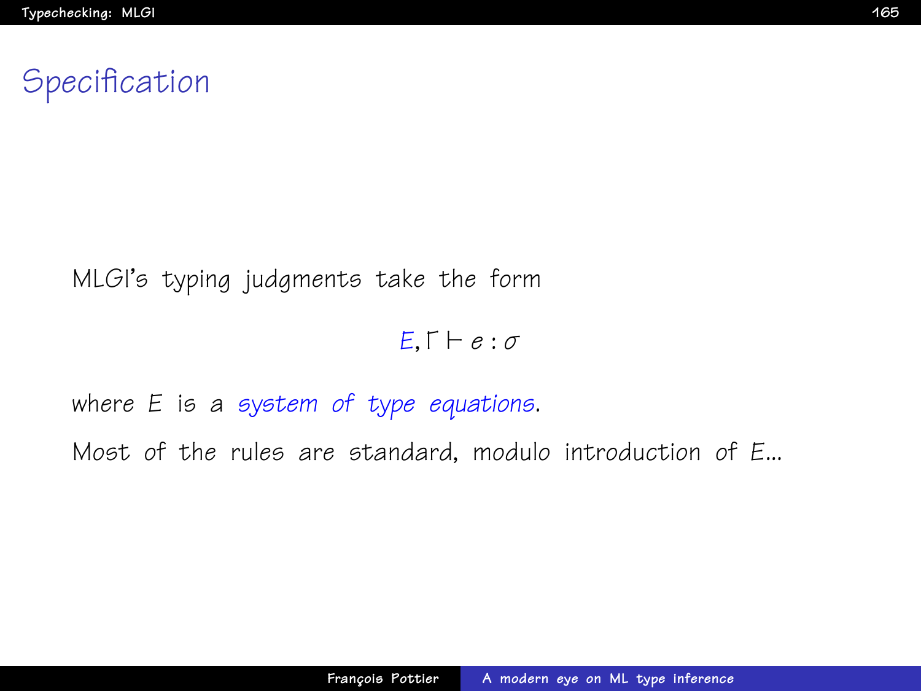# Specification

MLGI's typing judgments take the form

$$E, \Gamma \vdash e : \sigma$$

where $E$ is a *system of type equations*.

Most of the rules are standard, modulo introduction of $E$...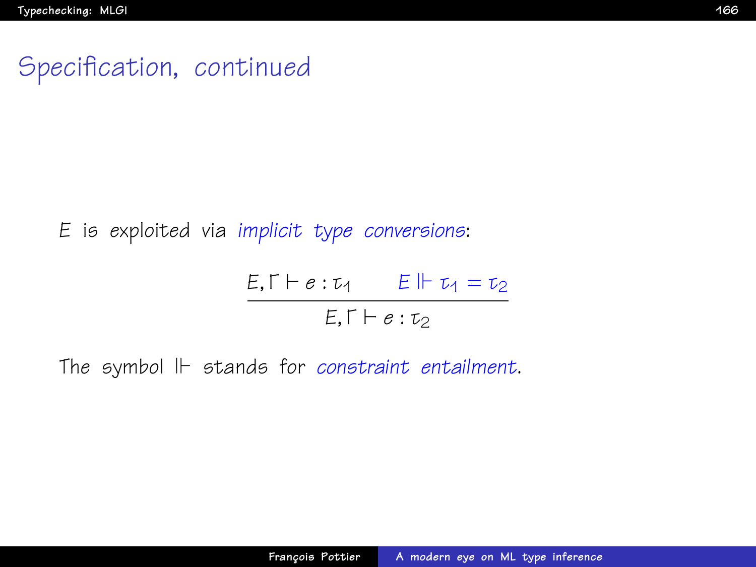# Specification, continued

$E$ is exploited via *implicit type conversions*:

$$\frac{E, \Gamma \vdash e : \tau_1 \qquad E \Vdash \tau_1 = \tau_2}{E, \Gamma \vdash e : \tau_2}$$

The symbol $\Vdash$ stands for *constraint entailment*.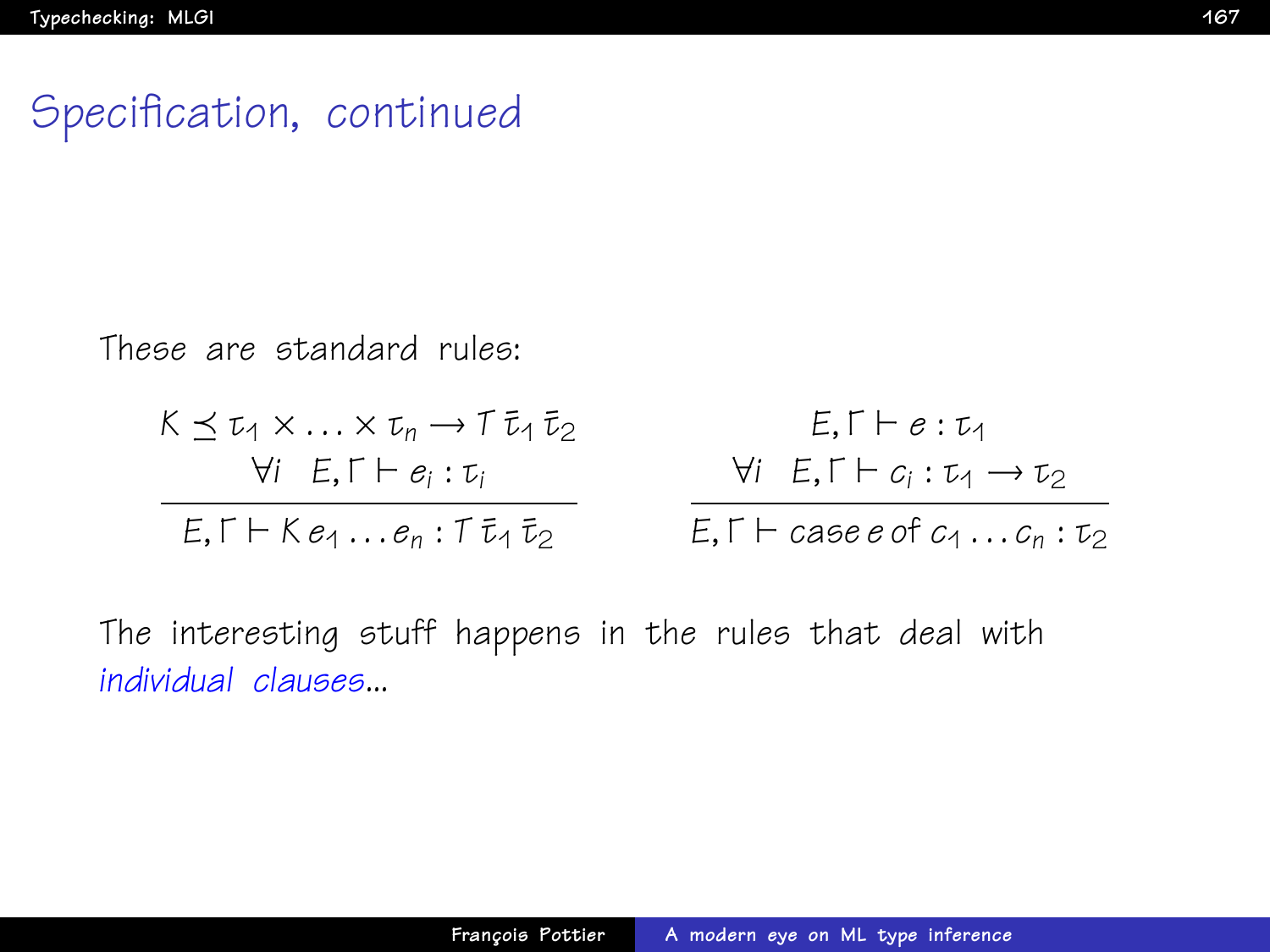# Specification, continued

These are standard rules:

$$
\frac{K \preceq \tau_1 \times \ldots \times \tau_n \rightarrow T\,\bar{\tau}_1\,\bar{\tau}_2 \qquad \forall i \quad E, \Gamma \vdash e_i : \tau_i}{E, \Gamma \vdash K\,e_1 \ldots e_n : T\,\bar{\tau}_1\,\bar{\tau}_2}
$$

$$
\frac{E, \Gamma \vdash e : \tau_1 \qquad \forall i \quad E, \Gamma \vdash c_i : \tau_1 \rightarrow \tau_2}{E, \Gamma \vdash \mathit{case}\; e\; \mathit{of}\; c_1 \ldots c_n : \tau_2}
$$

The interesting stuff happens in the rules that deal with *individual clauses*...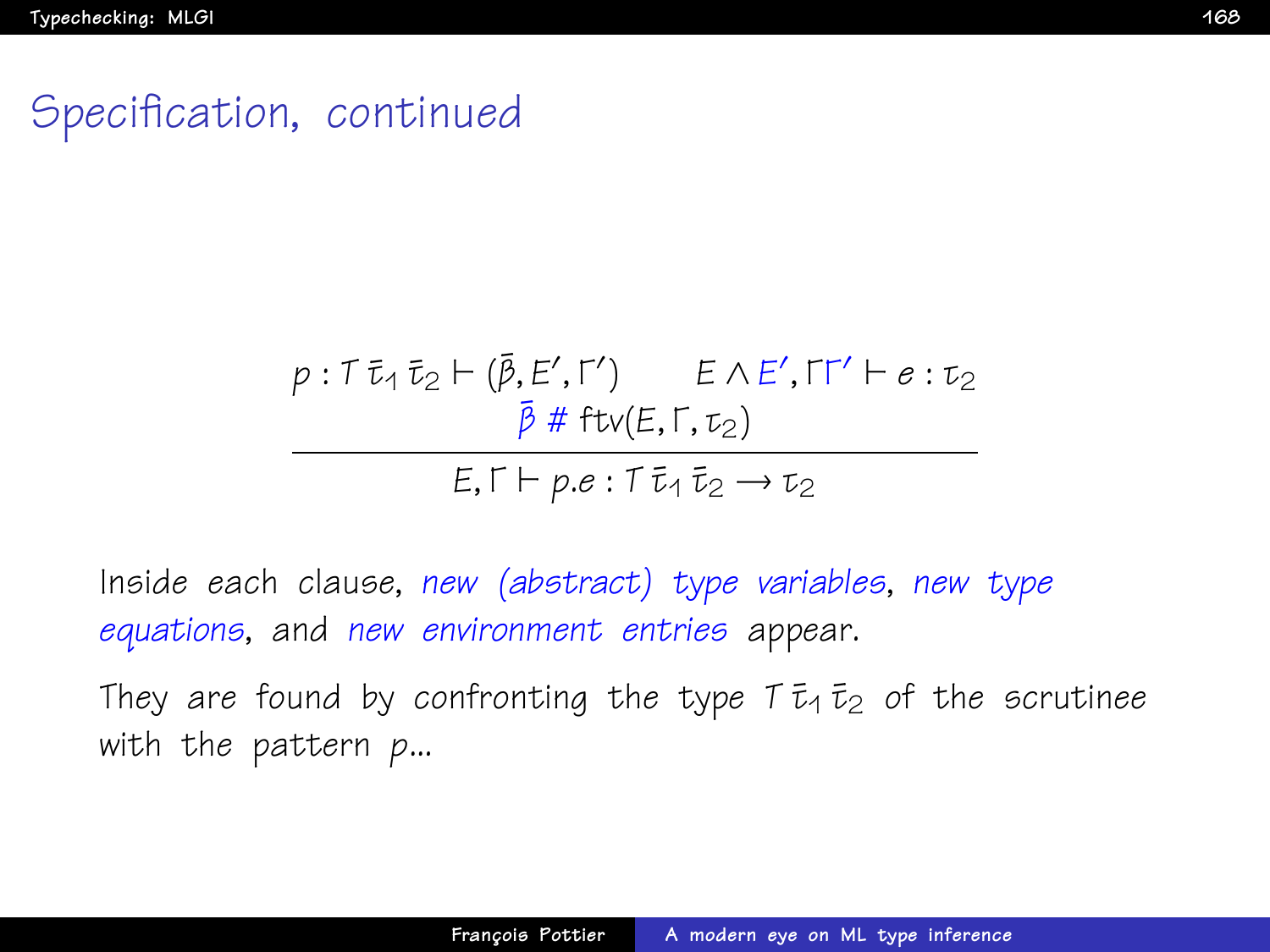# Specification, continued

$$\frac{p : T\,\bar{\tau}_1\,\bar{\tau}_2 \vdash (\bar{\beta}, E', \Gamma') \qquad E \wedge E', \Gamma\Gamma' \vdash e : \tau_2 \qquad \bar{\beta} \mathrel{\#} \mathrm{ftv}(E, \Gamma, \tau_2)}{E, \Gamma \vdash p.e : T\,\bar{\tau}_1\,\bar{\tau}_2 \rightarrow \tau_2}$$

Inside each clause, *new (abstract) type variables*, *new type equations*, and *new environment entries* appear.

They are found by confronting the type $T\,\bar{\tau}_1\,\bar{\tau}_2$ of the scrutinee with the pattern $p$...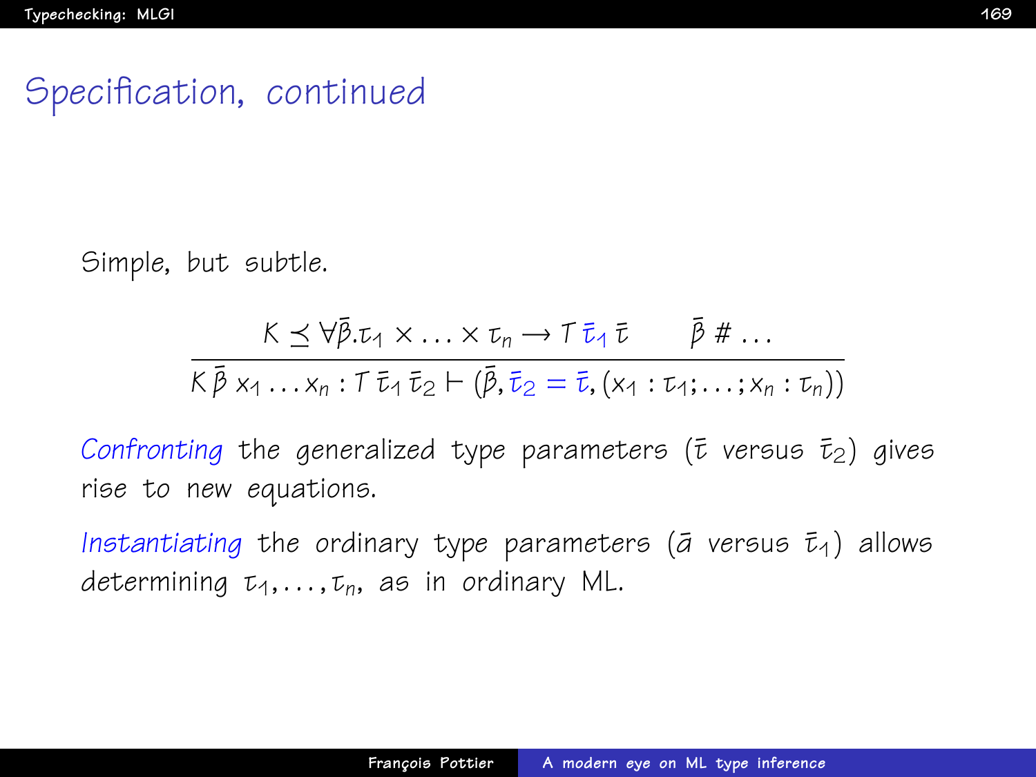# Specification, continued

Simple, but subtle.

$$\frac{K \preceq \forall\bar{\beta}.\tau_1 \times \ldots \times \tau_n \rightarrow T\,\bar{\tau}_1\,\bar{\tau} \qquad \bar{\beta} \# \ldots}{K\,\bar{\beta}\,x_1 \ldots x_n : T\,\bar{\tau}_1\,\bar{\tau}_2 \vdash (\bar{\beta}, \bar{\tau}_2 = \bar{\tau}, (x_1 : \tau_1; \ldots; x_n : \tau_n))}$$

*Confronting* the generalized type parameters ($\bar{\tau}$ versus $\bar{\tau}_2$) gives rise to new equations.

*Instantiating* the ordinary type parameters ($\bar{a}$ versus $\bar{\tau}_1$) allows determining $\tau_1, \ldots, \tau_n$, as in ordinary ML.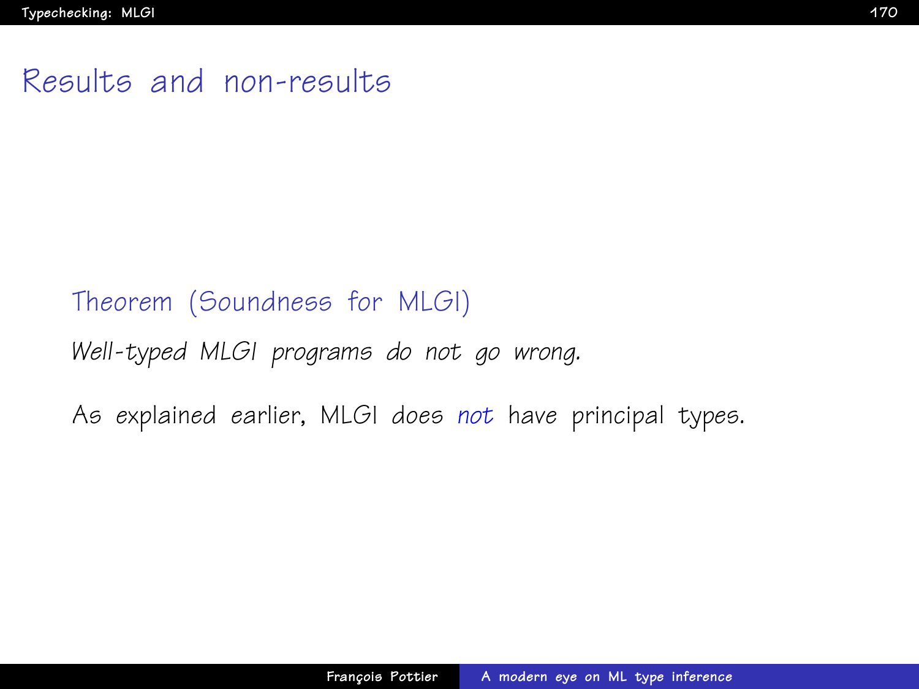# Results and non-results

**Theorem (Soundness for MLGI)**

*Well-typed MLGI programs do not go wrong.*

As explained earlier, MLGI does *not* have principal types.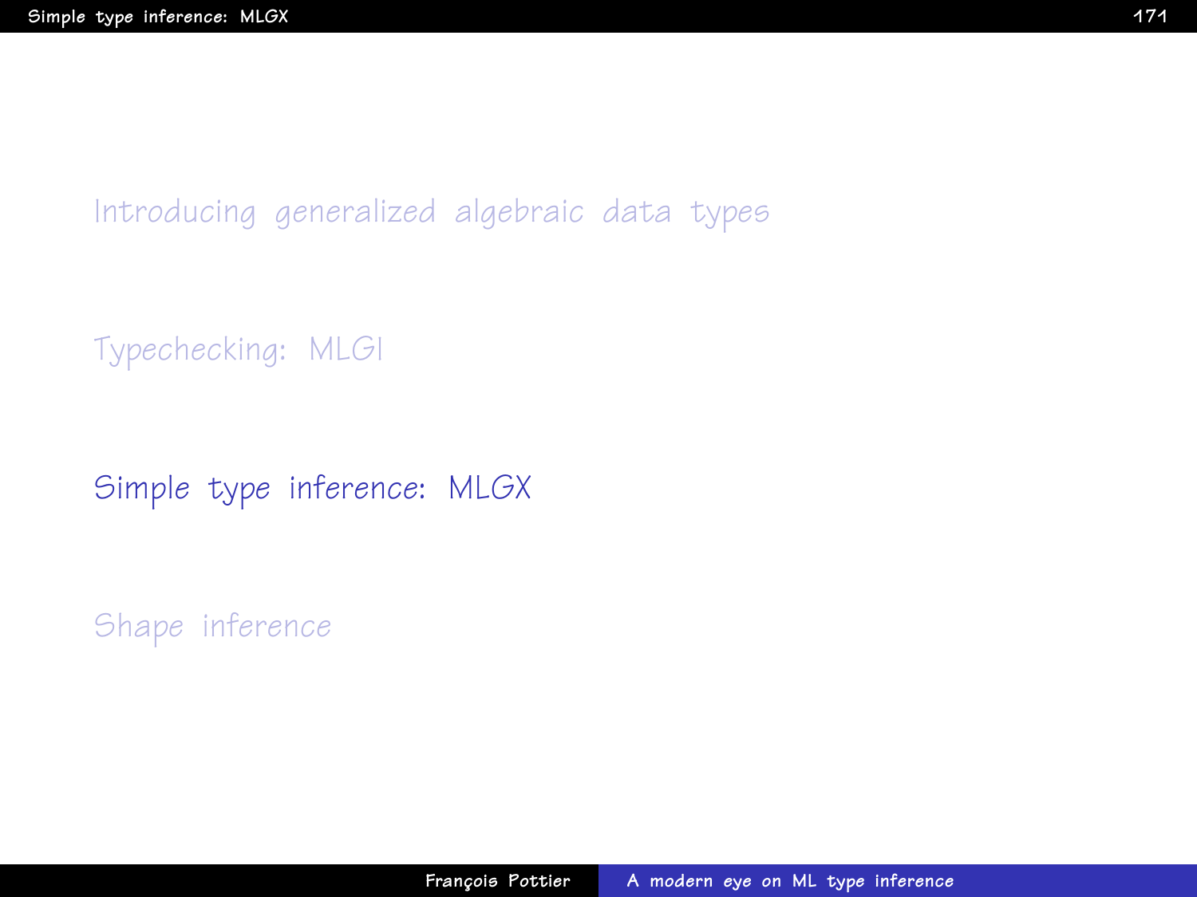Introducing generalized algebraic data types

Typechecking: MLGI

## Simple type inference: MLGX

Shape inference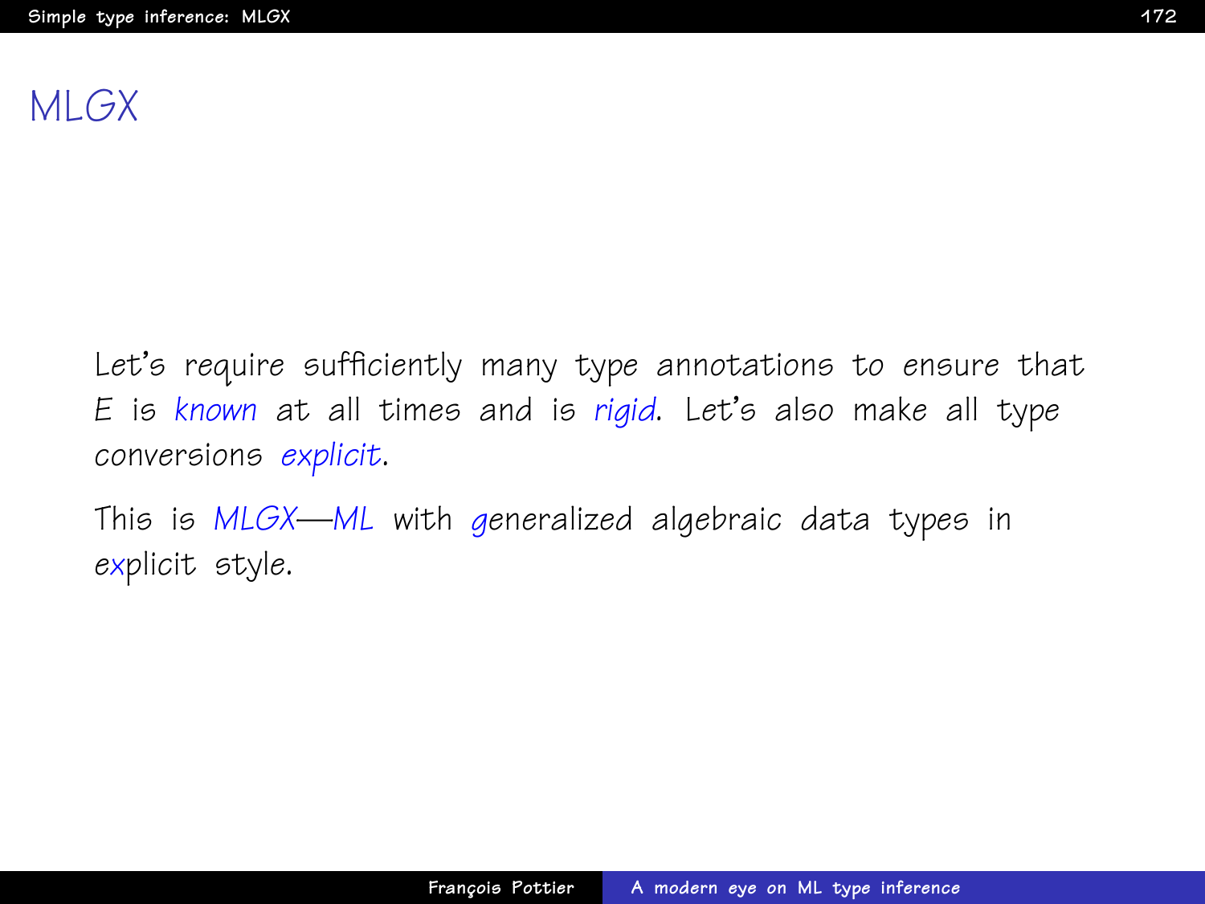# MLGX

Let's require sufficiently many type annotations to ensure that $E$ is *known* at all times and is *rigid*. Let's also make all type conversions *explicit*.

This is *MLGX*—*ML* with *g*eneralized algebraic data types in e*x*plicit style.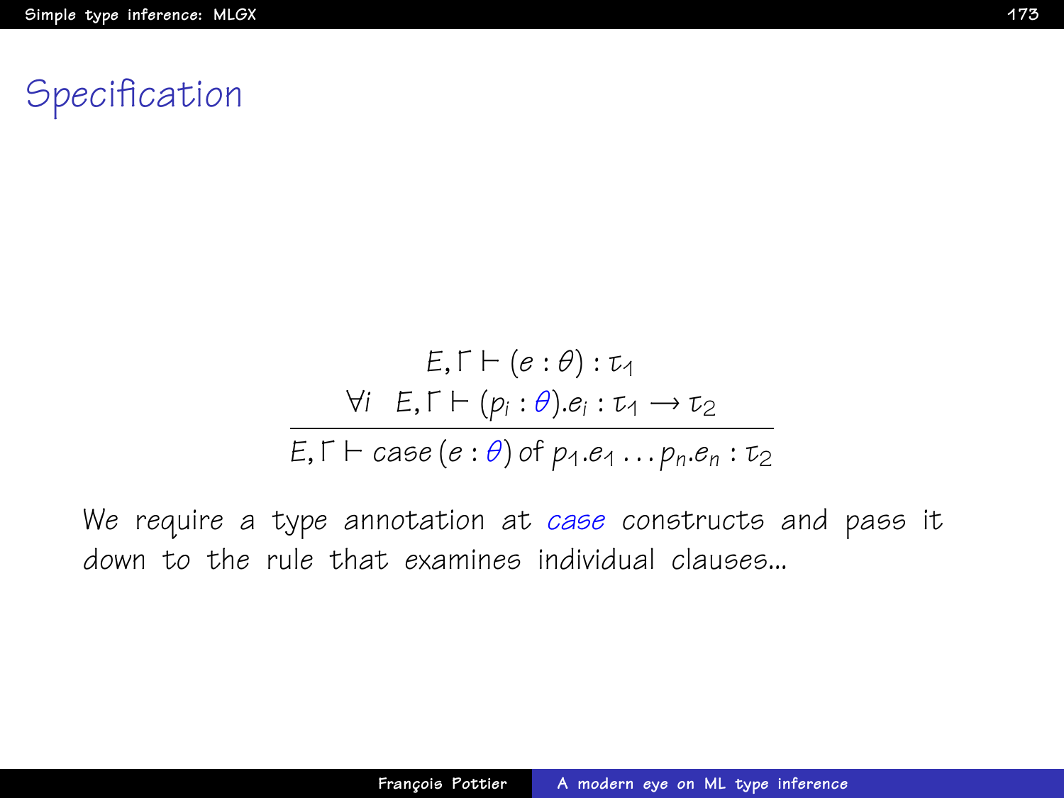# Specification

$$\frac{\begin{array}{c} E, \Gamma \vdash (e : \theta) : \tau_1 \\ \forall i \quad E, \Gamma \vdash (p_i : \theta).e_i : \tau_1 \rightarrow \tau_2 \end{array}}{E, \Gamma \vdash \mathit{case}\,(e : \theta)\ \mathit{of}\ p_1.e_1 \ldots p_n.e_n : \tau_2}$$

We require a type annotation at *case* constructs and pass it down to the rule that examines individual clauses...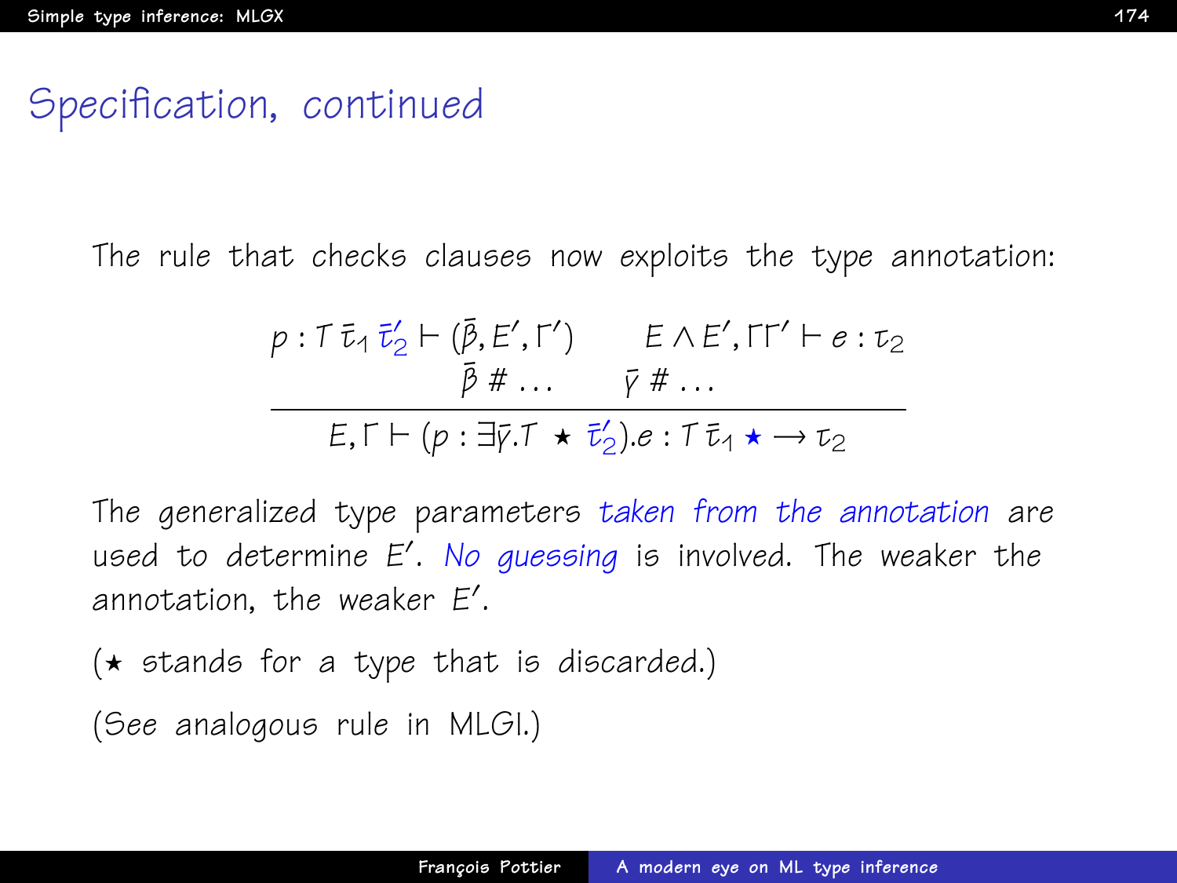# Specification, continued

The rule that checks clauses now exploits the type annotation:

$$\frac{p : T\,\bar{\tau}_1\,\bar{\tau}'_2 \vdash (\bar{\beta}, E', \Gamma') \qquad E \wedge E', \Gamma\Gamma' \vdash e : \tau_2 \qquad \bar{\beta} \# \ldots \qquad \bar{\gamma} \# \ldots}{E, \Gamma \vdash (p : \exists \bar{\gamma}.T \;\star\; \bar{\tau}'_2).e : T\,\bar{\tau}_1\,\star \rightarrow \tau_2}$$

The generalized type parameters *taken from the annotation* are used to determine $E'$. *No guessing* is involved. The weaker the annotation, the weaker $E'$.

($\star$ stands for a type that is discarded.)

(See analogous rule in MLGI.)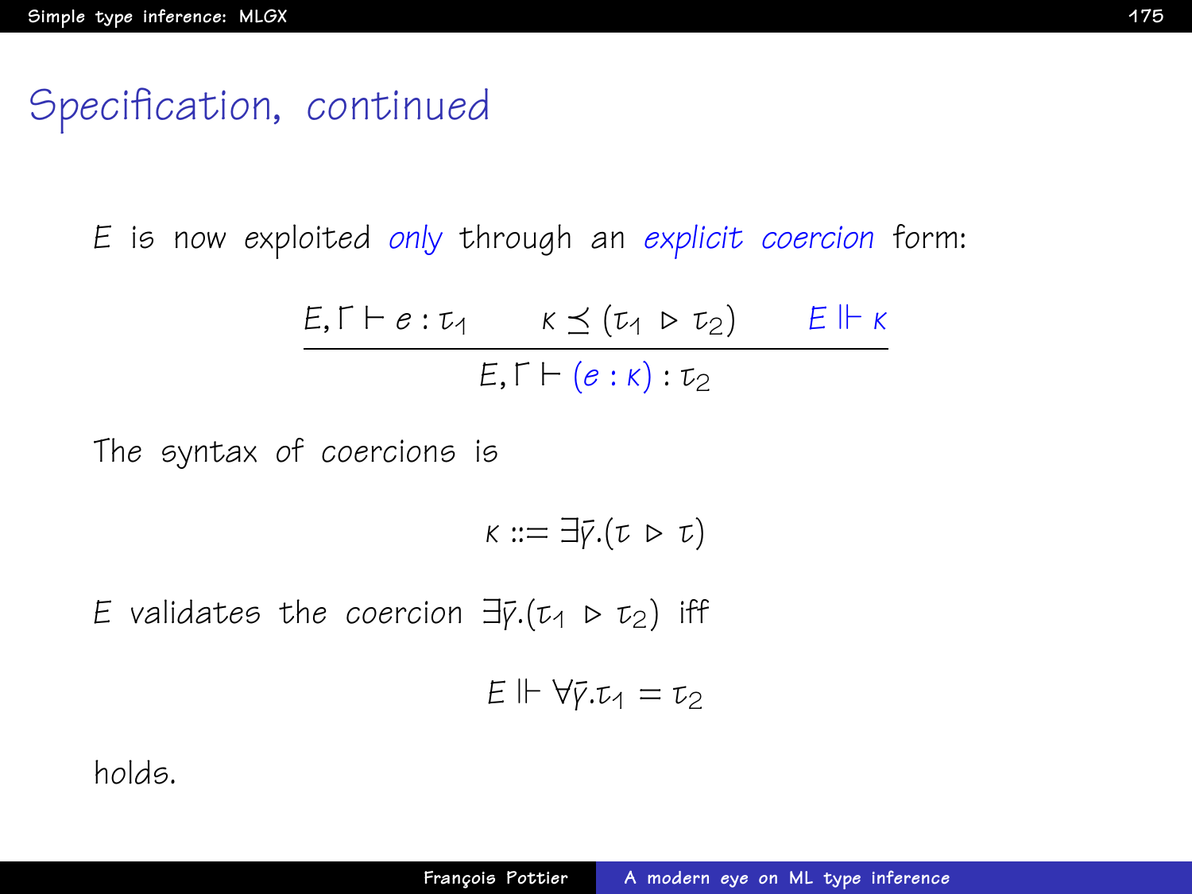# Specification, continued

$E$ is now exploited *only* through an *explicit coercion* form:

$$\frac{E, \Gamma \vdash e : \tau_1 \qquad \kappa \preceq (\tau_1 \triangleright \tau_2) \qquad E \Vdash \kappa}{E, \Gamma \vdash (e : \kappa) : \tau_2}$$

The syntax of coercions is

$$\kappa ::= \exists \bar{\gamma}.(\tau \triangleright \tau)$$

$E$ validates the coercion $\exists \bar{\gamma}.(\tau_1 \triangleright \tau_2)$ iff

$$E \Vdash \forall \bar{\gamma}.\tau_1 = \tau_2$$

holds.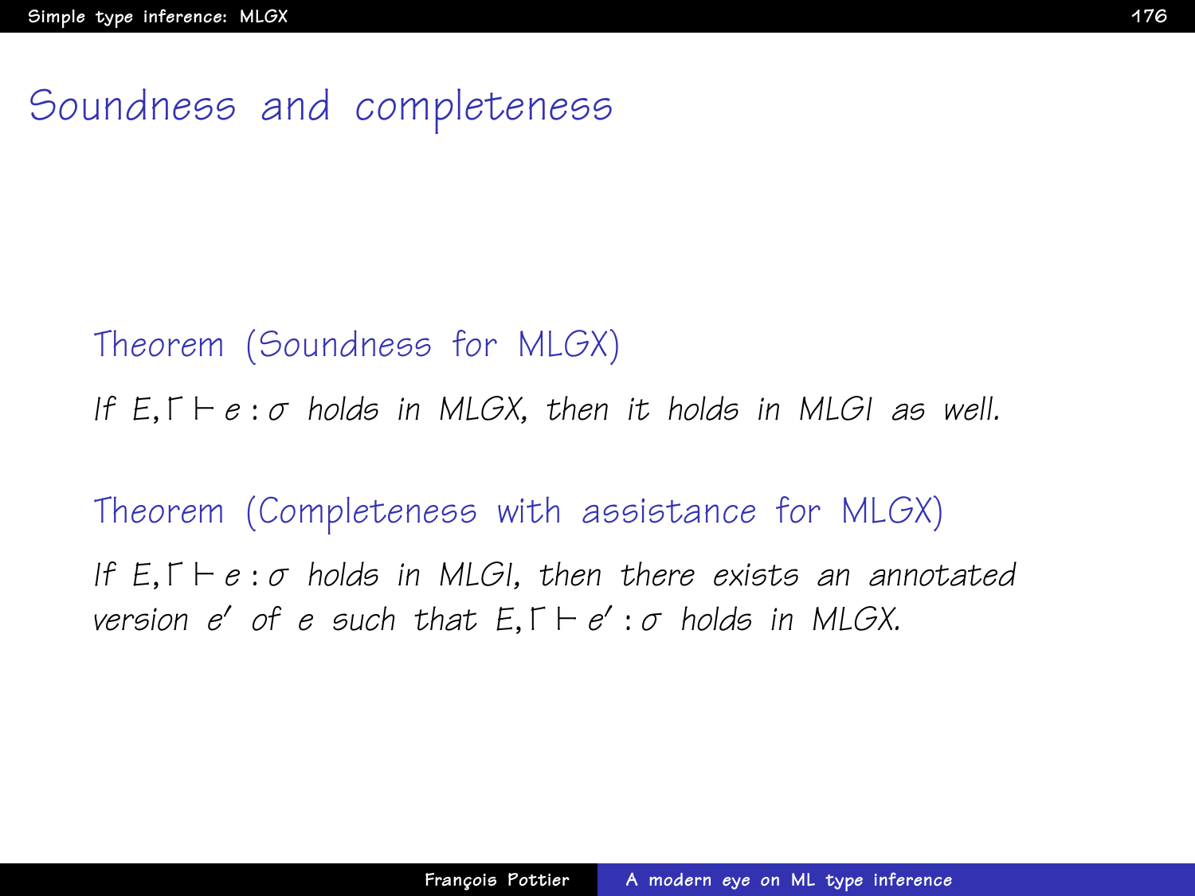# Soundness and completeness

**Theorem (Soundness for MLGX)**

*If $E, \Gamma \vdash e : \sigma$ holds in MLGX, then it holds in MLGI as well.*

**Theorem (Completeness with assistance for MLGX)**

*If $E, \Gamma \vdash e : \sigma$ holds in MLGI, then there exists an annotated version $e'$ of $e$ such that $E, \Gamma \vdash e' : \sigma$ holds in MLGX.*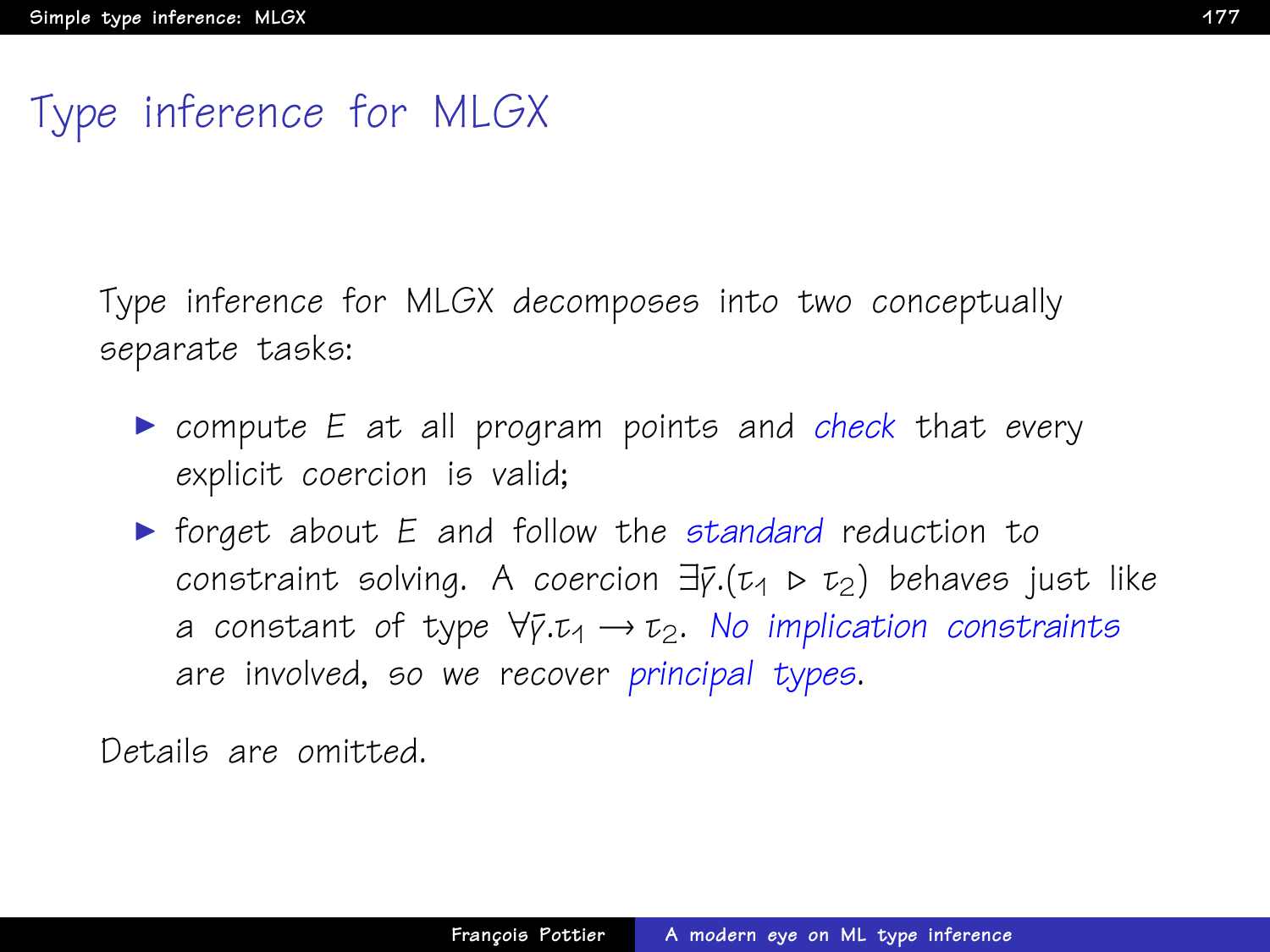# Type inference for MLGX

Type inference for MLGX *decomposes* into two conceptually separate tasks:

- compute $E$ at all program points and *check* that every explicit coercion is valid;
- forget about $E$ and follow the *standard* reduction to constraint solving. A coercion $\exists\bar{\gamma}.(\tau_1 \triangleright \tau_2)$ behaves just like a constant of type $\forall\bar{\gamma}.\tau_1 \rightarrow \tau_2$. *No implication constraints* are involved, so we recover *principal types*.

Details are omitted.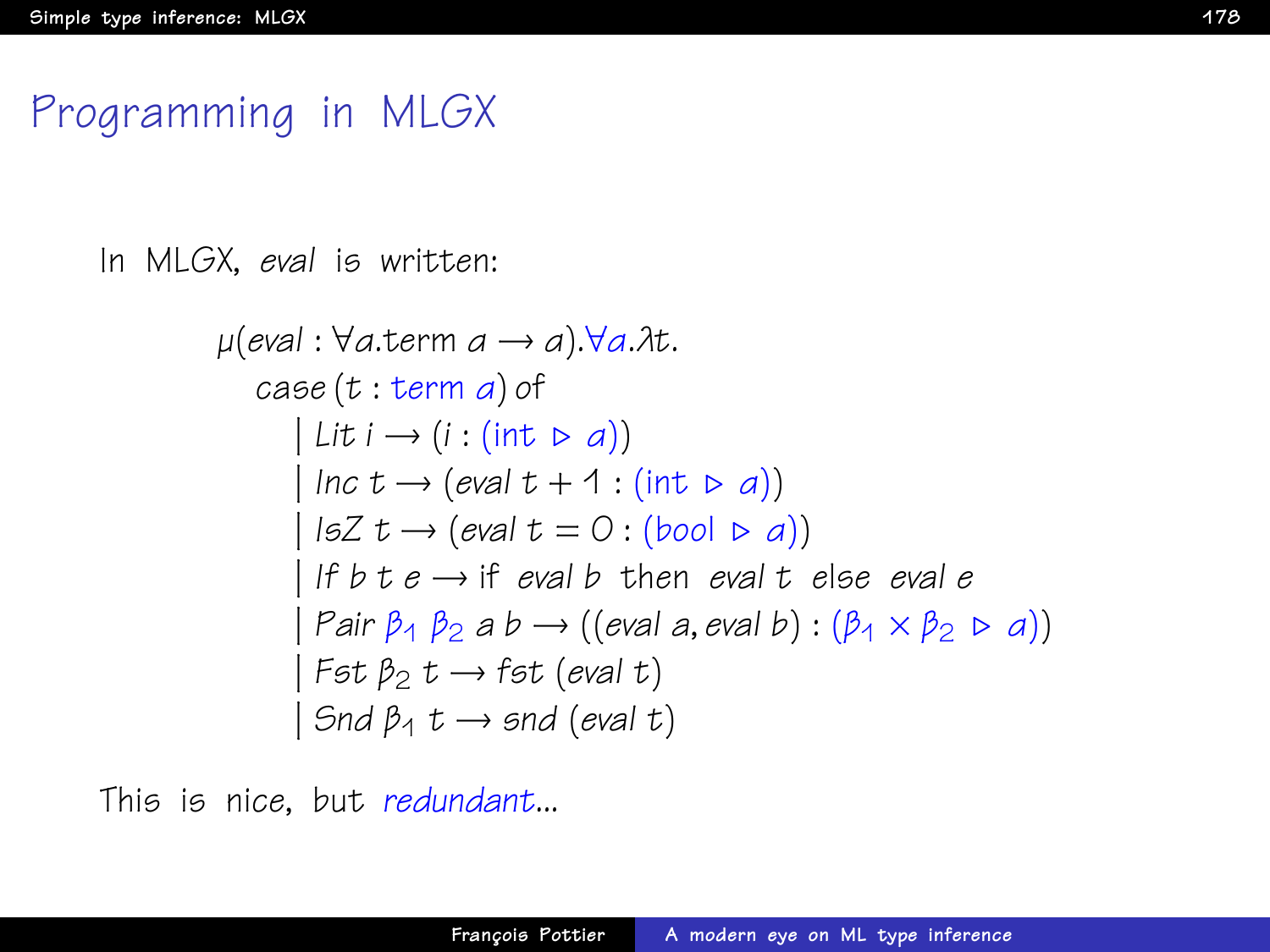# Programming in MLGX

In MLGX, *eval* is written:

$$
\begin{array}{l}
\mu(eval : \forall a.\text{term } a \rightarrow a).\forall a.\lambda t. \\
\quad case\,(t : \text{term } a)\text{ of} \\
\qquad \mid Lit\ i \rightarrow (i : (\text{int} \triangleright a)) \\
\qquad \mid Inc\ t \rightarrow (eval\ t + 1 : (\text{int} \triangleright a)) \\
\qquad \mid IsZ\ t \rightarrow (eval\ t = 0 : (\text{bool} \triangleright a)) \\
\qquad \mid If\ b\ t\ e \rightarrow \text{if } eval\ b \text{ then } eval\ t \text{ else } eval\ e \\
\qquad \mid Pair\ \beta_1\ \beta_2\ a\ b \rightarrow ((eval\ a, eval\ b) : (\beta_1 \times \beta_2 \triangleright a)) \\
\qquad \mid Fst\ \beta_2\ t \rightarrow fst\ (eval\ t) \\
\qquad \mid Snd\ \beta_1\ t \rightarrow snd\ (eval\ t)
\end{array}
$$

This is nice, but *redundant*...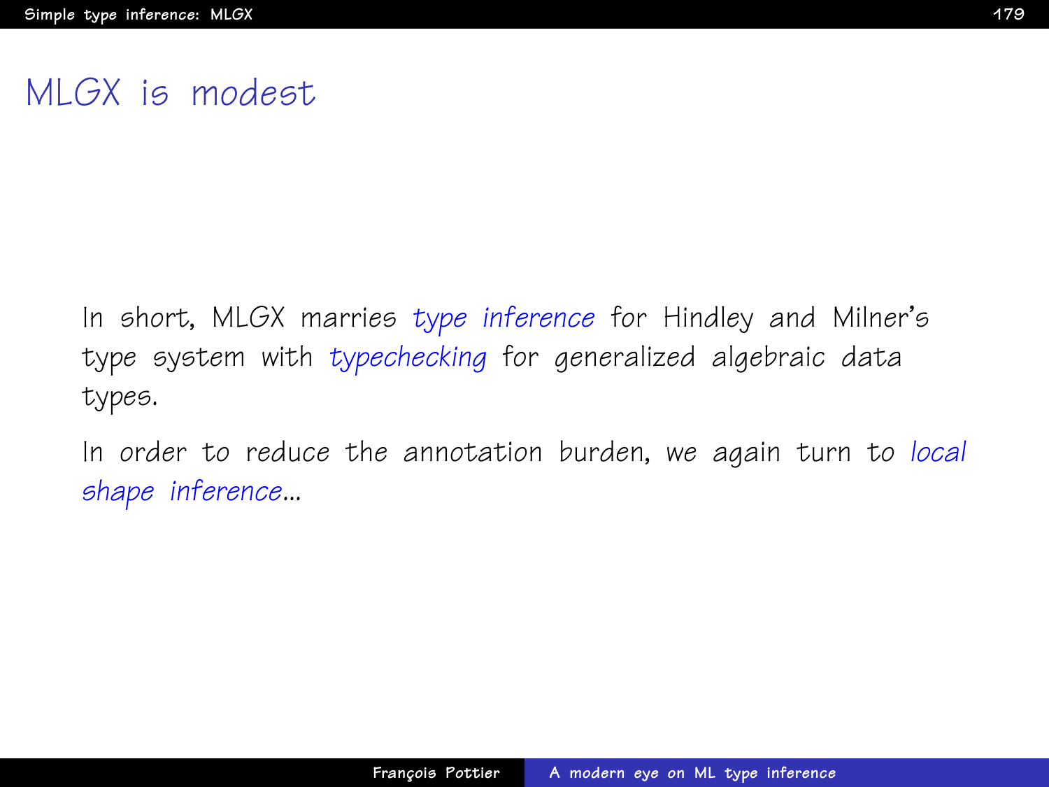# MLGX is modest

In short, MLGX marries *type inference* for Hindley and Milner's type system with *typechecking* for generalized algebraic data types.

In order to reduce the annotation burden, we again turn to *local shape inference*...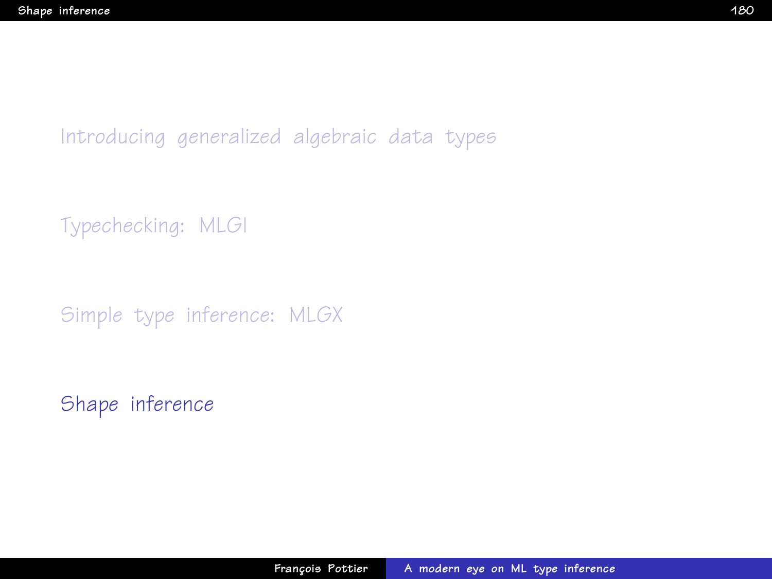Introducing generalized algebraic data types

Typechecking: MLGI

Simple type inference: MLGX

Shape inference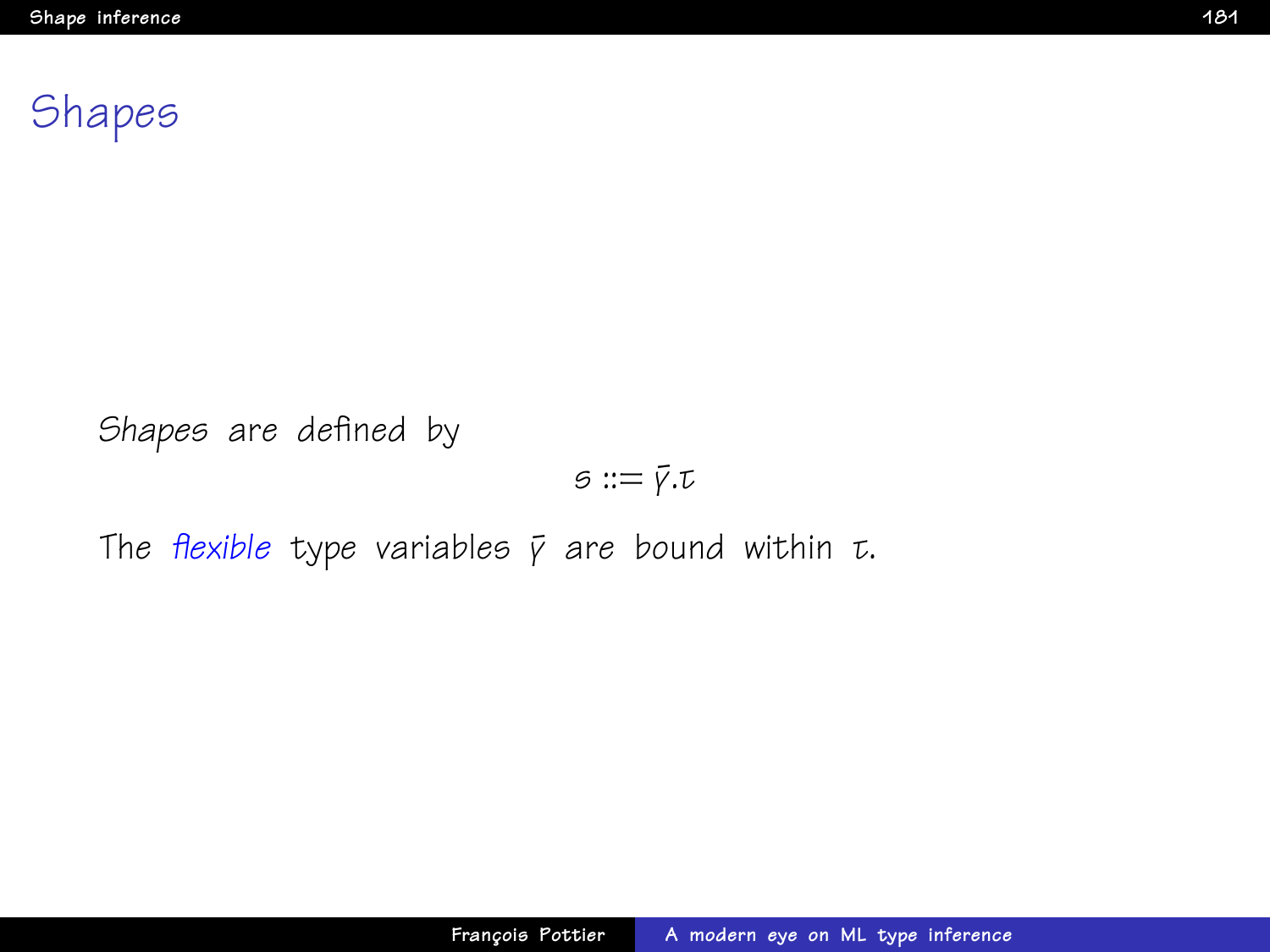# Shapes

Shapes are defined by

$$\varsigma ::= \bar{\gamma}.\tau$$

The *flexible* type variables $\bar{\gamma}$ are bound within $\tau$.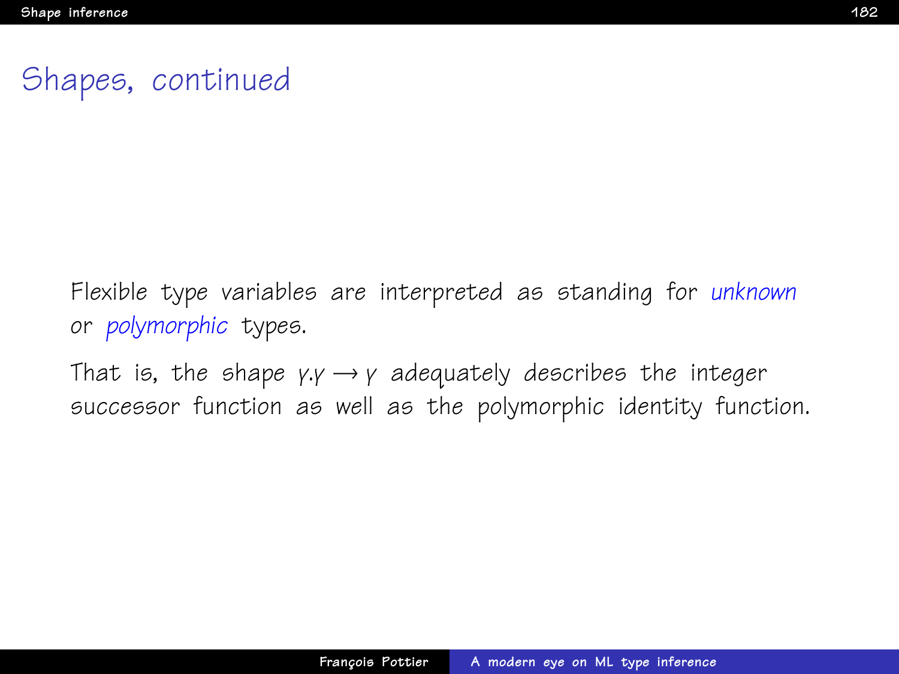# Shapes, continued

Flexible type variables are interpreted as standing for *unknown* or *polymorphic* types.

That is, the shape $\gamma.\gamma \rightarrow \gamma$ adequately describes the integer successor function as well as the polymorphic identity function.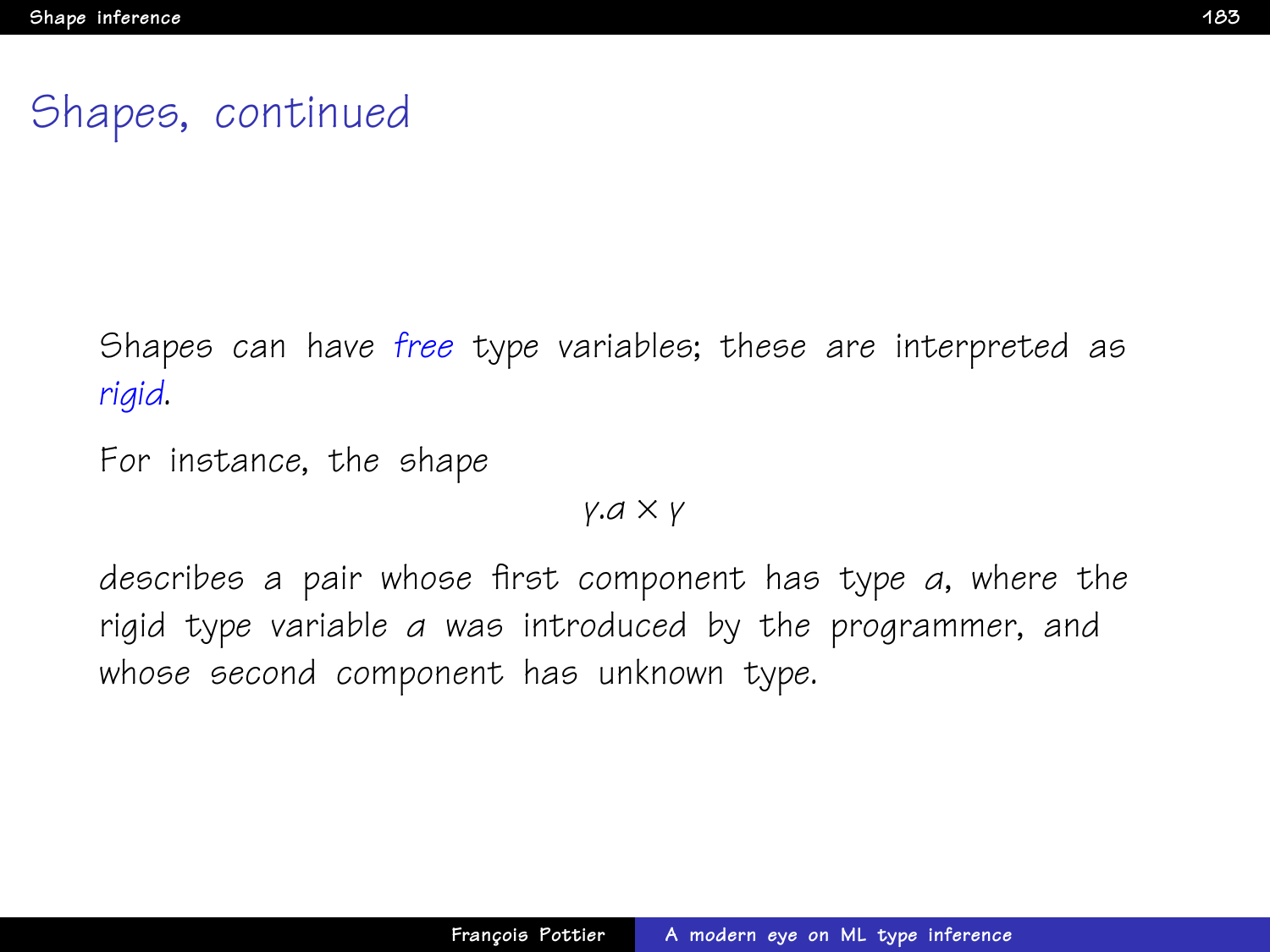# Shapes, continued

Shapes can have *free* type variables; these are interpreted as *rigid*.

For instance, the shape

$$\gamma.a \times \gamma$$

describes a pair whose first component has type $a$, where the rigid type variable $a$ was introduced by the programmer, and whose second component has unknown type.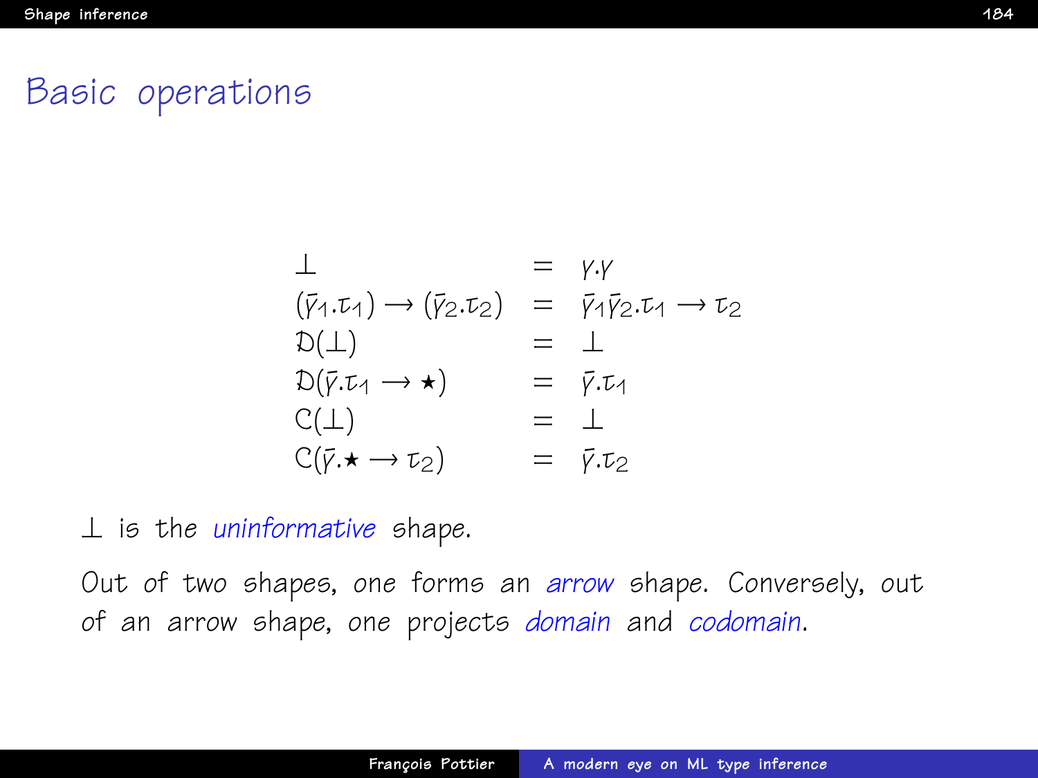# Basic operations

$$
\begin{array}{lcl}
\bot & = & \gamma.\gamma \\
(\bar{\gamma}_1.\tau_1) \rightarrow (\bar{\gamma}_2.\tau_2) & = & \bar{\gamma}_1\bar{\gamma}_2.\tau_1 \rightarrow \tau_2 \\
\mathcal{D}(\bot) & = & \bot \\
\mathcal{D}(\bar{\gamma}.\tau_1 \rightarrow \star) & = & \bar{\gamma}.\tau_1 \\
\mathcal{C}(\bot) & = & \bot \\
\mathcal{C}(\bar{\gamma}.\star \rightarrow \tau_2) & = & \bar{\gamma}.\tau_2
\end{array}
$$

$\bot$ is the *uninformative* shape.

Out of two shapes, one forms an *arrow* shape. Conversely, out of an arrow shape, one projects *domain* and *codomain*.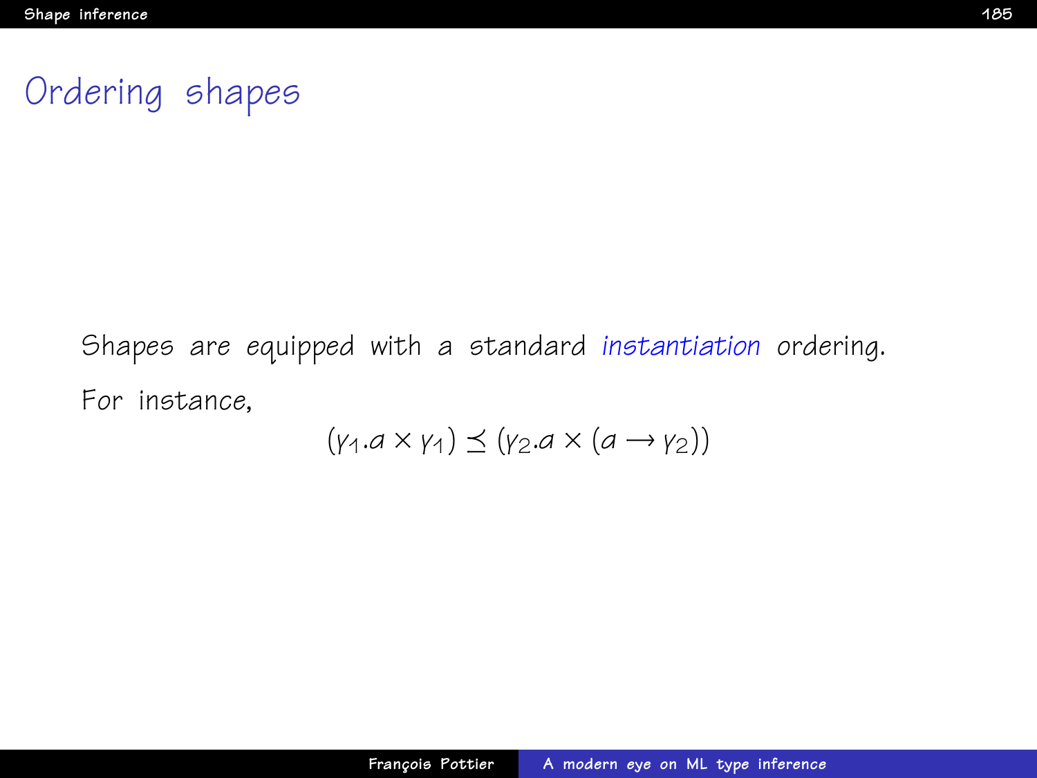# Ordering shapes

Shapes are equipped with a standard *instantiation* ordering.

For instance,

$$(\gamma_1.a \times \gamma_1) \preceq (\gamma_2.a \times (a \rightarrow \gamma_2))$$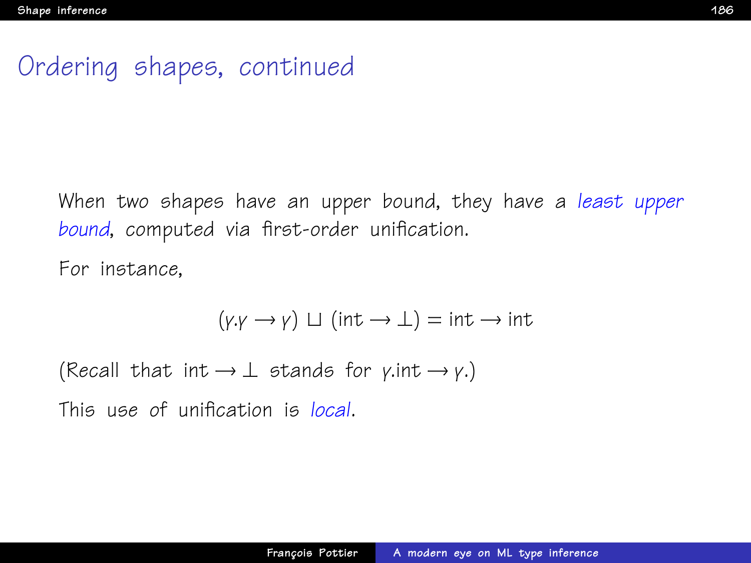# Ordering shapes, continued

When two shapes have an upper bound, they have a *least upper bound*, computed via first-order unification.

For instance,

$$(\gamma.\gamma \rightarrow \gamma) \sqcup (\mathrm{int} \rightarrow \bot) = \mathrm{int} \rightarrow \mathrm{int}$$

(Recall that $\mathrm{int} \rightarrow \bot$ stands for $\gamma.\mathrm{int} \rightarrow \gamma$.)

This use of unification is *local*.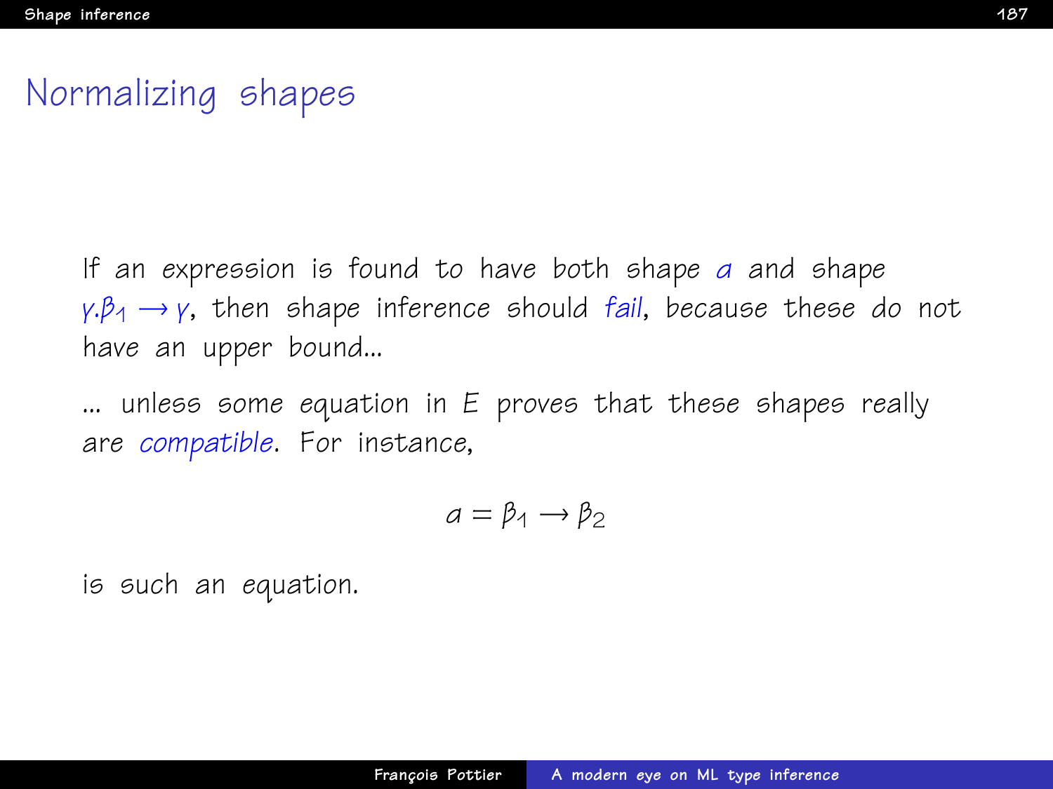# Normalizing shapes

If an expression is found to have both shape *$\alpha$* and shape $\gamma.\beta_1 \rightarrow \gamma$, then shape inference should *fail*, because these do not have an upper bound...

... unless some equation in $E$ proves that these shapes really are *compatible*. For instance,

$$\alpha = \beta_1 \rightarrow \beta_2$$

is such an equation.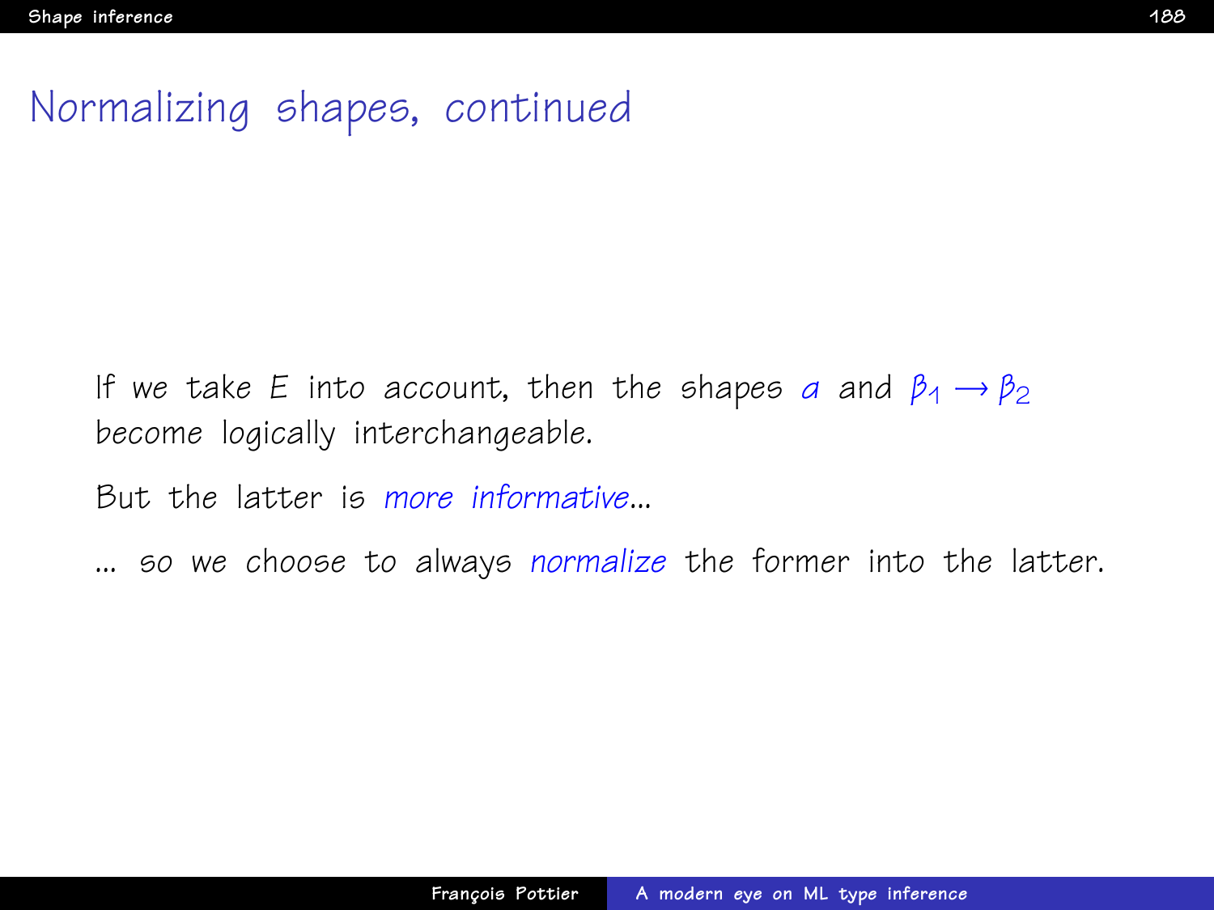# Normalizing shapes, continued

If we take $E$ into account, then the shapes $\alpha$ and $\beta_1 \rightarrow \beta_2$ become logically interchangeable.

But the latter is *more informative*...

... so we choose to always *normalize* the former into the latter.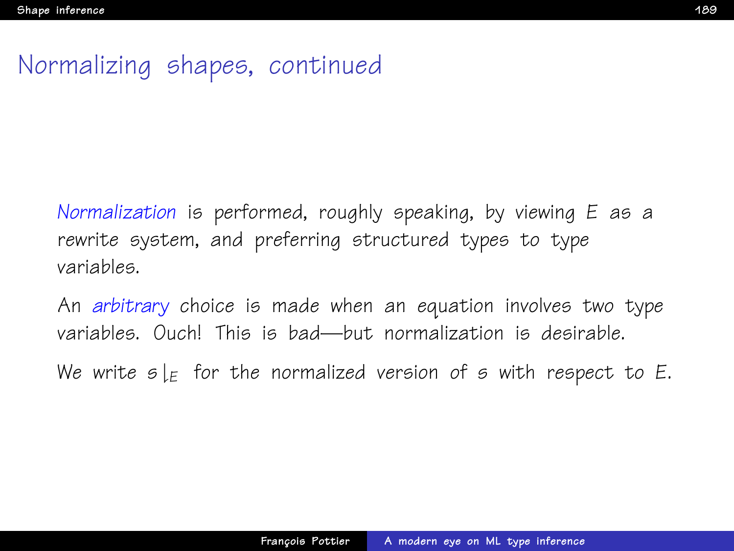# Normalizing shapes, continued

*Normalization* is performed, roughly speaking, by viewing $E$ as a rewrite system, and preferring structured types to type variables.

An *arbitrary* choice is made when an equation involves two type variables. Ouch! This is bad—but normalization is desirable.

We write $s\lfloor_E$ for the normalized version of $s$ with respect to $E$.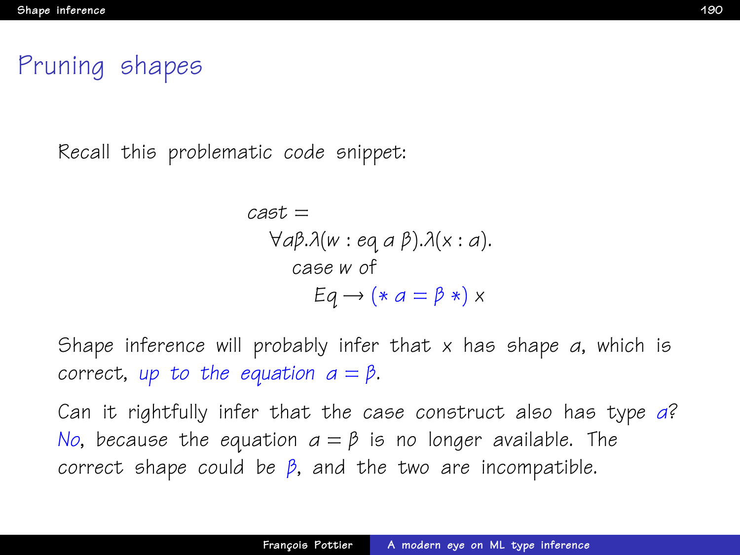# Pruning shapes

Recall this problematic code snippet:

$$
\begin{array}{l}
\mathit{cast} = \\
\quad \forall \alpha\beta.\lambda(w : \mathit{eq}\ \alpha\ \beta).\lambda(x : \alpha). \\
\qquad \mathsf{case}\ w\ \mathsf{of} \\
\qquad\quad \mathit{Eq} \rightarrow (*\ \alpha = \beta\ *)\ x
\end{array}
$$

Shape inference will probably infer that $x$ has shape $\alpha$, which is correct, *up to the equation $\alpha = \beta$*.

Can it rightfully infer that the case construct also has type $\alpha$? *No*, because the equation $\alpha = \beta$ is no longer available. The correct shape could be $\beta$, and the two are incompatible.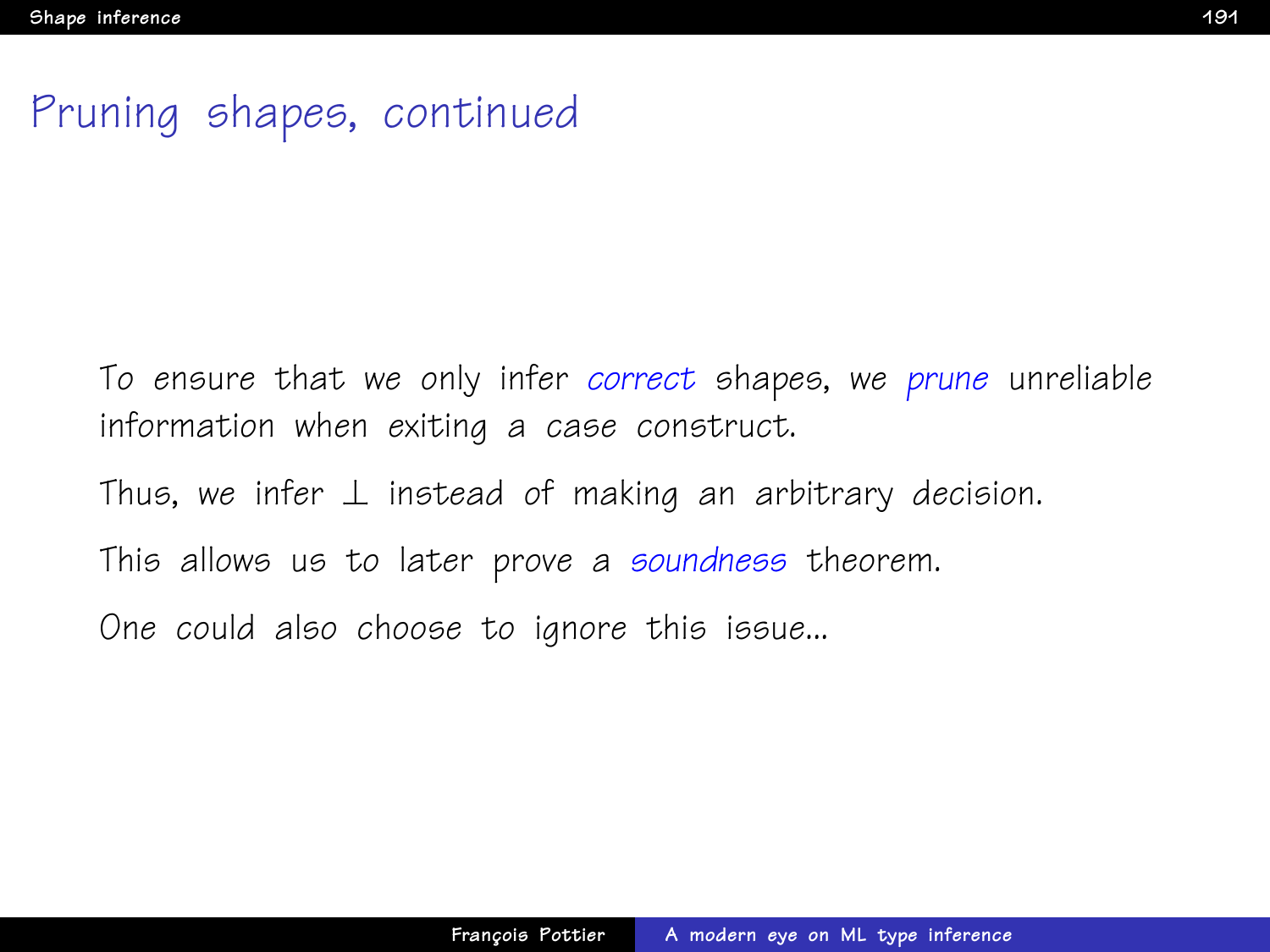# Pruning shapes, continued

To ensure that we only infer *correct* shapes, we *prune* unreliable information when exiting a case construct.

Thus, we infer $\bot$ instead of making an arbitrary decision.

This allows us to later prove a *soundness* theorem.

One could also choose to ignore this issue...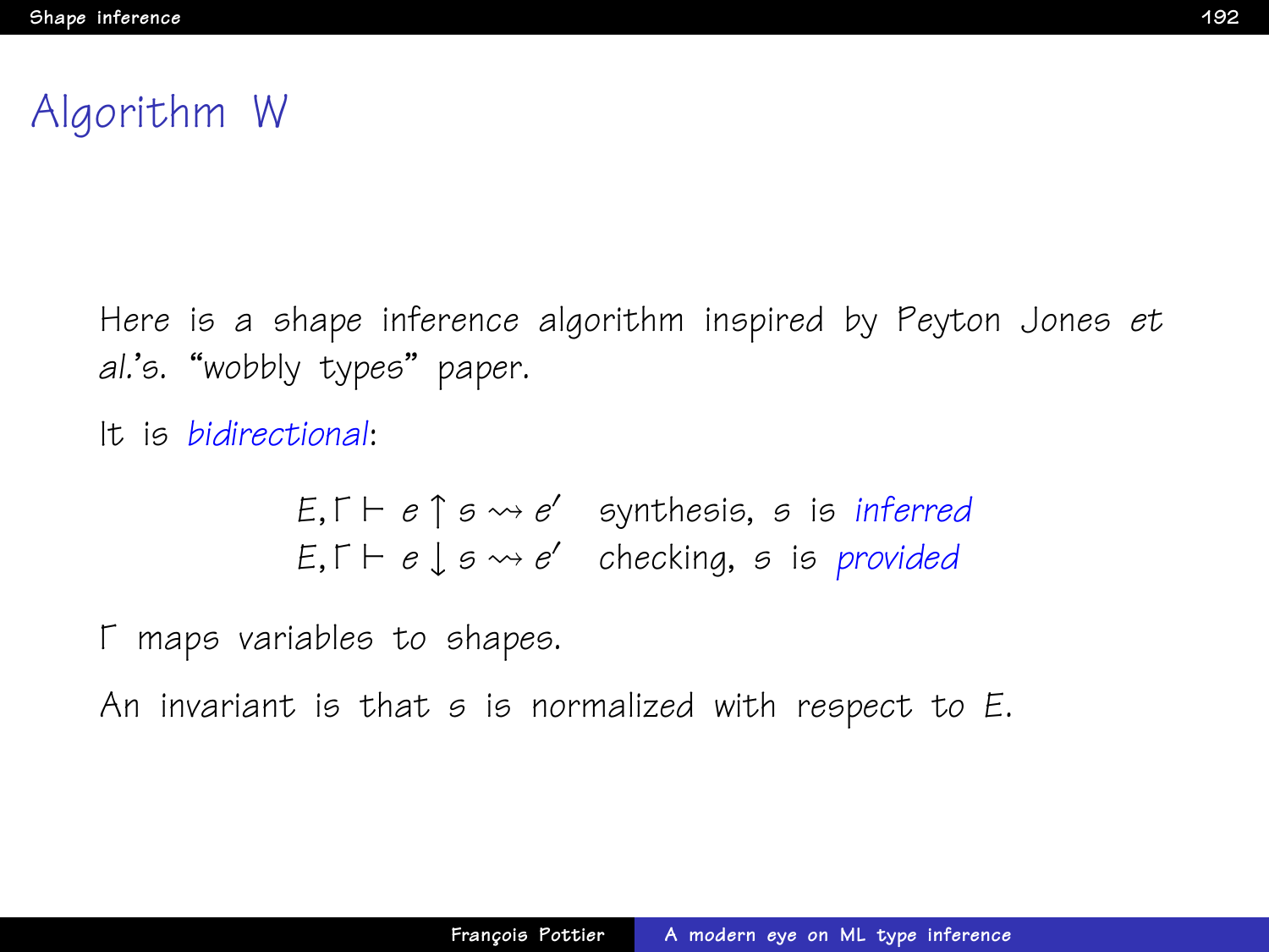# Algorithm W

Here is a shape inference algorithm inspired by Peyton Jones *et al.*'s. "wobbly types" paper.

It is *bidirectional*:

$$
\begin{array}{ll}
E, \Gamma \vdash e \uparrow s \leadsto e' & \text{synthesis, } s \text{ is } \textit{inferred} \\
E, \Gamma \vdash e \downarrow s \leadsto e' & \text{checking, } s \text{ is } \textit{provided}
\end{array}
$$

$\Gamma$ maps variables to shapes.

An invariant is that $s$ is normalized with respect to $E$.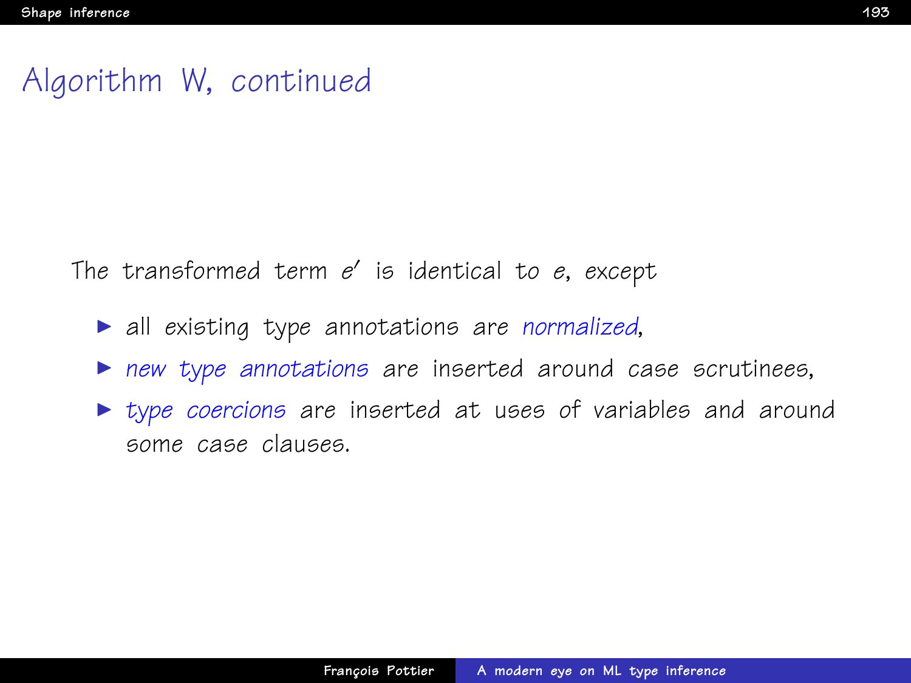# Algorithm W, continued

The transformed term $e'$ is identical to $e$, except

- all existing type annotations are *normalized*,
- *new type annotations* are inserted around case scrutinees,
- *type coercions* are inserted at uses of variables and around some case clauses.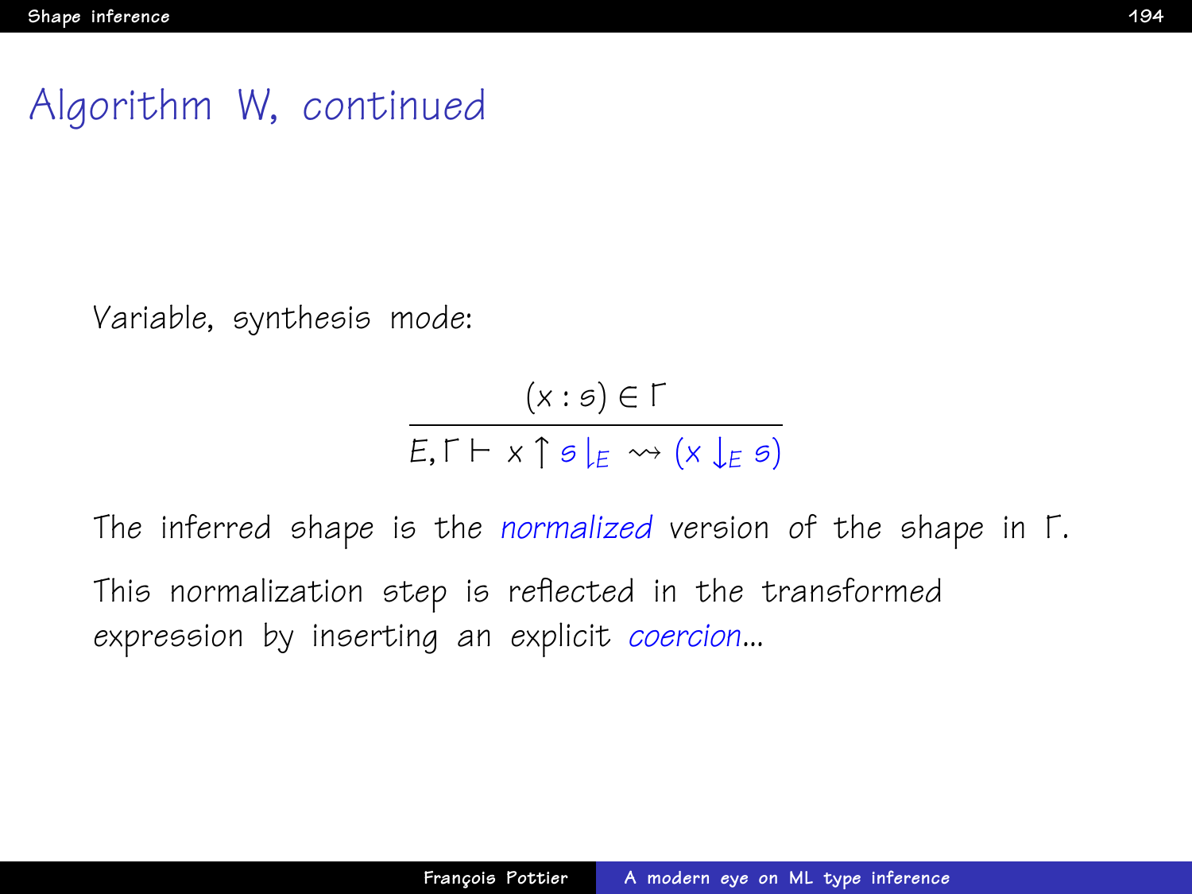# Algorithm W, continued

Variable, synthesis mode:

$$\frac{(x : s) \in \Gamma}{E, \Gamma \vdash x \uparrow s\downharpoonleft_E \;\rightsquigarrow\; (x \downarrow_E s)}$$

The inferred shape is the *normalized* version of the shape in $\Gamma$.

This normalization step is reflected in the transformed expression by inserting an explicit *coercion*...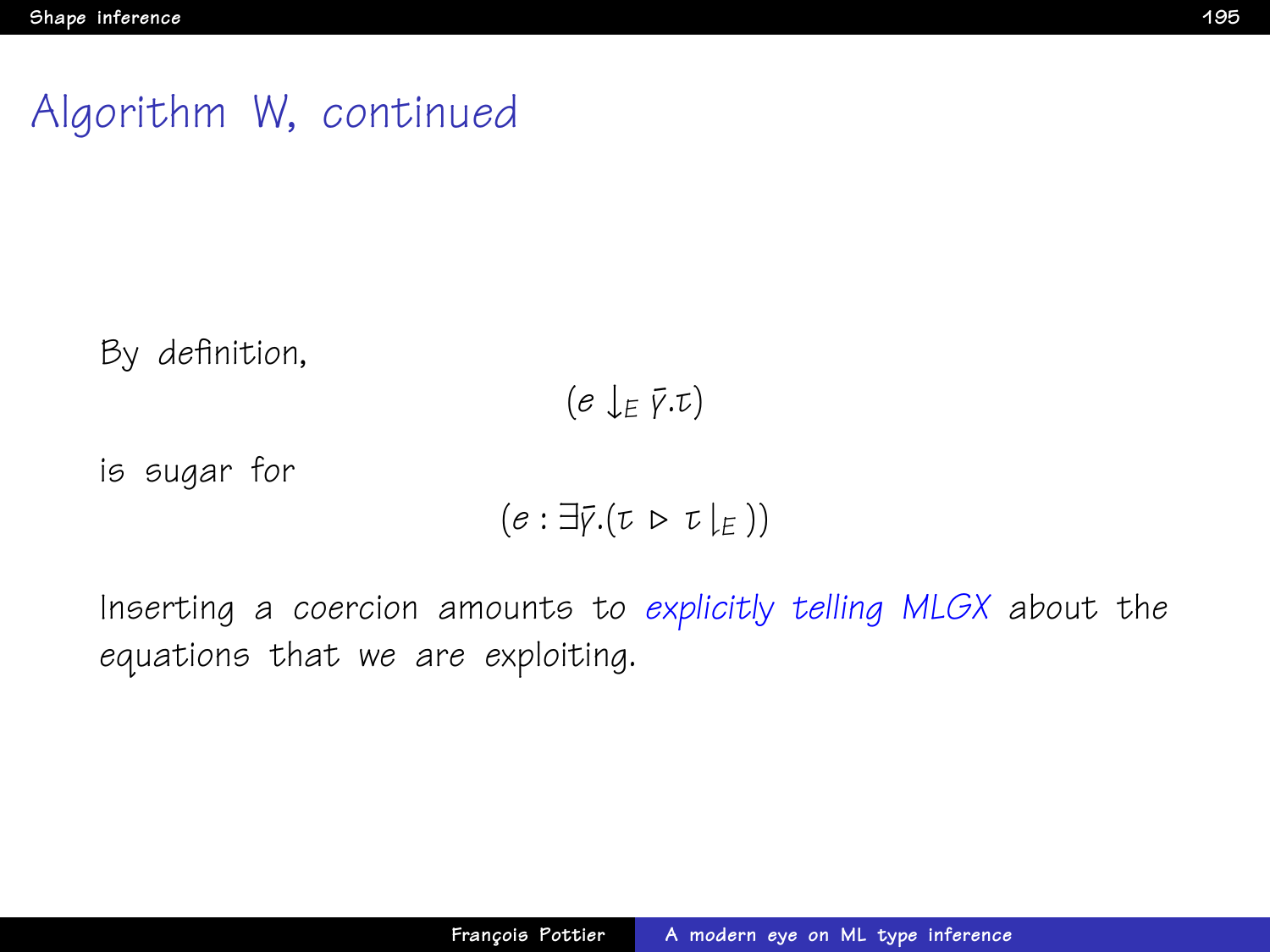# Algorithm W, continued

By definition,

$$(e \downarrow_E \bar{\gamma}.\tau)$$

is sugar for

$$(e : \exists\bar{\gamma}.(\tau \triangleright \tau\lfloor_E))$$

Inserting a coercion amounts to *explicitly telling MLGX* about the equations that we are exploiting.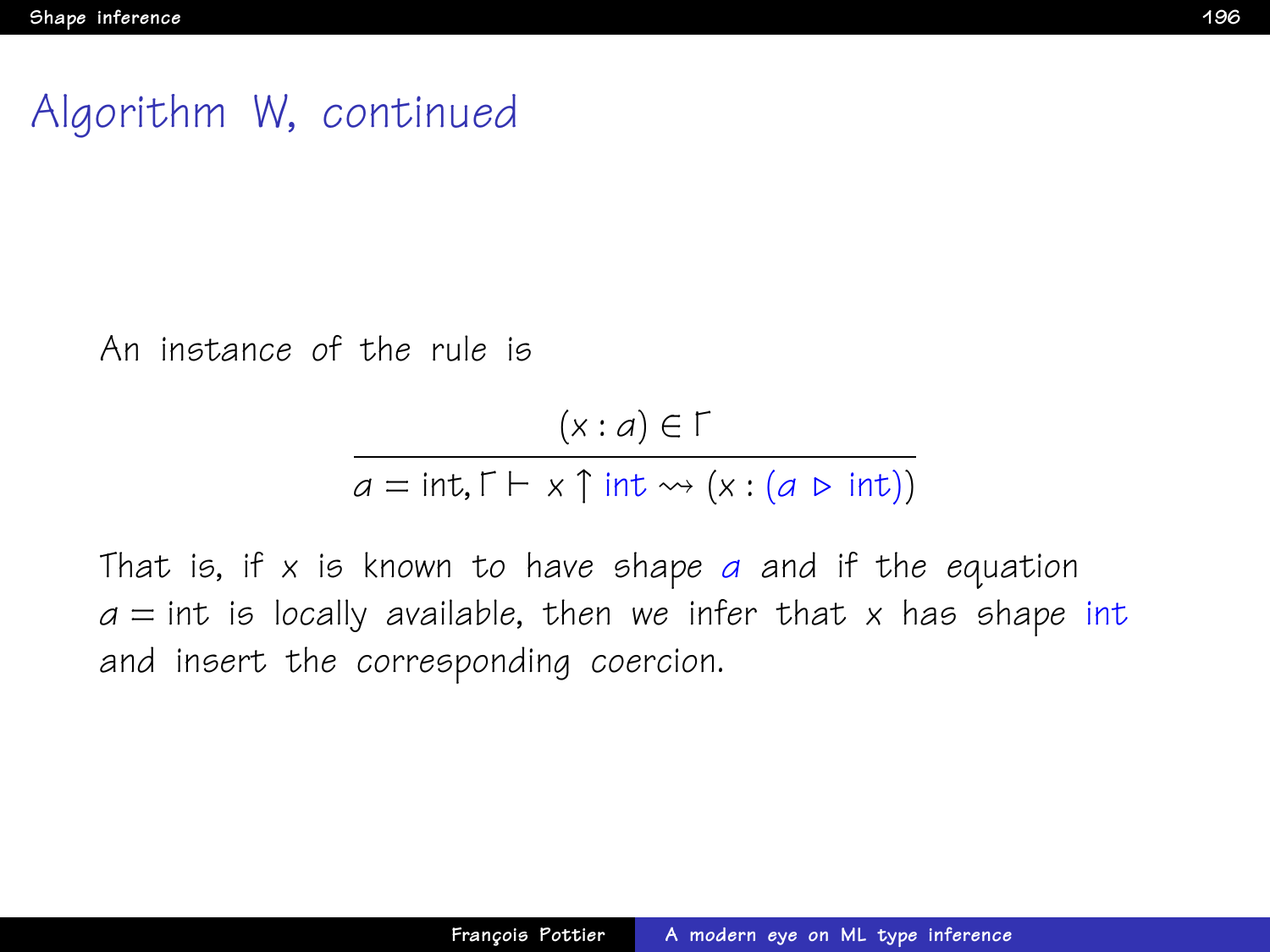# Algorithm W, continued

An instance of the rule is

$$\frac{(x : a) \in \Gamma}{a = \text{int}, \Gamma \vdash x \uparrow \text{int} \rightsquigarrow (x : (a \triangleright \text{int}))}$$

That is, if $x$ is known to have shape $a$ and if the equation $a = \text{int}$ is locally available, then we infer that $x$ has shape $\text{int}$ and insert the corresponding coercion.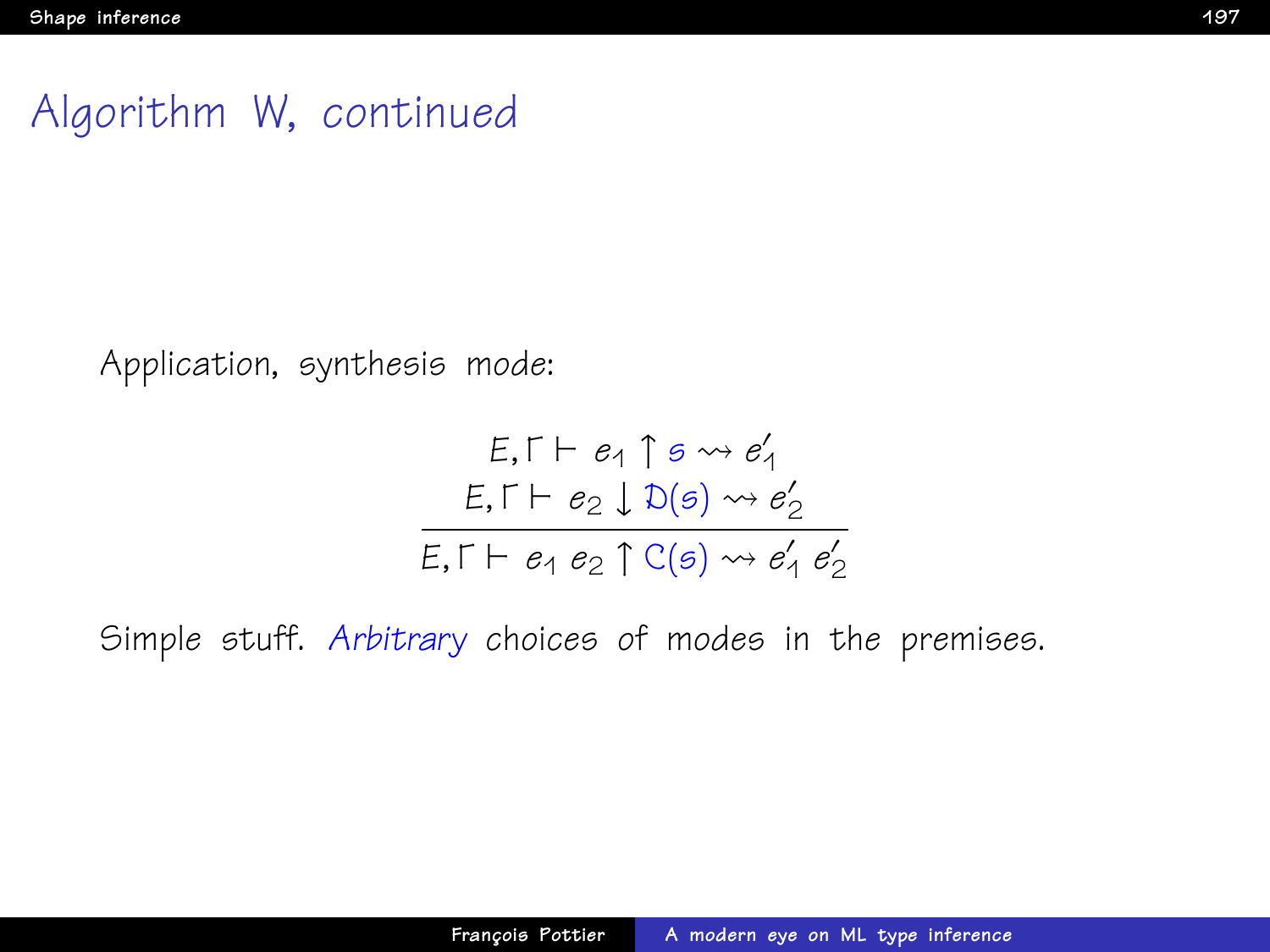# Algorithm W, continued

Application, synthesis mode:

$$\frac{E, \Gamma \vdash e_1 \uparrow \mathfrak{s} \rightsquigarrow e_1' \qquad E, \Gamma \vdash e_2 \downarrow \mathcal{D}(\mathfrak{s}) \rightsquigarrow e_2'}{E, \Gamma \vdash e_1\ e_2 \uparrow \mathcal{C}(\mathfrak{s}) \rightsquigarrow e_1'\ e_2'}$$

Simple stuff. *Arbitrary* choices of modes in the premises.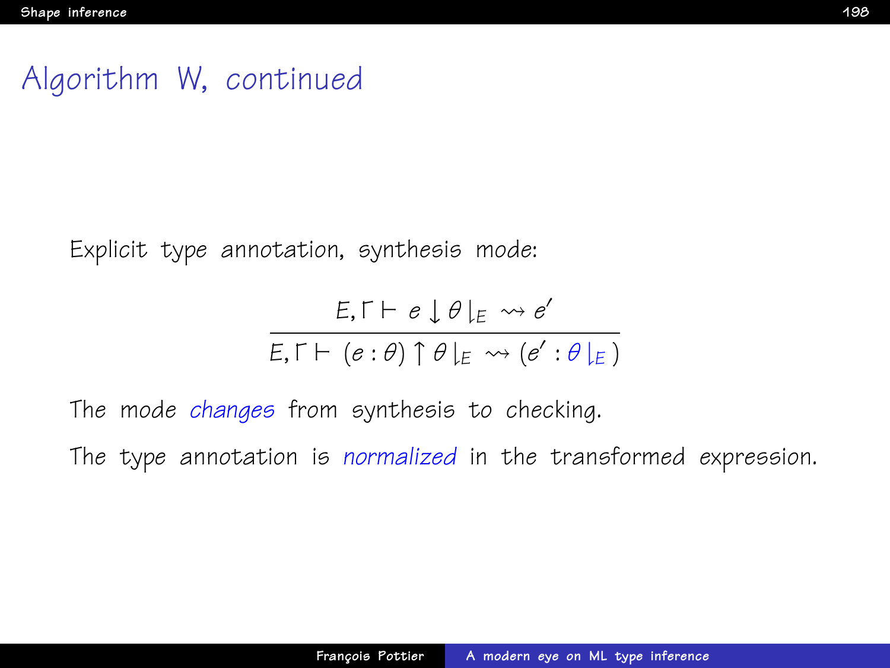# Algorithm W, continued

Explicit type annotation, synthesis mode:

$$\frac{E, \Gamma \vdash e \downarrow \theta\rfloor_E \rightsquigarrow e'}{E, \Gamma \vdash (e : \theta) \uparrow \theta\rfloor_E \rightsquigarrow (e' : \theta\rfloor_E)}$$

The mode *changes* from synthesis to checking.

The type annotation is *normalized* in the transformed expression.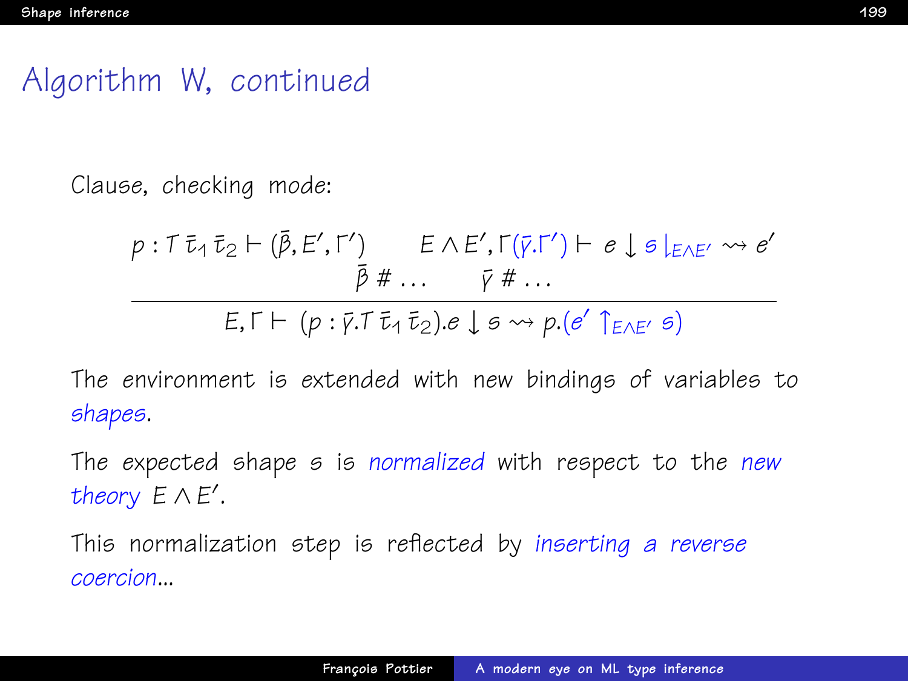# Algorithm W, continued

Clause, checking mode:

$$\frac{p : T\,\bar{\tau}_1\,\bar{\tau}_2 \vdash (\bar{\beta}, E', \Gamma') \qquad E \wedge E', \Gamma(\bar{\gamma}.\Gamma') \vdash e \downarrow \mathsf{s} \downharpoonright_{E \wedge E'} \rightsquigarrow e' \qquad \bar{\beta} \;\#\; \ldots \qquad \bar{\gamma} \;\#\; \ldots}{E, \Gamma \vdash (p : \bar{\gamma}.T\,\bar{\tau}_1\,\bar{\tau}_2).e \downarrow \mathsf{s} \rightsquigarrow p.(e' \uparrow_{E \wedge E'} \mathsf{s})}$$

The environment is extended with new bindings of variables to *shapes*.

The expected shape $\mathsf{s}$ is *normalized* with respect to the *new theory* $E \wedge E'$.

This normalization step is reflected by *inserting a reverse coercion*...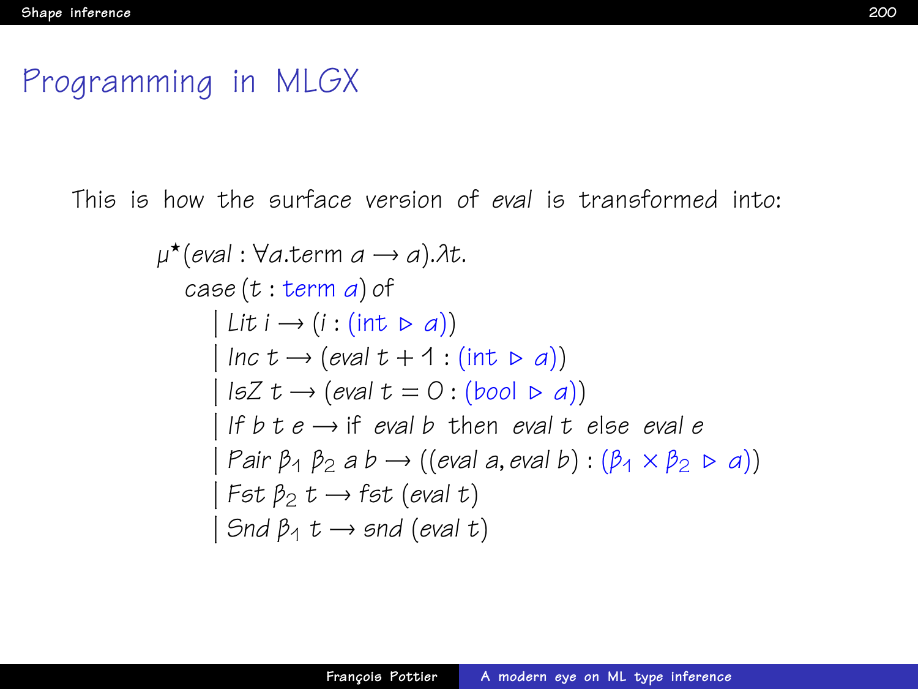# Programming in MLGX

This is how the surface version of *eval* is transformed into:

$$
\begin{array}{l}
\mu^\star(\mathit{eval} : \forall a.\mathsf{term}\ a \rightarrow a).\lambda t. \\
\quad \mathit{case}\,(t : \mathsf{term}\ a)\ \mathsf{of} \\
\qquad \mid \mathit{Lit}\ i \rightarrow (i : (\mathsf{int} \triangleright a)) \\
\qquad \mid \mathit{Inc}\ t \rightarrow (\mathit{eval}\ t + 1 : (\mathsf{int} \triangleright a)) \\
\qquad \mid \mathit{IsZ}\ t \rightarrow (\mathit{eval}\ t = 0 : (\mathsf{bool} \triangleright a)) \\
\qquad \mid \mathit{If}\ b\ t\ e \rightarrow \mathsf{if}\ \ \mathit{eval}\ b\ \ \mathsf{then}\ \ \mathit{eval}\ t\ \ \mathsf{else}\ \ \mathit{eval}\ e \\
\qquad \mid \mathit{Pair}\ \beta_1\ \beta_2\ a\ b \rightarrow ((\mathit{eval}\ a, \mathit{eval}\ b) : (\beta_1 \times \beta_2 \triangleright a)) \\
\qquad \mid \mathit{Fst}\ \beta_2\ t \rightarrow \mathit{fst}\ (\mathit{eval}\ t) \\
\qquad \mid \mathit{Snd}\ \beta_1\ t \rightarrow \mathit{snd}\ (\mathit{eval}\ t)
\end{array}
$$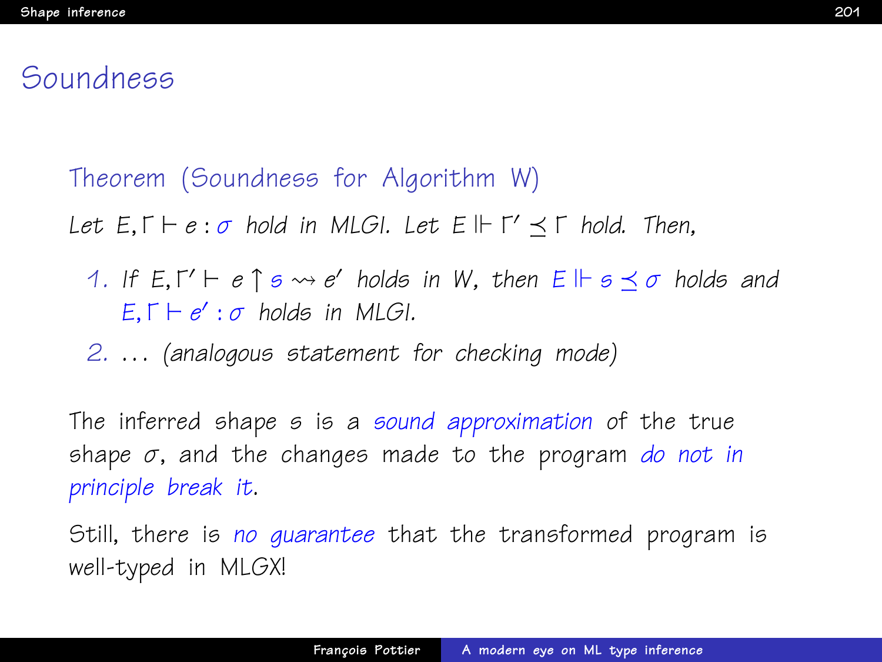# Soundness

**Theorem (Soundness for Algorithm W)**

*Let $E, \Gamma \vdash e : \sigma$ hold in MLGI. Let $E \Vdash \Gamma' \preceq \Gamma$ hold. Then,*

1. *If $E, \Gamma' \vdash e \uparrow s \rightsquigarrow e'$ holds in W, then $E \Vdash s \preceq \sigma$ holds and $E, \Gamma \vdash e' : \sigma$ holds in MLGI.*
2. *… (analogous statement for checking mode)*

The inferred shape $s$ is a *sound approximation* of the true shape $\sigma$, and the changes made to the program *do not in principle break it*.

Still, there is *no guarantee* that the transformed program is well-typed in MLGX!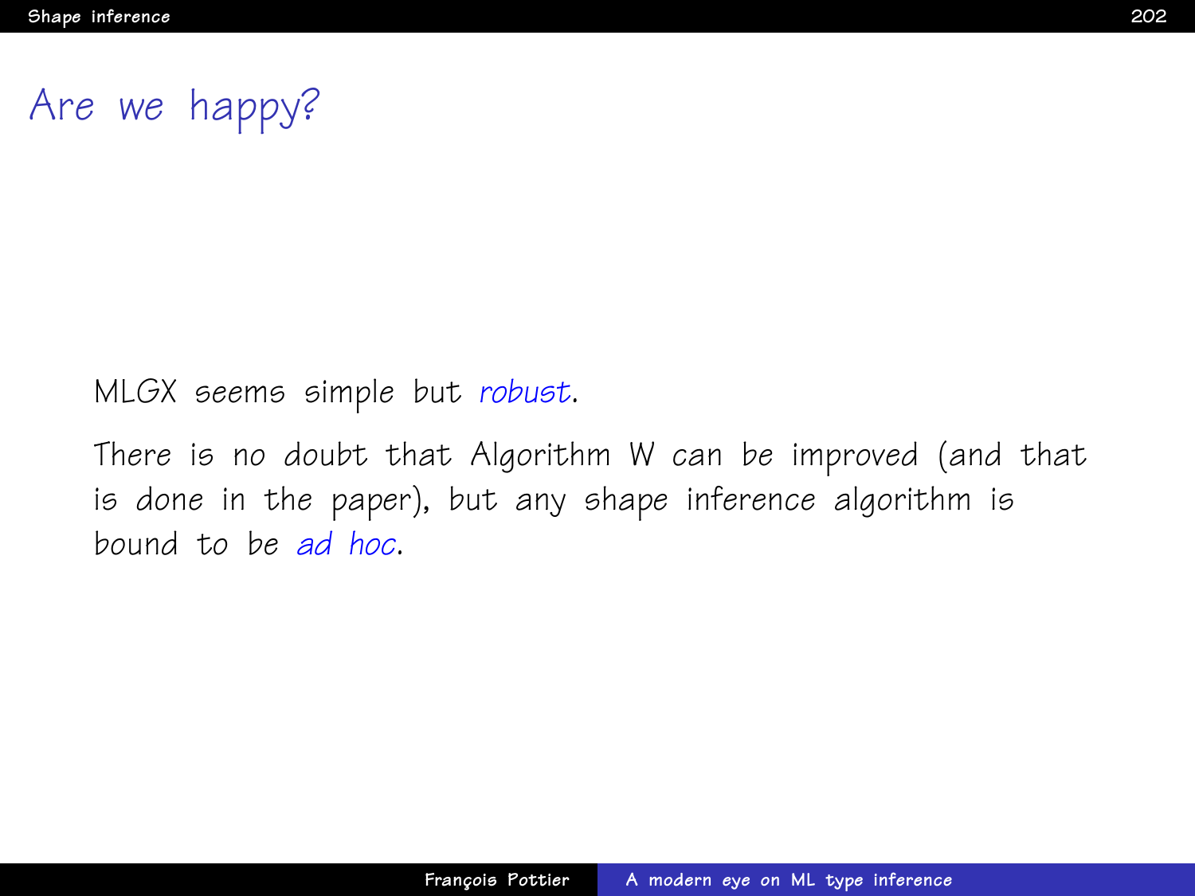# Are we happy?

MLGX seems simple but *robust*.

There is no doubt that Algorithm W can be improved (and that is done in the paper), but any shape inference algorithm is bound to be *ad hoc*.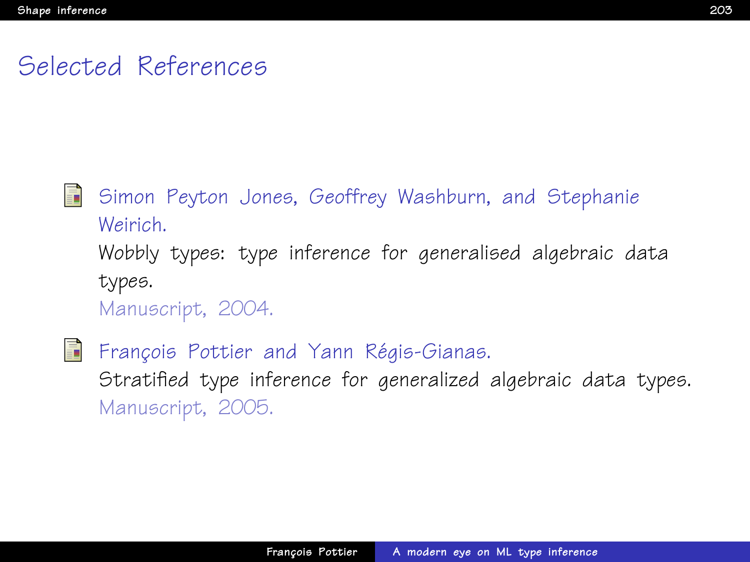# Selected References

- Simon Peyton Jones, Geoffrey Washburn, and Stephanie Weirich.
  Wobbly types: type inference for generalised algebraic data types.
  Manuscript, 2004.

- François Pottier and Yann Régis-Gianas.
  Stratified type inference for generalized algebraic data types.
  Manuscript, 2005.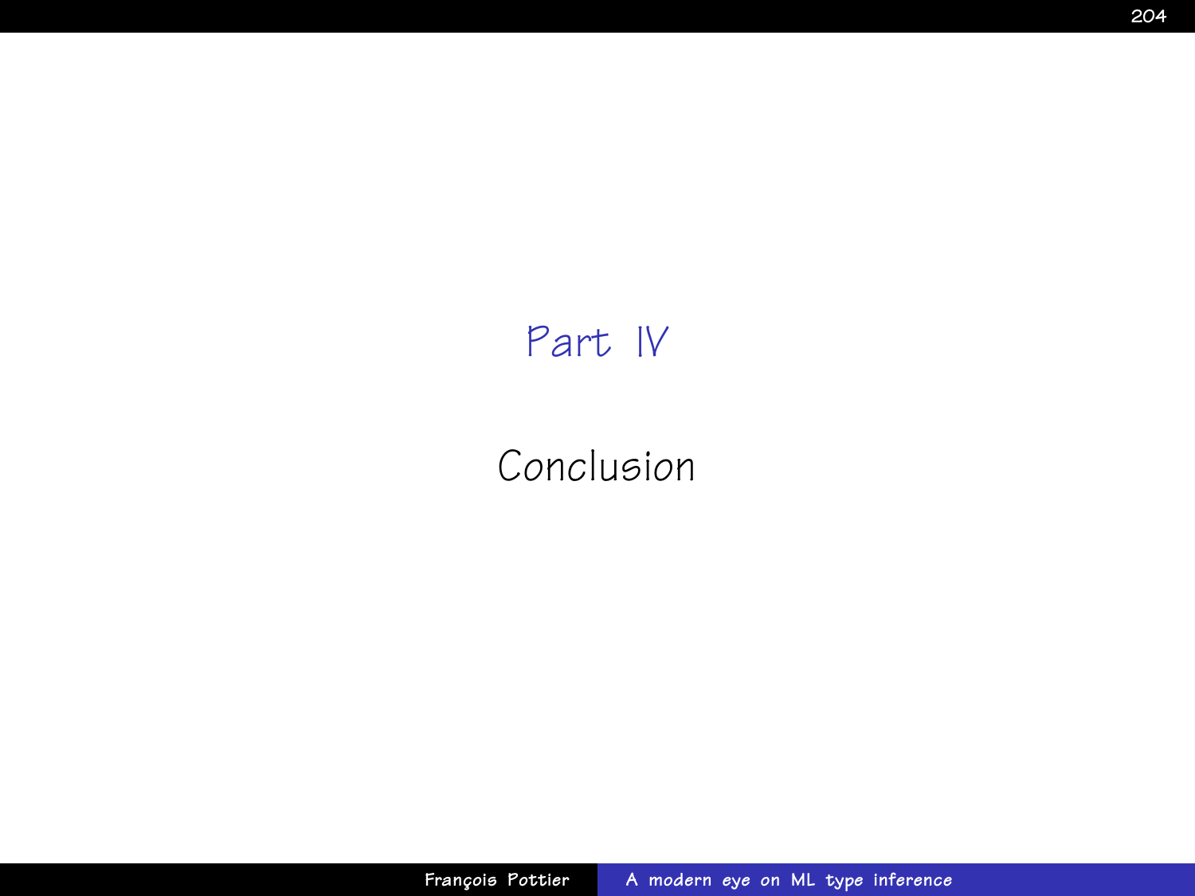# Part IV

## Conclusion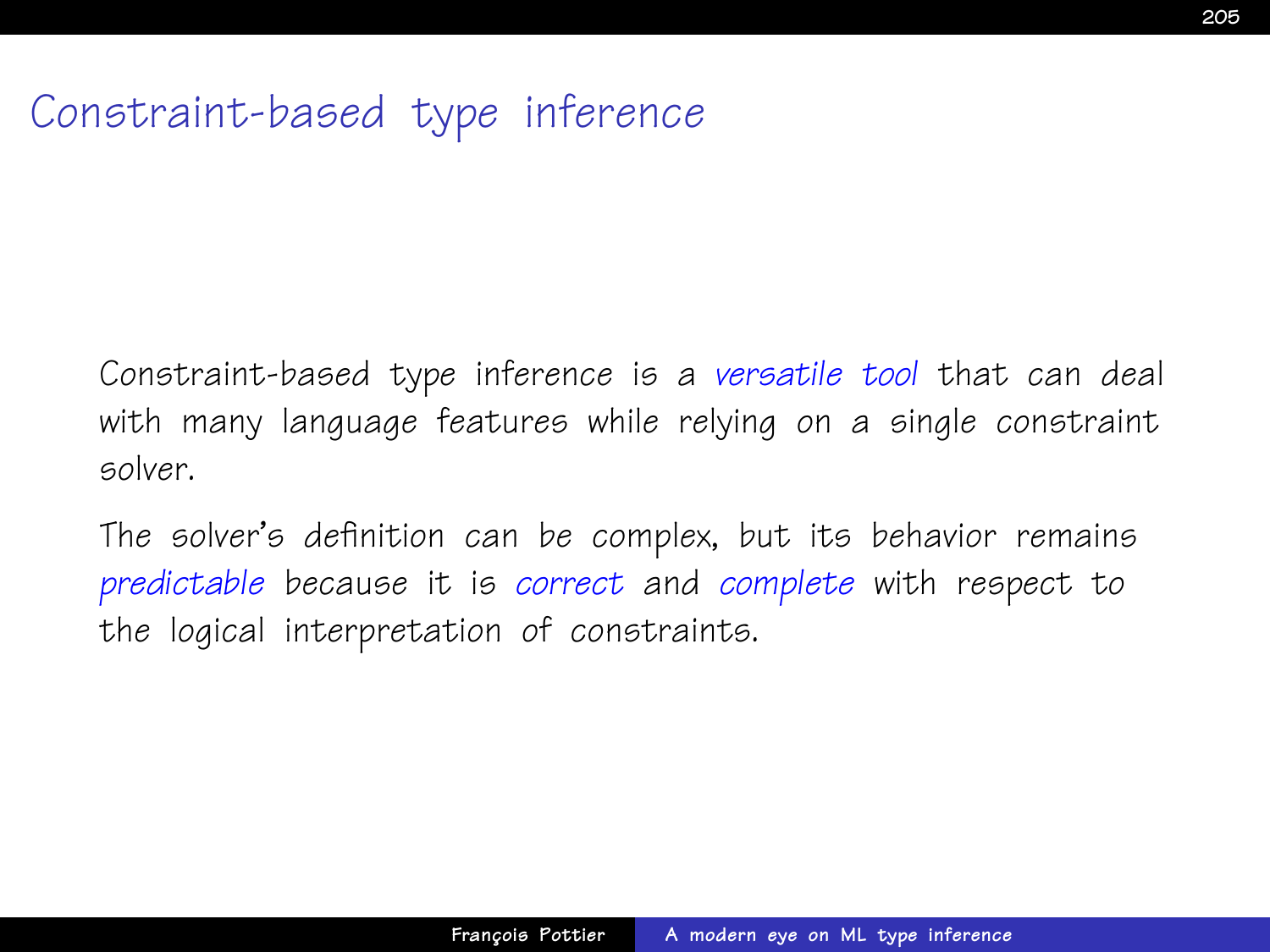# Constraint-based type inference

Constraint-based type inference is a *versatile tool* that can deal with many language features while relying on a single constraint solver.

The solver's definition can be complex, but its behavior remains *predictable* because it is *correct* and *complete* with respect to the logical interpretation of constraints.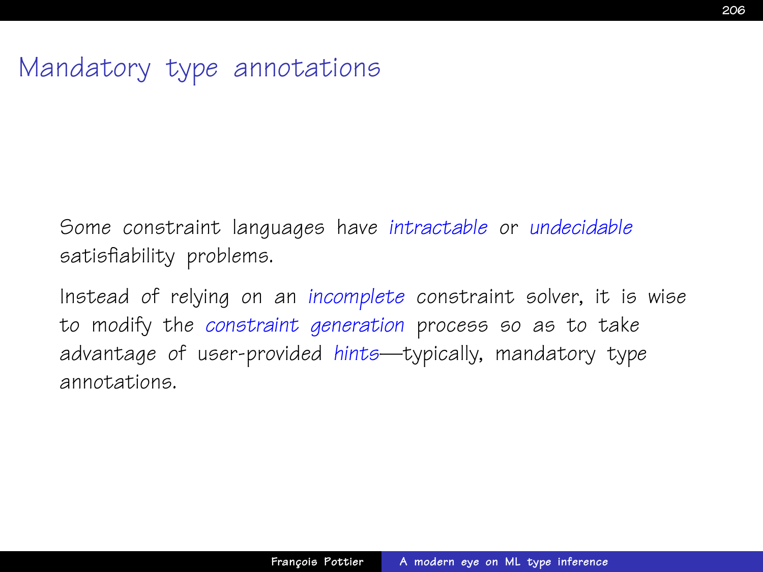# Mandatory type annotations

Some constraint languages have *intractable* or *undecidable* satisfiability problems.

Instead of relying on an *incomplete* constraint solver, it is wise to modify the *constraint generation* process so as to take advantage of user-provided *hints*—typically, mandatory type annotations.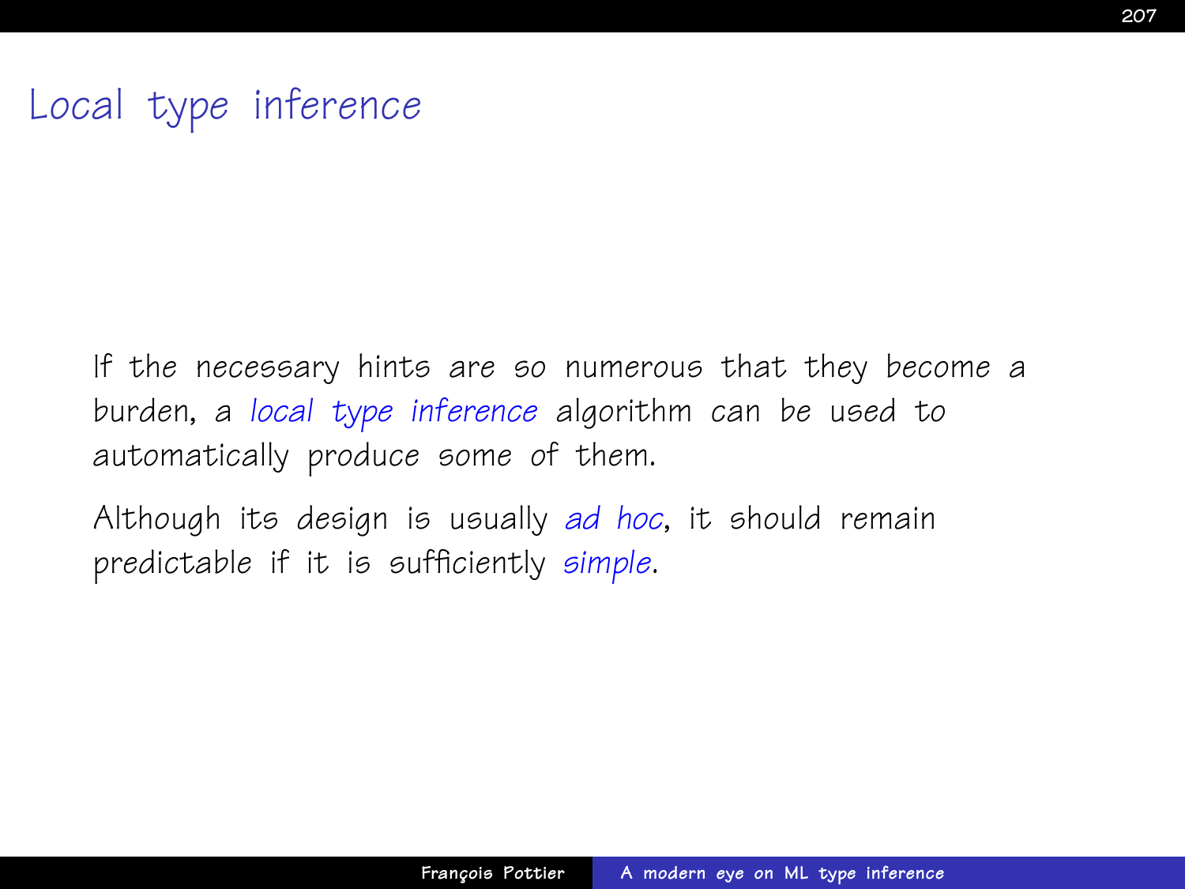# Local type inference

If the necessary hints are so numerous that they become a burden, a *local type inference* algorithm can be used to automatically produce some of them.

Although its design is usually *ad hoc*, it should remain predictable if it is sufficiently *simple*.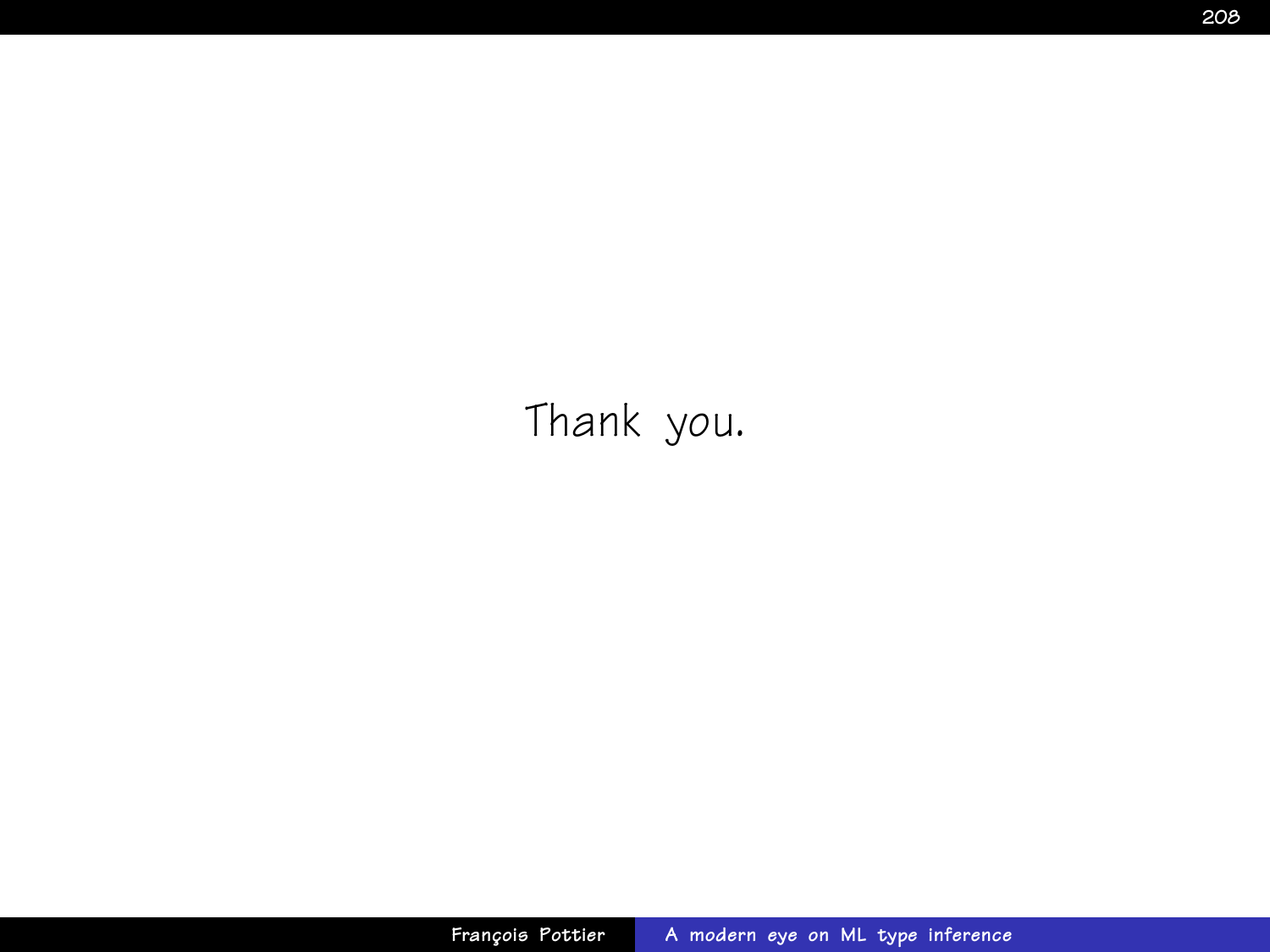Thank you.